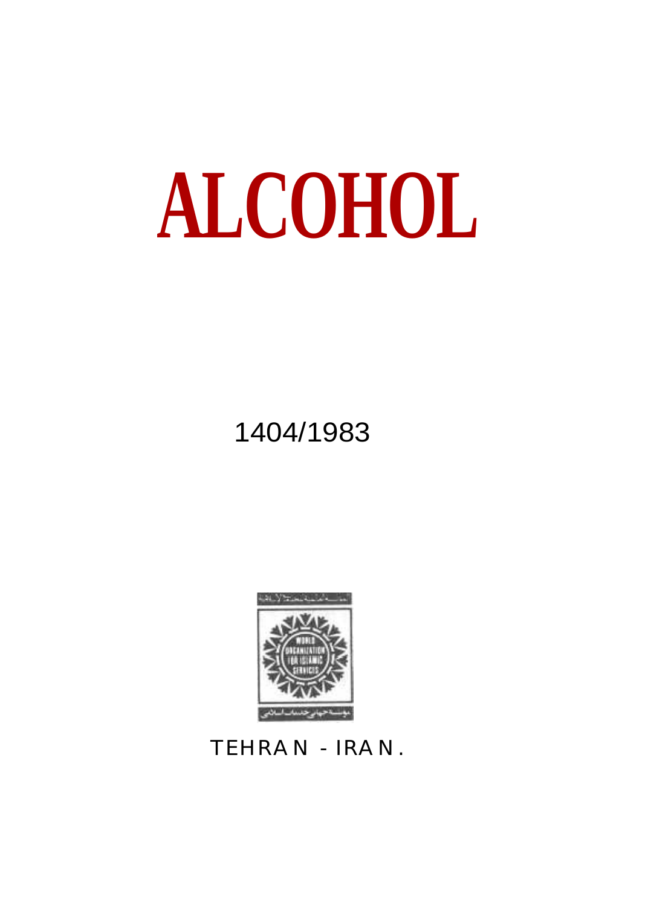# ALCOHOL

1404/1983

WORLD ORGANIZATION FOR ISLAMIC SERVICES

TEHRAN - IRAN.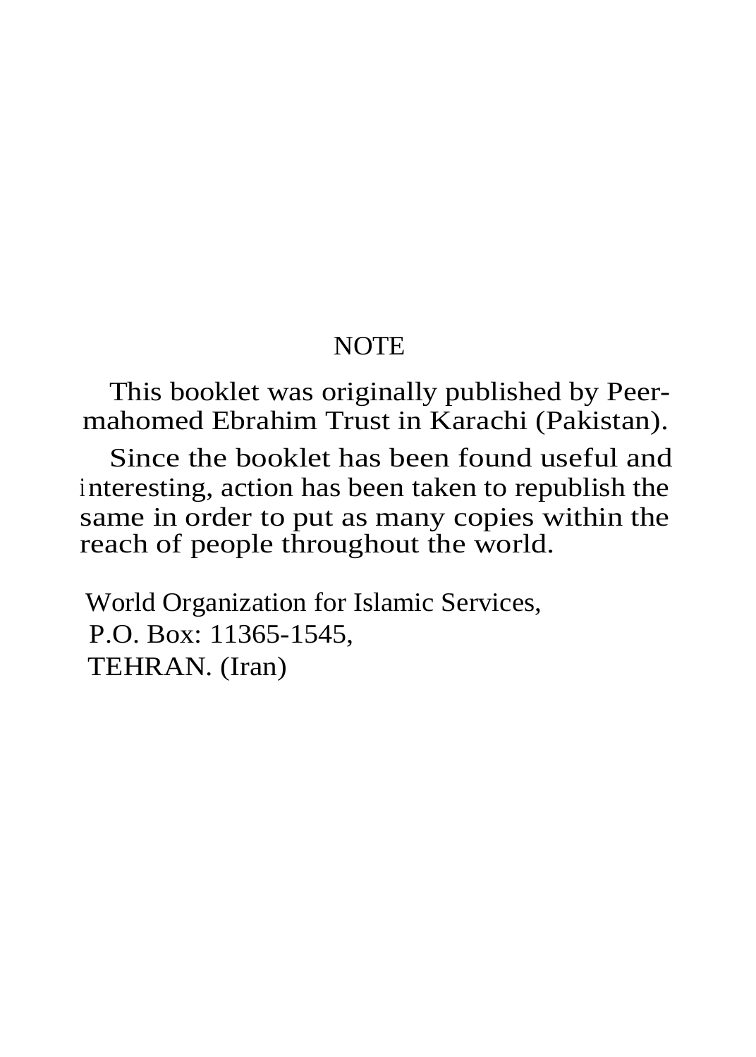## NOTE

This booklet was originally published by Peer-mahomed Ebrahim Trust in Karachi (Pakistan).

Since the booklet has been found useful and interesting, action has been taken to republish the same in order to put as many copies within the reach of people throughout the world.

World Organization for Islamic Services,  
P.O. Box: 11365-1545,  
TEHRAN. (Iran)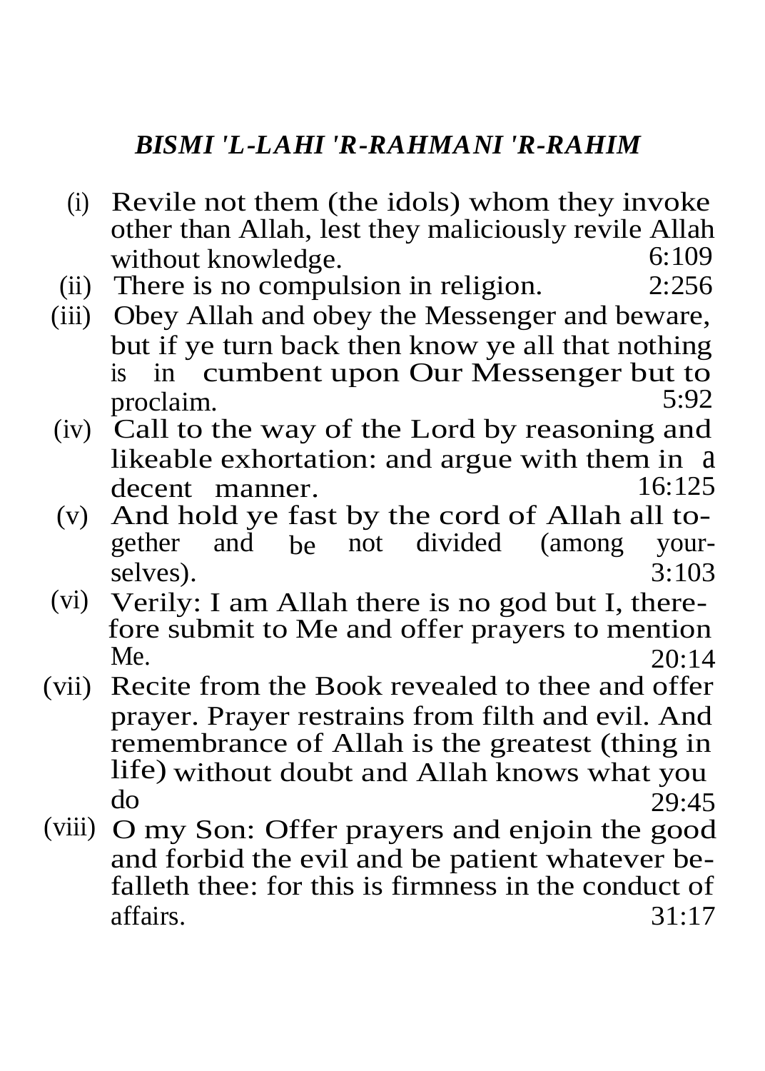*BISMI 'L-LAHI 'R-RAHMANI 'R-RAHIM*

(i) Revile not them (the idols) whom they invoke other than Allah, lest they maliciously revile Allah without knowledge. 6:109

(ii) There is no compulsion in religion. 2:256

(iii) Obey Allah and obey the Messenger and beware, but if ye turn back then know ye all that nothing is in cumbent upon Our Messenger but to proclaim. 5:92

(iv) Call to the way of the Lord by reasoning and likeable exhortation: and argue with them in a decent manner. 16:125

(v) And hold ye fast by the cord of Allah all together and be not divided (among yourselves). 3:103

(vi) Verily: I am Allah there is no god but I, therefore submit to Me and offer prayers to mention Me. 20:14

(vii) Recite from the Book revealed to thee and offer prayer. Prayer restrains from filth and evil. And remembrance of Allah is the greatest (thing in life) without doubt and Allah knows what you do 29:45

(viii) O my Son: Offer prayers and enjoin the good and forbid the evil and be patient whatever befalleth thee: for this is firmness in the conduct of affairs. 31:17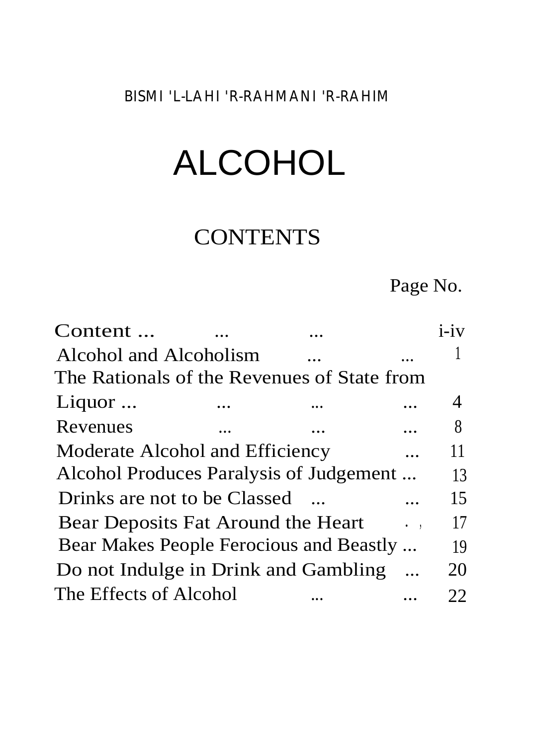BISMI 'L-LAHI 'R-RAHMANI 'R-RAHIM

# ALCOHOL

## CONTENTS

| | Page No. |
|---|---|
| Content ... ... ... | i-iv |
| Alcohol and Alcoholism ... ... | 1 |
| The Rationals of the Revenues of State from Liquor ... ... ... ... | 4 |
| Revenues ... ... ... | 8 |
| Moderate Alcohol and Efficiency ... | 11 |
| Alcohol Produces Paralysis of Judgement ... | 13 |
| Drinks are not to be Classed ... ... | 15 |
| Bear Deposits Fat Around the Heart | 17 |
| Bear Makes People Ferocious and Beastly ... | 19 |
| Do not Indulge in Drink and Gambling ... | 20 |
| The Effects of Alcohol ... ... | 22 |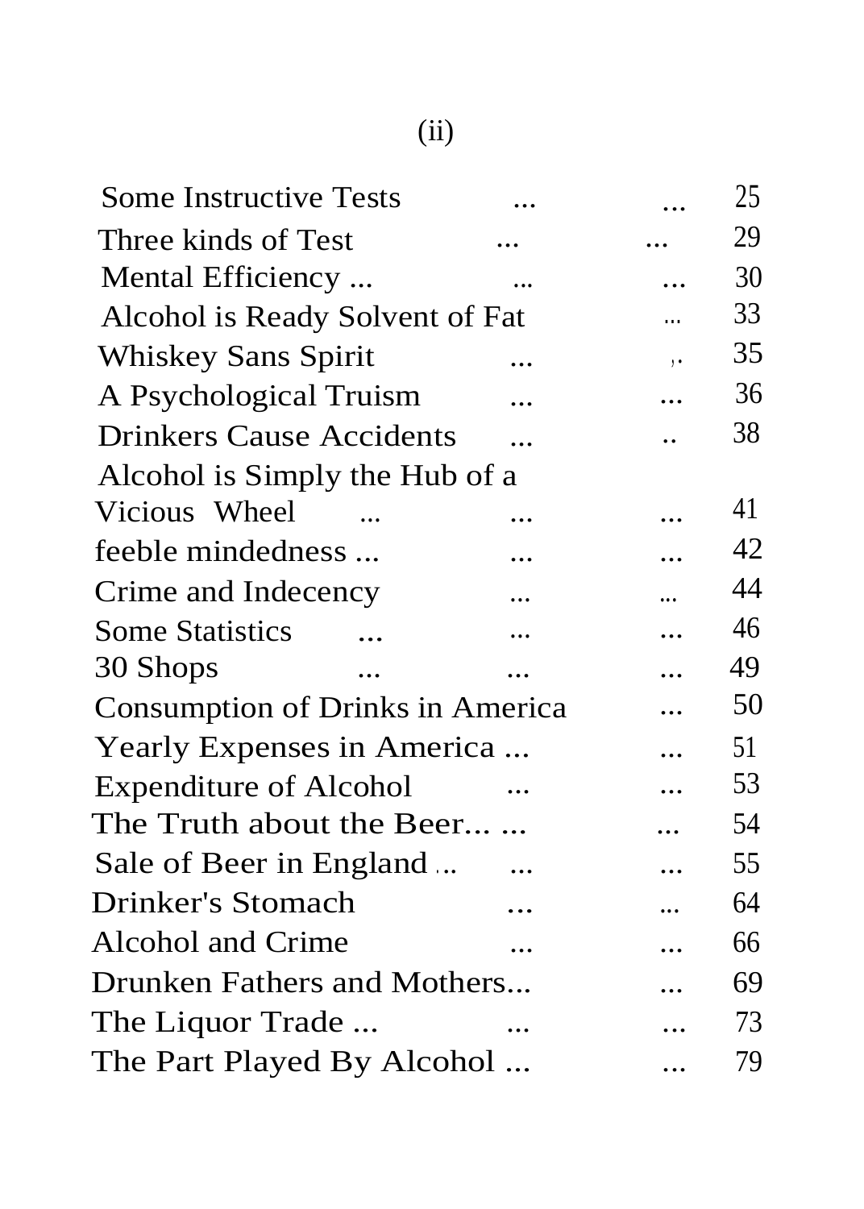| | |
|---|---|
| Some Instructive Tests ... ... | 25 |
| Three kinds of Test ... ... | 29 |
| Mental Efficiency ... ... ... | 30 |
| Alcohol is Ready Solvent of Fat ... | 33 |
| Whiskey Sans Spirit ... ,. | 35 |
| A Psychological Truism ... ... | 36 |
| Drinkers Cause Accidents ... .. | 38 |
| Alcohol is Simply the Hub of a Vicious Wheel ... ... ... | 41 |
| feeble mindedness ... ... ... | 42 |
| Crime and Indecency ... ... | 44 |
| Some Statistics ... ... ... | 46 |
| 30 Shops ... ... ... | 49 |
| Consumption of Drinks in America ... | 50 |
| Yearly Expenses in America ... ... | 51 |
| Expenditure of Alcohol ... ... | 53 |
| The Truth about the Beer... ... ... | 54 |
| Sale of Beer in England ... ... ... | 55 |
| Drinker's Stomach ... ... | 64 |
| Alcohol and Crime ... ... | 66 |
| Drunken Fathers and Mothers... ... | 69 |
| The Liquor Trade ... ... ... | 73 |
| The Part Played By Alcohol ... ... | 79 |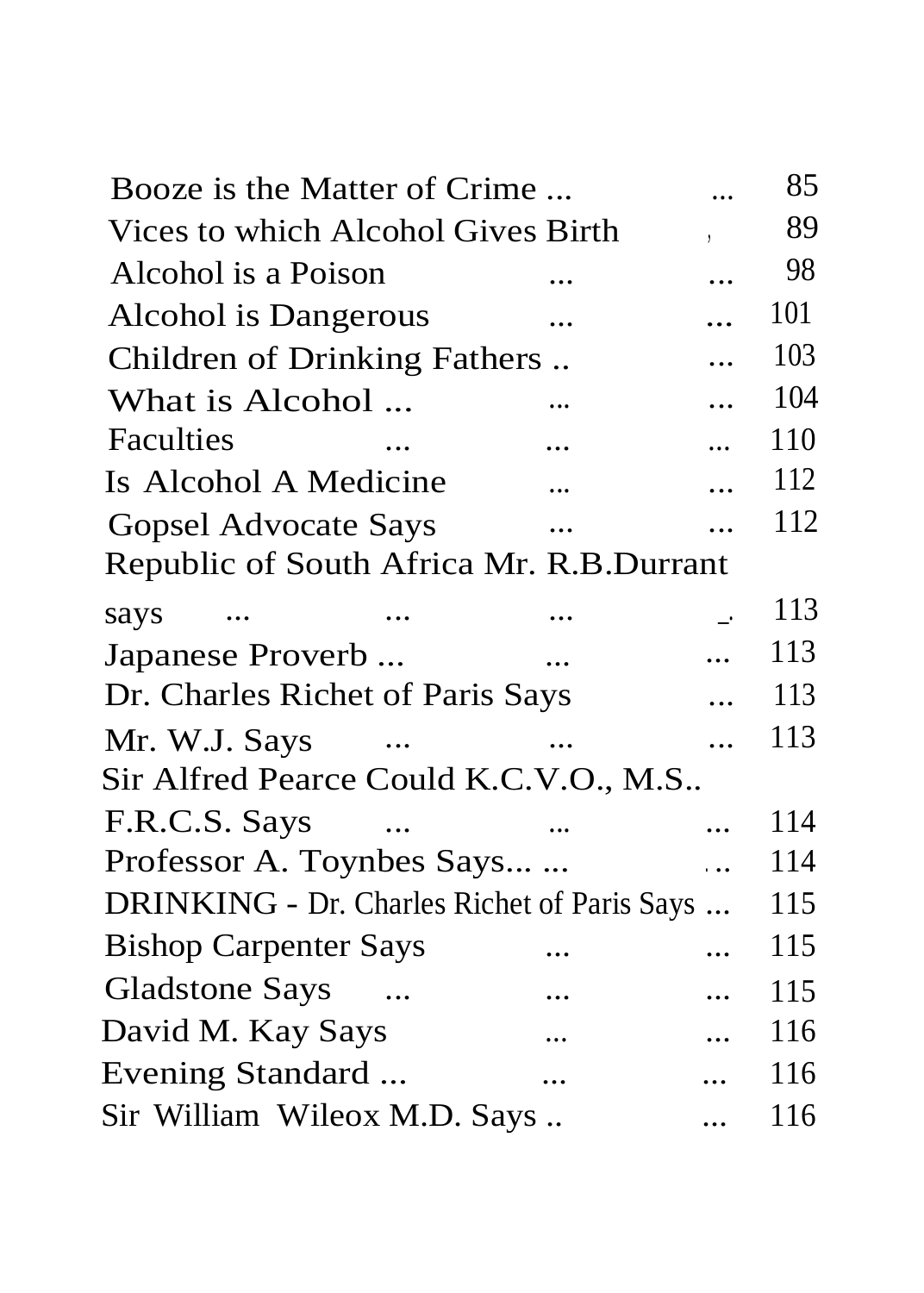| | |
|---|---|
| Booze is the Matter of Crime ... ... | 85 |
| Vices to which Alcohol Gives Birth , | 89 |
| Alcohol is a Poison ... ... | 98 |
| Alcohol is Dangerous ... ... | 101 |
| Children of Drinking Fathers .. ... | 103 |
| What is Alcohol ... ... ... | 104 |
| Faculties ... ... ... | 110 |
| Is Alcohol A Medicine ... ... | 112 |
| Gopsel Advocate Says ... ... | 112 |
| Republic of South Africa Mr. R.B.Durrant says ... ... ... _. | 113 |
| Japanese Proverb ... ... ... | 113 |
| Dr. Charles Richet of Paris Says ... | 113 |
| Mr. W.J. Says ... ... ... | 113 |
| Sir Alfred Pearce Could K.C.V.O., M.S.. F.R.C.S. Says ... ... ... | 114 |
| Professor A. Toynbes Says... ... ... | 114 |
| DRINKING - Dr. Charles Richet of Paris Says ... | 115 |
| Bishop Carpenter Says ... ... | 115 |
| Gladstone Says ... ... ... | 115 |
| David M. Kay Says ... ... | 116 |
| Evening Standard ... ... ... | 116 |
| Sir William Wileox M.D. Says .. ... | 116 |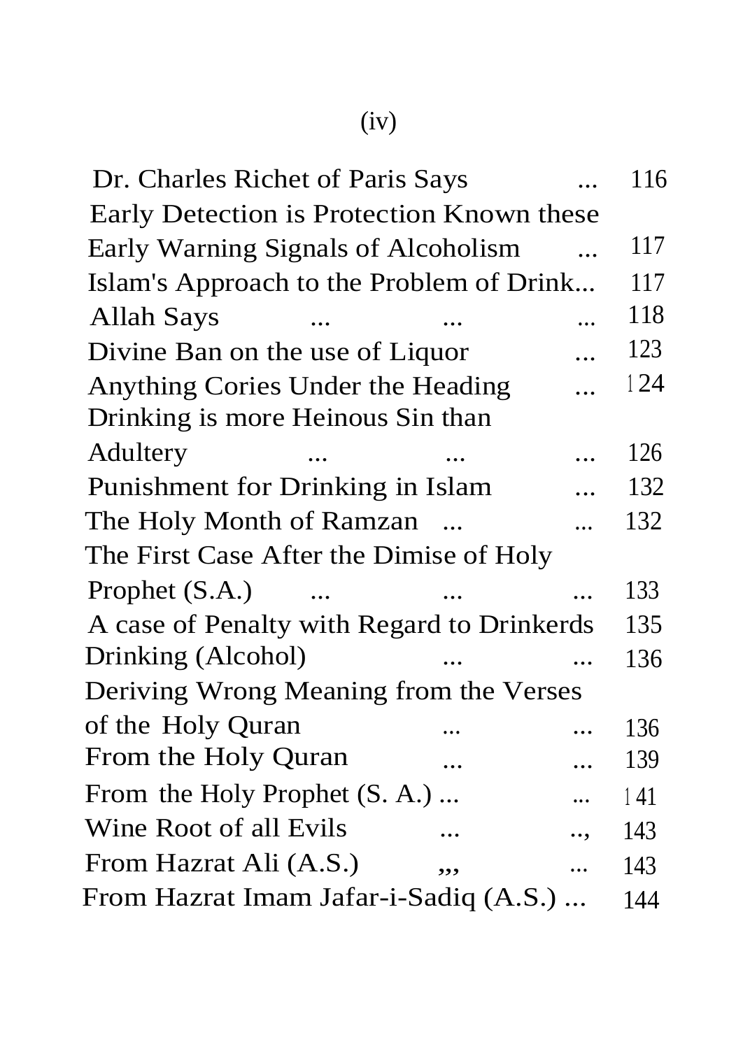| | |
|---|---|
| Dr. Charles Richet of Paris Says ... | 116 |
| Early Detection is Protection Known these Early Warning Signals of Alcoholism ... | 117 |
| Islam's Approach to the Problem of Drink... | 117 |
| Allah Says ... ... ... | 118 |
| Divine Ban on the use of Liquor ... | 123 |
| Anything Cories Under the Heading ... | 124 |
| Drinking is more Heinous Sin than Adultery ... ... ... | 126 |
| Punishment for Drinking in Islam ... | 132 |
| The Holy Month of Ramzan ... ... | 132 |
| The First Case After the Dimise of Holy Prophet (S.A.) ... ... ... | 133 |
| A case of Penalty with Regard to Drinkerds | 135 |
| Drinking (Alcohol) ... ... | 136 |
| Deriving Wrong Meaning from the Verses of the Holy Quran ... ... | 136 |
| From the Holy Quran ... ... | 139 |
| From the Holy Prophet (S. A.) ... ... | 141 |
| Wine Root of all Evils ... .., | 143 |
| From Hazrat Ali (A.S.) ,,, ... | 143 |
| From Hazrat Imam Jafar-i-Sadiq (A.S.) ... | 144 |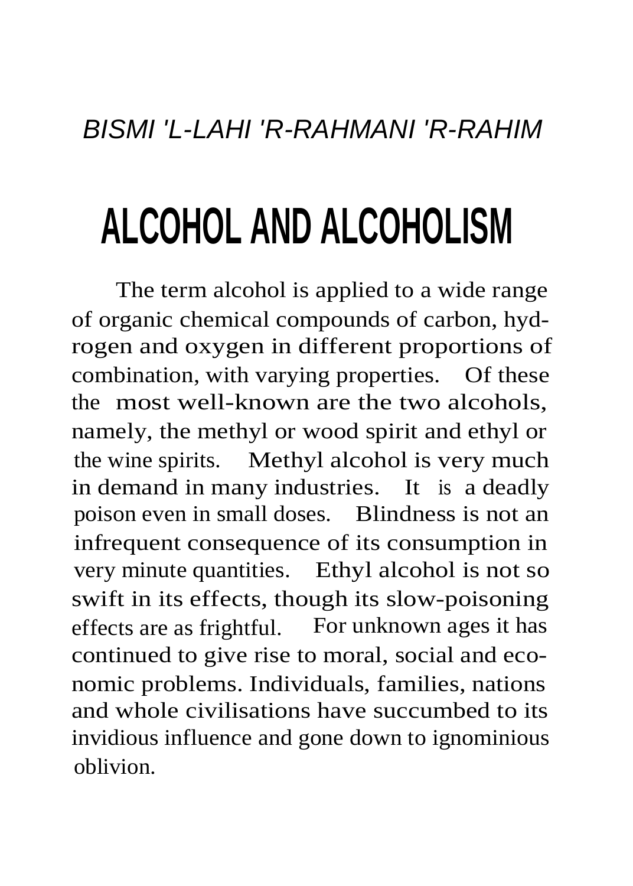*BISMI 'L-LAHI 'R-RAHMANI 'R-RAHIM*

# ALCOHOL AND ALCOHOLISM

The term alcohol is applied to a wide range of organic chemical compounds of carbon, hydrogen and oxygen in different proportions of combination, with varying properties. Of these the most well-known are the two alcohols, namely, the methyl or wood spirit and ethyl or the wine spirits. Methyl alcohol is very much in demand in many industries. It is a deadly poison even in small doses. Blindness is not an infrequent consequence of its consumption in very minute quantities. Ethyl alcohol is not so swift in its effects, though its slow-poisoning effects are as frightful. For unknown ages it has continued to give rise to moral, social and economic problems. Individuals, families, nations and whole civilisations have succumbed to its invidious influence and gone down to ignominious oblivion.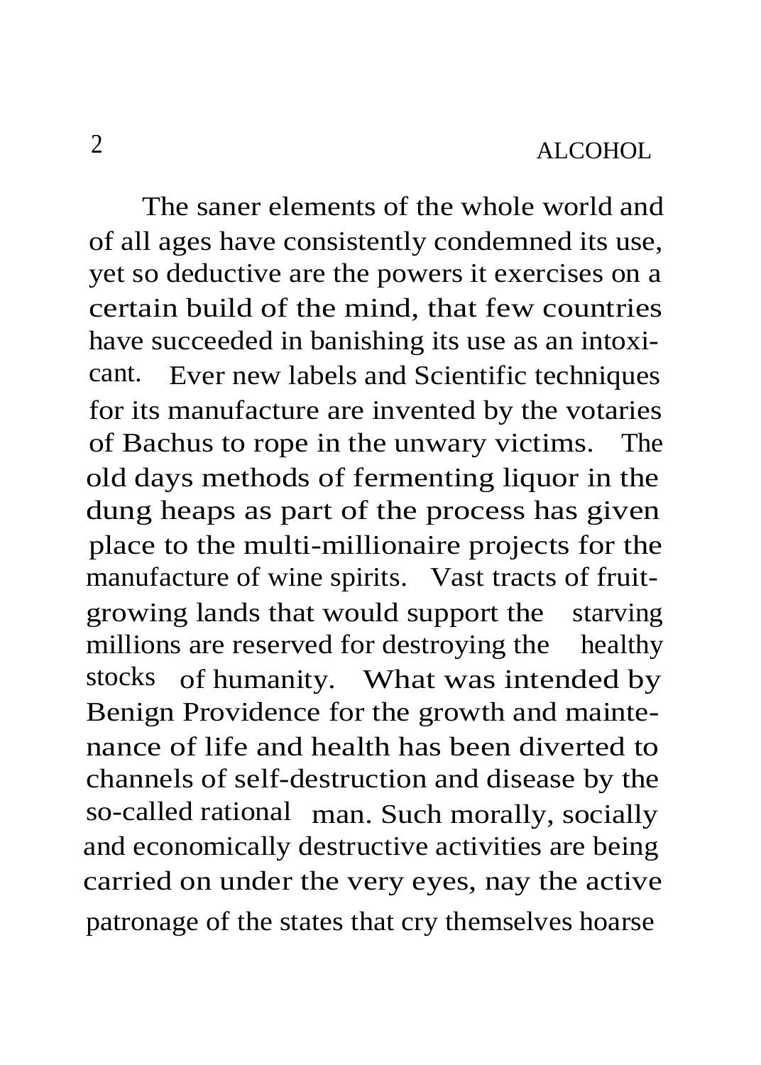The saner elements of the whole world and of all ages have consistently condemned its use, yet so deductive are the powers it exercises on a certain build of the mind, that few countries have succeeded in banishing its use as an intoxicant. Ever new labels and Scientific techniques for its manufacture are invented by the votaries of Bachus to rope in the unwary victims. The old days methods of fermenting liquor in the dung heaps as part of the process has given place to the multi-millionaire projects for the manufacture of wine spirits. Vast tracts of fruit-growing lands that would support the starving millions are reserved for destroying the healthy stocks of humanity. What was intended by Benign Providence for the growth and maintenance of life and health has been diverted to channels of self-destruction and disease by the so-called rational man. Such morally, socially and economically destructive activities are being carried on under the very eyes, nay the active patronage of the states that cry themselves hoarse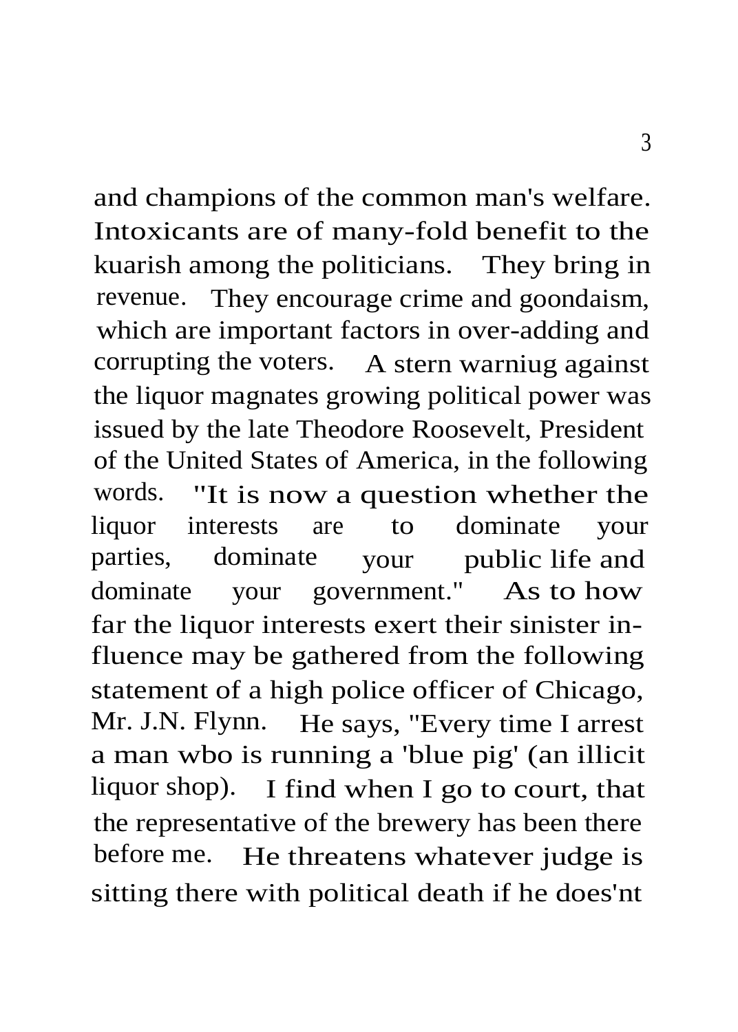and champions of the common man's welfare. Intoxicants are of many-fold benefit to the kuarish among the politicians. They bring in revenue. They encourage crime and goondaism, which are important factors in over-adding and corrupting the voters. A stern warniug against the liquor magnates growing political power was issued by the late Theodore Roosevelt, President of the United States of America, in the following words. "It is now a question whether the liquor interests are to dominate your parties, dominate your public life and dominate your government." As to how far the liquor interests exert their sinister influence may be gathered from the following statement of a high police officer of Chicago, Mr. J.N. Flynn. He says, "Every time I arrest a man wbo is running a 'blue pig' (an illicit liquor shop). I find when I go to court, that the representative of the brewery has been there before me. He threatens whatever judge is sitting there with political death if he does'nt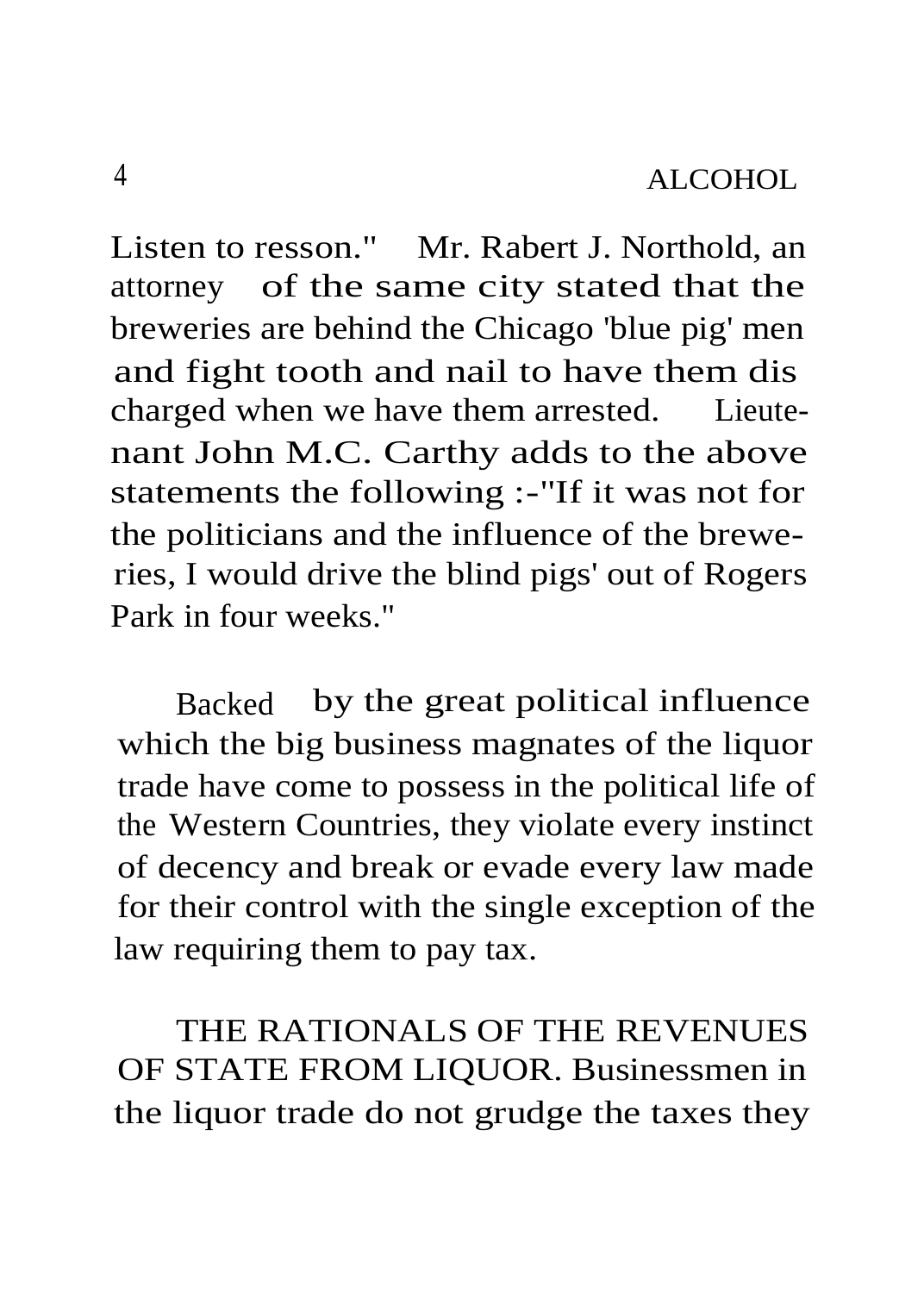Listen to resson." Mr. Rabert J. Northold, an attorney of the same city stated that the breweries are behind the Chicago 'blue pig' men and fight tooth and nail to have them dis charged when we have them arrested. Lieutenant John M.C. Carthy adds to the above statements the following :-"If it was not for the politicians and the influence of the breweries, I would drive the blind pigs' out of Rogers Park in four weeks."

Backed by the great political influence which the big business magnates of the liquor trade have come to possess in the political life of the Western Countries, they violate every instinct of decency and break or evade every law made for their control with the single exception of the law requiring them to pay tax.

THE RATIONALS OF THE REVENUES OF STATE FROM LIQUOR. Businessmen in the liquor trade do not grudge the taxes they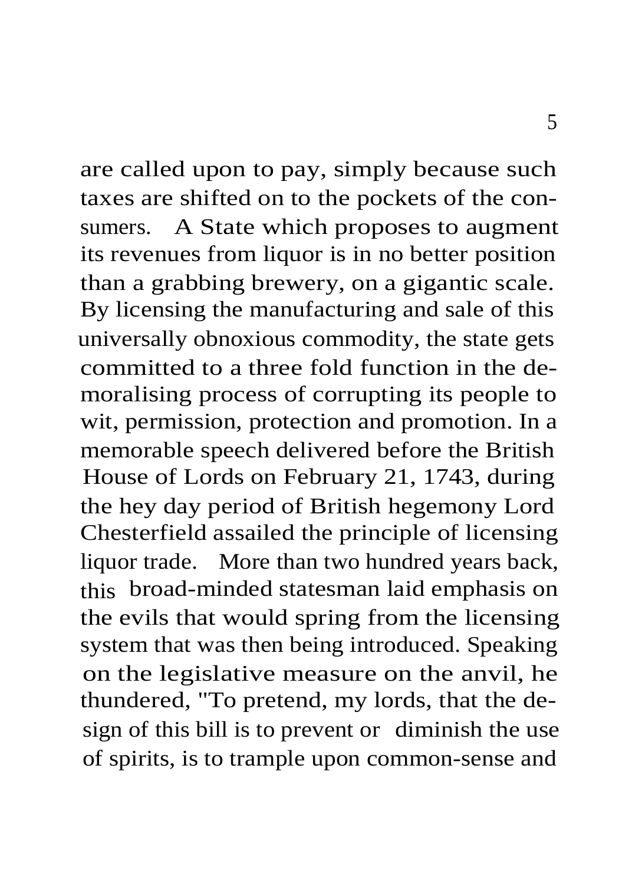are called upon to pay, simply because such taxes are shifted on to the pockets of the consumers. A State which proposes to augment its revenues from liquor is in no better position than a grabbing brewery, on a gigantic scale. By licensing the manufacturing and sale of this universally obnoxious commodity, the state gets committed to a three fold function in the demoralising process of corrupting its people to wit, permission, protection and promotion. In a memorable speech delivered before the British House of Lords on February 21, 1743, during the hey day period of British hegemony Lord Chesterfield assailed the principle of licensing liquor trade. More than two hundred years back, this broad-minded statesman laid emphasis on the evils that would spring from the licensing system that was then being introduced. Speaking on the legislative measure on the anvil, he thundered, "To pretend, my lords, that the design of this bill is to prevent or diminish the use of spirits, is to trample upon common-sense and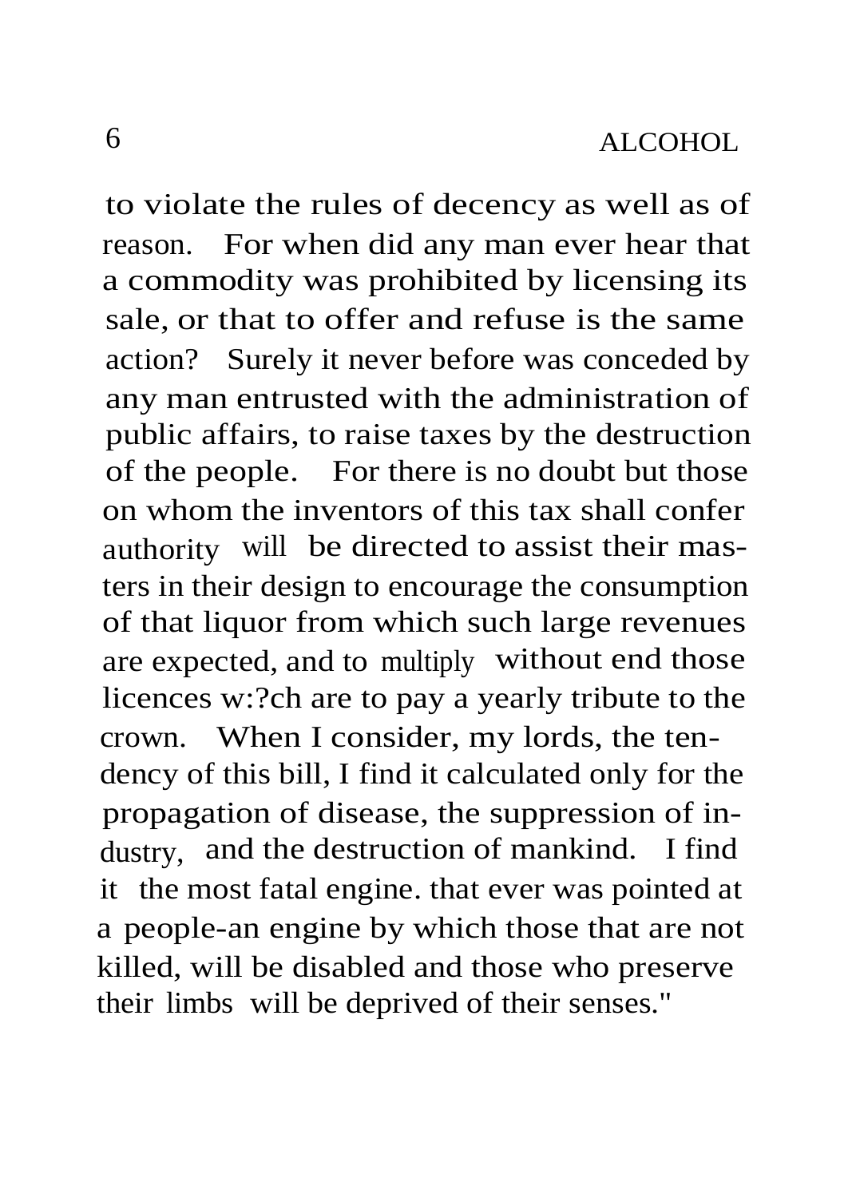to violate the rules of decency as well as of reason. For when did any man ever hear that a commodity was prohibited by licensing its sale, or that to offer and refuse is the same action? Surely it never before was conceded by any man entrusted with the administration of public affairs, to raise taxes by the destruction of the people. For there is no doubt but those on whom the inventors of this tax shall confer authority will be directed to assist their masters in their design to encourage the consumption of that liquor from which such large revenues are expected, and to multiply without end those licences w:?ch are to pay a yearly tribute to the crown. When I consider, my lords, the tendency of this bill, I find it calculated only for the propagation of disease, the suppression of industry, and the destruction of mankind. I find it the most fatal engine. that ever was pointed at a people-an engine by which those that are not killed, will be disabled and those who preserve their limbs will be deprived of their senses."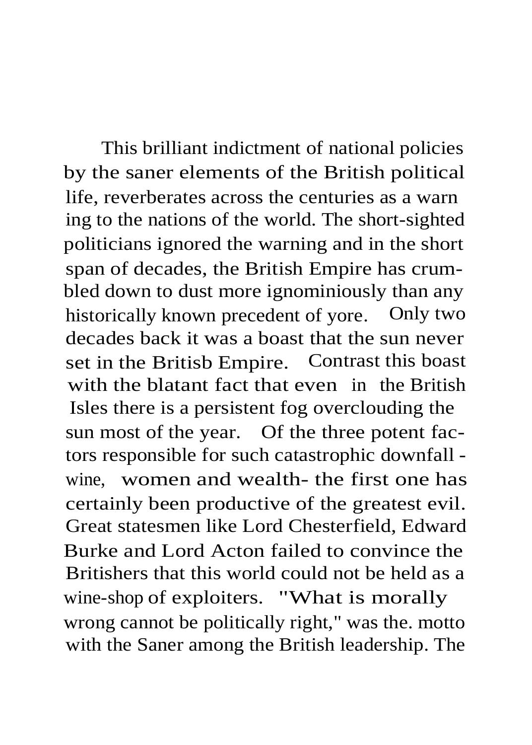This brilliant indictment of national policies by the saner elements of the British political life, reverberates across the centuries as a warning to the nations of the world. The short-sighted politicians ignored the warning and in the short span of decades, the British Empire has crumbled down to dust more ignominiously than any historically known precedent of yore. Only two decades back it was a boast that the sun never set in the Britisb Empire. Contrast this boast with the blatant fact that even in the British Isles there is a persistent fog overclouding the sun most of the year. Of the three potent factors responsible for such catastrophic downfall - wine, women and wealth- the first one has certainly been productive of the greatest evil. Great statesmen like Lord Chesterfield, Edward Burke and Lord Acton failed to convince the Britishers that this world could not be held as a wine-shop of exploiters. "What is morally wrong cannot be politically right," was the. motto with the Saner among the British leadership. The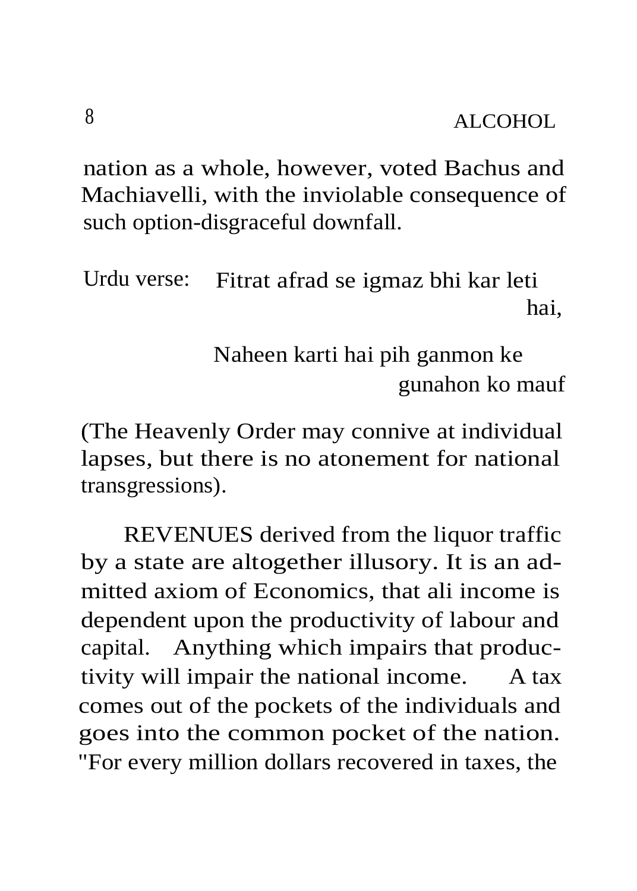nation as a whole, however, voted Bachus and Machiavelli, with the inviolable consequence of such option-disgraceful downfall.

Urdu verse: Fitrat afrad se igmaz bhi kar leti hai,

Naheen karti hai pih ganmon ke gunahon ko mauf

(The Heavenly Order may connive at individual lapses, but there is no atonement for national transgressions).

REVENUES derived from the liquor traffic by a state are altogether illusory. It is an admitted axiom of Economics, that ali income is dependent upon the productivity of labour and capital. Anything which impairs that productivity will impair the national income. A tax comes out of the pockets of the individuals and goes into the common pocket of the nation. "For every million dollars recovered in taxes, the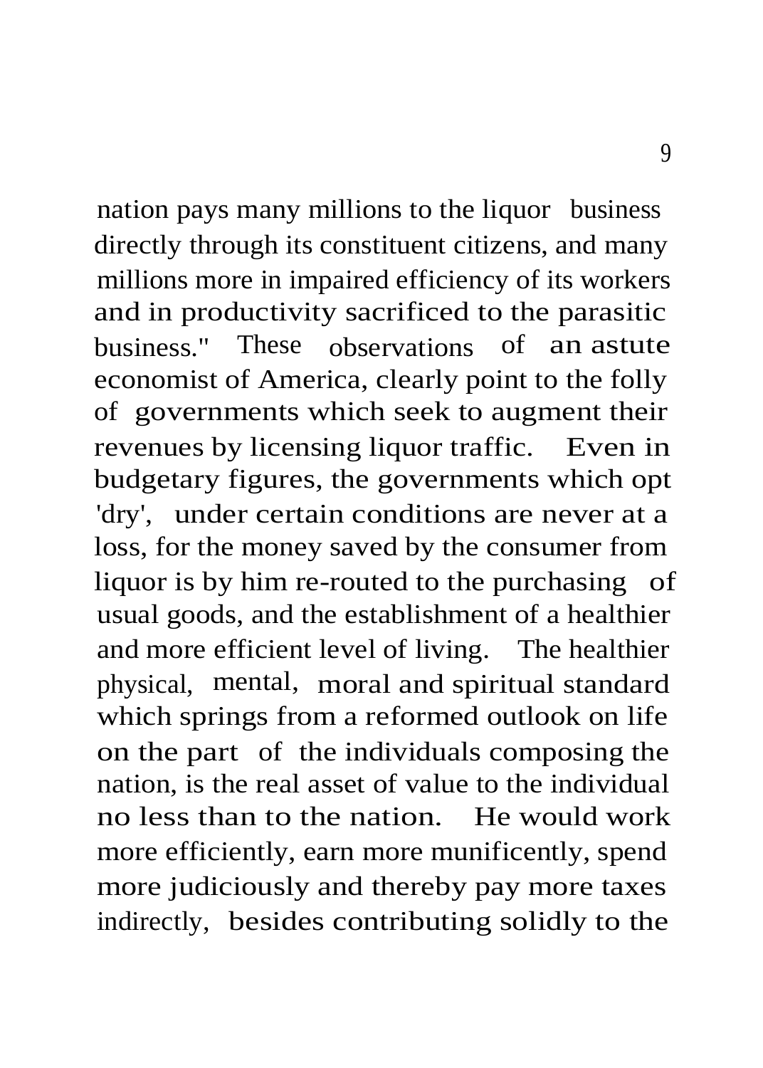nation pays many millions to the liquor business directly through its constituent citizens, and many millions more in impaired efficiency of its workers and in productivity sacrificed to the parasitic business." These observations of an astute economist of America, clearly point to the folly of governments which seek to augment their revenues by licensing liquor traffic. Even in budgetary figures, the governments which opt 'dry', under certain conditions are never at a loss, for the money saved by the consumer from liquor is by him re-routed to the purchasing of usual goods, and the establishment of a healthier and more efficient level of living. The healthier physical, mental, moral and spiritual standard which springs from a reformed outlook on life on the part of the individuals composing the nation, is the real asset of value to the individual no less than to the nation. He would work more efficiently, earn more munificently, spend more judiciously and thereby pay more taxes indirectly, besides contributing solidly to the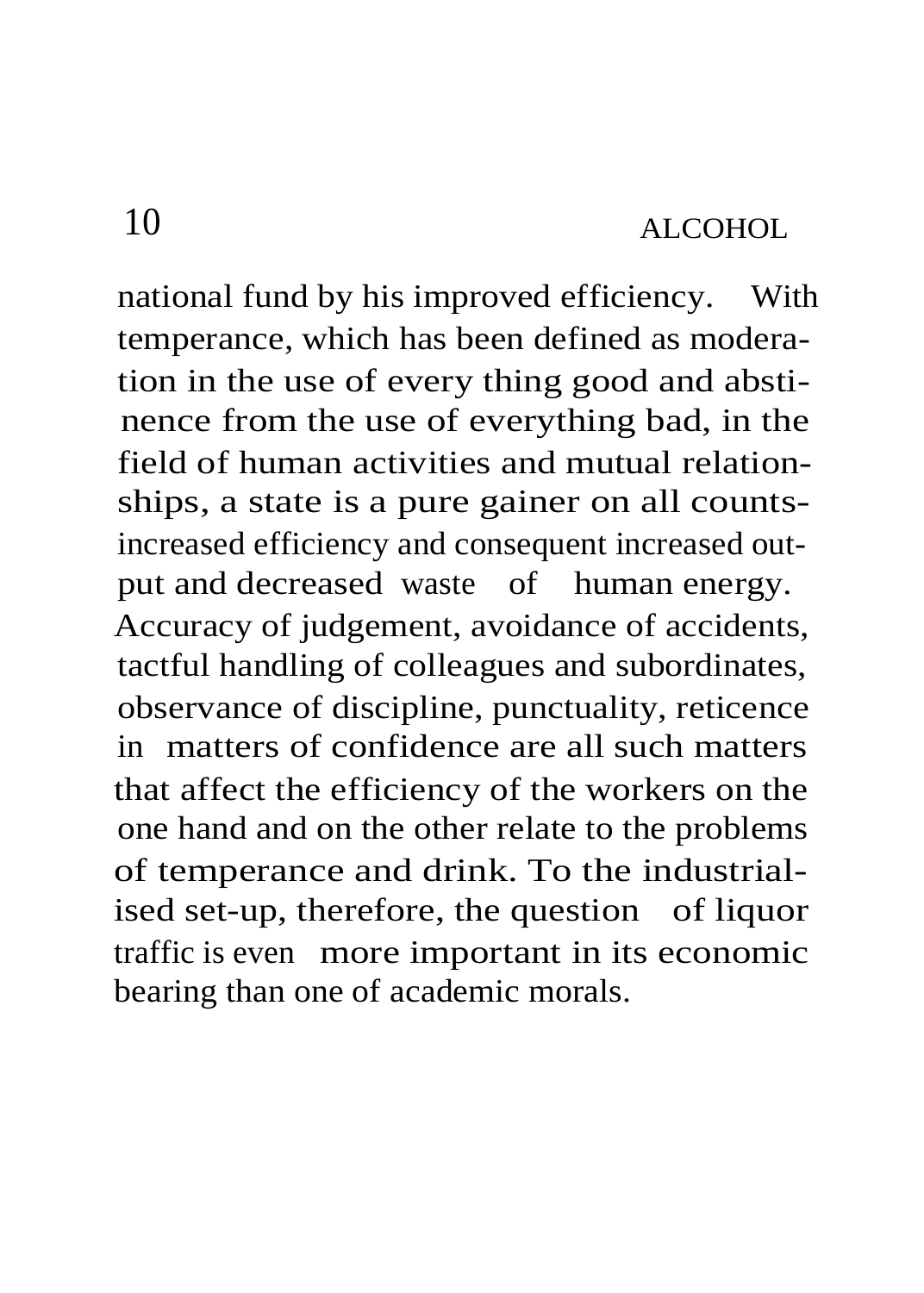national fund by his improved efficiency. With temperance, which has been defined as moderation in the use of every thing good and abstinence from the use of everything bad, in the field of human activities and mutual relationships, a state is a pure gainer on all counts-increased efficiency and consequent increased output and decreased waste of human energy. Accuracy of judgement, avoidance of accidents, tactful handling of colleagues and subordinates, observance of discipline, punctuality, reticence in matters of confidence are all such matters that affect the efficiency of the workers on the one hand and on the other relate to the problems of temperance and drink. To the industrialised set-up, therefore, the question of liquor traffic is even more important in its economic bearing than one of academic morals.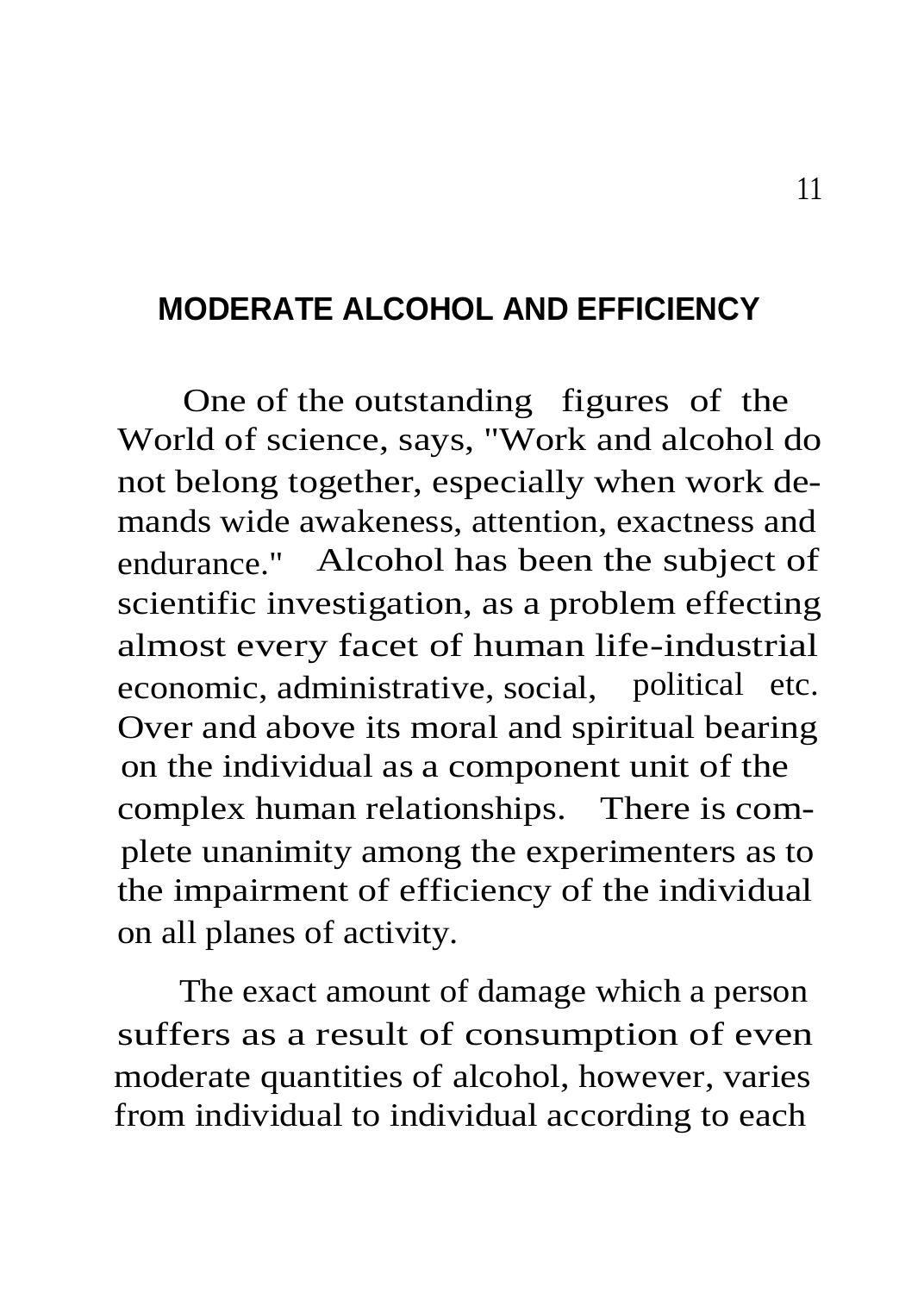## MODERATE ALCOHOL AND EFFICIENCY

One of the outstanding figures of the World of science, says, "Work and alcohol do not belong together, especially when work demands wide awakeness, attention, exactness and endurance." Alcohol has been the subject of scientific investigation, as a problem effecting almost every facet of human life-industrial economic, administrative, social, political etc. Over and above its moral and spiritual bearing on the individual as a component unit of the complex human relationships. There is complete unanimity among the experimenters as to the impairment of efficiency of the individual on all planes of activity.

The exact amount of damage which a person suffers as a result of consumption of even moderate quantities of alcohol, however, varies from individual to individual according to each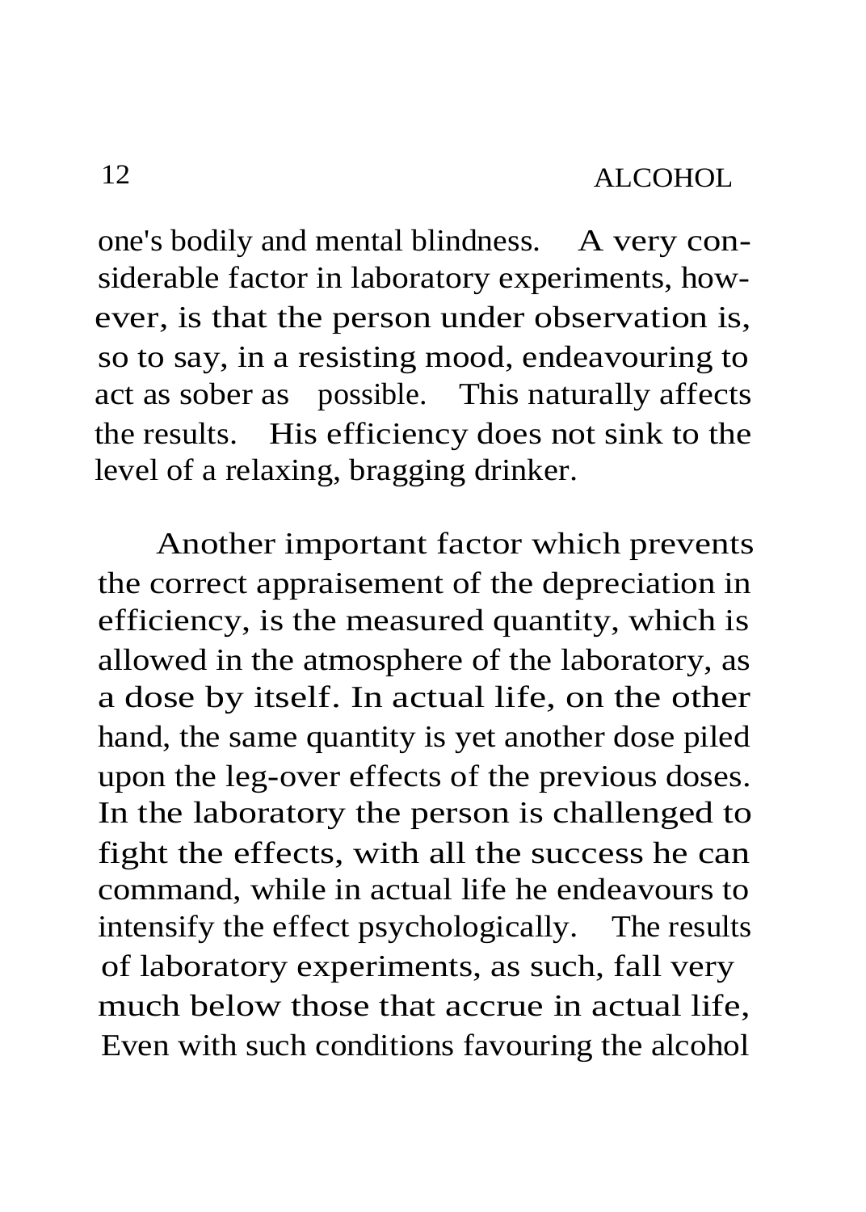one's bodily and mental blindness. A very considerable factor in laboratory experiments, however, is that the person under observation is, so to say, in a resisting mood, endeavouring to act as sober as possible. This naturally affects the results. His efficiency does not sink to the level of a relaxing, bragging drinker.

Another important factor which prevents the correct appraisement of the depreciation in efficiency, is the measured quantity, which is allowed in the atmosphere of the laboratory, as a dose by itself. In actual life, on the other hand, the same quantity is yet another dose piled upon the leg-over effects of the previous doses. In the laboratory the person is challenged to fight the effects, with all the success he can command, while in actual life he endeavours to intensify the effect psychologically. The results of laboratory experiments, as such, fall very much below those that accrue in actual life, Even with such conditions favouring the alcohol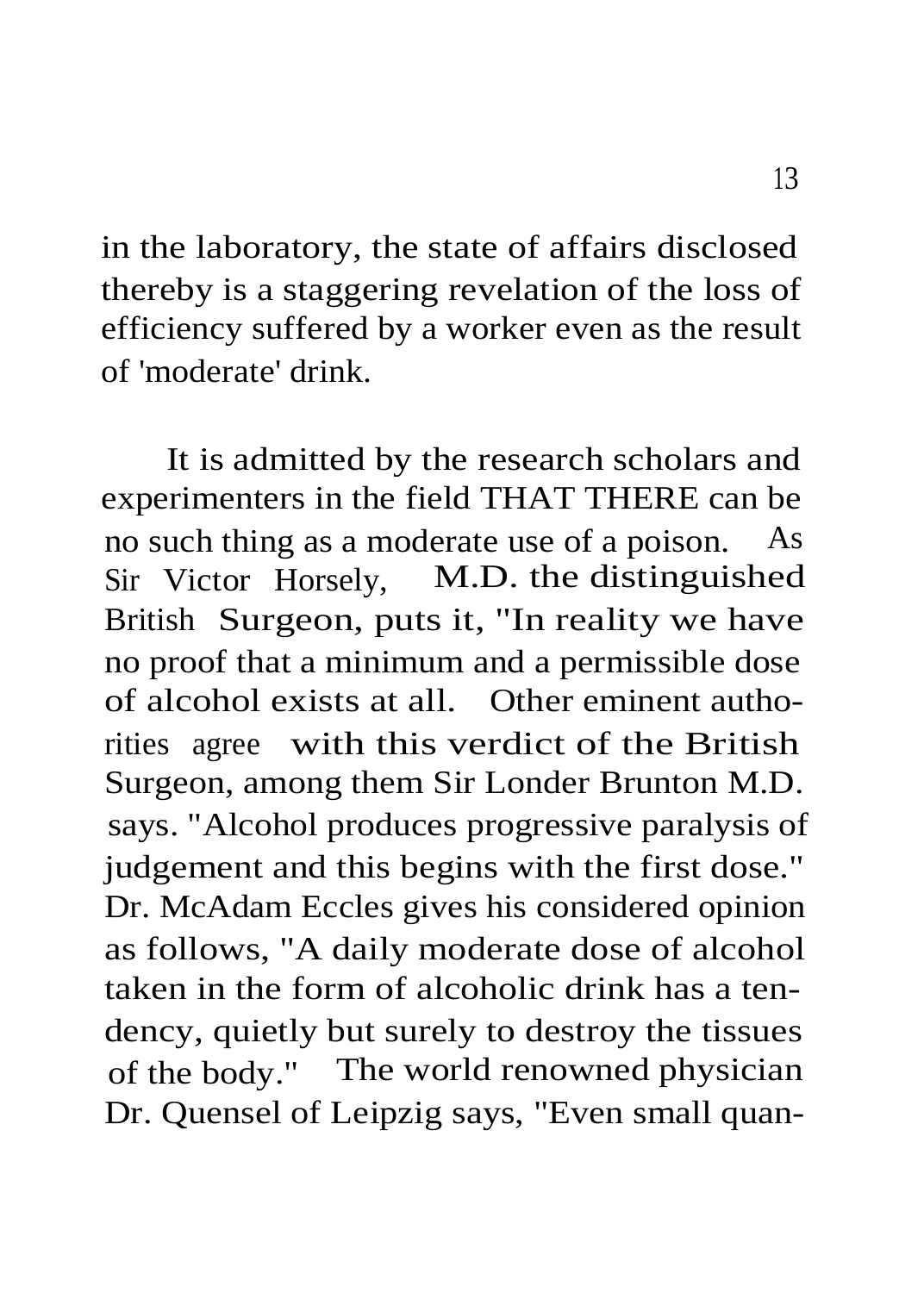in the laboratory, the state of affairs disclosed thereby is a staggering revelation of the loss of efficiency suffered by a worker even as the result of 'moderate' drink.

It is admitted by the research scholars and experimenters in the field THAT THERE can be no such thing as a moderate use of a poison. As Sir Victor Horsely, M.D. the distinguished British Surgeon, puts it, "In reality we have no proof that a minimum and a permissible dose of alcohol exists at all. Other eminent authorities agree with this verdict of the British Surgeon, among them Sir Londer Brunton M.D. says. "Alcohol produces progressive paralysis of judgement and this begins with the first dose." Dr. McAdam Eccles gives his considered opinion as follows, "A daily moderate dose of alcohol taken in the form of alcoholic drink has a tendency, quietly but surely to destroy the tissues of the body." The world renowned physician Dr. Quensel of Leipzig says, "Even small quan-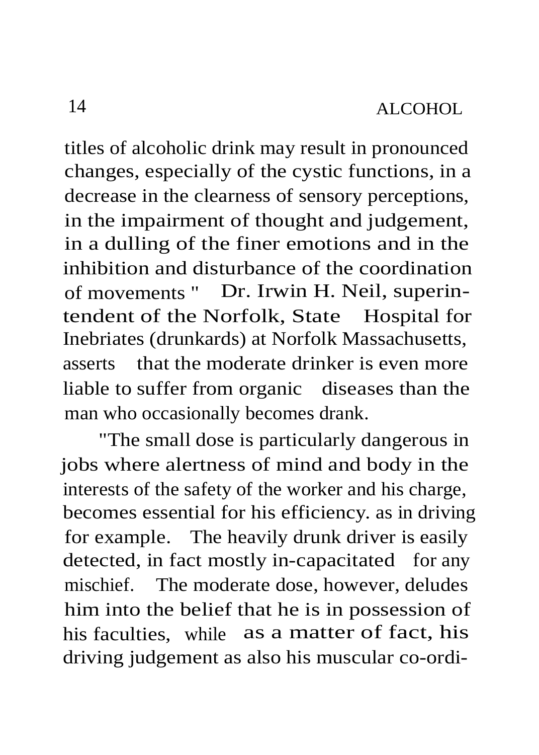titles of alcoholic drink may result in pronounced changes, especially of the cystic functions, in a decrease in the clearness of sensory perceptions, in the impairment of thought and judgement, in a dulling of the finer emotions and in the inhibition and disturbance of the coordination of movements " Dr. Irwin H. Neil, superintendent of the Norfolk, State Hospital for Inebriates (drunkards) at Norfolk Massachusetts, asserts that the moderate drinker is even more liable to suffer from organic diseases than the man who occasionally becomes drank.

"The small dose is particularly dangerous in jobs where alertness of mind and body in the interests of the safety of the worker and his charge, becomes essential for his efficiency. as in driving for example. The heavily drunk driver is easily detected, in fact mostly in-capacitated for any mischief. The moderate dose, however, deludes him into the belief that he is in possession of his faculties, while as a matter of fact, his driving judgement as also his muscular co-ordi-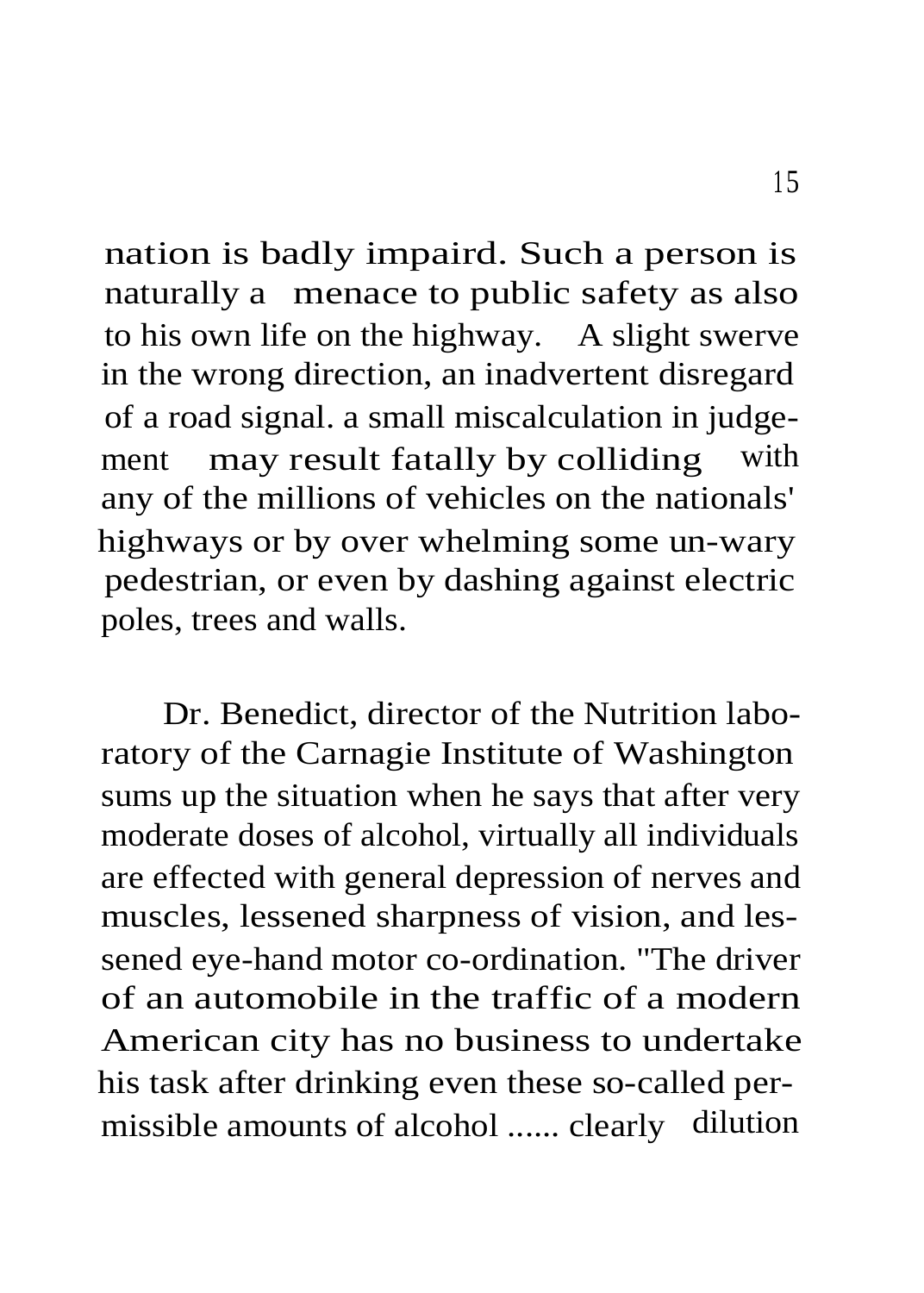nation is badly impaird. Such a person is naturally a menace to public safety as also to his own life on the highway. A slight swerve in the wrong direction, an inadvertent disregard of a road signal. a small miscalculation in judgement may result fatally by colliding with any of the millions of vehicles on the nationals' highways or by over whelming some un-wary pedestrian, or even by dashing against electric poles, trees and walls.

Dr. Benedict, director of the Nutrition laboratory of the Carnagie Institute of Washington sums up the situation when he says that after very moderate doses of alcohol, virtually all individuals are effected with general depression of nerves and muscles, lessened sharpness of vision, and lessened eye-hand motor co-ordination. "The driver of an automobile in the traffic of a modern American city has no business to undertake his task after drinking even these so-called permissible amounts of alcohol ...... clearly dilution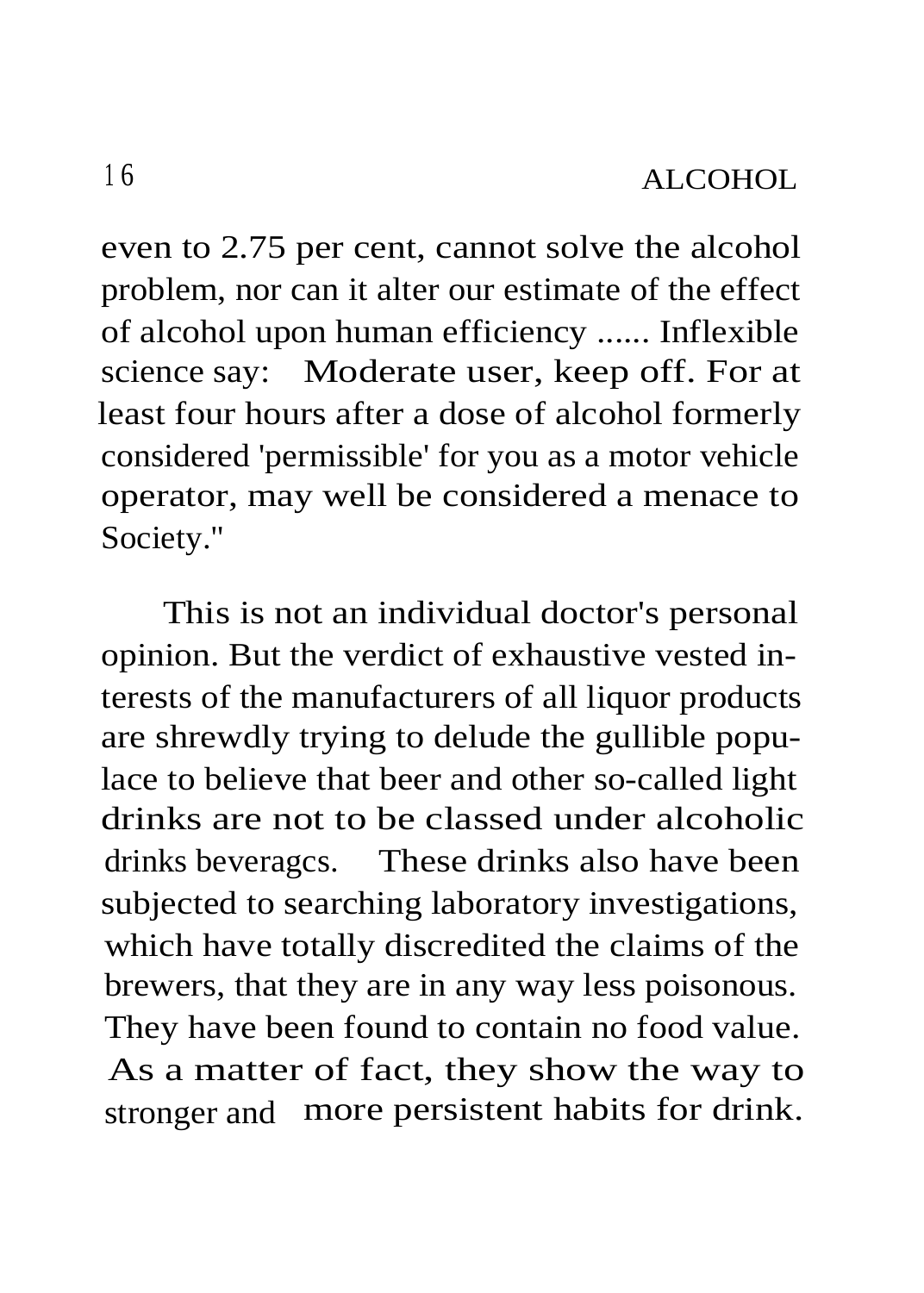even to 2.75 per cent, cannot solve the alcohol problem, nor can it alter our estimate of the effect of alcohol upon human efficiency ...... Inflexible science say: Moderate user, keep off. For at least four hours after a dose of alcohol formerly considered 'permissible' for you as a motor vehicle operator, may well be considered a menace to Society."

This is not an individual doctor's personal opinion. But the verdict of exhaustive vested interests of the manufacturers of all liquor products are shrewdly trying to delude the gullible populace to believe that beer and other so-called light drinks are not to be classed under alcoholic drinks beveragcs. These drinks also have been subjected to searching laboratory investigations, which have totally discredited the claims of the brewers, that they are in any way less poisonous. They have been found to contain no food value. As a matter of fact, they show the way to stronger and more persistent habits for drink.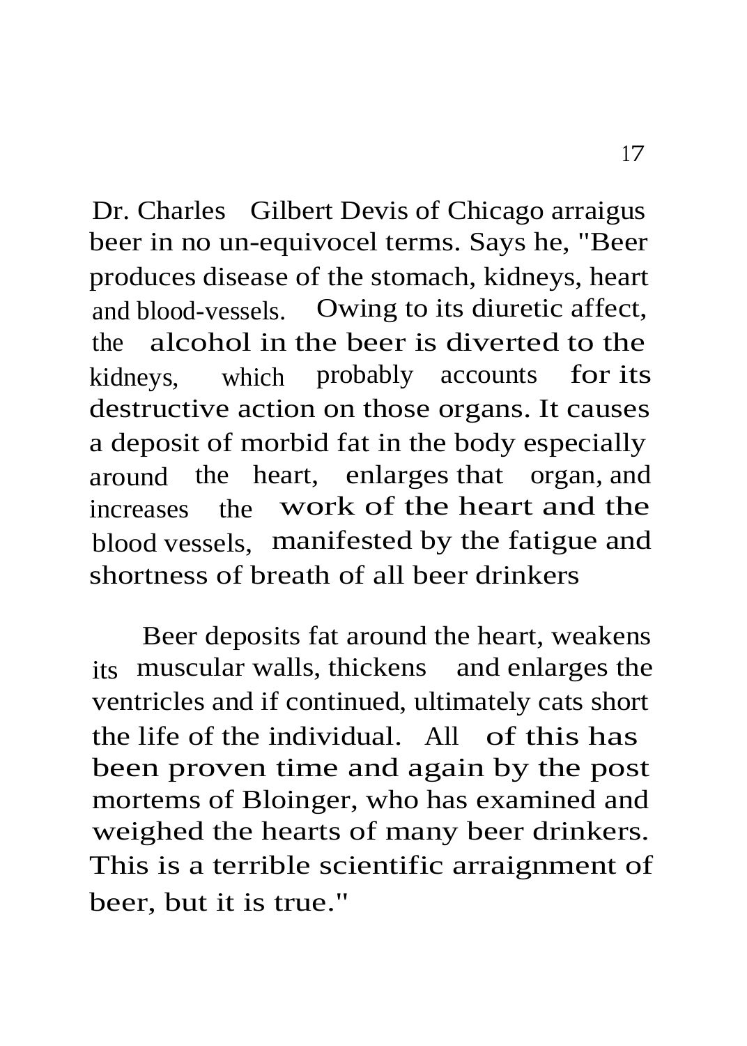Dr. Charles Gilbert Devis of Chicago arraigus beer in no un-equivocel terms. Says he, "Beer produces disease of the stomach, kidneys, heart and blood-vessels. Owing to its diuretic affect, the alcohol in the beer is diverted to the kidneys, which probably accounts for its destructive action on those organs. It causes a deposit of morbid fat in the body especially around the heart, enlarges that organ, and increases the work of the heart and the blood vessels, manifested by the fatigue and shortness of breath of all beer drinkers

Beer deposits fat around the heart, weakens its muscular walls, thickens and enlarges the ventricles and if continued, ultimately cats short the life of the individual. All of this has been proven time and again by the post mortems of Bloinger, who has examined and weighed the hearts of many beer drinkers. This is a terrible scientific arraignment of beer, but it is true."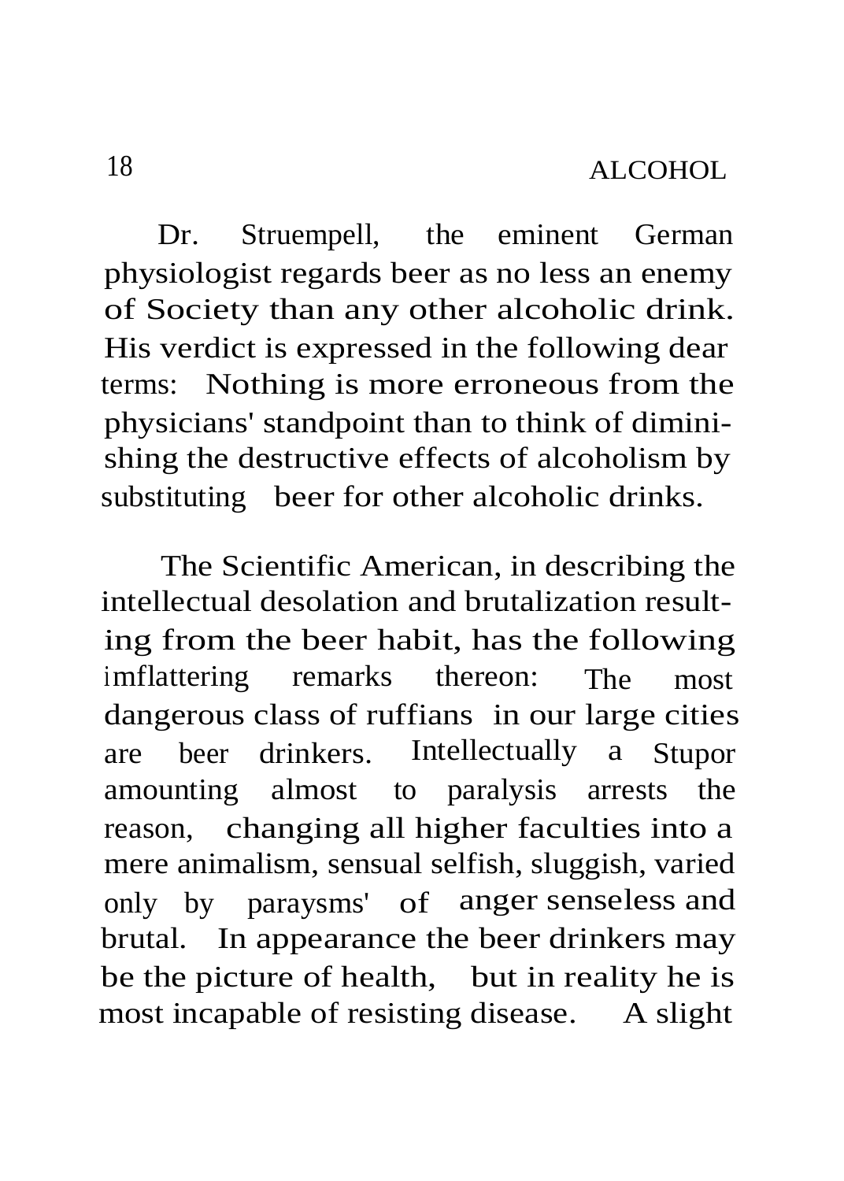Dr. Struempell, the eminent German physiologist regards beer as no less an enemy of Society than any other alcoholic drink. His verdict is expressed in the following dear terms: Nothing is more erroneous from the physicians' standpoint than to think of diminishing the destructive effects of alcoholism by substituting beer for other alcoholic drinks.

The Scientific American, in describing the intellectual desolation and brutalization resulting from the beer habit, has the following imflattering remarks thereon: The most dangerous class of ruffians in our large cities are beer drinkers. Intellectually a Stupor amounting almost to paralysis arrests the reason, changing all higher faculties into a mere animalism, sensual selfish, sluggish, varied only by paraysms' of anger senseless and brutal. In appearance the beer drinkers may be the picture of health, but in reality he is most incapable of resisting disease. A slight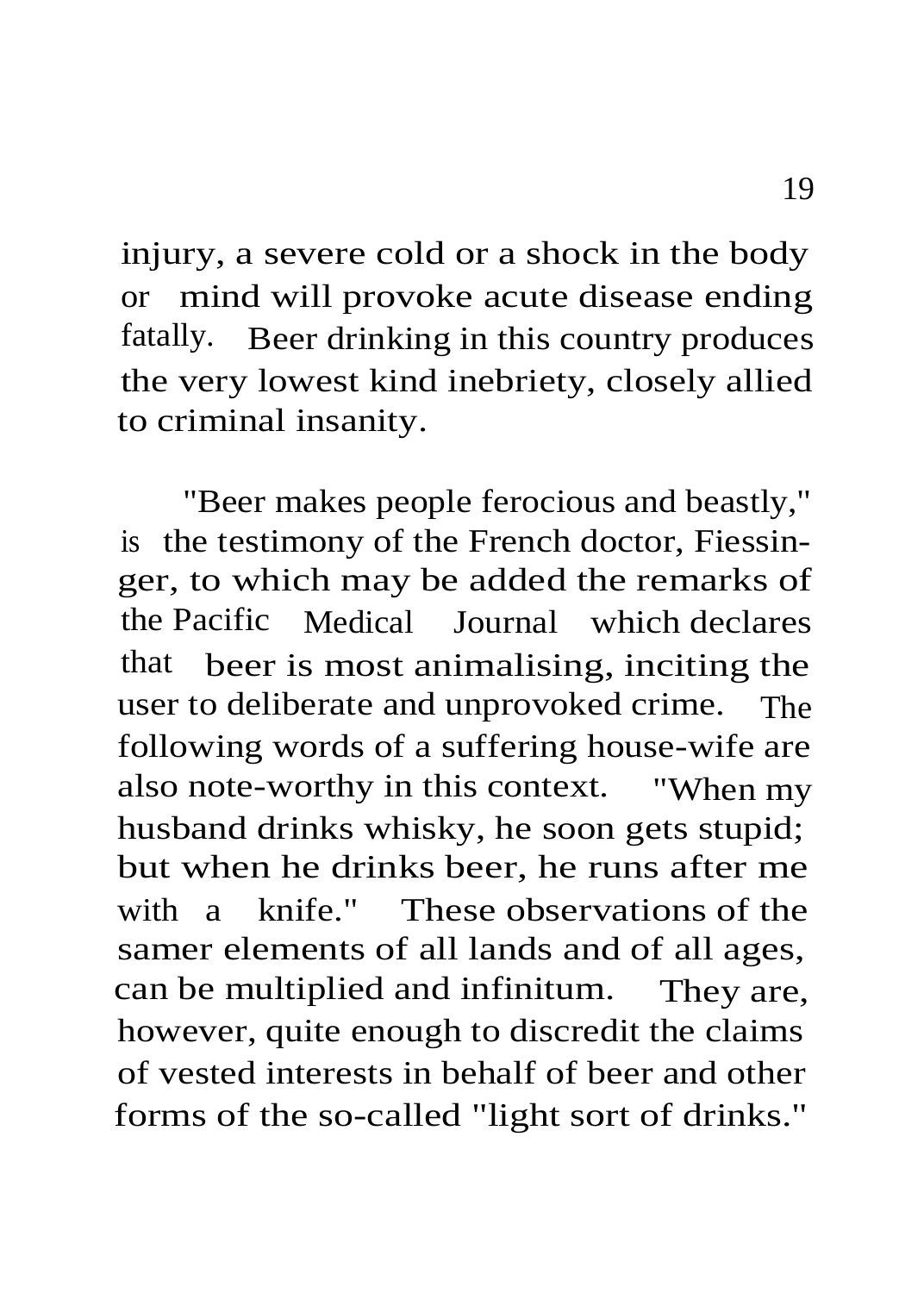injury, a severe cold or a shock in the body or mind will provoke acute disease ending fatally. Beer drinking in this country produces the very lowest kind inebriety, closely allied to criminal insanity.

"Beer makes people ferocious and beastly," is the testimony of the French doctor, Fiessinger, to which may be added the remarks of the Pacific Medical Journal which declares that beer is most animalising, inciting the user to deliberate and unprovoked crime. The following words of a suffering house-wife are also note-worthy in this context. "When my husband drinks whisky, he soon gets stupid; but when he drinks beer, he runs after me with a knife." These observations of the samer elements of all lands and of all ages, can be multiplied and infinitum. They are, however, quite enough to discredit the claims of vested interests in behalf of beer and other forms of the so-called "light sort of drinks."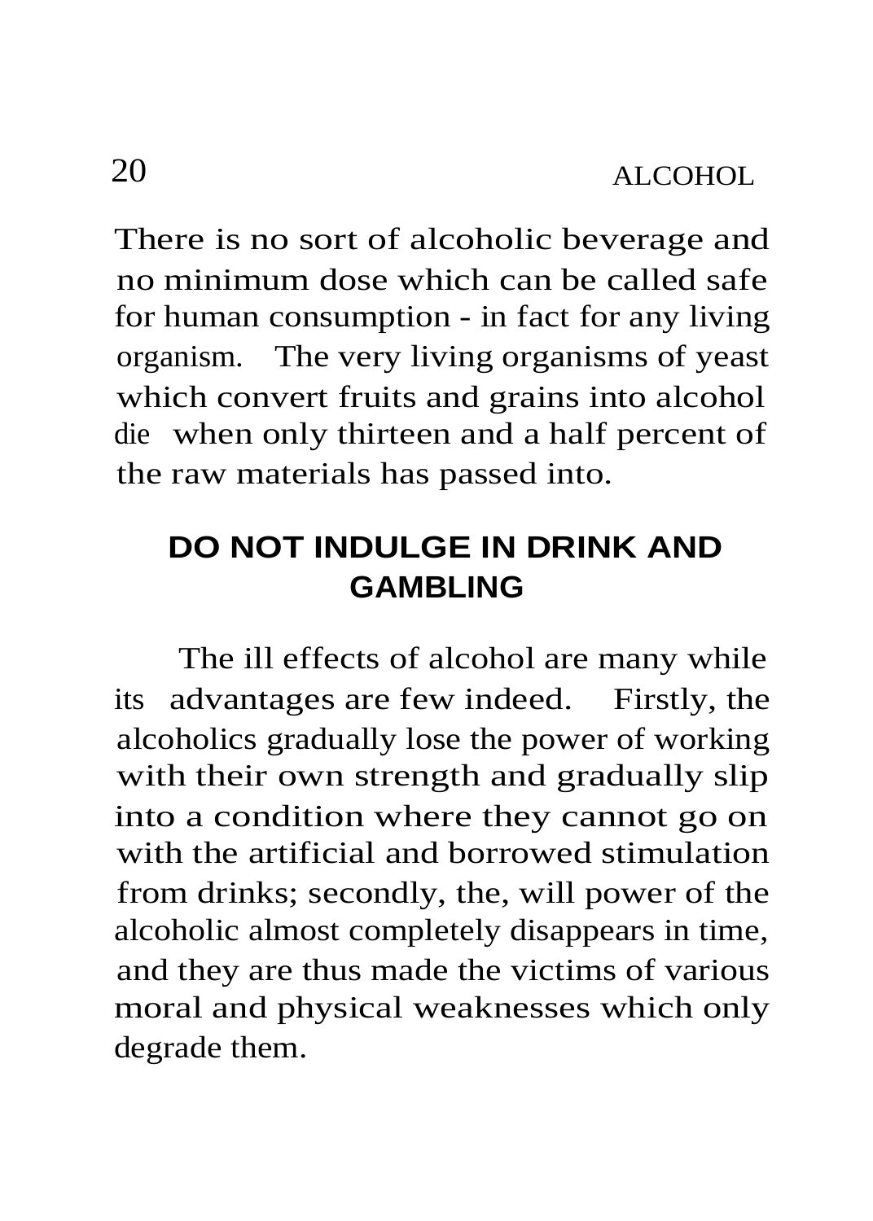There is no sort of alcoholic beverage and no minimum dose which can be called safe for human consumption - in fact for any living organism. The very living organisms of yeast which convert fruits and grains into alcohol die when only thirteen and a half percent of the raw materials has passed into.

## DO NOT INDULGE IN DRINK AND GAMBLING

The ill effects of alcohol are many while its advantages are few indeed. Firstly, the alcoholics gradually lose the power of working with their own strength and gradually slip into a condition where they cannot go on with the artificial and borrowed stimulation from drinks; secondly, the, will power of the alcoholic almost completely disappears in time, and they are thus made the victims of various moral and physical weaknesses which only degrade them.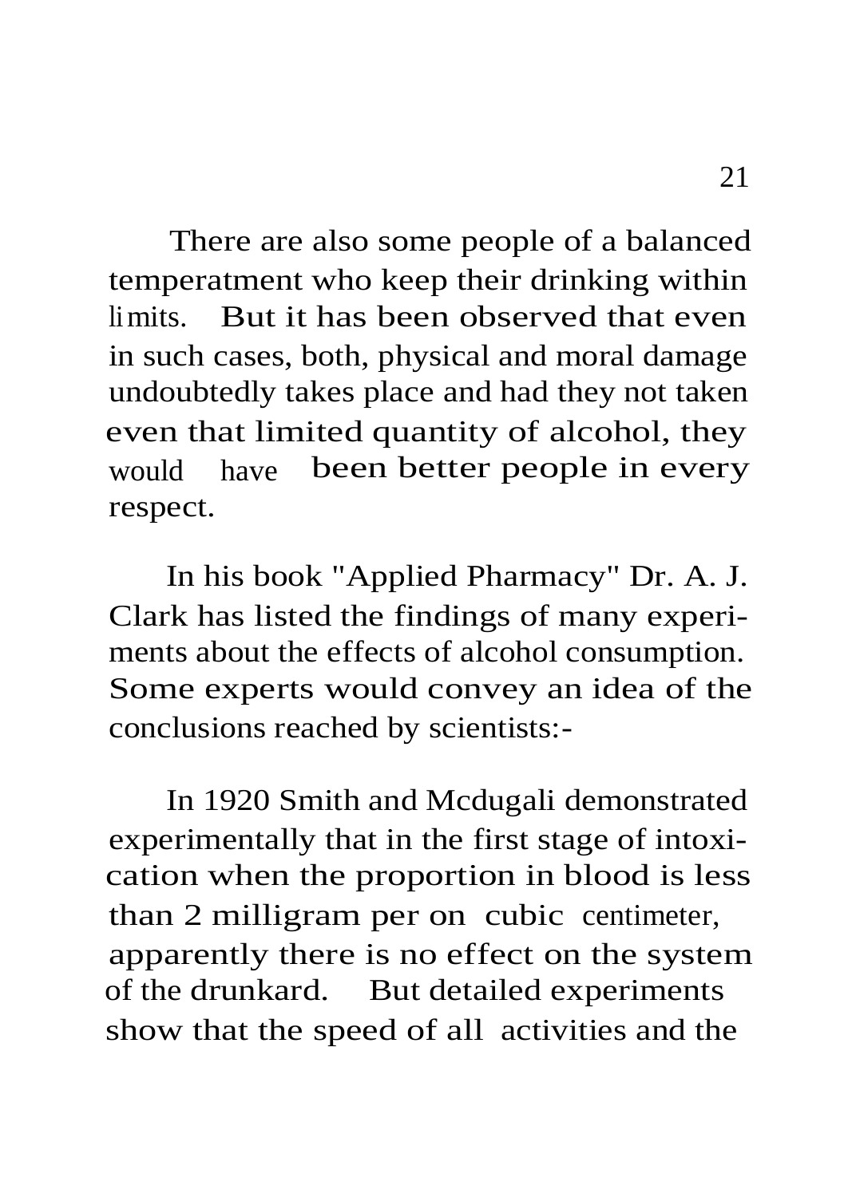There are also some people of a balanced temperatment who keep their drinking within limits. But it has been observed that even in such cases, both, physical and moral damage undoubtedly takes place and had they not taken even that limited quantity of alcohol, they would have been better people in every respect.

In his book "Applied Pharmacy" Dr. A. J. Clark has listed the findings of many experiments about the effects of alcohol consumption. Some experts would convey an idea of the conclusions reached by scientists:-

In 1920 Smith and Mcdugali demonstrated experimentally that in the first stage of intoxication when the proportion in blood is less than 2 milligram per on cubic centimeter, apparently there is no effect on the system of the drunkard. But detailed experiments show that the speed of all activities and the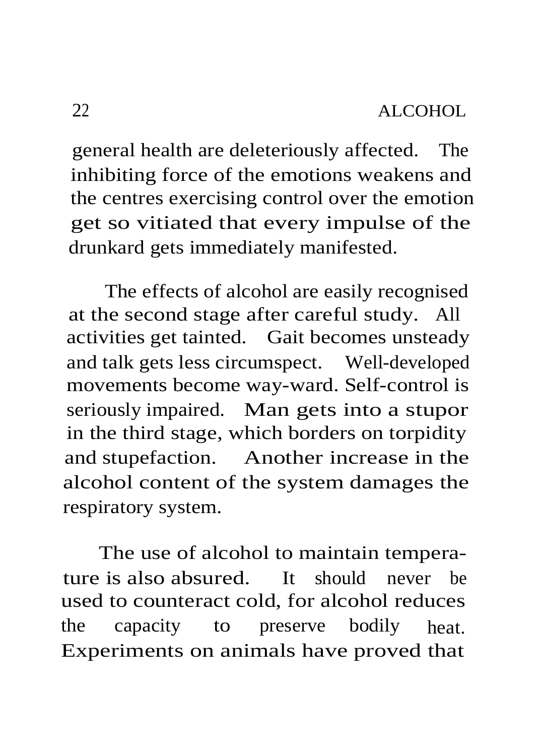general health are deleteriously affected. The inhibiting force of the emotions weakens and the centres exercising control over the emotion get so vitiated that every impulse of the drunkard gets immediately manifested.

The effects of alcohol are easily recognised at the second stage after careful study. All activities get tainted. Gait becomes unsteady and talk gets less circumspect. Well-developed movements become way-ward. Self-control is seriously impaired. Man gets into a stupor in the third stage, which borders on torpidity and stupefaction. Another increase in the alcohol content of the system damages the respiratory system.

The use of alcohol to maintain temperature is also absured. It should never be used to counteract cold, for alcohol reduces the capacity to preserve bodily heat. Experiments on animals have proved that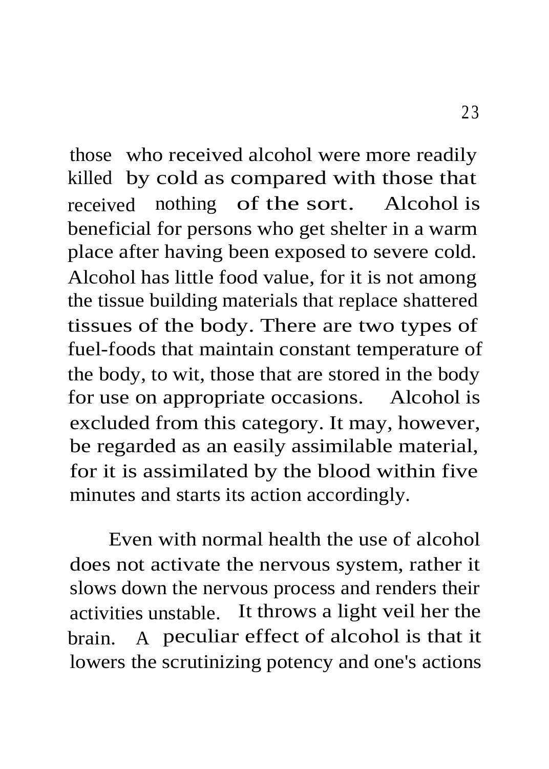those who received alcohol were more readily killed by cold as compared with those that received nothing of the sort. Alcohol is beneficial for persons who get shelter in a warm place after having been exposed to severe cold. Alcohol has little food value, for it is not among the tissue building materials that replace shattered tissues of the body. There are two types of fuel-foods that maintain constant temperature of the body, to wit, those that are stored in the body for use on appropriate occasions. Alcohol is excluded from this category. It may, however, be regarded as an easily assimilable material, for it is assimilated by the blood within five minutes and starts its action accordingly.

Even with normal health the use of alcohol does not activate the nervous system, rather it slows down the nervous process and renders their activities unstable. It throws a light veil her the brain. A peculiar effect of alcohol is that it lowers the scrutinizing potency and one's actions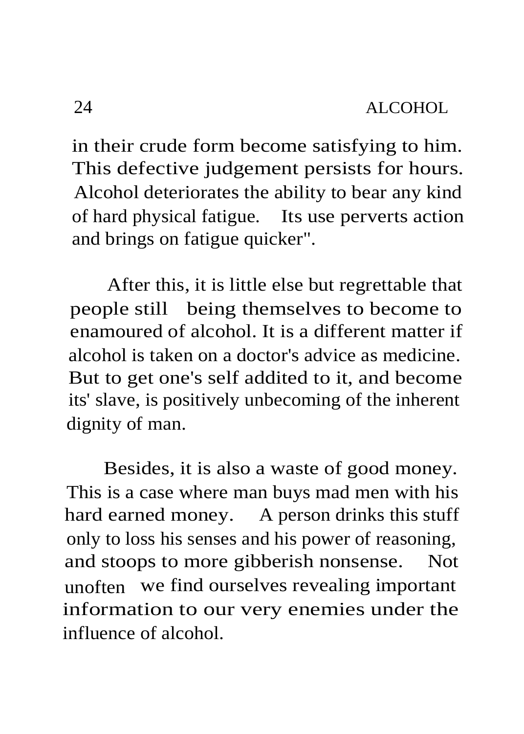in their crude form become satisfying to him. This defective judgement persists for hours. Alcohol deteriorates the ability to bear any kind of hard physical fatigue. Its use perverts action and brings on fatigue quicker".

After this, it is little else but regrettable that people still being themselves to become to enamoured of alcohol. It is a different matter if alcohol is taken on a doctor's advice as medicine. But to get one's self addited to it, and become its' slave, is positively unbecoming of the inherent dignity of man.

Besides, it is also a waste of good money. This is a case where man buys mad men with his hard earned money. A person drinks this stuff only to loss his senses and his power of reasoning, and stoops to more gibberish nonsense. Not unoften we find ourselves revealing important information to our very enemies under the influence of alcohol.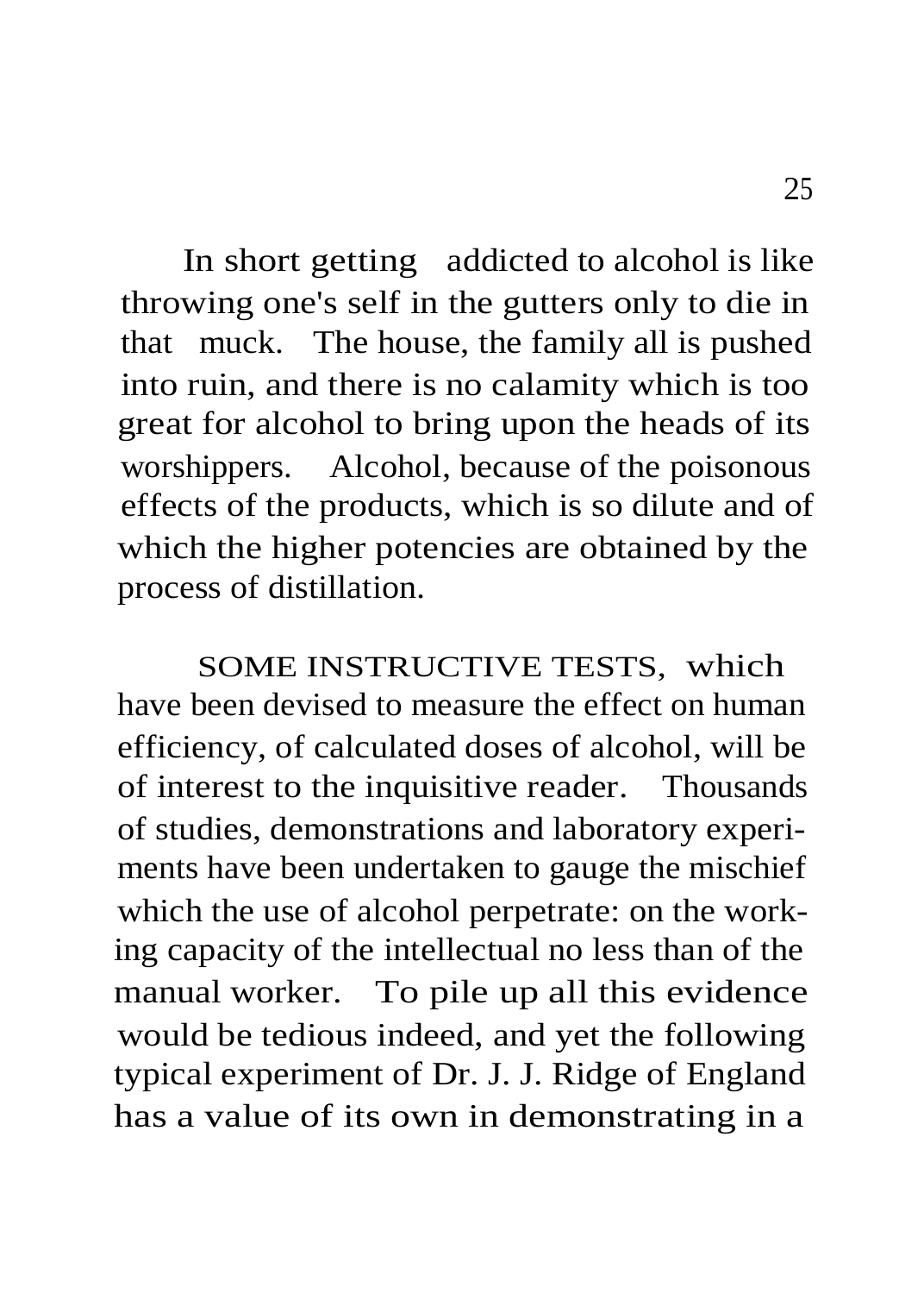In short getting addicted to alcohol is like throwing one's self in the gutters only to die in that muck. The house, the family all is pushed into ruin, and there is no calamity which is too great for alcohol to bring upon the heads of its worshippers. Alcohol, because of the poisonous effects of the products, which is so dilute and of which the higher potencies are obtained by the process of distillation.

SOME INSTRUCTIVE TESTS, which have been devised to measure the effect on human efficiency, of calculated doses of alcohol, will be of interest to the inquisitive reader. Thousands of studies, demonstrations and laboratory experiments have been undertaken to gauge the mischief which the use of alcohol perpetrate: on the working capacity of the intellectual no less than of the manual worker. To pile up all this evidence would be tedious indeed, and yet the following typical experiment of Dr. J. J. Ridge of England has a value of its own in demonstrating in a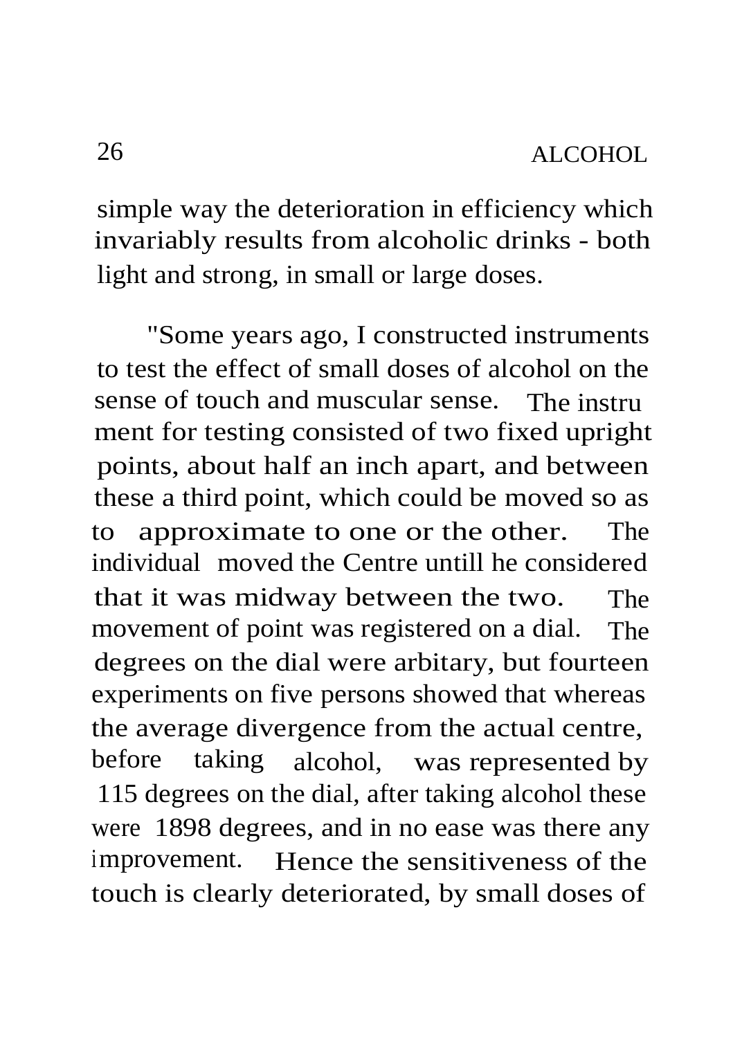simple way the deterioration in efficiency which invariably results from alcoholic drinks - both light and strong, in small or large doses.

"Some years ago, I constructed instruments to test the effect of small doses of alcohol on the sense of touch and muscular sense. The instrument for testing consisted of two fixed upright points, about half an inch apart, and between these a third point, which could be moved so as to approximate to one or the other. The individual moved the Centre untill he considered that it was midway between the two. The movement of point was registered on a dial. The degrees on the dial were arbitary, but fourteen experiments on five persons showed that whereas the average divergence from the actual centre, before taking alcohol, was represented by 115 degrees on the dial, after taking alcohol these were 1898 degrees, and in no ease was there any improvement. Hence the sensitiveness of the touch is clearly deteriorated, by small doses of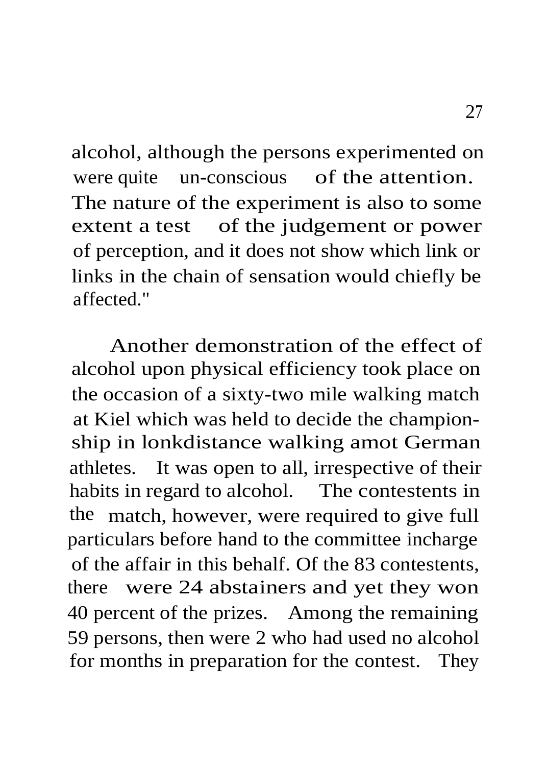alcohol, although the persons experimented on were quite un-conscious of the attention. The nature of the experiment is also to some extent a test of the judgement or power of perception, and it does not show which link or links in the chain of sensation would chiefly be affected."

Another demonstration of the effect of alcohol upon physical efficiency took place on the occasion of a sixty-two mile walking match at Kiel which was held to decide the championship in lonkdistance walking amot German athletes. It was open to all, irrespective of their habits in regard to alcohol. The contestents in the match, however, were required to give full particulars before hand to the committee incharge of the affair in this behalf. Of the 83 contestents, there were 24 abstainers and yet they won 40 percent of the prizes. Among the remaining 59 persons, then were 2 who had used no alcohol for months in preparation for the contest. They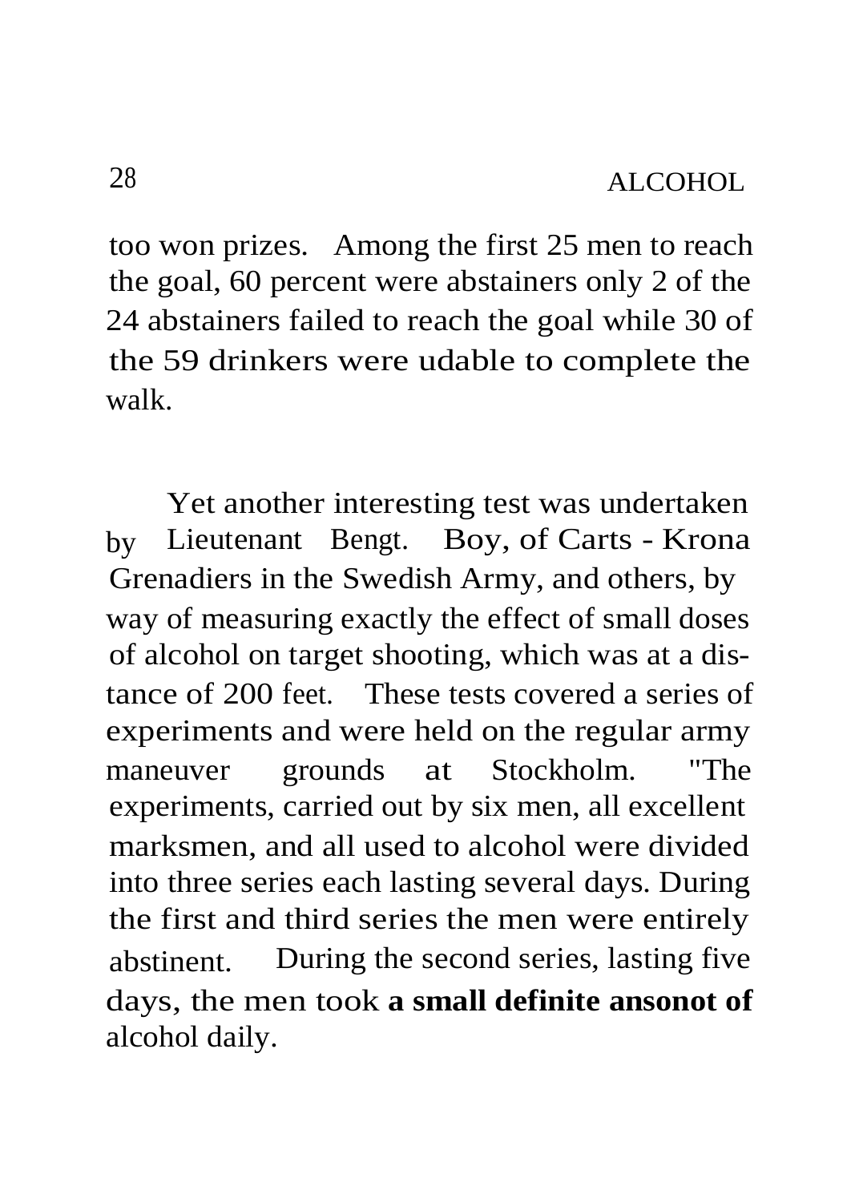too won prizes. Among the first 25 men to reach the goal, 60 percent were abstainers only 2 of the 24 abstainers failed to reach the goal while 30 of the 59 drinkers were udable to complete the walk.

Yet another interesting test was undertaken by Lieutenant Bengt. Boy, of Carts - Krona Grenadiers in the Swedish Army, and others, by way of measuring exactly the effect of small doses of alcohol on target shooting, which was at a distance of 200 feet. These tests covered a series of experiments and were held on the regular army maneuver grounds at Stockholm. "The experiments, carried out by six men, all excellent marksmen, and all used to alcohol were divided into three series each lasting several days. During the first and third series the men were entirely abstinent. During the second series, lasting five days, the men took **a small definite ansonot of** alcohol daily.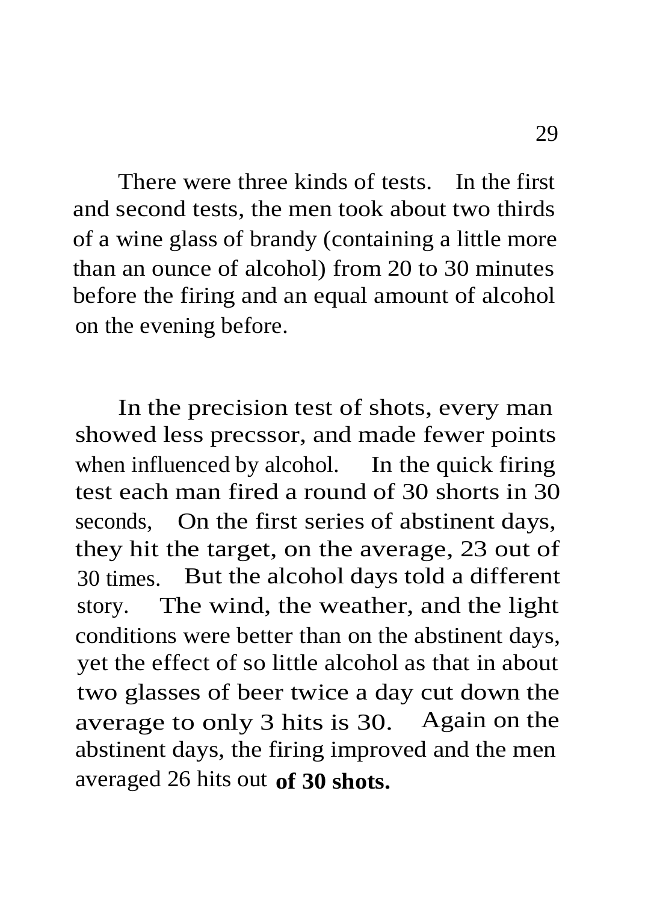There were three kinds of tests. In the first and second tests, the men took about two thirds of a wine glass of brandy (containing a little more than an ounce of alcohol) from 20 to 30 minutes before the firing and an equal amount of alcohol on the evening before.

In the precision test of shots, every man showed less precssor, and made fewer points when influenced by alcohol. In the quick firing test each man fired a round of 30 shorts in 30 seconds, On the first series of abstinent days, they hit the target, on the average, 23 out of 30 times. But the alcohol days told a different story. The wind, the weather, and the light conditions were better than on the abstinent days, yet the effect of so little alcohol as that in about two glasses of beer twice a day cut down the average to only 3 hits is 30. Again on the abstinent days, the firing improved and the men averaged 26 hits out **of 30 shots.**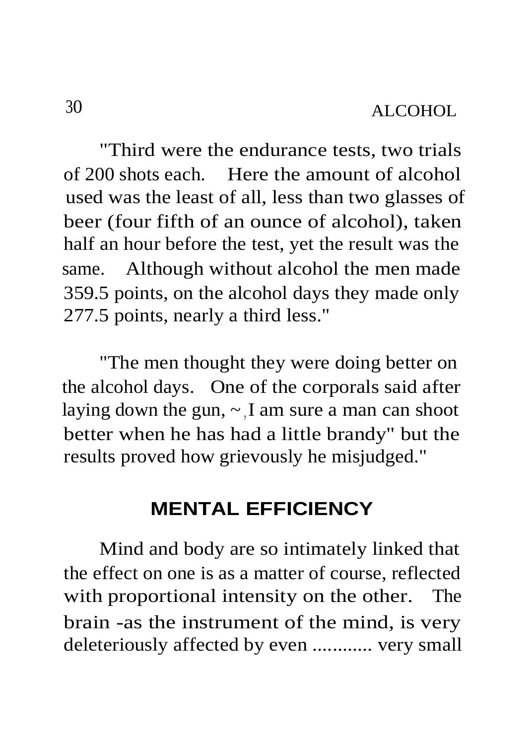"Third were the endurance tests, two trials of 200 shots each. Here the amount of alcohol used was the least of all, less than two glasses of beer (four fifth of an ounce of alcohol), taken half an hour before the test, yet the result was the same. Although without alcohol the men made 359.5 points, on the alcohol days they made only 277.5 points, nearly a third less."

"The men thought they were doing better on the alcohol days. One of the corporals said after laying down the gun, ~, I am sure a man can shoot better when he has had a little brandy" but the results proved how grievously he misjudged."

## MENTAL EFFICIENCY

Mind and body are so intimately linked that the effect on one is as a matter of course, reflected with proportional intensity on the other. The brain -as the instrument of the mind, is very deleteriously affected by even ............ very small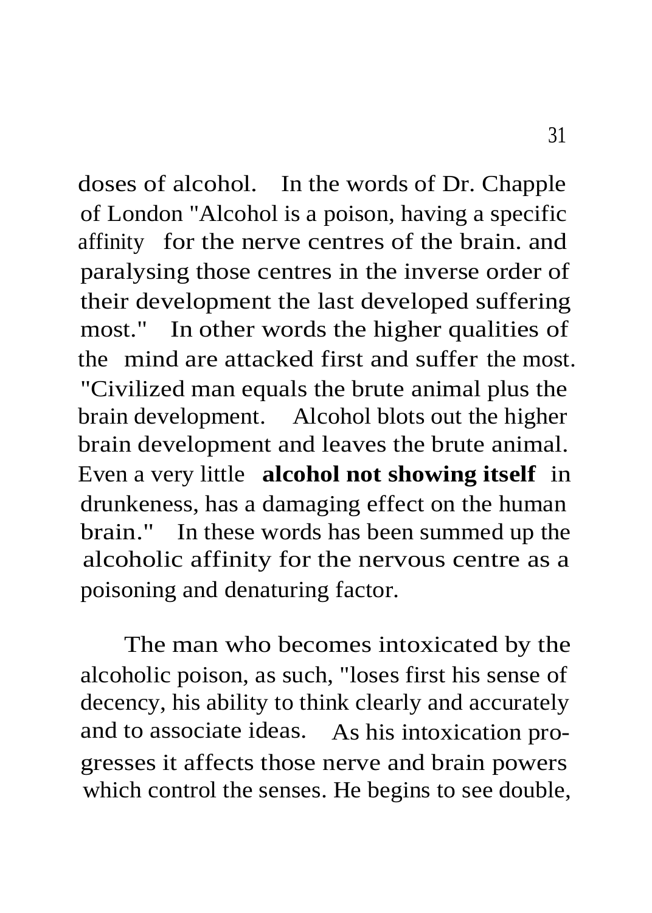doses of alcohol. In the words of Dr. Chapple of London "Alcohol is a poison, having a specific affinity for the nerve centres of the brain. and paralysing those centres in the inverse order of their development the last developed suffering most." In other words the higher qualities of the mind are attacked first and suffer the most. "Civilized man equals the brute animal plus the brain development. Alcohol blots out the higher brain development and leaves the brute animal. Even a very little **alcohol not showing itself** in drunkeness, has a damaging effect on the human brain." In these words has been summed up the alcoholic affinity for the nervous centre as a poisoning and denaturing factor.

The man who becomes intoxicated by the alcoholic poison, as such, "loses first his sense of decency, his ability to think clearly and accurately and to associate ideas. As his intoxication progresses it affects those nerve and brain powers which control the senses. He begins to see double,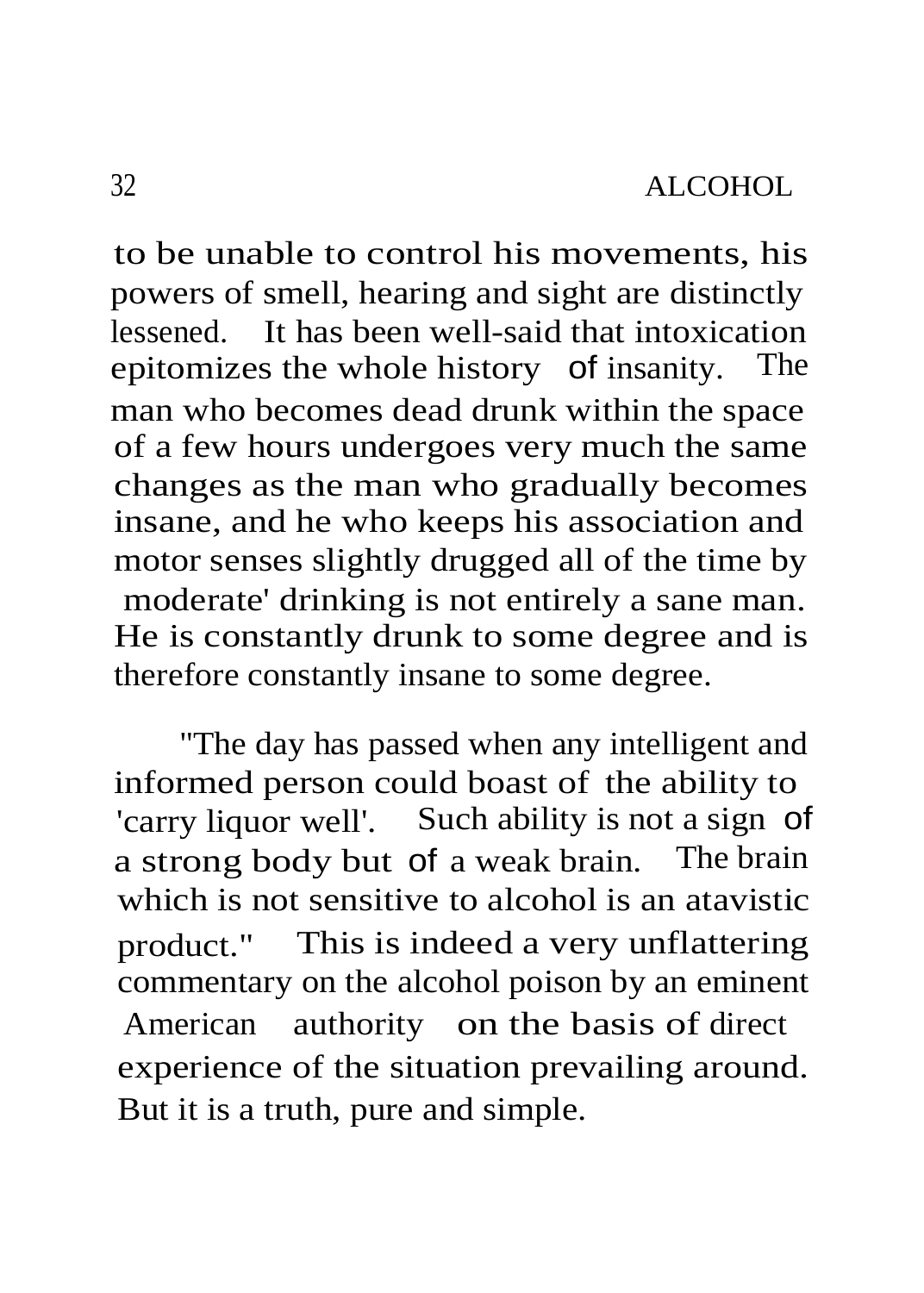to be unable to control his movements, his powers of smell, hearing and sight are distinctly lessened. It has been well-said that intoxication epitomizes the whole history of insanity. The man who becomes dead drunk within the space of a few hours undergoes very much the same changes as the man who gradually becomes insane, and he who keeps his association and motor senses slightly drugged all of the time by moderate' drinking is not entirely a sane man. He is constantly drunk to some degree and is therefore constantly insane to some degree.

"The day has passed when any intelligent and informed person could boast of the ability to 'carry liquor well'. Such ability is not a sign of a strong body but of a weak brain. The brain which is not sensitive to alcohol is an atavistic product." This is indeed a very unflattering commentary on the alcohol poison by an eminent American authority on the basis of direct experience of the situation prevailing around. But it is a truth, pure and simple.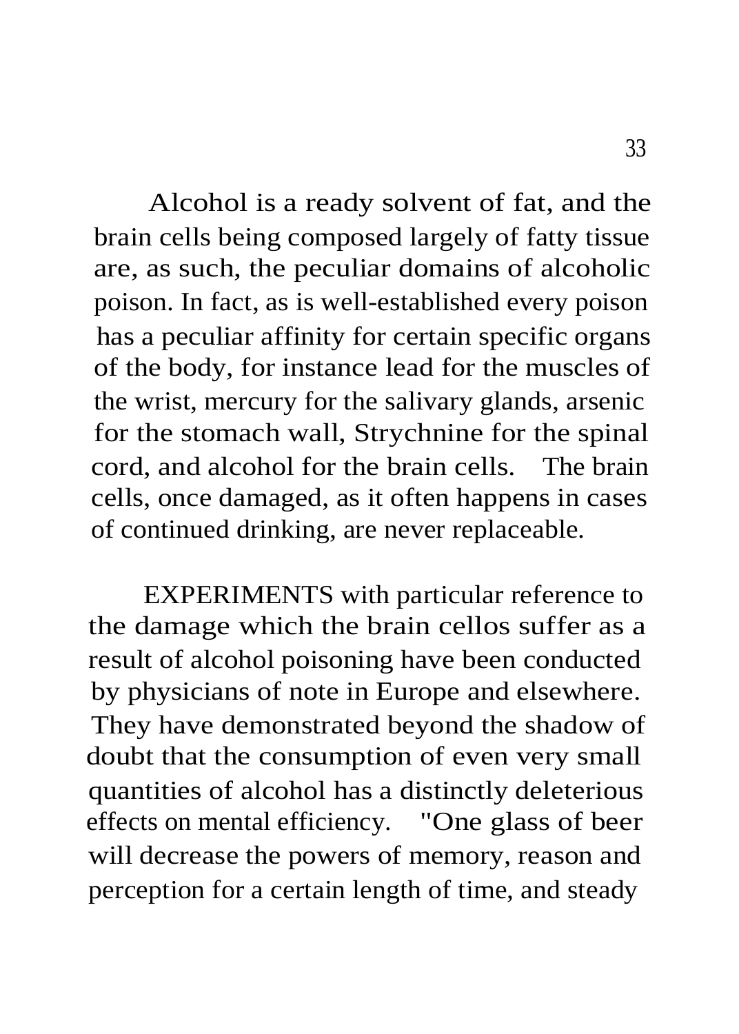Alcohol is a ready solvent of fat, and the brain cells being composed largely of fatty tissue are, as such, the peculiar domains of alcoholic poison. In fact, as is well-established every poison has a peculiar affinity for certain specific organs of the body, for instance lead for the muscles of the wrist, mercury for the salivary glands, arsenic for the stomach wall, Strychnine for the spinal cord, and alcohol for the brain cells. The brain cells, once damaged, as it often happens in cases of continued drinking, are never replaceable.

EXPERIMENTS with particular reference to the damage which the brain cellos suffer as a result of alcohol poisoning have been conducted by physicians of note in Europe and elsewhere. They have demonstrated beyond the shadow of doubt that the consumption of even very small quantities of alcohol has a distinctly deleterious effects on mental efficiency. "One glass of beer will decrease the powers of memory, reason and perception for a certain length of time, and steady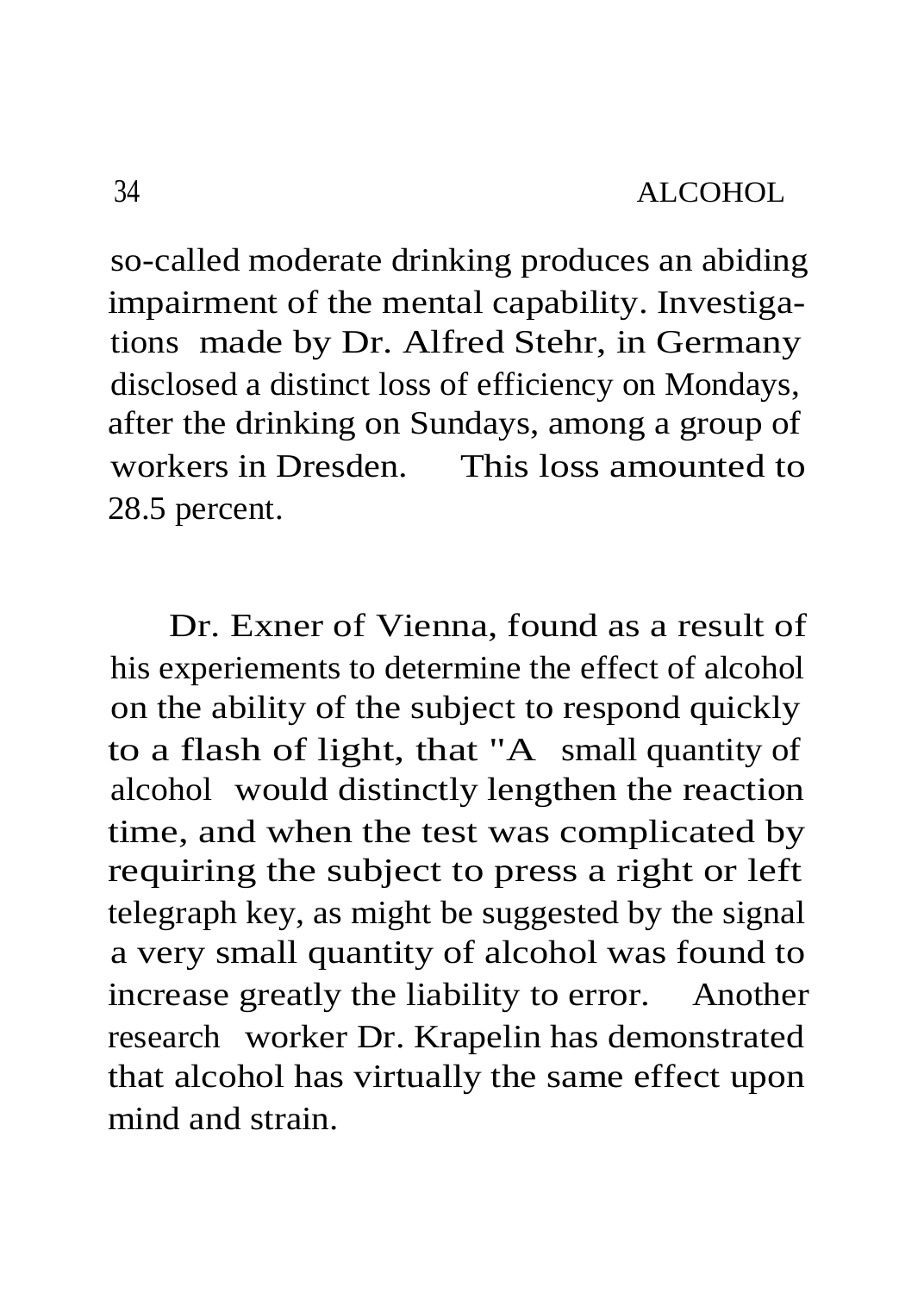so-called moderate drinking produces an abiding impairment of the mental capability. Investigations made by Dr. Alfred Stehr, in Germany disclosed a distinct loss of efficiency on Mondays, after the drinking on Sundays, among a group of workers in Dresden. This loss amounted to 28.5 percent.

Dr. Exner of Vienna, found as a result of his experiements to determine the effect of alcohol on the ability of the subject to respond quickly to a flash of light, that "A small quantity of alcohol would distinctly lengthen the reaction time, and when the test was complicated by requiring the subject to press a right or left telegraph key, as might be suggested by the signal a very small quantity of alcohol was found to increase greatly the liability to error. Another research worker Dr. Krapelin has demonstrated that alcohol has virtually the same effect upon mind and strain.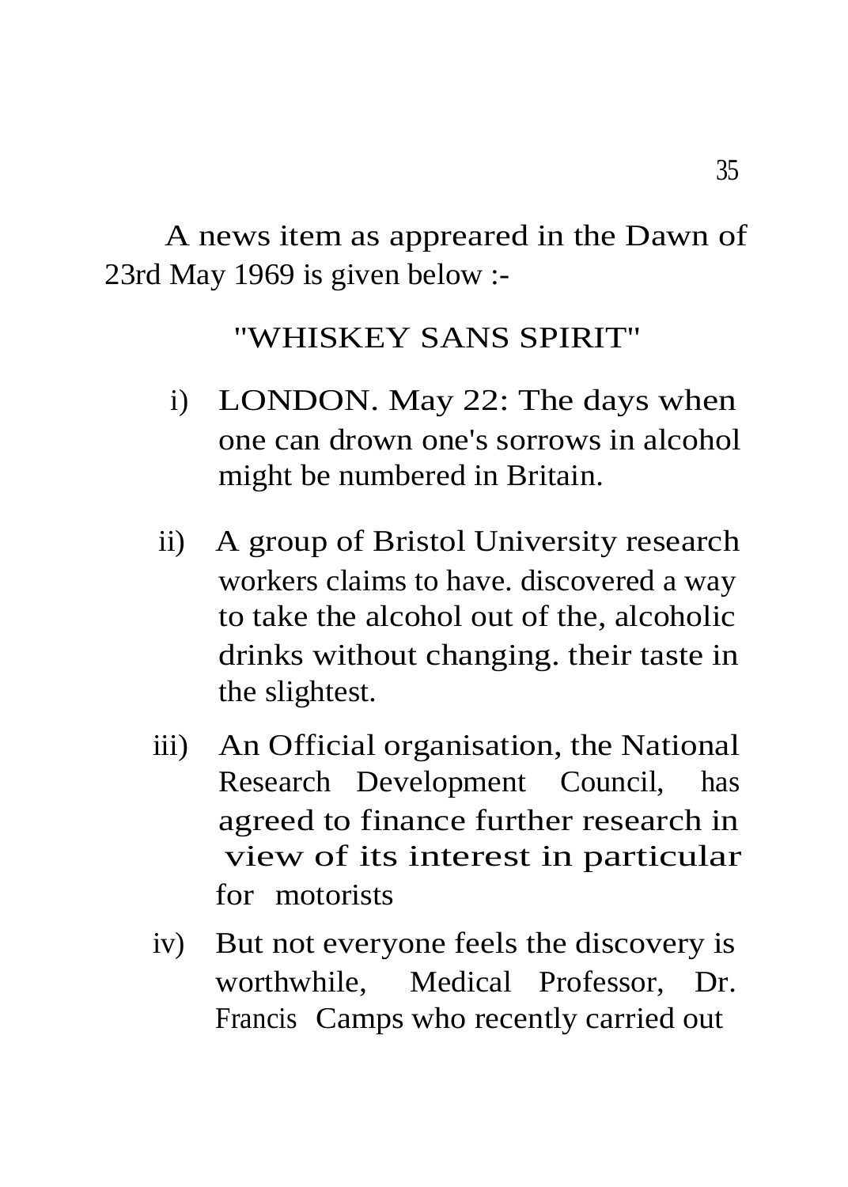A news item as apprEared in the Dawn of 23rd May 1969 is given below :-

"WHISKEY SANS SPIRIT"

i) LONDON. May 22: The days when one can drown one's sorrows in alcohol might be numbered in Britain.

ii) A group of Bristol University research workers claims to have. discovered a way to take the alcohol out of the, alcoholic drinks without changing. their taste in the slightest.

iii) An Official organisation, the National Research Development Council, has agreed to finance further research in view of its interest in particular for motorists

iv) But not everyone feels the discovery is worthwhile, Medical Professor, Dr. Francis Camps who recently carried out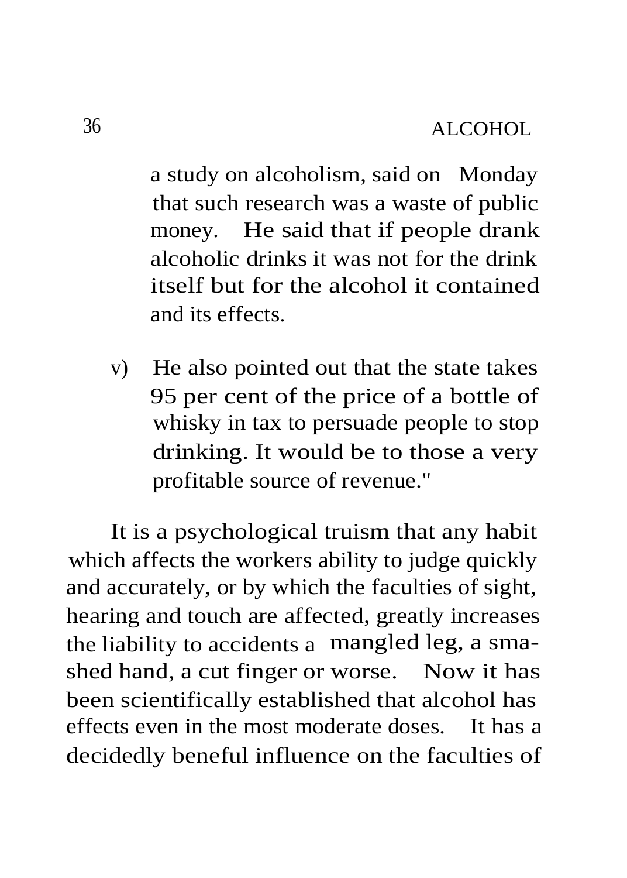a study on alcoholism, said on Monday that such research was a waste of public money. He said that if people drank alcoholic drinks it was not for the drink itself but for the alcohol it contained and its effects.

v) He also pointed out that the state takes 95 per cent of the price of a bottle of whisky in tax to persuade people to stop drinking. It would be to those a very profitable source of revenue."

It is a psychological truism that any habit which affects the workers ability to judge quickly and accurately, or by which the faculties of sight, hearing and touch are affected, greatly increases the liability to accidents a mangled leg, a smashed hand, a cut finger or worse. Now it has been scientifically established that alcohol has effects even in the most moderate doses. It has a decidedly beneful influence on the faculties of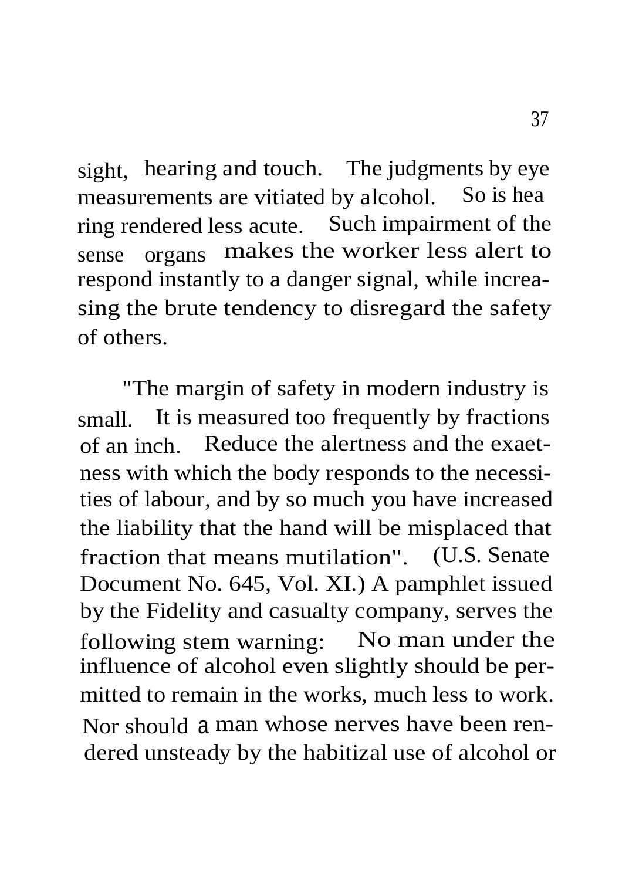sight, hearing and touch. The judgments by eye measurements are vitiated by alcohol. So is hea ring rendered less acute. Such impairment of the sense organs makes the worker less alert to respond instantly to a danger signal, while increasing the brute tendency to disregard the safety of others.

"The margin of safety in modern industry is small. It is measured too frequently by fractions of an inch. Reduce the alertness and the exaetness with which the body responds to the necessities of labour, and by so much you have increased the liability that the hand will be misplaced that fraction that means mutilation". (U.S. Senate Document No. 645, Vol. XI.) A pamphlet issued by the Fidelity and casualty company, serves the following stem warning: No man under the influence of alcohol even slightly should be permitted to remain in the works, much less to work. Nor should a man whose nerves have been rendered unsteady by the habitizal use of alcohol or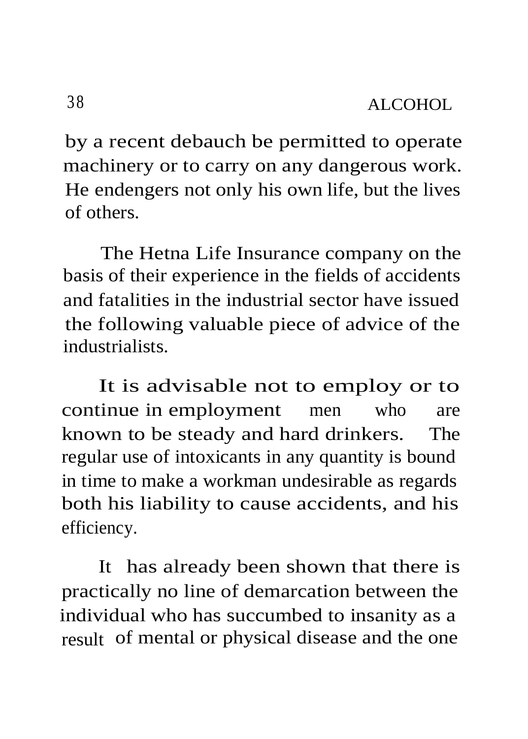by a recent debauch be permitted to operate machinery or to carry on any dangerous work. He endengers not only his own life, but the lives of others.

The Hetna Life Insurance company on the basis of their experience in the fields of accidents and fatalities in the industrial sector have issued the following valuable piece of advice of the industrialists.

It is advisable not to employ or to continue in employment men who are known to be steady and hard drinkers. The regular use of intoxicants in any quantity is bound in time to make a workman undesirable as regards both his liability to cause accidents, and his efficiency.

It has already been shown that there is practically no line of demarcation between the individual who has succumbed to insanity as a result of mental or physical disease and the one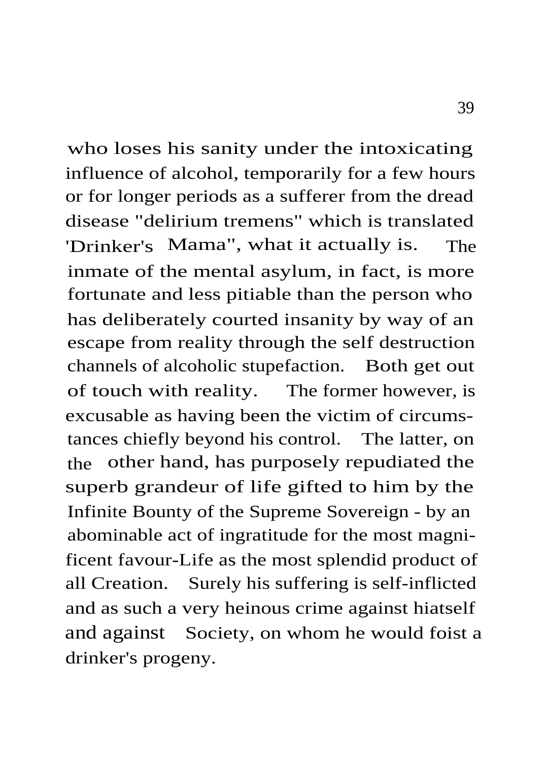who loses his sanity under the intoxicating influence of alcohol, temporarily for a few hours or for longer periods as a sufferer from the dread disease "delirium tremens" which is translated 'Drinker's Mama", what it actually is. The inmate of the mental asylum, in fact, is more fortunate and less pitiable than the person who has deliberately courted insanity by way of an escape from reality through the self destruction channels of alcoholic stupefaction. Both get out of touch with reality. The former however, is excusable as having been the victim of circumstances chiefly beyond his control. The latter, on the other hand, has purposely repudiated the superb grandeur of life gifted to him by the Infinite Bounty of the Supreme Sovereign - by an abominable act of ingratitude for the most magnificent favour-Life as the most splendid product of all Creation. Surely his suffering is self-inflicted and as such a very heinous crime against hiatself and against Society, on whom he would foist a drinker's progeny.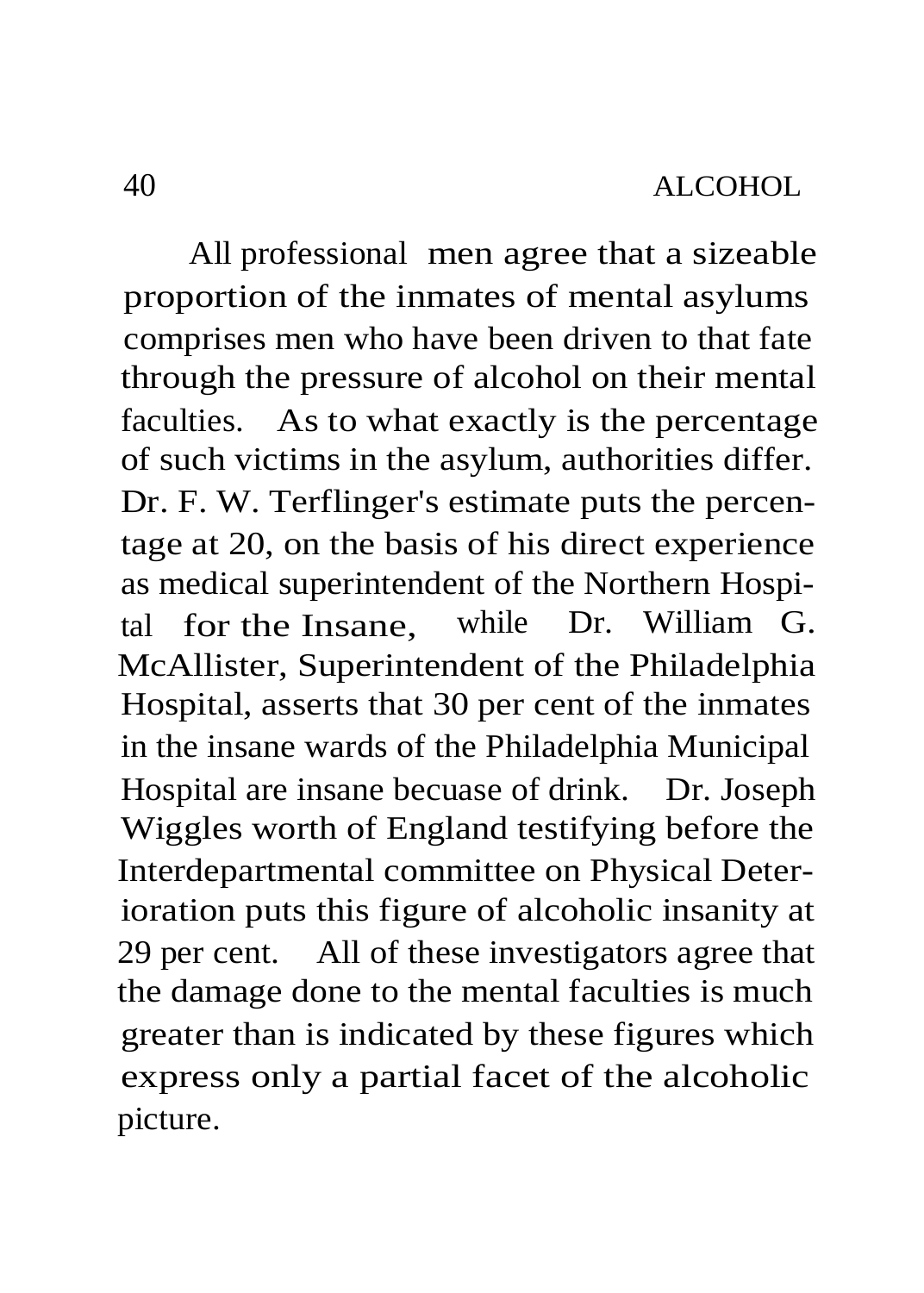All professional men agree that a sizeable proportion of the inmates of mental asylums comprises men who have been driven to that fate through the pressure of alcohol on their mental faculties. As to what exactly is the percentage of such victims in the asylum, authorities differ. Dr. F. W. Terflinger's estimate puts the percentage at 20, on the basis of his direct experience as medical superintendent of the Northern Hospital for the Insane, while Dr. William G. McAllister, Superintendent of the Philadelphia Hospital, asserts that 30 per cent of the inmates in the insane wards of the Philadelphia Municipal Hospital are insane becuase of drink. Dr. Joseph Wiggles worth of England testifying before the Interdepartmental committee on Physical Deterioration puts this figure of alcoholic insanity at 29 per cent. All of these investigators agree that the damage done to the mental faculties is much greater than is indicated by these figures which express only a partial facet of the alcoholic picture.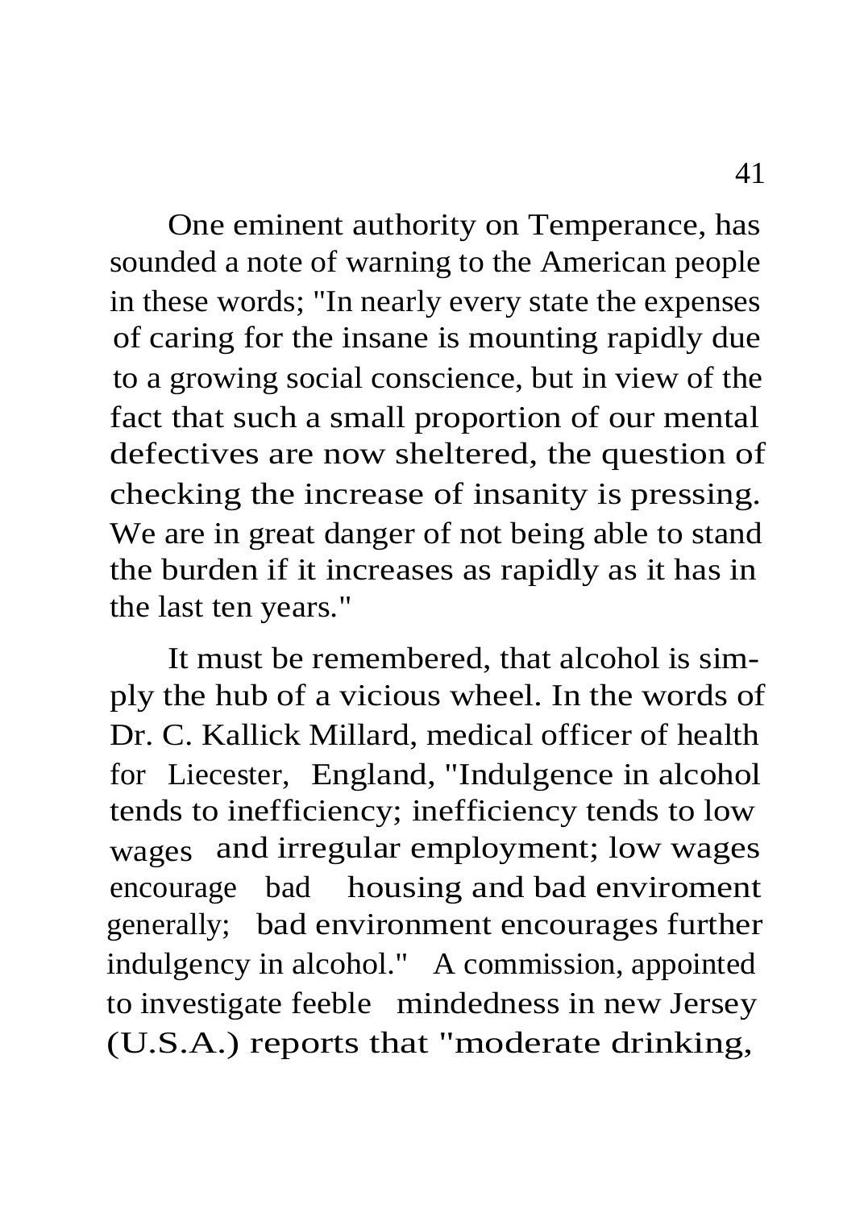One eminent authority on Temperance, has sounded a note of warning to the American people in these words; "In nearly every state the expenses of caring for the insane is mounting rapidly due to a growing social conscience, but in view of the fact that such a small proportion of our mental defectives are now sheltered, the question of checking the increase of insanity is pressing. We are in great danger of not being able to stand the burden if it increases as rapidly as it has in the last ten years."

It must be remembered, that alcohol is simply the hub of a vicious wheel. In the words of Dr. C. Kallick Millard, medical officer of health for Liecester, England, "Indulgence in alcohol tends to inefficiency; inefficiency tends to low wages and irregular employment; low wages encourage bad housing and bad enviroment generally; bad environment encourages further indulgency in alcohol." A commission, appointed to investigate feeble mindedness in new Jersey (U.S.A.) reports that "moderate drinking,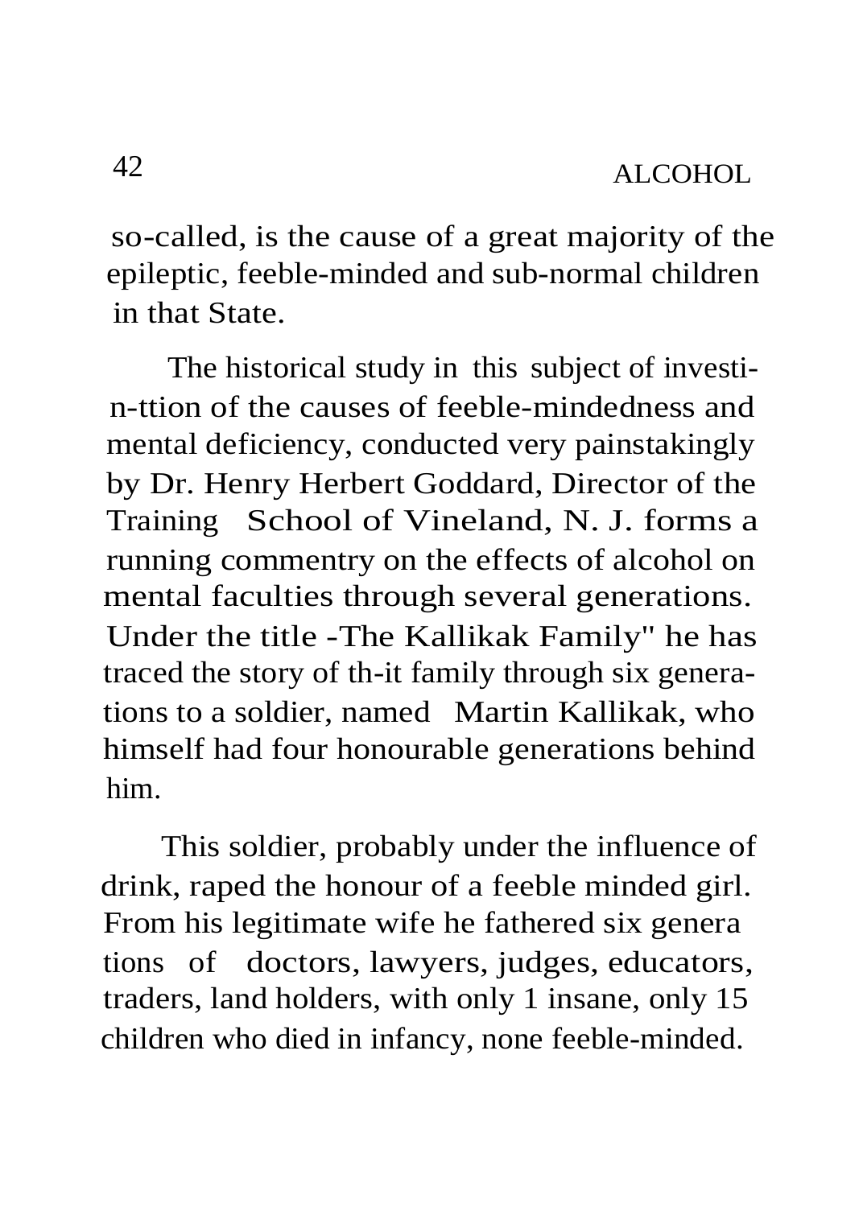so-called, is the cause of a great majority of the epileptic, feeble-minded and sub-normal children in that State.

The historical study in this subject of investi-n-ttion of the causes of feeble-mindedness and mental deficiency, conducted very painstakingly by Dr. Henry Herbert Goddard, Director of the Training School of Vineland, N. J. forms a running commentry on the effects of alcohol on mental faculties through several generations. Under the title -The Kallikak Family" he has traced the story of th-it family through six generations to a soldier, named Martin Kallikak, who himself had four honourable generations behind him.

This soldier, probably under the influence of drink, raped the honour of a feeble minded girl. From his legitimate wife he fathered six generations of doctors, lawyers, judges, educators, traders, land holders, with only 1 insane, only 15 children who died in infancy, none feeble-minded.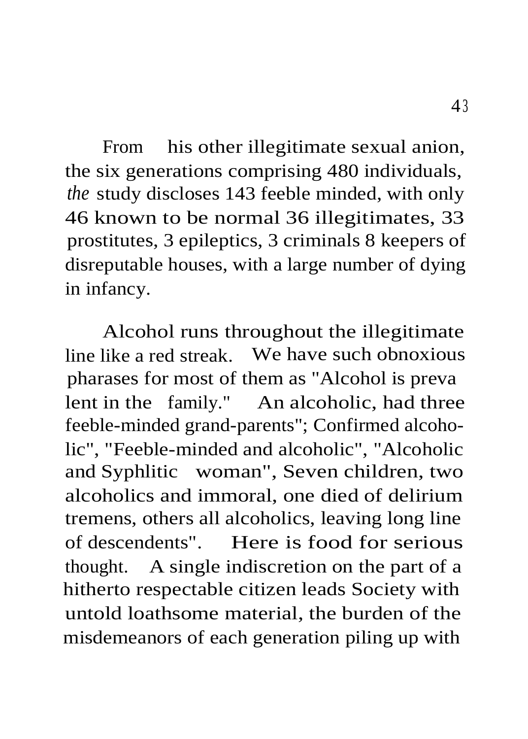From his other illegitimate sexual anion, the six generations comprising 480 individuals, *the* study discloses 143 feeble minded, with only 46 known to be normal 36 illegitimates, 33 prostitutes, 3 epileptics, 3 criminals 8 keepers of disreputable houses, with a large number of dying in infancy.

Alcohol runs throughout the illegitimate line like a red streak. We have such obnoxious pharases for most of them as "Alcohol is preva lent in the family." An alcoholic, had three feeble-minded grand-parents"; Confirmed alcoholic", "Feeble-minded and alcoholic", "Alcoholic and Syphlitic woman", Seven children, two alcoholics and immoral, one died of delirium tremens, others all alcoholics, leaving long line of descendents". Here is food for serious thought. A single indiscretion on the part of a hitherto respectable citizen leads Society with untold loathsome material, the burden of the misdemeanors of each generation piling up with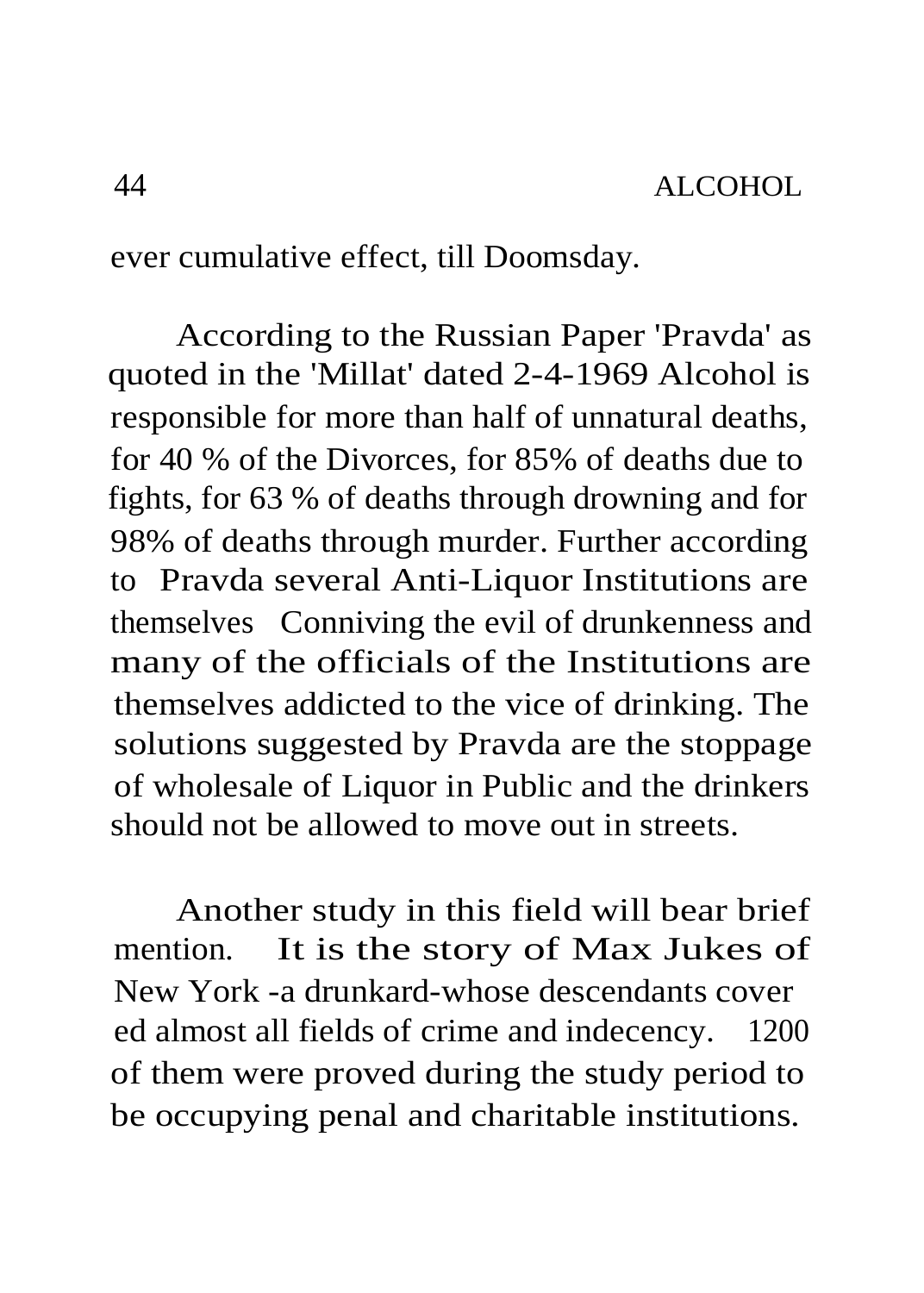ever cumulative effect, till Doomsday.

According to the Russian Paper 'Pravda' as quoted in the 'Millat' dated 2-4-1969 Alcohol is responsible for more than half of unnatural deaths, for 40 % of the Divorces, for 85% of deaths due to fights, for 63 % of deaths through drowning and for 98% of deaths through murder. Further according to Pravda several Anti-Liquor Institutions are themselves Conniving the evil of drunkenness and many of the officials of the Institutions are themselves addicted to the vice of drinking. The solutions suggested by Pravda are the stoppage of wholesale of Liquor in Public and the drinkers should not be allowed to move out in streets.

Another study in this field will bear brief mention. It is the story of Max Jukes of New York -a drunkard-whose descendants covered almost all fields of crime and indecency. 1200 of them were proved during the study period to be occupying penal and charitable institutions.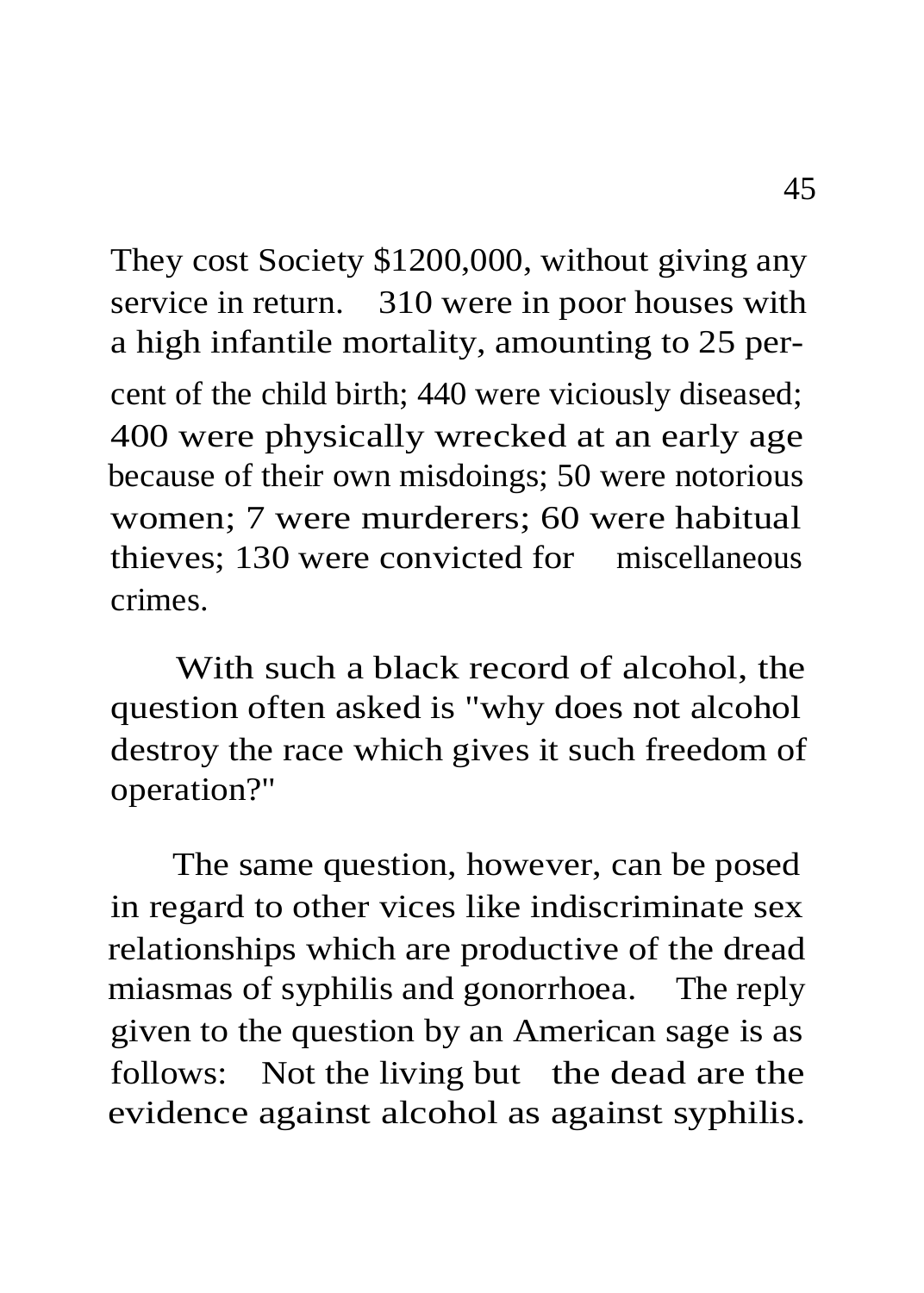They cost Society $1200,000, without giving any service in return. 310 were in poor houses with a high infantile mortality, amounting to 25 per-cent of the child birth; 440 were viciously diseased; 400 were physically wrecked at an early age because of their own misdoings; 50 were notorious women; 7 were murderers; 60 were habitual thieves; 130 were convicted for miscellaneous crimes.

With such a black record of alcohol, the question often asked is "why does not alcohol destroy the race which gives it such freedom of operation?"

The same question, however, can be posed in regard to other vices like indiscriminate sex relationships which are productive of the dread miasmas of syphilis and gonorrhoea. The reply given to the question by an American sage is as follows: Not the living but the dead are the evidence against alcohol as against syphilis.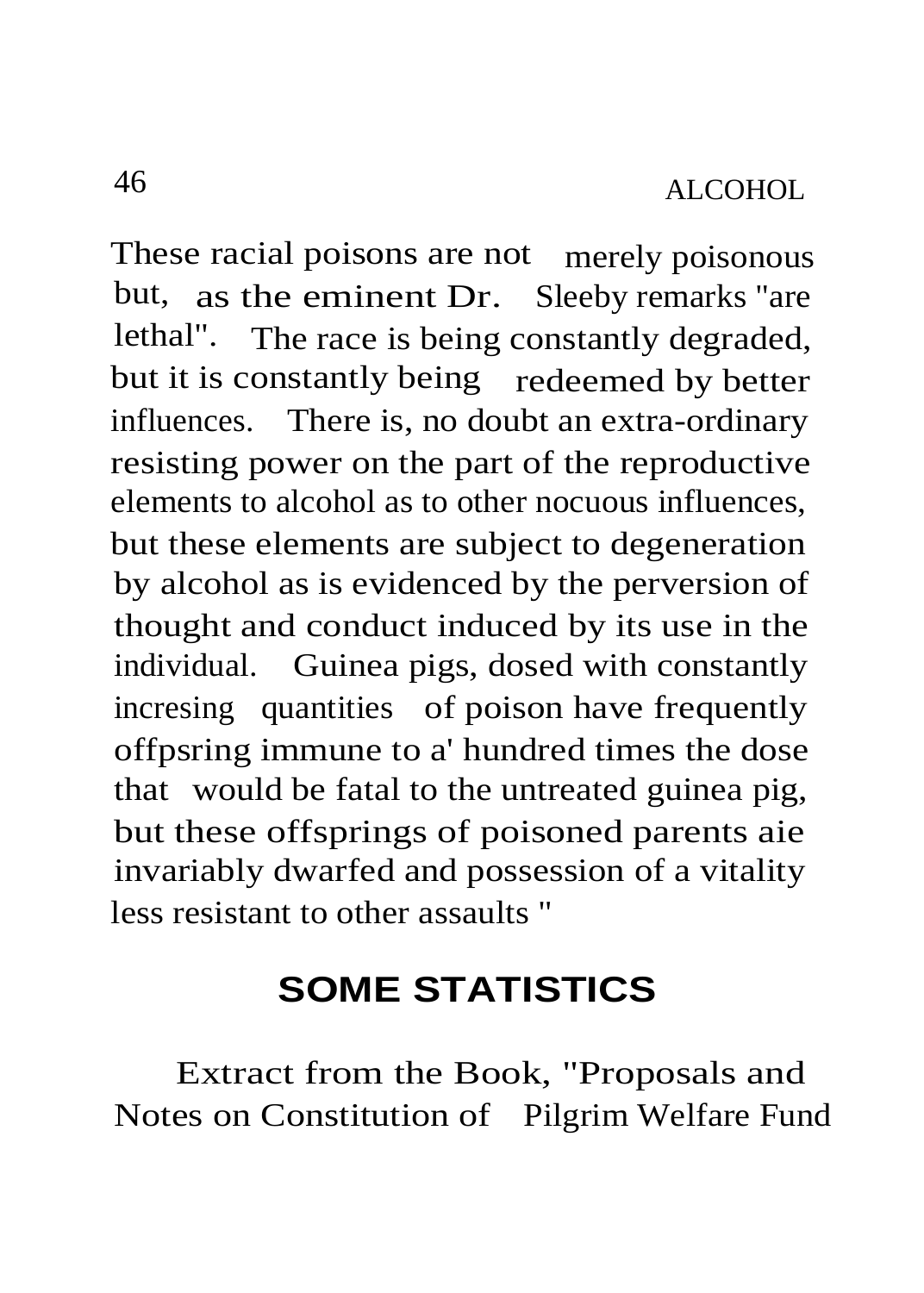These racial poisons are not merely poisonous but, as the eminent Dr. Sleeby remarks "are lethal". The race is being constantly degraded, but it is constantly being redeemed by better influences. There is, no doubt an extra-ordinary resisting power on the part of the reproductive elements to alcohol as to other nocuous influences, but these elements are subject to degeneration by alcohol as is evidenced by the perversion of thought and conduct induced by its use in the individual. Guinea pigs, dosed with constantly incresing quantities of poison have frequently offpsring immune to a' hundred times the dose that would be fatal to the untreated guinea pig, but these offsprings of poisoned parents aie invariably dwarfed and possession of a vitality less resistant to other assaults "

## SOME STATISTICS

Extract from the Book, "Proposals and Notes on Constitution of Pilgrim Welfare Fund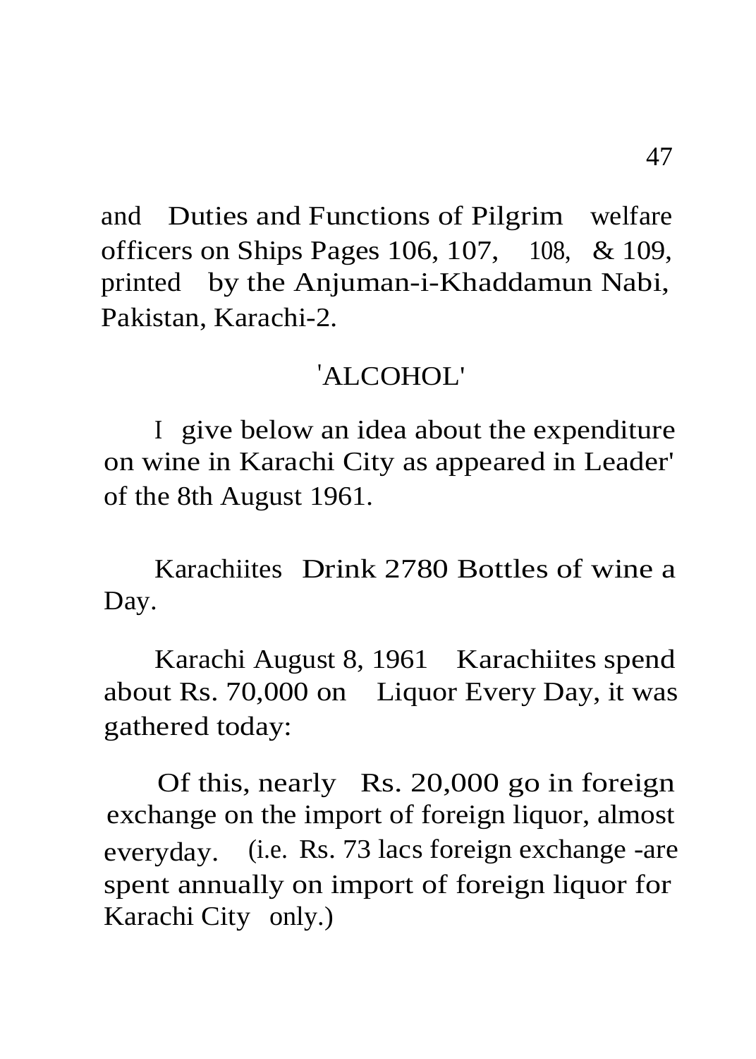and Duties and Functions of Pilgrim welfare officers on Ships Pages 106, 107, 108, & 109, printed by the Anjuman-i-Khaddamun Nabi, Pakistan, Karachi-2.

## 'ALCOHOL'

I give below an idea about the expenditure on wine in Karachi City as appeared in Leader' of the 8th August 1961.

Karachiites Drink 2780 Bottles of wine a Day.

Karachi August 8, 1961 Karachiites spend about Rs. 70,000 on Liquor Every Day, it was gathered today:

Of this, nearly Rs. 20,000 go in foreign exchange on the import of foreign liquor, almost everyday. (i.e. Rs. 73 lacs foreign exchange -are spent annually on import of foreign liquor for Karachi City only.)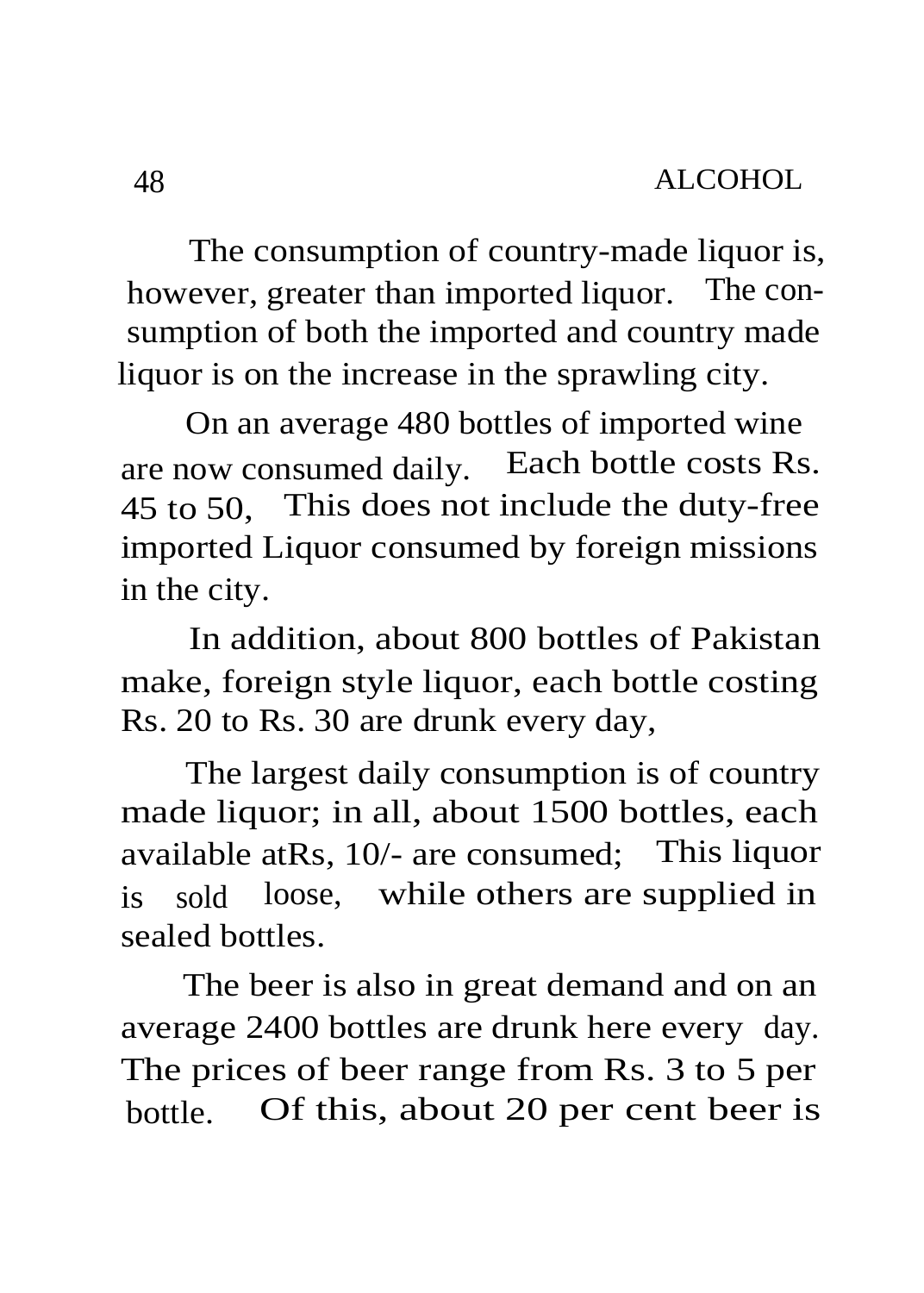The consumption of country-made liquor is, however, greater than imported liquor. The consumption of both the imported and country made liquor is on the increase in the sprawling city.

On an average 480 bottles of imported wine are now consumed daily. Each bottle costs Rs. 45 to 50, This does not include the duty-free imported Liquor consumed by foreign missions in the city.

In addition, about 800 bottles of Pakistan make, foreign style liquor, each bottle costing Rs. 20 to Rs. 30 are drunk every day,

The largest daily consumption is of country made liquor; in all, about 1500 bottles, each available atRs, 10/- are consumed; This liquor is sold loose, while others are supplied in sealed bottles.

The beer is also in great demand and on an average 2400 bottles are drunk here every day. The prices of beer range from Rs. 3 to 5 per bottle. Of this, about 20 per cent beer is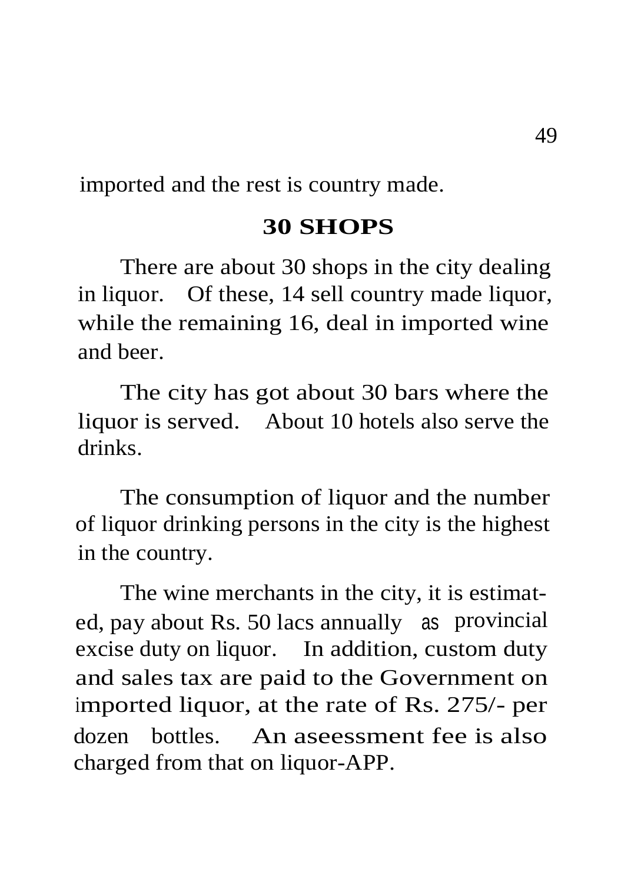imported and the rest is country made.

## 30 SHOPS

There are about 30 shops in the city dealing in liquor. Of these, 14 sell country made liquor, while the remaining 16, deal in imported wine and beer.

The city has got about 30 bars where the liquor is served. About 10 hotels also serve the drinks.

The consumption of liquor and the number of liquor drinking persons in the city is the highest in the country.

The wine merchants in the city, it is estimated, pay about Rs. 50 lacs annually as provincial excise duty on liquor. In addition, custom duty and sales tax are paid to the Government on imported liquor, at the rate of Rs. 275/- per dozen bottles. An aseessment fee is also charged from that on liquor-APP.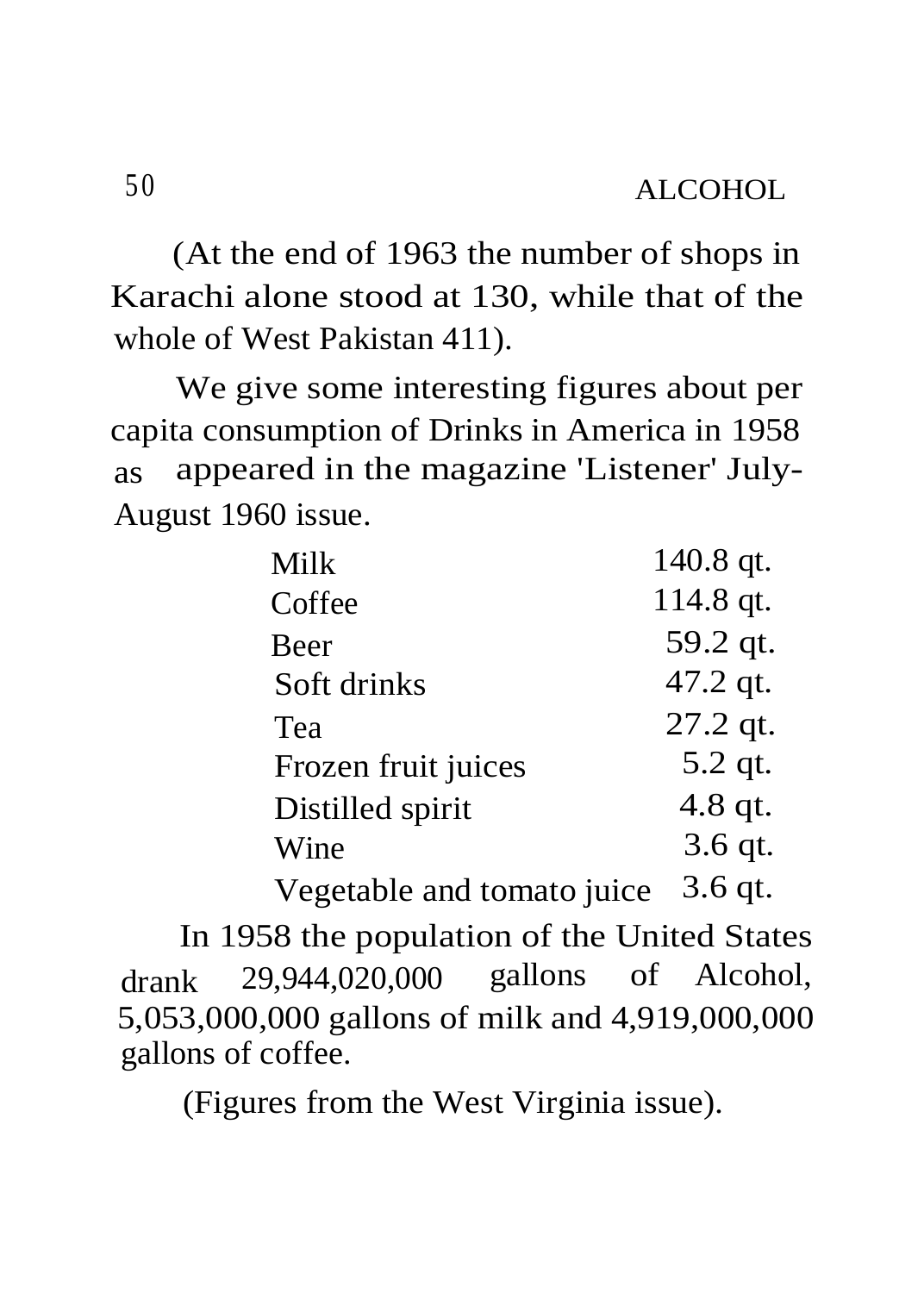(At the end of 1963 the number of shops in Karachi alone stood at 130, while that of the whole of West Pakistan 411).

We give some interesting figures about per capita consumption of Drinks in America in 1958 as appeared in the magazine 'Listener' July-August 1960 issue.

| | |
|---|---|
| Milk | 140.8 qt. |
| Coffee | 114.8 qt. |
| Beer | 59.2 qt. |
| Soft drinks | 47.2 qt. |
| Tea | 27.2 qt. |
| Frozen fruit juices | 5.2 qt. |
| Distilled spirit | 4.8 qt. |
| Wine | 3.6 qt. |
| Vegetable and tomato juice | 3.6 qt. |

In 1958 the population of the United States drank 29,944,020,000 gallons of Alcohol, 5,053,000,000 gallons of milk and 4,919,000,000 gallons of coffee.

(Figures from the West Virginia issue).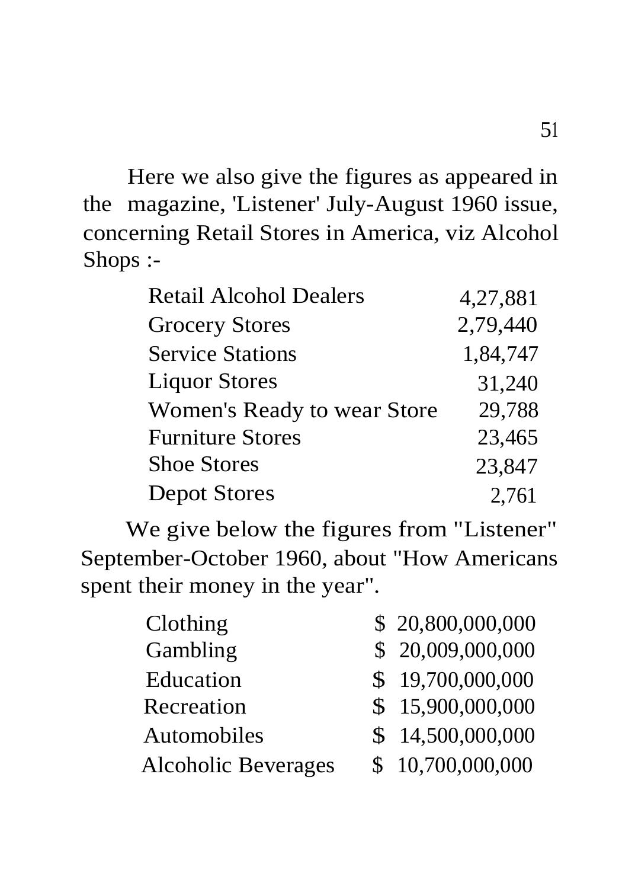Here we also give the figures as appeared in the magazine, 'Listener' July-August 1960 issue, concerning Retail Stores in America, viz Alcohol Shops :-

| | |
|---|---|
| Retail Alcohol Dealers | 4,27,881 |
| Grocery Stores | 2,79,440 |
| Service Stations | 1,84,747 |
| Liquor Stores | 31,240 |
| Women's Ready to wear Store | 29,788 |
| Furniture Stores | 23,465 |
| Shoe Stores | 23,847 |
| Depot Stores | 2,761 |

We give below the figures from "Listener" September-October 1960, about "How Americans spent their money in the year".

| | |
|---|---|
| Clothing | $ 20,800,000,000 |
| Gambling | $ 20,009,000,000 |
| Education | $ 19,700,000,000 |
| Recreation | $ 15,900,000,000 |
| Automobiles | $ 14,500,000,000 |
| Alcoholic Beverages | $ 10,700,000,000 |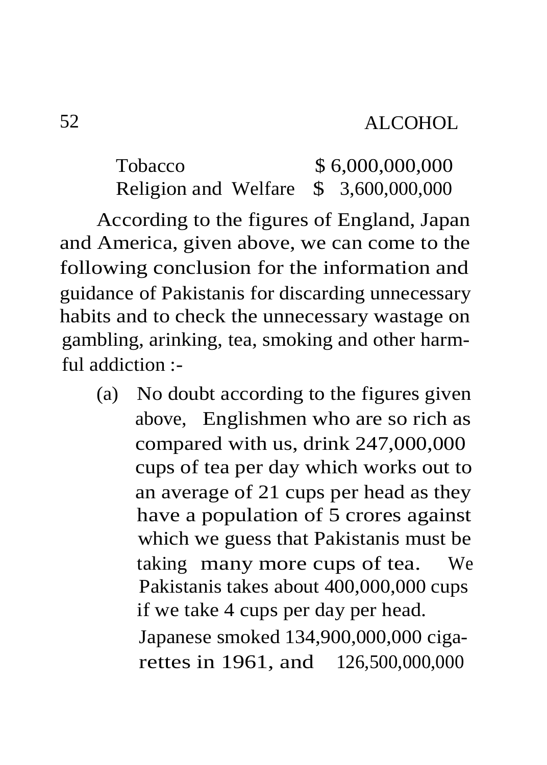| | |
|---|---|
| Tobacco | $ 6,000,000,000 |
| Religion and Welfare | $ 3,600,000,000 |

According to the figures of England, Japan and America, given above, we can come to the following conclusion for the information and guidance of Pakistanis for discarding unnecessary habits and to check the unnecessary wastage on gambling, arinking, tea, smoking and other harmful addiction :-

(a) No doubt according to the figures given above, Englishmen who are so rich as compared with us, drink 247,000,000 cups of tea per day which works out to an average of 21 cups per head as they have a population of 5 crores against which we guess that Pakistanis must be taking many more cups of tea. We Pakistanis takes about 400,000,000 cups if we take 4 cups per day per head. Japanese smoked 134,900,000,000 cigarettes in 1961, and 126,500,000,000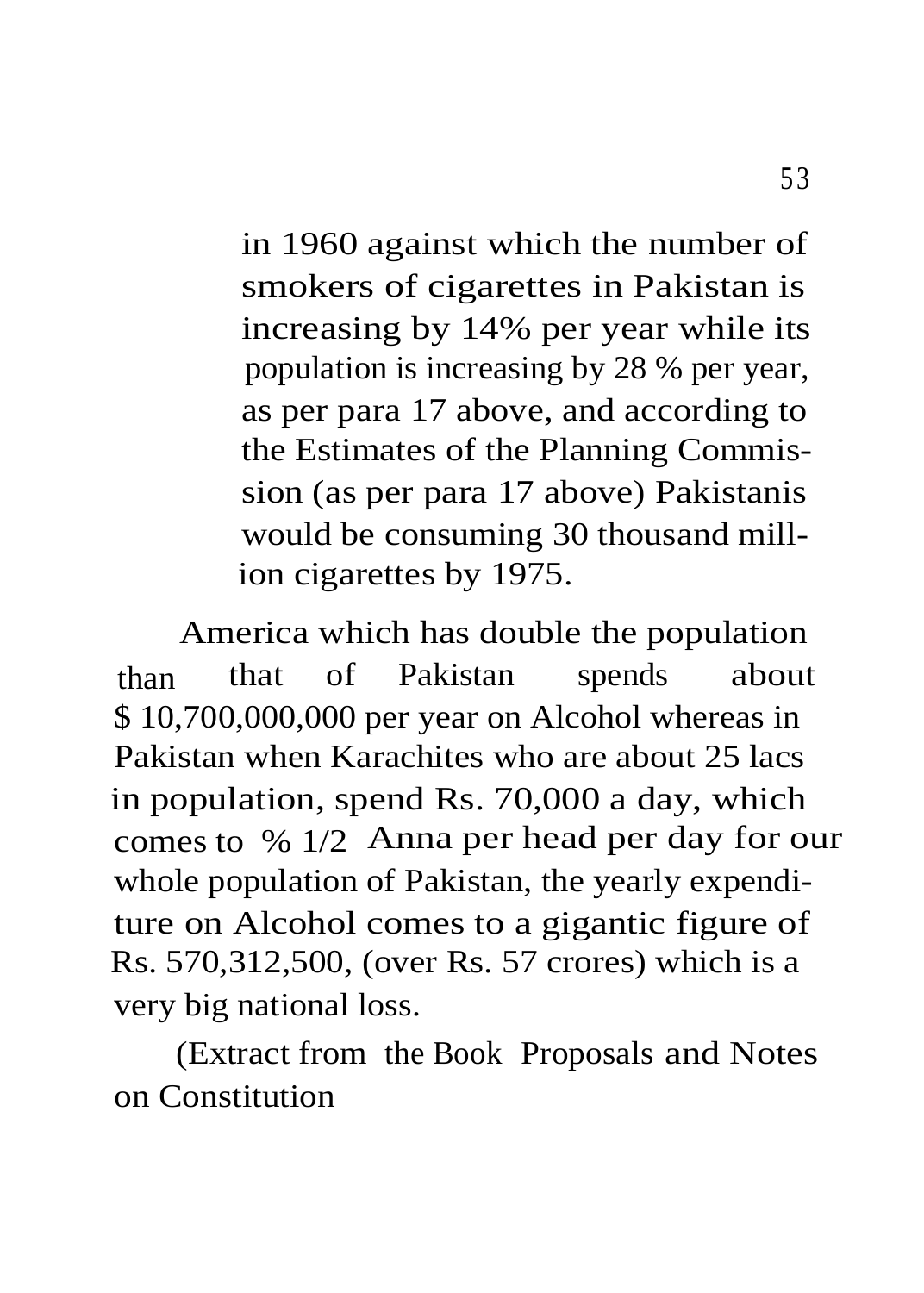in 1960 against which the number of smokers of cigarettes in Pakistan is increasing by 14% per year while its population is increasing by 28 % per year, as per para 17 above, and according to the Estimates of the Planning Commission (as per para 17 above) Pakistanis would be consuming 30 thousand million cigarettes by 1975.

America which has double the population than that of Pakistan spends about $ 10,700,000,000 per year on Alcohol whereas in Pakistan when Karachites who are about 25 lacs in population, spend Rs. 70,000 a day, which comes to % 1/2 Anna per head per day for our whole population of Pakistan, the yearly expenditure on Alcohol comes to a gigantic figure of Rs. 570,312,500, (over Rs. 57 crores) which is a very big national loss.

(Extract from the Book Proposals and Notes on Constitution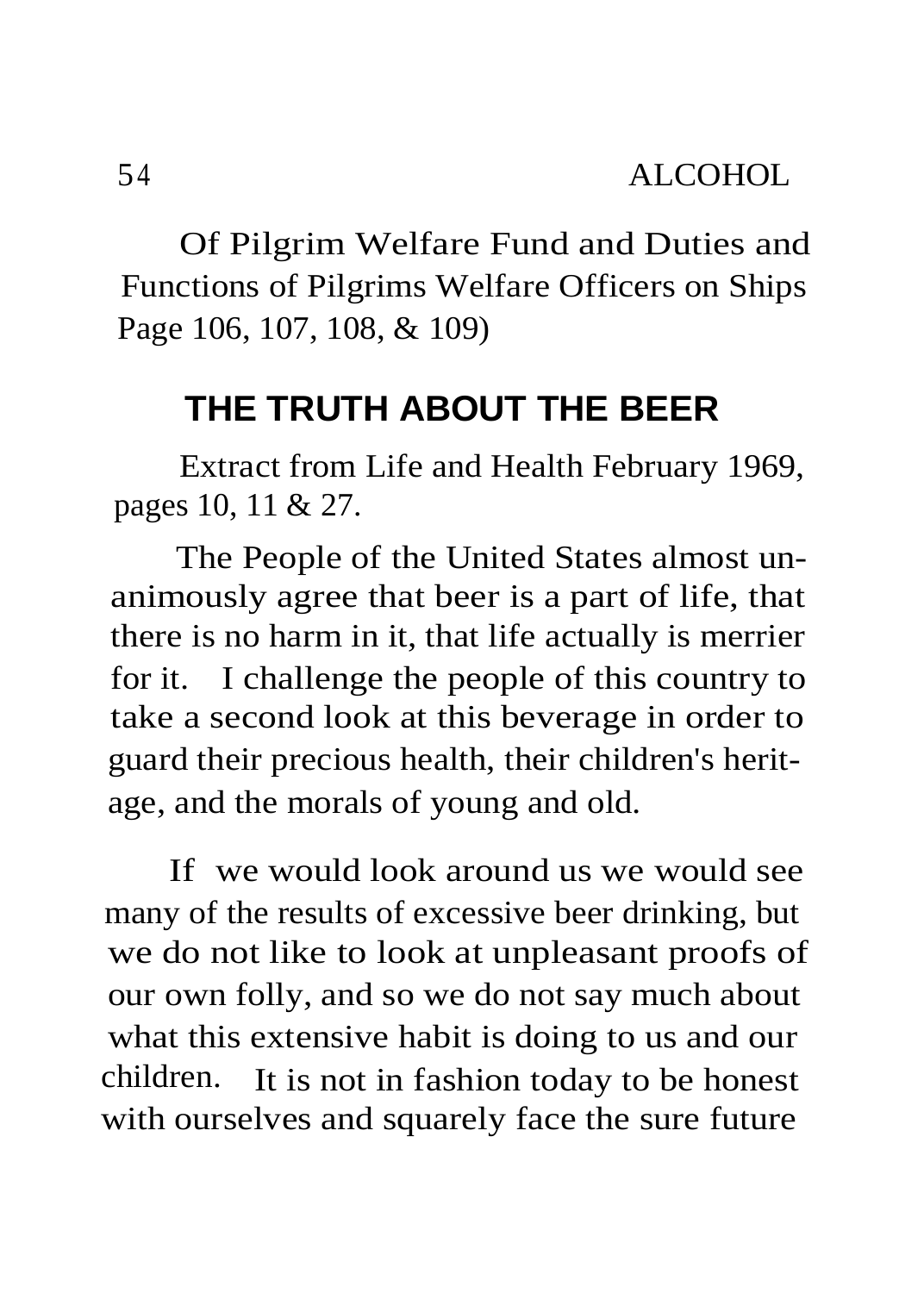Of Pilgrim Welfare Fund and Duties and Functions of Pilgrims Welfare Officers on Ships Page 106, 107, 108, & 109)

## THE TRUTH ABOUT THE BEER

Extract from Life and Health February 1969, pages 10, 11 & 27.

The People of the United States almost unanimously agree that beer is a part of life, that there is no harm in it, that life actually is merrier for it. I challenge the people of this country to take a second look at this beverage in order to guard their precious health, their children's heritage, and the morals of young and old.

If we would look around us we would see many of the results of excessive beer drinking, but we do not like to look at unpleasant proofs of our own folly, and so we do not say much about what this extensive habit is doing to us and our children. It is not in fashion today to be honest with ourselves and squarely face the sure future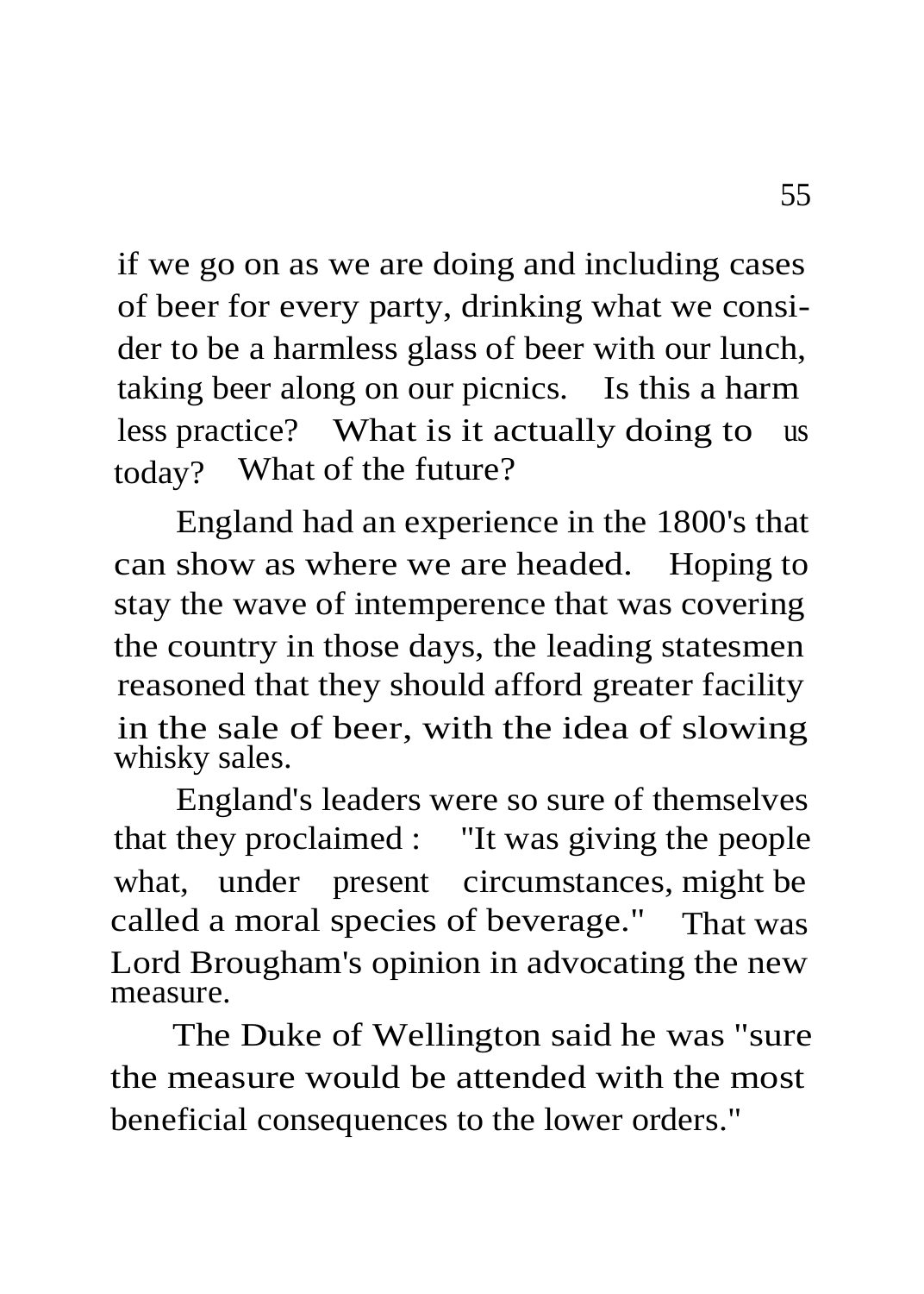if we go on as we are doing and including cases of beer for every party, drinking what we consider to be a harmless glass of beer with our lunch, taking beer along on our picnics. Is this a harm less practice? What is it actually doing to us today? What of the future?

England had an experience in the 1800's that can show as where we are headed. Hoping to stay the wave of intemperence that was covering the country in those days, the leading statesmen reasoned that they should afford greater facility in the sale of beer, with the idea of slowing whisky sales.

England's leaders were so sure of themselves that they proclaimed : "It was giving the people what, under present circumstances, might be called a moral species of beverage." That was Lord Brougham's opinion in advocating the new measure.

The Duke of Wellington said he was "sure the measure would be attended with the most beneficial consequences to the lower orders."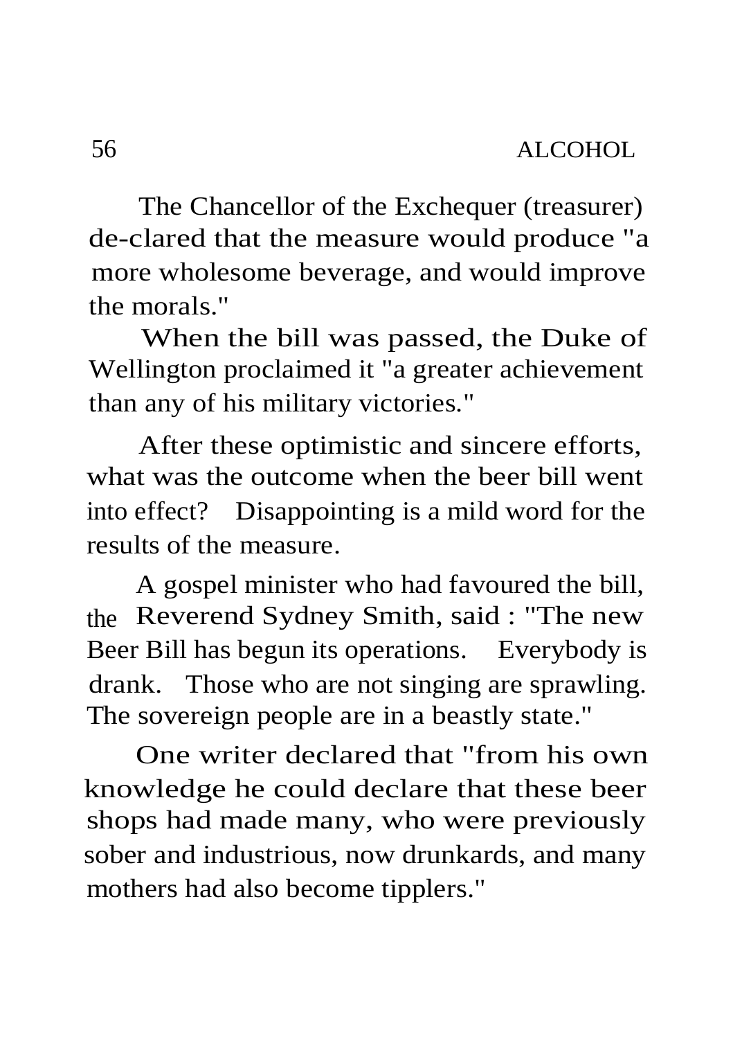The Chancellor of the Exchequer (treasurer) de-clared that the measure would produce "a more wholesome beverage, and would improve the morals."

When the bill was passed, the Duke of Wellington proclaimed it "a greater achievement than any of his military victories."

After these optimistic and sincere efforts, what was the outcome when the beer bill went into effect? Disappointing is a mild word for the results of the measure.

A gospel minister who had favoured the bill, the Reverend Sydney Smith, said : "The new Beer Bill has begun its operations. Everybody is drank. Those who are not singing are sprawling. The sovereign people are in a beastly state."

One writer declared that "from his own knowledge he could declare that these beer shops had made many, who were previously sober and industrious, now drunkards, and many mothers had also become tipplers."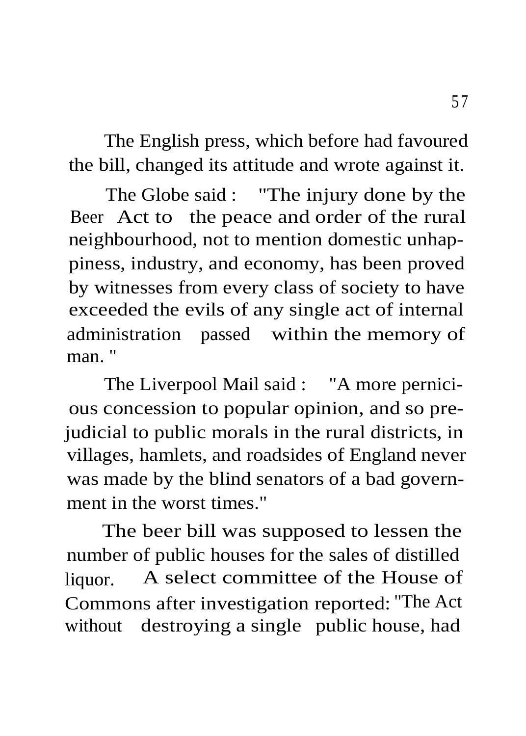The English press, which before had favoured the bill, changed its attitude and wrote against it.

The Globe said : "The injury done by the Beer Act to the peace and order of the rural neighbourhood, not to mention domestic unhappiness, industry, and economy, has been proved by witnesses from every class of society to have exceeded the evils of any single act of internal administration passed within the memory of man. "

The Liverpool Mail said : "A more pernicious concession to popular opinion, and so prejudicial to public morals in the rural districts, in villages, hamlets, and roadsides of England never was made by the blind senators of a bad government in the worst times."

The beer bill was supposed to lessen the number of public houses for the sales of distilled liquor. A select committee of the House of Commons after investigation reported: "The Act without destroying a single public house, had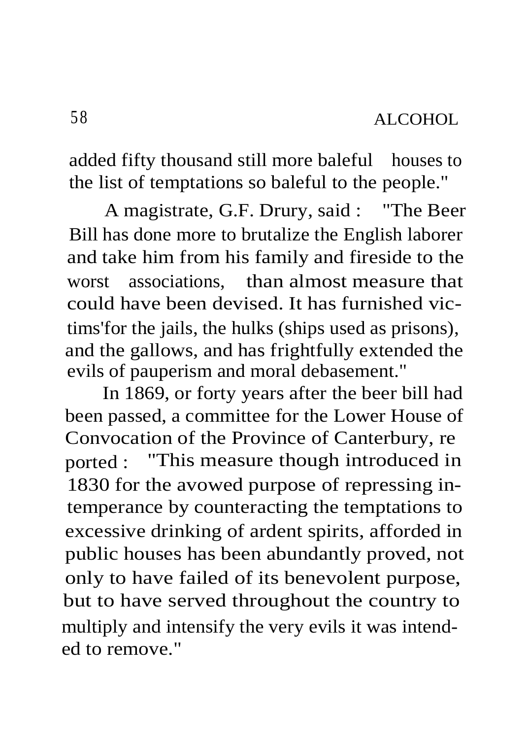added fifty thousand still more baleful houses to the list of temptations so baleful to the people."

A magistrate, G.F. Drury, said : "The Beer Bill has done more to brutalize the English laborer and take him from his family and fireside to the worst associations, than almost measure that could have been devised. It has furnished victims'for the jails, the hulks (ships used as prisons), and the gallows, and has frightfully extended the evils of pauperism and moral debasement."

In 1869, or forty years after the beer bill had been passed, a committee for the Lower House of Convocation of the Province of Canterbury, reported : "This measure though introduced in 1830 for the avowed purpose of repressing intemperance by counteracting the temptations to excessive drinking of ardent spirits, afforded in public houses has been abundantly proved, not only to have failed of its benevolent purpose, but to have served throughout the country to multiply and intensify the very evils it was intended to remove."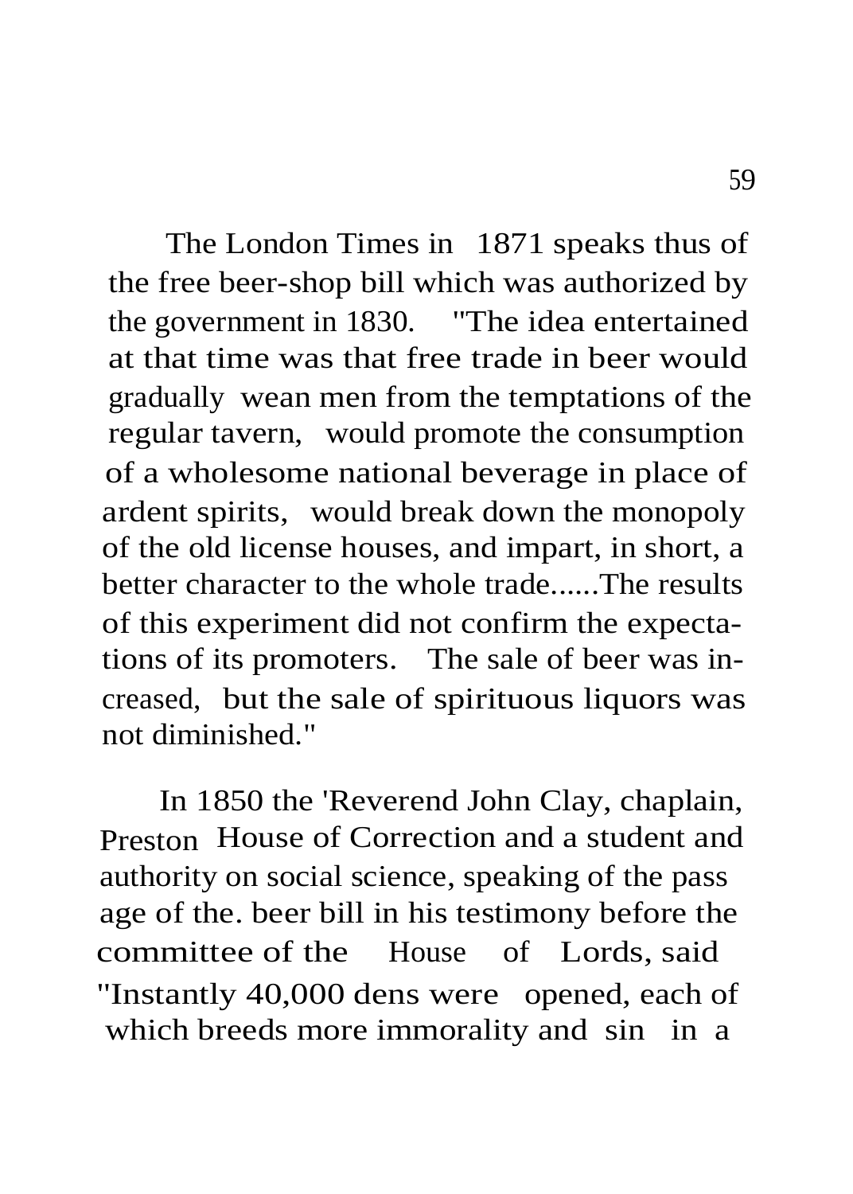The London Times in 1871 speaks thus of the free beer-shop bill which was authorized by the government in 1830. "The idea entertained at that time was that free trade in beer would gradually wean men from the temptations of the regular tavern, would promote the consumption of a wholesome national beverage in place of ardent spirits, would break down the monopoly of the old license houses, and impart, in short, a better character to the whole trade......The results of this experiment did not confirm the expectations of its promoters. The sale of beer was increased, but the sale of spirituous liquors was not diminished."

In 1850 the 'Reverend John Clay, chaplain, Preston House of Correction and a student and authority on social science, speaking of the passage of the. beer bill in his testimony before the committee of the House of Lords, said "Instantly 40,000 dens were opened, each of which breeds more immorality and sin in a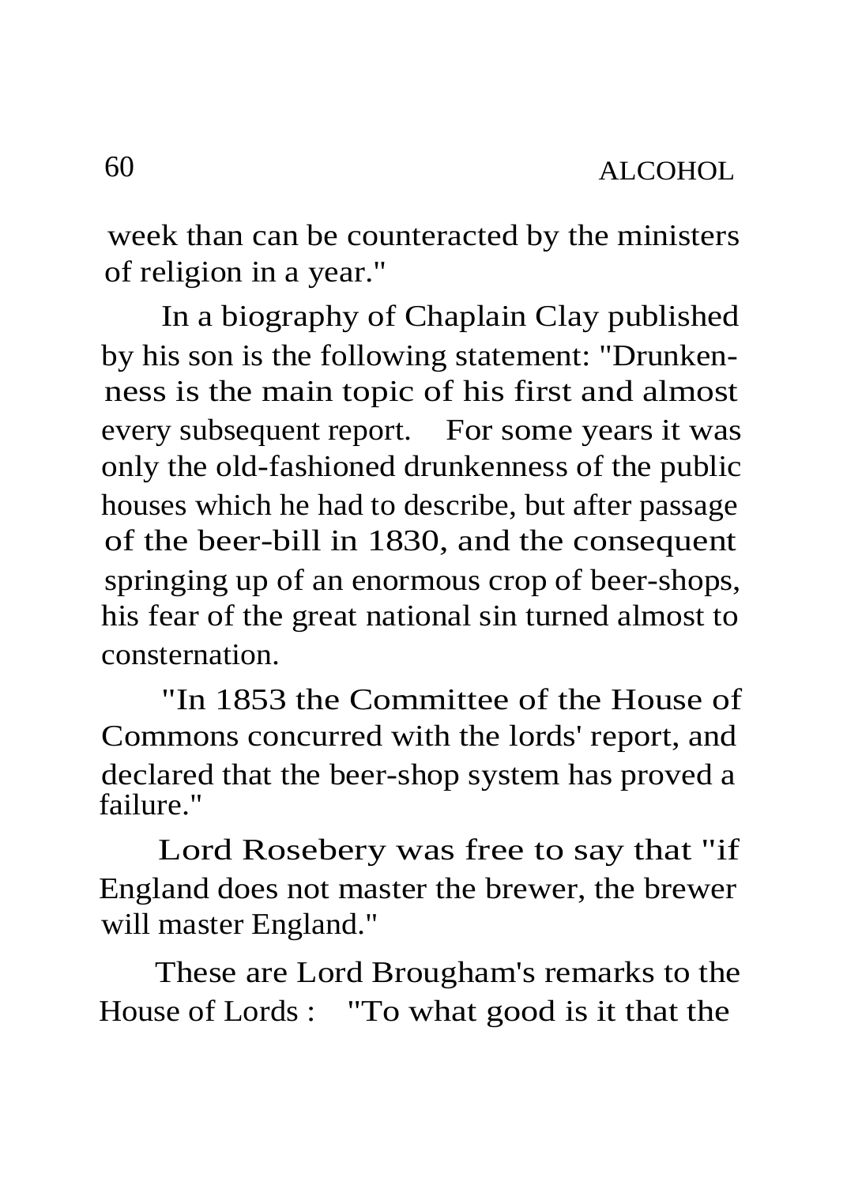week than can be counteracted by the ministers of religion in a year."

In a biography of Chaplain Clay published by his son is the following statement: "Drunkenness is the main topic of his first and almost every subsequent report. For some years it was only the old-fashioned drunkenness of the public houses which he had to describe, but after passage of the beer-bill in 1830, and the consequent springing up of an enormous crop of beer-shops, his fear of the great national sin turned almost to consternation.

"In 1853 the Committee of the House of Commons concurred with the lords' report, and declared that the beer-shop system has proved a failure."

Lord Rosebery was free to say that "if England does not master the brewer, the brewer will master England."

These are Lord Brougham's remarks to the House of Lords : "To what good is it that the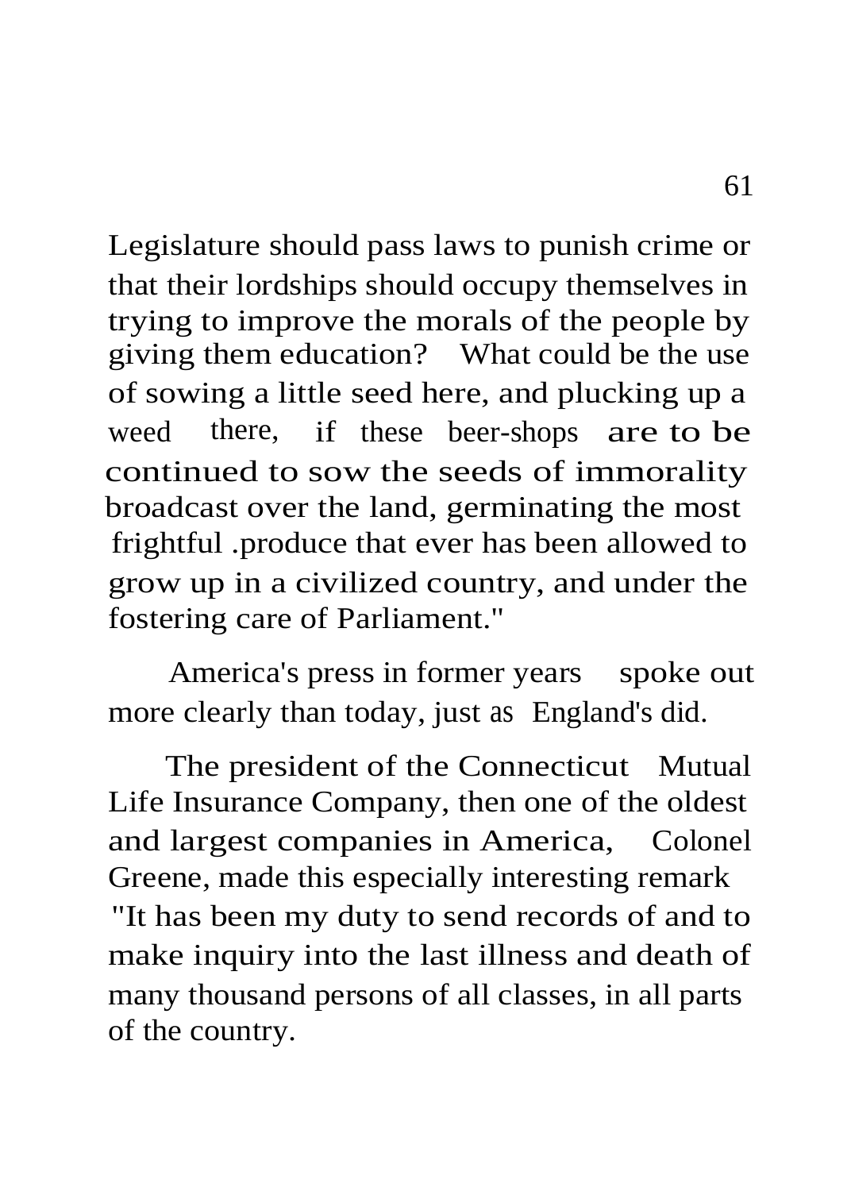Legislature should pass laws to punish crime or that their lordships should occupy themselves in trying to improve the morals of the people by giving them education? What could be the use of sowing a little seed here, and plucking up a weed there, if these beer-shops are to be continued to sow the seeds of immorality broadcast over the land, germinating the most frightful .produce that ever has been allowed to grow up in a civilized country, and under the fostering care of Parliament."

America's press in former years spoke out more clearly than today, just as England's did.

The president of the Connecticut Mutual Life Insurance Company, then one of the oldest and largest companies in America, Colonel Greene, made this especially interesting remark "It has been my duty to send records of and to make inquiry into the last illness and death of many thousand persons of all classes, in all parts of the country.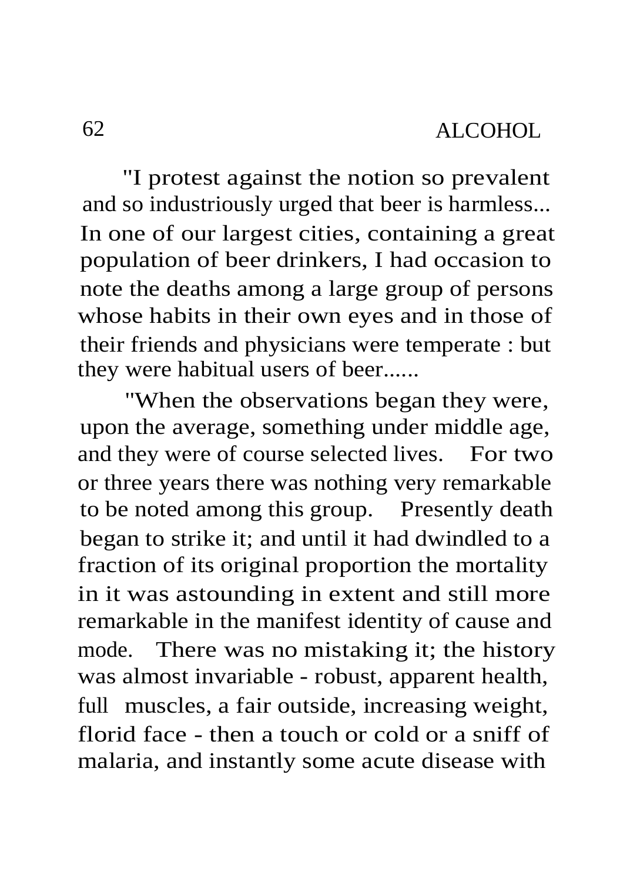"I protest against the notion so prevalent and so industriously urged that beer is harmless... In one of our largest cities, containing a great population of beer drinkers, I had occasion to note the deaths among a large group of persons whose habits in their own eyes and in those of their friends and physicians were temperate : but they were habitual users of beer......

"When the observations began they were, upon the average, something under middle age, and they were of course selected lives. For two or three years there was nothing very remarkable to be noted among this group. Presently death began to strike it; and until it had dwindled to a fraction of its original proportion the mortality in it was astounding in extent and still more remarkable in the manifest identity of cause and mode. There was no mistaking it; the history was almost invariable - robust, apparent health, full muscles, a fair outside, increasing weight, florid face - then a touch or cold or a sniff of malaria, and instantly some acute disease with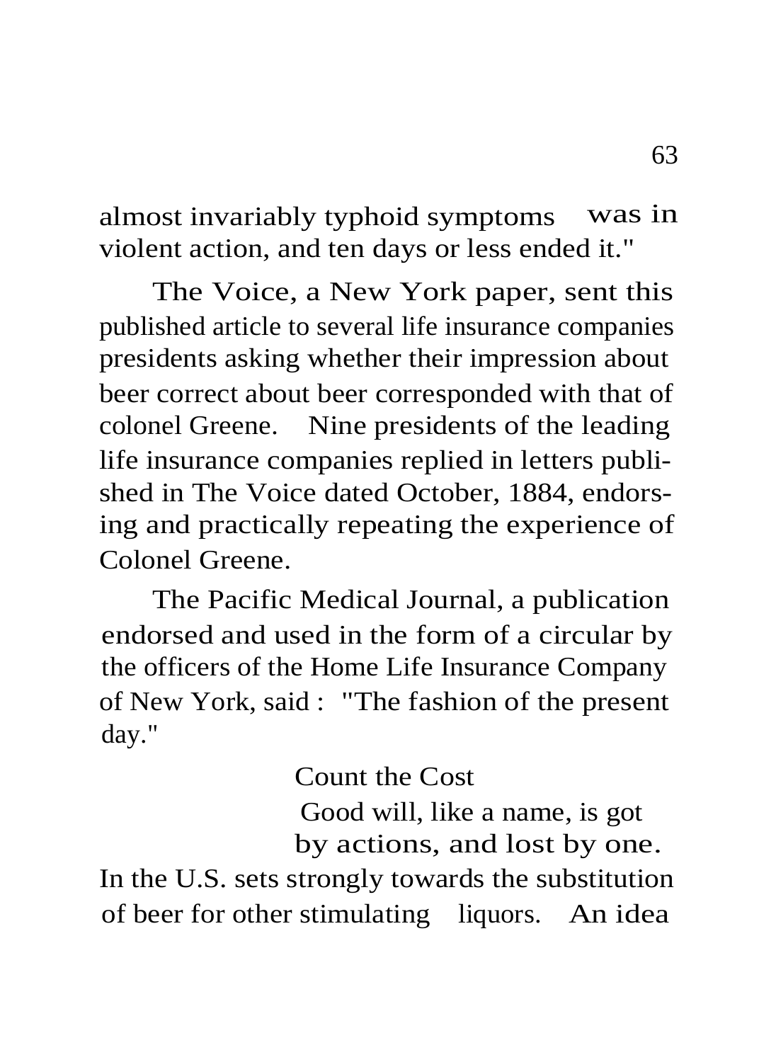almost invariably typhoid symptoms was in violent action, and ten days or less ended it."

The Voice, a New York paper, sent this published article to several life insurance companies presidents asking whether their impression about beer correct about beer corresponded with that of colonel Greene. Nine presidents of the leading life insurance companies replied in letters published in The Voice dated October, 1884, endorsing and practically repeating the experience of Colonel Greene.

The Pacific Medical Journal, a publication endorsed and used in the form of a circular by the officers of the Home Life Insurance Company of New York, said : "The fashion of the present day."

Count the Cost

Good will, like a name, is got by actions, and lost by one.

In the U.S. sets strongly towards the substitution of beer for other stimulating liquors. An idea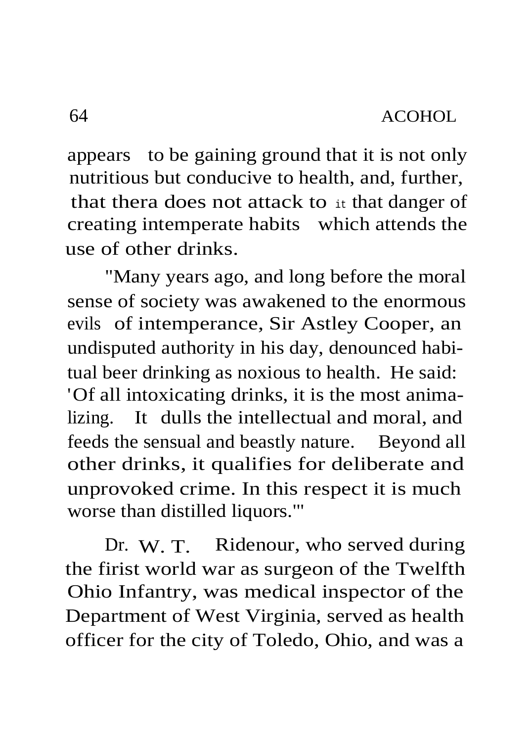appears to be gaining ground that it is not only nutritious but conducive to health, and, further, that thera does not attack to it that danger of creating intemperate habits which attends the use of other drinks.

"Many years ago, and long before the moral sense of society was awakened to the enormous evils of intemperance, Sir Astley Cooper, an undisputed authority in his day, denounced habitual beer drinking as noxious to health. He said: 'Of all intoxicating drinks, it is the most animalizing. It dulls the intellectual and moral, and feeds the sensual and beastly nature. Beyond all other drinks, it qualifies for deliberate and unprovoked crime. In this respect it is much worse than distilled liquors.'"

Dr. W. T. Ridenour, who served during the firist world war as surgeon of the Twelfth Ohio Infantry, was medical inspector of the Department of West Virginia, served as health officer for the city of Toledo, Ohio, and was a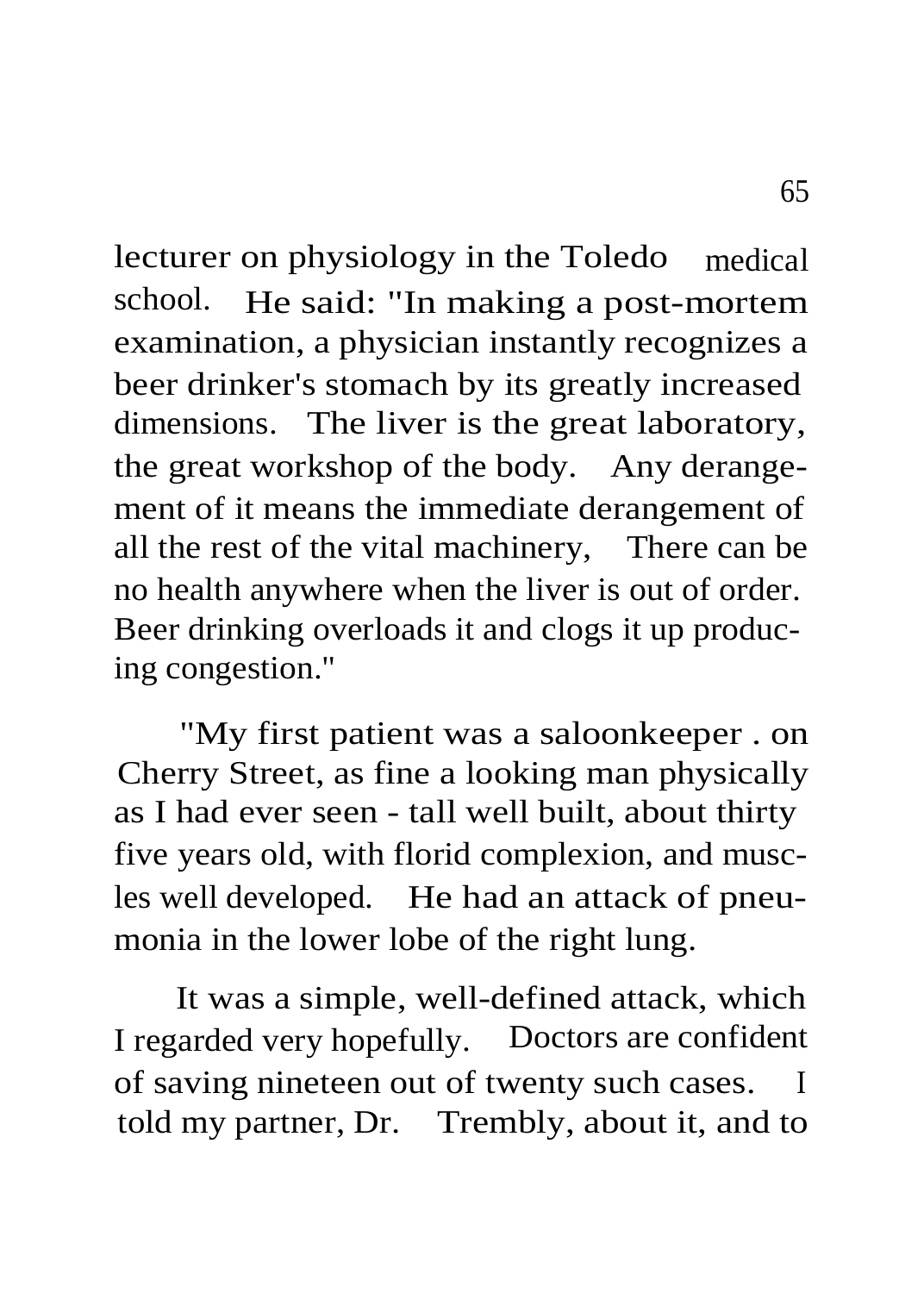lecturer on physiology in the Toledo medical school. He said: "In making a post-mortem examination, a physician instantly recognizes a beer drinker's stomach by its greatly increased dimensions. The liver is the great laboratory, the great workshop of the body. Any derangement of it means the immediate derangement of all the rest of the vital machinery, There can be no health anywhere when the liver is out of order. Beer drinking overloads it and clogs it up producing congestion."

"My first patient was a saloonkeeper . on Cherry Street, as fine a looking man physically as I had ever seen - tall well built, about thirty five years old, with florid complexion, and muscles well developed. He had an attack of pneumonia in the lower lobe of the right lung.

It was a simple, well-defined attack, which I regarded very hopefully. Doctors are confident of saving nineteen out of twenty such cases. I told my partner, Dr. Trembly, about it, and to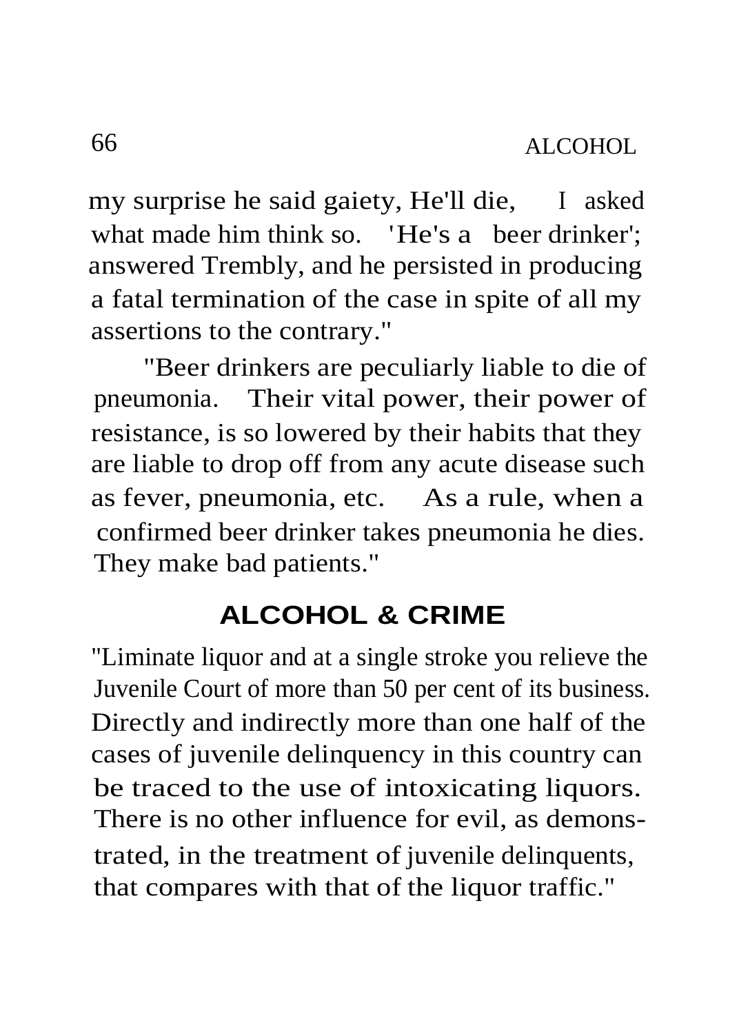my surprise he said gaiety, He'll die, I asked what made him think so. 'He's a beer drinker'; answered Trembly, and he persisted in producing a fatal termination of the case in spite of all my assertions to the contrary."

"Beer drinkers are peculiarly liable to die of pneumonia. Their vital power, their power of resistance, is so lowered by their habits that they are liable to drop off from any acute disease such as fever, pneumonia, etc. As a rule, when a confirmed beer drinker takes pneumonia he dies. They make bad patients."

## ALCOHOL & CRIME

"Liminate liquor and at a single stroke you relieve the Juvenile Court of more than 50 per cent of its business. Directly and indirectly more than one half of the cases of juvenile delinquency in this country can be traced to the use of intoxicating liquors. There is no other influence for evil, as demonstrated, in the treatment of juvenile delinquents, that compares with that of the liquor traffic."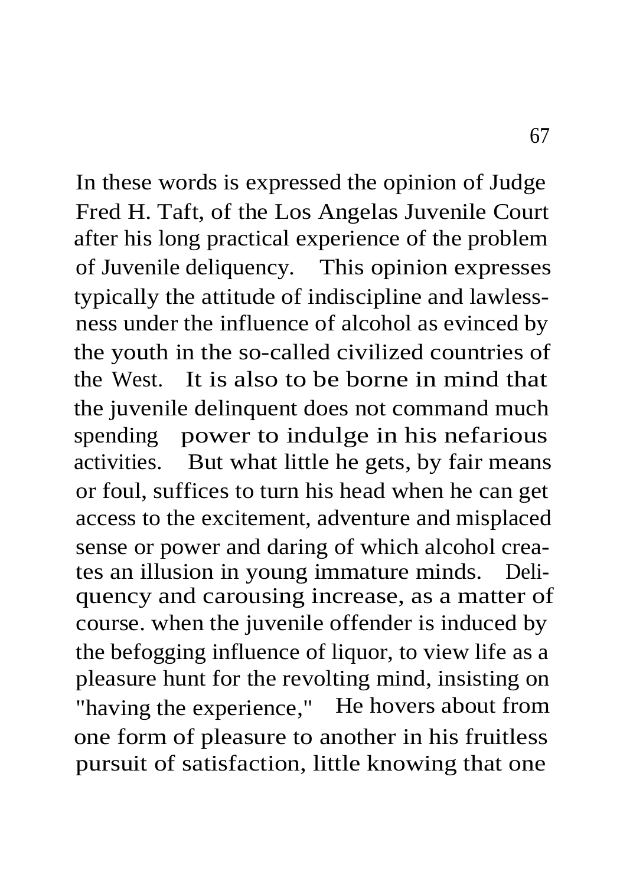In these words is expressed the opinion of Judge Fred H. Taft, of the Los Angelas Juvenile Court after his long practical experience of the problem of Juvenile deliquency. This opinion expresses typically the attitude of indiscipline and lawlessness under the influence of alcohol as evinced by the youth in the so-called civilized countries of the West. It is also to be borne in mind that the juvenile delinquent does not command much spending power to indulge in his nefarious activities. But what little he gets, by fair means or foul, suffices to turn his head when he can get access to the excitement, adventure and misplaced sense or power and daring of which alcohol creates an illusion in young immature minds. Deliquency and carousing increase, as a matter of course. when the juvenile offender is induced by the befogging influence of liquor, to view life as a pleasure hunt for the revolting mind, insisting on "having the experience," He hovers about from one form of pleasure to another in his fruitless pursuit of satisfaction, little knowing that one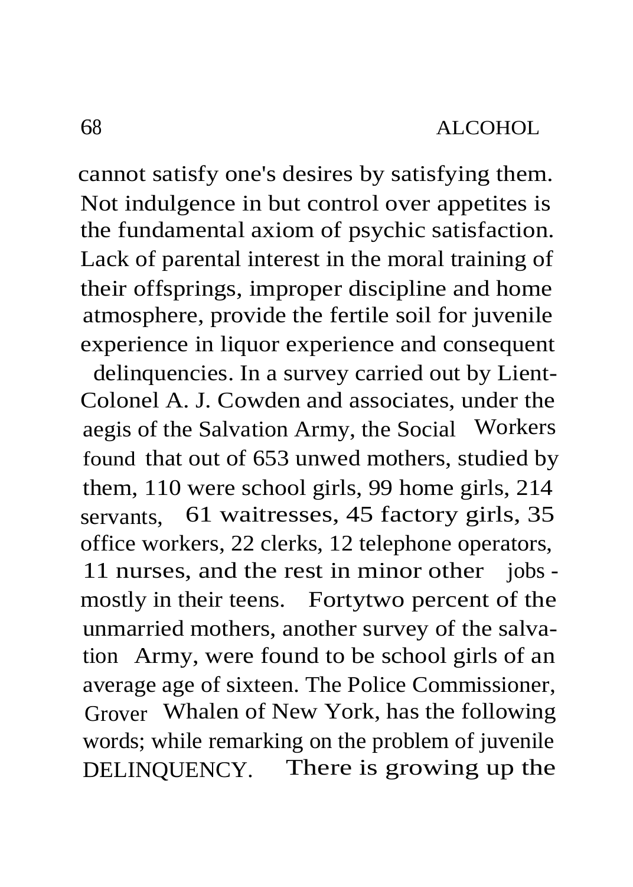cannot satisfy one's desires by satisfying them. Not indulgence in but control over appetites is the fundamental axiom of psychic satisfaction. Lack of parental interest in the moral training of their offsprings, improper discipline and home atmosphere, provide the fertile soil for juvenile experience in liquor experience and consequent delinquencies. In a survey carried out by Lient-Colonel A. J. Cowden and associates, under the aegis of the Salvation Army, the Social Workers found that out of 653 unwed mothers, studied by them, 110 were school girls, 99 home girls, 214 servants, 61 waitresses, 45 factory girls, 35 office workers, 22 clerks, 12 telephone operators, 11 nurses, and the rest in minor other jobs - mostly in their teens. Fortytwo percent of the unmarried mothers, another survey of the salvation Army, were found to be school girls of an average age of sixteen. The Police Commissioner, Grover Whalen of New York, has the following words; while remarking on the problem of juvenile DELINQUENCY. There is growing up the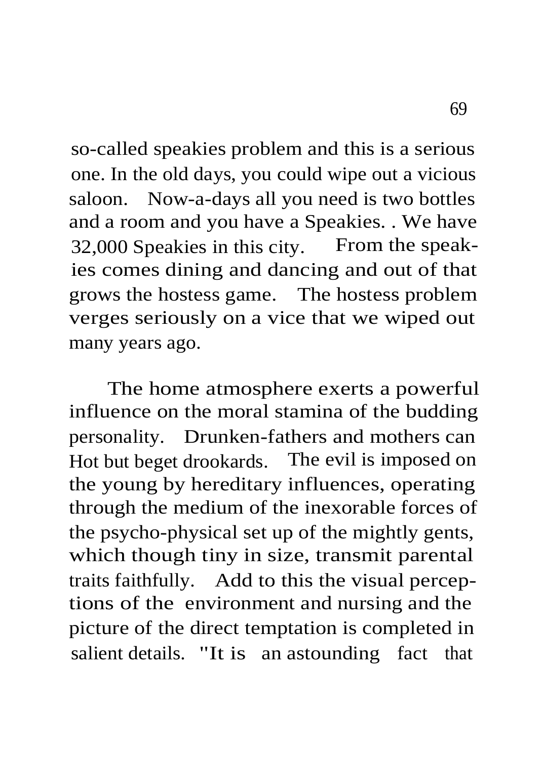so-called speakies problem and this is a serious one. In the old days, you could wipe out a vicious saloon. Now-a-days all you need is two bottles and a room and you have a Speakies. . We have 32,000 Speakies in this city. From the speakies comes dining and dancing and out of that grows the hostess game. The hostess problem verges seriously on a vice that we wiped out many years ago.

The home atmosphere exerts a powerful influence on the moral stamina of the budding personality. Drunken-fathers and mothers can Hot but beget drookards. The evil is imposed on the young by hereditary influences, operating through the medium of the inexorable forces of the psycho-physical set up of the mightly gents, which though tiny in size, transmit parental traits faithfully. Add to this the visual perceptions of the environment and nursing and the picture of the direct temptation is completed in salient details. "It is an astounding fact that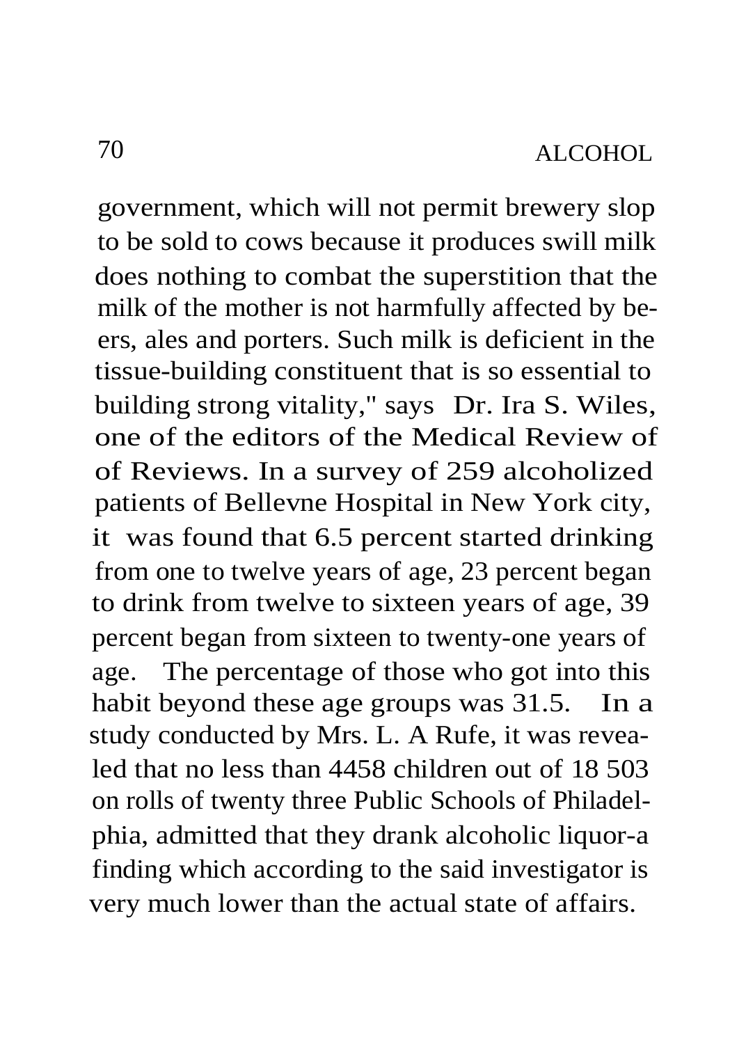government, which will not permit brewery slop to be sold to cows because it produces swill milk does nothing to combat the superstition that the milk of the mother is not harmfully affected by beers, ales and porters. Such milk is deficient in the tissue-building constituent that is so essential to building strong vitality," says Dr. Ira S. Wiles, one of the editors of the Medical Review of of Reviews. In a survey of 259 alcoholized patients of Bellevne Hospital in New York city, it was found that 6.5 percent started drinking from one to twelve years of age, 23 percent began to drink from twelve to sixteen years of age, 39 percent began from sixteen to twenty-one years of age. The percentage of those who got into this habit beyond these age groups was 31.5. In a study conducted by Mrs. L. A Rufe, it was revealed that no less than 4458 children out of 18 503 on rolls of twenty three Public Schools of Philadelphia, admitted that they drank alcoholic liquor-a finding which according to the said investigator is very much lower than the actual state of affairs.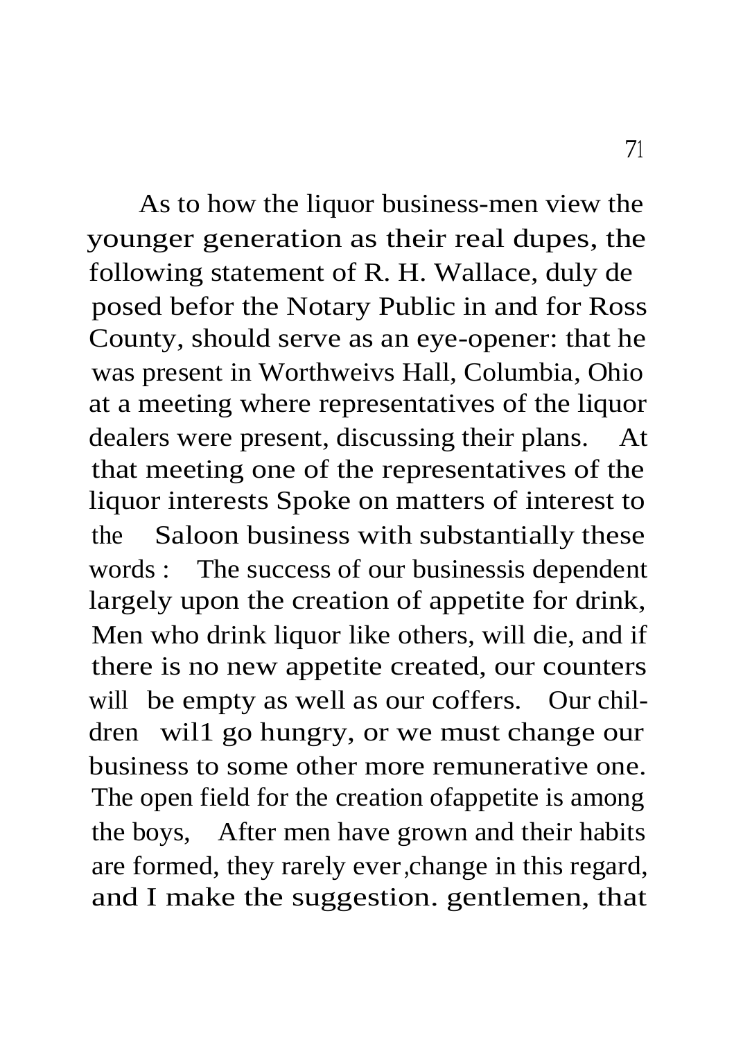As to how the liquor business-men view the younger generation as their real dupes, the following statement of R. H. Wallace, duly deposed befor the Notary Public in and for Ross County, should serve as an eye-opener: that he was present in Worthweivs Hall, Columbia, Ohio at a meeting where representatives of the liquor dealers were present, discussing their plans. At that meeting one of the representatives of the liquor interests Spoke on matters of interest to the Saloon business with substantially these words : The success of our businessis dependent largely upon the creation of appetite for drink, Men who drink liquor like others, will die, and if there is no new appetite created, our counters will be empty as well as our coffers. Our children wil1 go hungry, or we must change our business to some other more remunerative one. The open field for the creation ofappetite is among the boys, After men have grown and their habits are formed, they rarely ever,change in this regard, and I make the suggestion. gentlemen, that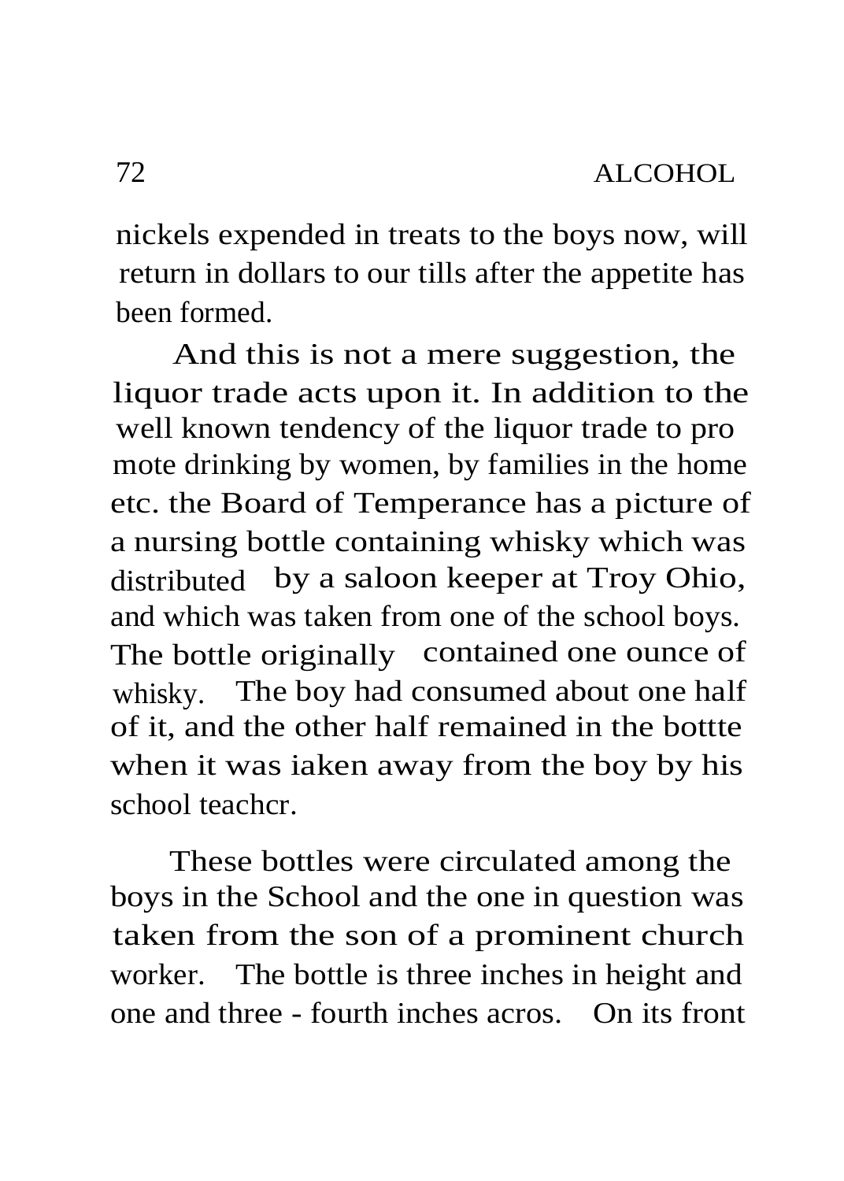nickels expended in treats to the boys now, will return in dollars to our tills after the appetite has been formed.

And this is not a mere suggestion, the liquor trade acts upon it. In addition to the well known tendency of the liquor trade to pro mote drinking by women, by families in the home etc. the Board of Temperance has a picture of a nursing bottle containing whisky which was distributed by a saloon keeper at Troy Ohio, and which was taken from one of the school boys. The bottle originally contained one ounce of whisky. The boy had consumed about one half of it, and the other half remained in the bottte when it was iaken away from the boy by his school teachcr.

These bottles were circulated among the boys in the School and the one in question was taken from the son of a prominent church worker. The bottle is three inches in height and one and three - fourth inches acros. On its front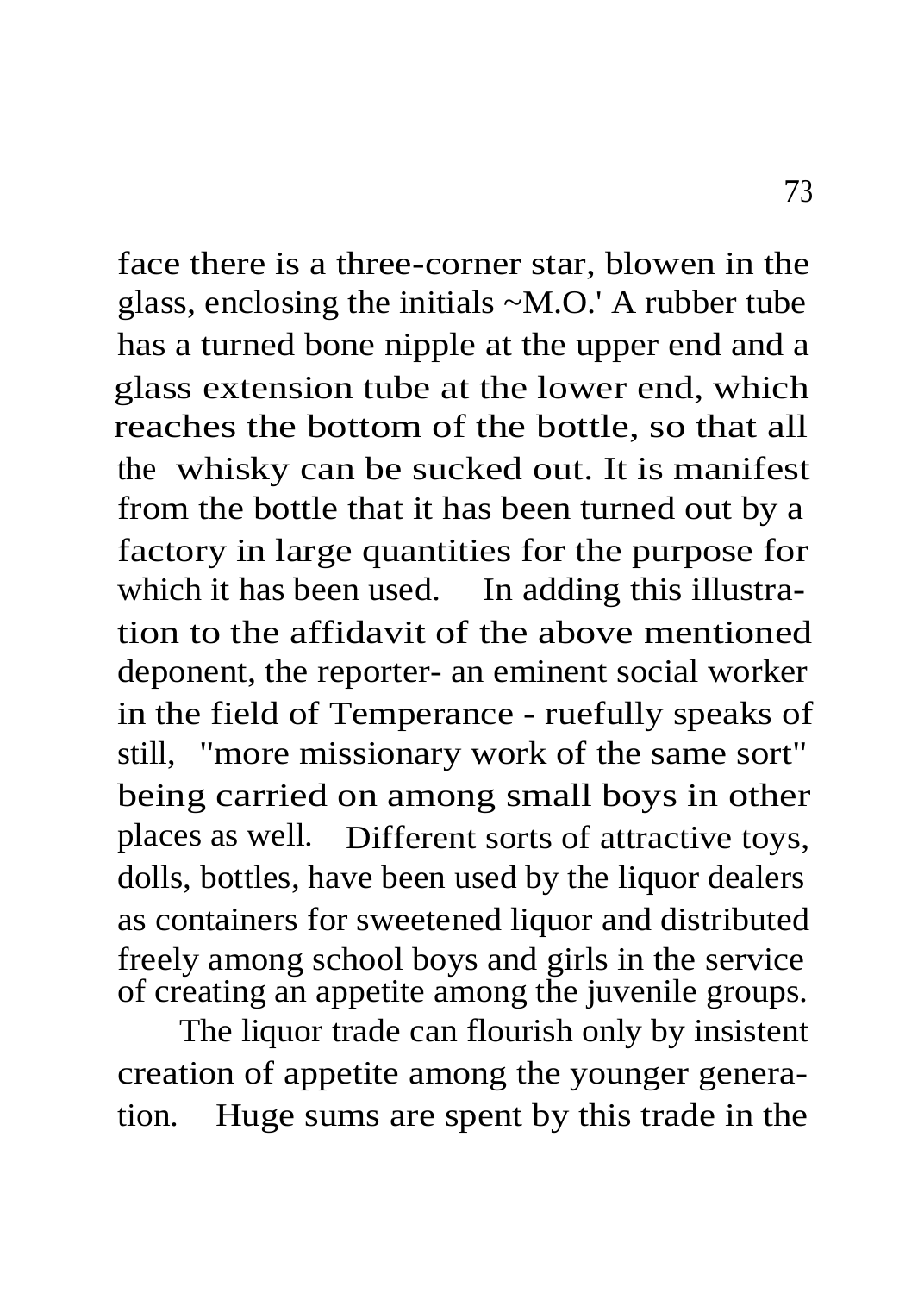face there is a three-corner star, blowen in the glass, enclosing the initials ~M.O.' A rubber tube has a turned bone nipple at the upper end and a glass extension tube at the lower end, which reaches the bottom of the bottle, so that all the whisky can be sucked out. It is manifest from the bottle that it has been turned out by a factory in large quantities for the purpose for which it has been used. In adding this illustration to the affidavit of the above mentioned deponent, the reporter- an eminent social worker in the field of Temperance - ruefully speaks of still, "more missionary work of the same sort" being carried on among small boys in other places as well. Different sorts of attractive toys, dolls, bottles, have been used by the liquor dealers as containers for sweetened liquor and distributed freely among school boys and girls in the service of creating an appetite among the juvenile groups.

The liquor trade can flourish only by insistent creation of appetite among the younger generation. Huge sums are spent by this trade in the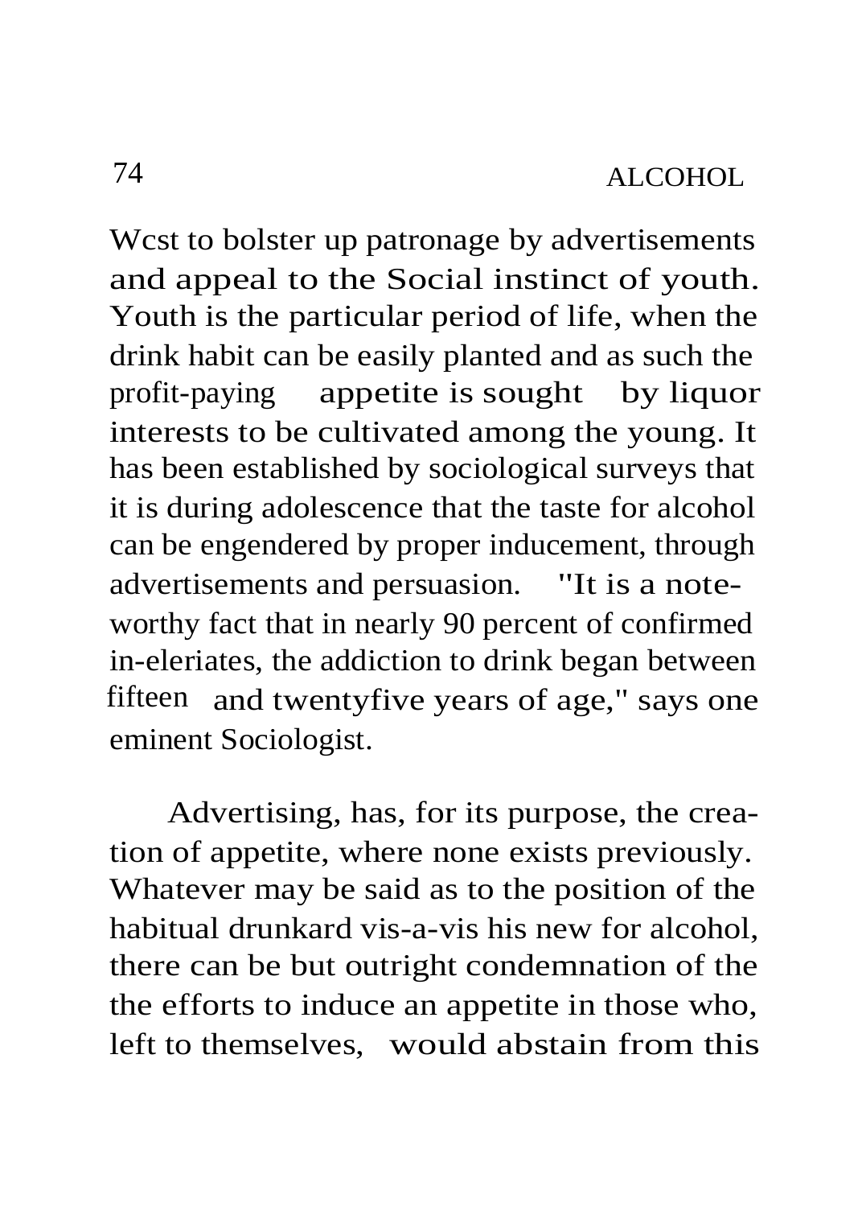Wcst to bolster up patronage by advertisements and appeal to the Social instinct of youth. Youth is the particular period of life, when the drink habit can be easily planted and as such the profit-paying appetite is sought by liquor interests to be cultivated among the young. It has been established by sociological surveys that it is during adolescence that the taste for alcohol can be engendered by proper inducement, through advertisements and persuasion. "It is a noteworthy fact that in nearly 90 percent of confirmed in-eleriates, the addiction to drink began between fifteen and twentyfive years of age," says one eminent Sociologist.

Advertising, has, for its purpose, the creation of appetite, where none exists previously. Whatever may be said as to the position of the habitual drunkard vis-a-vis his new for alcohol, there can be but outright condemnation of the the efforts to induce an appetite in those who, left to themselves, would abstain from this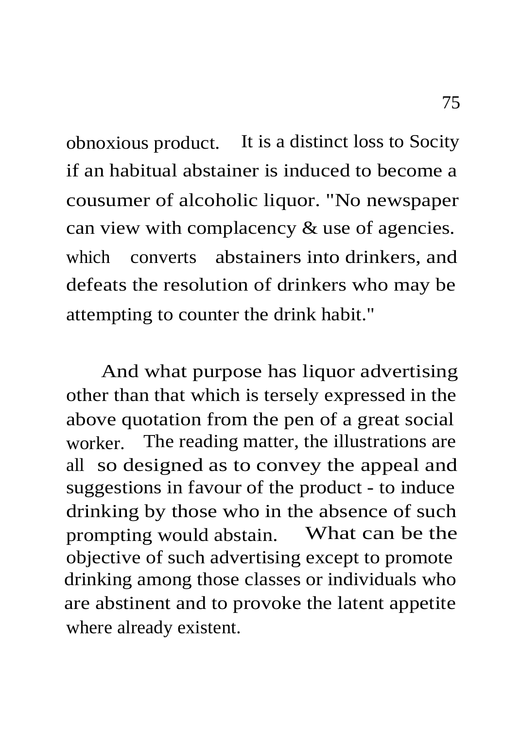obnoxious product. It is a distinct loss to Socity if an habitual abstainer is induced to become a cousumer of alcoholic liquor. "No newspaper can view with complacency & use of agencies. which converts abstainers into drinkers, and defeats the resolution of drinkers who may be attempting to counter the drink habit."

And what purpose has liquor advertising other than that which is tersely expressed in the above quotation from the pen of a great social worker. The reading matter, the illustrations are all so designed as to convey the appeal and suggestions in favour of the product - to induce drinking by those who in the absence of such prompting would abstain. What can be the objective of such advertising except to promote drinking among those classes or individuals who are abstinent and to provoke the latent appetite where already existent.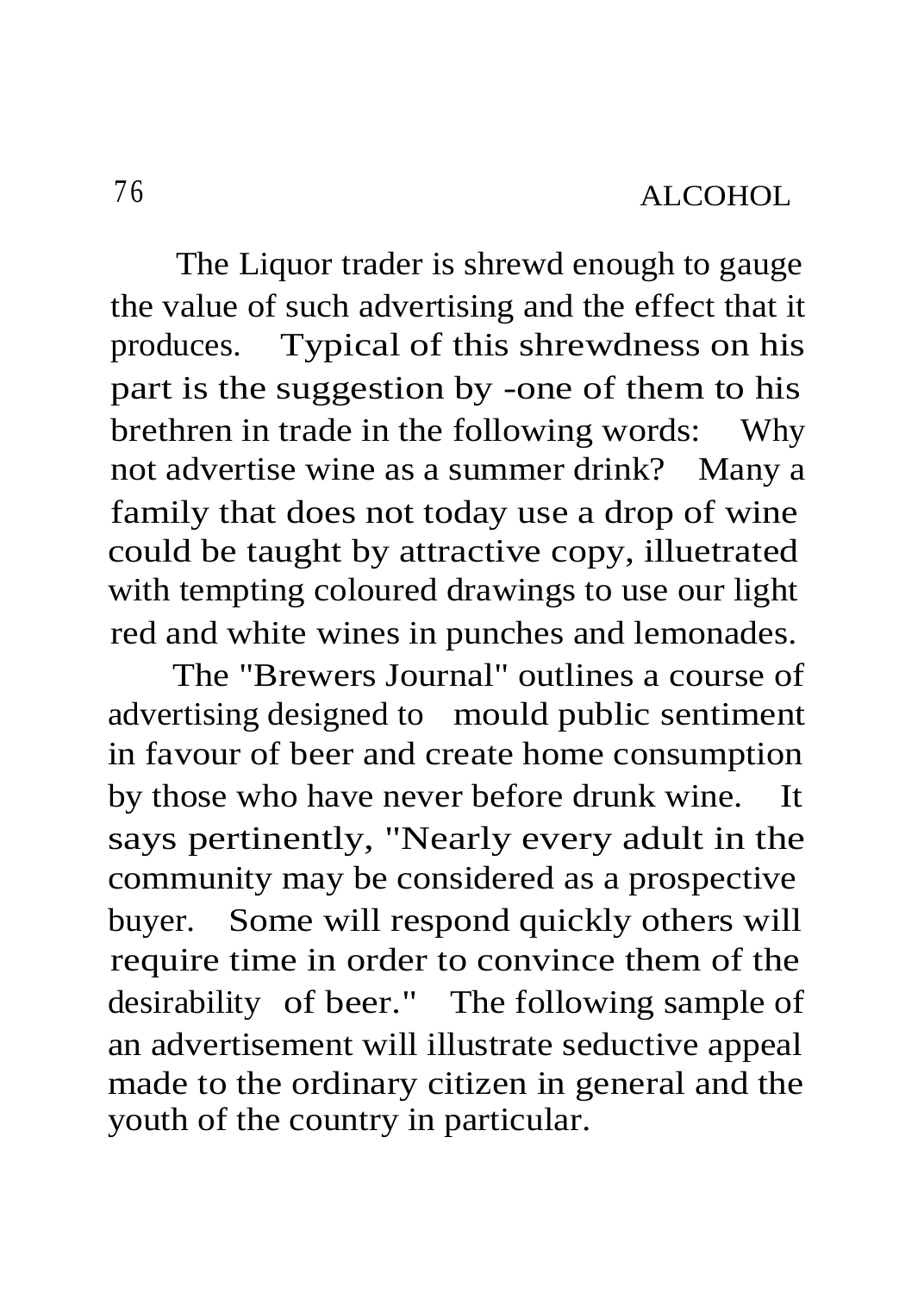The Liquor trader is shrewd enough to gauge the value of such advertising and the effect that it produces. Typical of this shrewdness on his part is the suggestion by -one of them to his brethren in trade in the following words: Why not advertise wine as a summer drink? Many a family that does not today use a drop of wine could be taught by attractive copy, illuetrated with tempting coloured drawings to use our light red and white wines in punches and lemonades.

The "Brewers Journal" outlines a course of advertising designed to mould public sentiment in favour of beer and create home consumption by those who have never before drunk wine. It says pertinently, "Nearly every adult in the community may be considered as a prospective buyer. Some will respond quickly others will require time in order to convince them of the desirability of beer." The following sample of an advertisement will illustrate seductive appeal made to the ordinary citizen in general and the youth of the country in particular.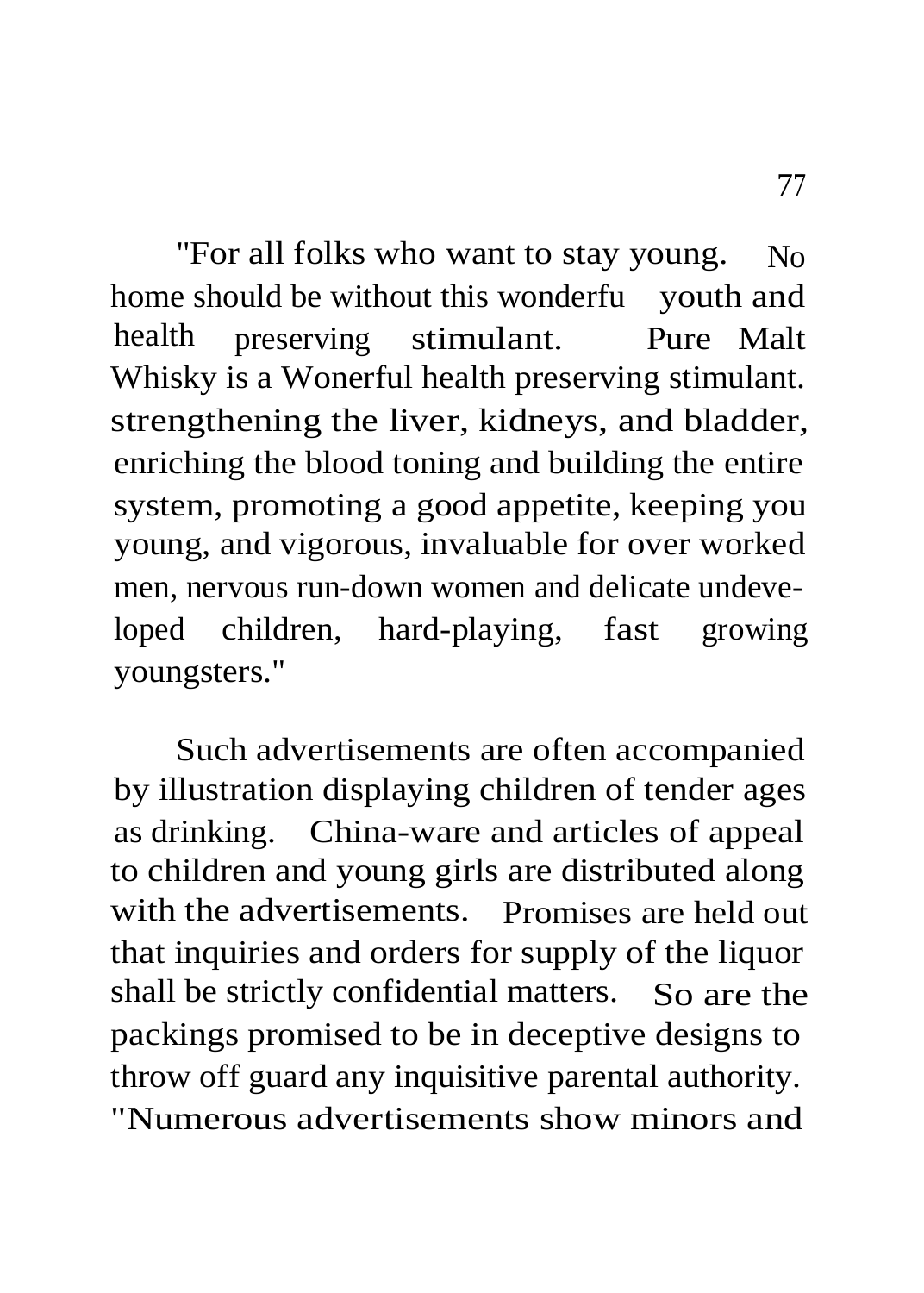"For all folks who want to stay young. No home should be without this wonderfu youth and health preserving stimulant. Pure Malt Whisky is a Wonerful health preserving stimulant. strengthening the liver, kidneys, and bladder, enriching the blood toning and building the entire system, promoting a good appetite, keeping you young, and vigorous, invaluable for over worked men, nervous run-down women and delicate undeveloped children, hard-playing, fast growing youngsters."

Such advertisements are often accompanied by illustration displaying children of tender ages as drinking. China-ware and articles of appeal to children and young girls are distributed along with the advertisements. Promises are held out that inquiries and orders for supply of the liquor shall be strictly confidential matters. So are the packings promised to be in deceptive designs to throw off guard any inquisitive parental authority. "Numerous advertisements show minors and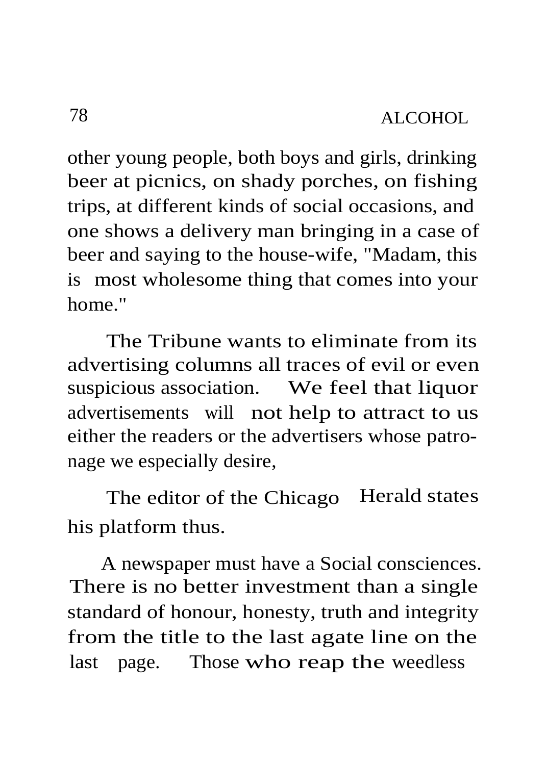other young people, both boys and girls, drinking beer at picnics, on shady porches, on fishing trips, at different kinds of social occasions, and one shows a delivery man bringing in a case of beer and saying to the house-wife, "Madam, this is most wholesome thing that comes into your home."

The Tribune wants to eliminate from its advertising columns all traces of evil or even suspicious association. We feel that liquor advertisements will not help to attract to us either the readers or the advertisers whose patronage we especially desire,

The editor of the Chicago Herald states his platform thus.

A newspaper must have a Social consciences. There is no better investment than a single standard of honour, honesty, truth and integrity from the title to the last agate line on the last page. Those who reap the weedless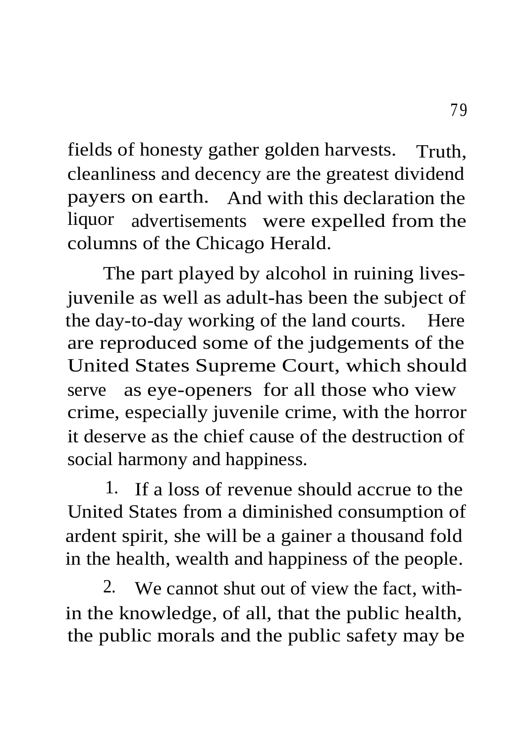fields of honesty gather golden harvests. Truth, cleanliness and decency are the greatest dividend payers on earth. And with this declaration the liquor advertisements were expelled from the columns of the Chicago Herald.

The part played by alcohol in ruining lives-juvenile as well as adult-has been the subject of the day-to-day working of the land courts. Here are reproduced some of the judgements of the United States Supreme Court, which should serve as eye-openers for all those who view crime, especially juvenile crime, with the horror it deserve as the chief cause of the destruction of social harmony and happiness.

1. If a loss of revenue should accrue to the United States from a diminished consumption of ardent spirit, she will be a gainer a thousand fold in the health, wealth and happiness of the people.

2. We cannot shut out of view the fact, within the knowledge, of all, that the public health, the public morals and the public safety may be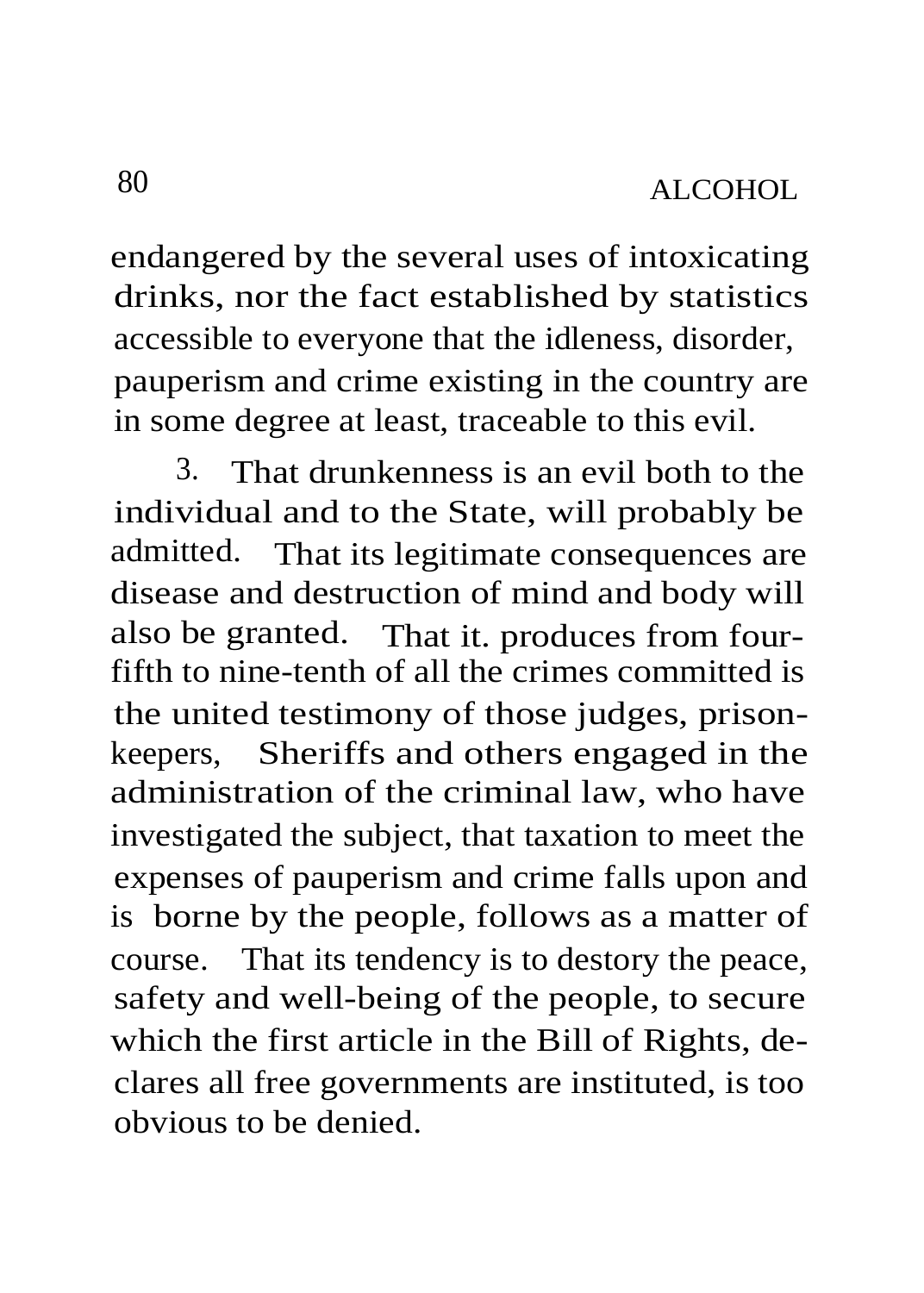endangered by the several uses of intoxicating drinks, nor the fact established by statistics accessible to everyone that the idleness, disorder, pauperism and crime existing in the country are in some degree at least, traceable to this evil.

3. That drunkenness is an evil both to the individual and to the State, will probably be admitted. That its legitimate consequences are disease and destruction of mind and body will also be granted. That it. produces from four-fifth to nine-tenth of all the crimes committed is the united testimony of those judges, prison-keepers, Sheriffs and others engaged in the administration of the criminal law, who have investigated the subject, that taxation to meet the expenses of pauperism and crime falls upon and is borne by the people, follows as a matter of course. That its tendency is to destory the peace, safety and well-being of the people, to secure which the first article in the Bill of Rights, declares all free governments are instituted, is too obvious to be denied.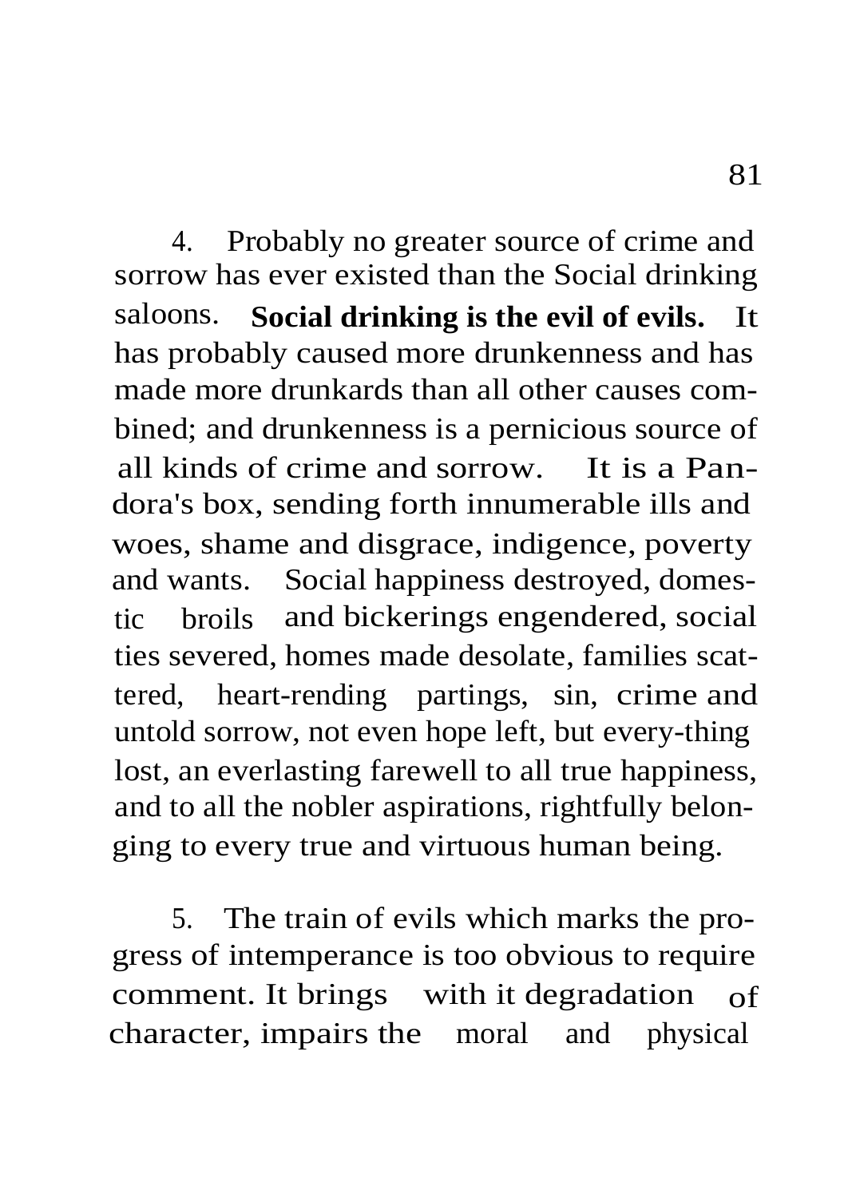4. Probably no greater source of crime and sorrow has ever existed than the Social drinking saloons. **Social drinking is the evil of evils.** It has probably caused more drunkenness and has made more drunkards than all other causes combined; and drunkenness is a pernicious source of all kinds of crime and sorrow. It is a Pandora's box, sending forth innumerable ills and woes, shame and disgrace, indigence, poverty and wants. Social happiness destroyed, domestic broils and bickerings engendered, social ties severed, homes made desolate, families scattered, heart-rending partings, sin, crime and untold sorrow, not even hope left, but every-thing lost, an everlasting farewell to all true happiness, and to all the nobler aspirations, rightfully belonging to every true and virtuous human being.

5. The train of evils which marks the progress of intemperance is too obvious to require comment. It brings with it degradation of character, impairs the moral and physical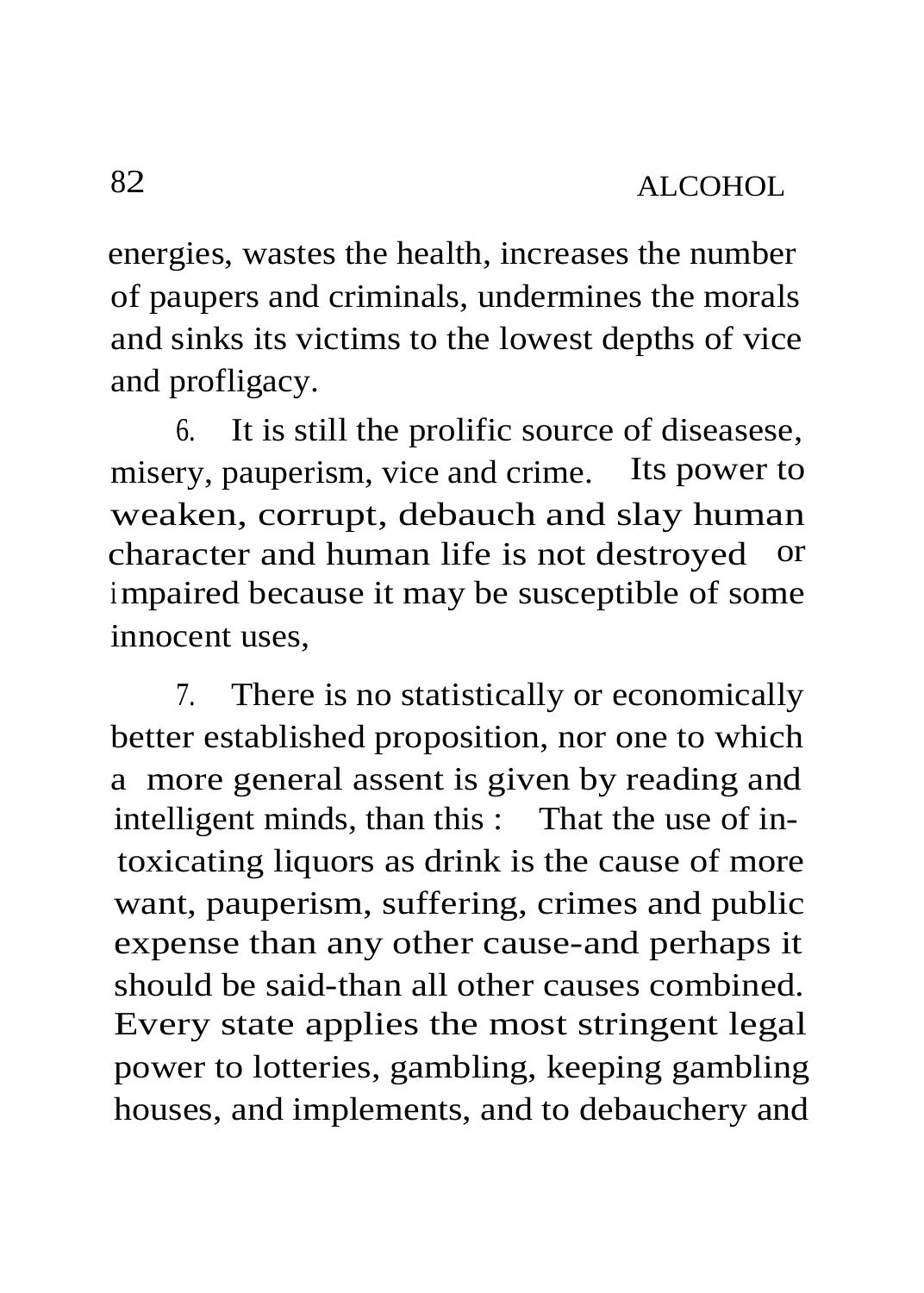energies, wastes the health, increases the number of paupers and criminals, undermines the morals and sinks its victims to the lowest depths of vice and profligacy.

6. It is still the prolific source of diseasese, misery, pauperism, vice and crime. Its power to weaken, corrupt, debauch and slay human character and human life is not destroyed or impaired because it may be susceptible of some innocent uses,

7. There is no statistically or economically better established proposition, nor one to which a more general assent is given by reading and intelligent minds, than this : That the use of intoxicating liquors as drink is the cause of more want, pauperism, suffering, crimes and public expense than any other cause-and perhaps it should be said-than all other causes combined. Every state applies the most stringent legal power to lotteries, gambling, keeping gambling houses, and implements, and to debauchery and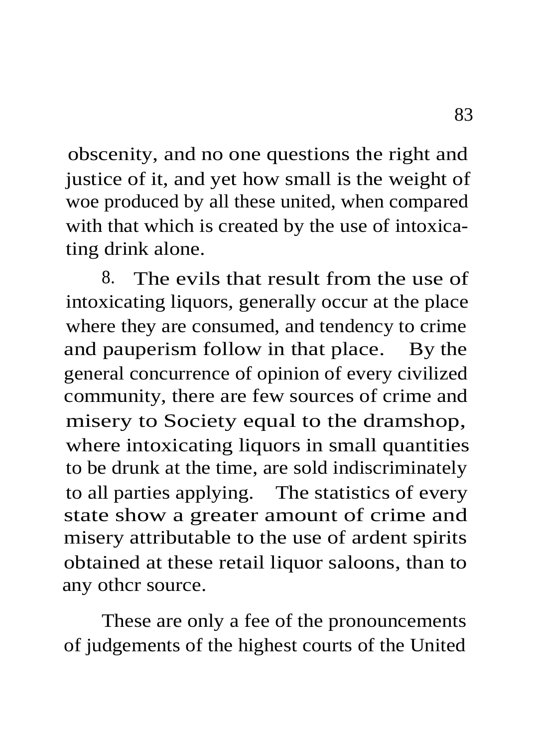obscenity, and no one questions the right and justice of it, and yet how small is the weight of woe produced by all these united, when compared with that which is created by the use of intoxicating drink alone.

8. The evils that result from the use of intoxicating liquors, generally occur at the place where they are consumed, and tendency to crime and pauperism follow in that place. By the general concurrence of opinion of every civilized community, there are few sources of crime and misery to Society equal to the dramshop, where intoxicating liquors in small quantities to be drunk at the time, are sold indiscriminately to all parties applying. The statistics of every state show a greater amount of crime and misery attributable to the use of ardent spirits obtained at these retail liquor saloons, than to any othcr source.

These are only a fee of the pronouncements of judgements of the highest courts of the United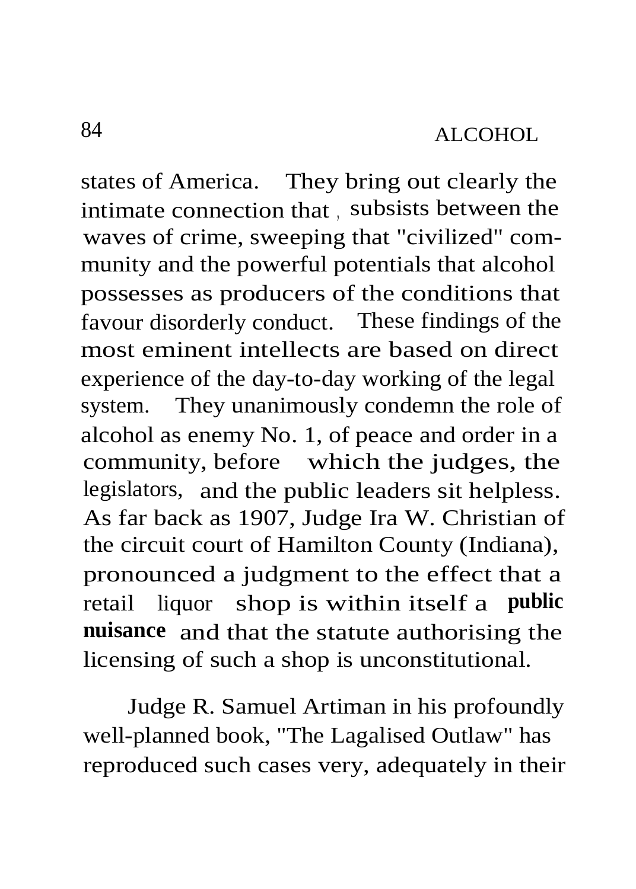states of America. They bring out clearly the intimate connection that subsists between the waves of crime, sweeping that "civilized" community and the powerful potentials that alcohol possesses as producers of the conditions that favour disorderly conduct. These findings of the most eminent intellects are based on direct experience of the day-to-day working of the legal system. They unanimously condemn the role of alcohol as enemy No. 1, of peace and order in a community, before which the judges, the legislators, and the public leaders sit helpless. As far back as 1907, Judge Ira W. Christian of the circuit court of Hamilton County (Indiana), pronounced a judgment to the effect that a retail liquor shop is within itself a **public nuisance** and that the statute authorising the licensing of such a shop is unconstitutional.

Judge R. Samuel Artiman in his profoundly well-planned book, "The Lagalised Outlaw" has reproduced such cases very, adequately in their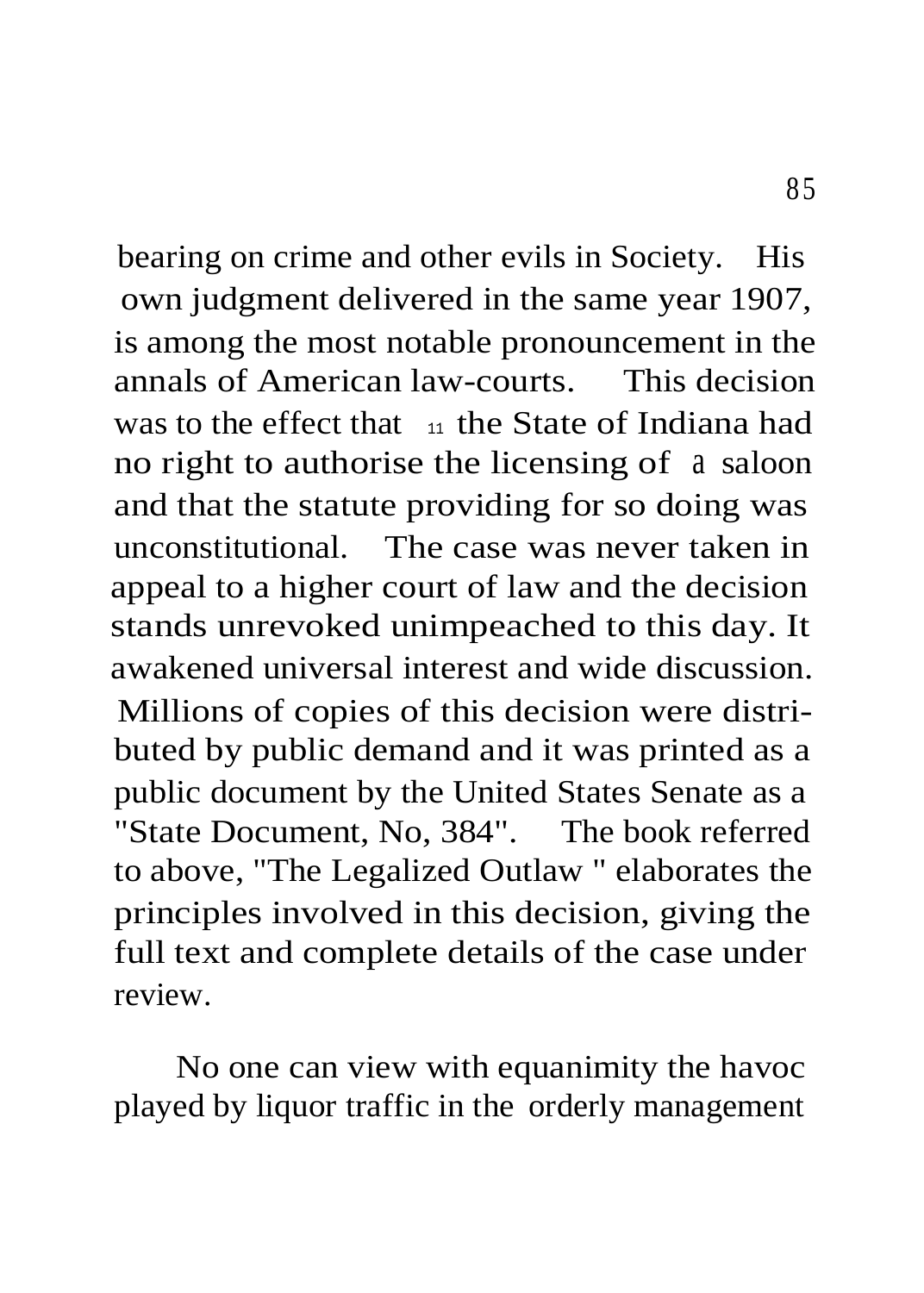bearing on crime and other evils in Society. His own judgment delivered in the same year 1907, is among the most notable pronouncement in the annals of American law-courts. This decision was to the effect that " the State of Indiana had no right to authorise the licensing of a saloon and that the statute providing for so doing was unconstitutional. The case was never taken in appeal to a higher court of law and the decision stands unrevoked unimpeached to this day. It awakened universal interest and wide discussion. Millions of copies of this decision were distributed by public demand and it was printed as a public document by the United States Senate as a "State Document, No, 384". The book referred to above, "The Legalized Outlaw " elaborates the principles involved in this decision, giving the full text and complete details of the case under review.

No one can view with equanimity the havoc played by liquor traffic in the orderly management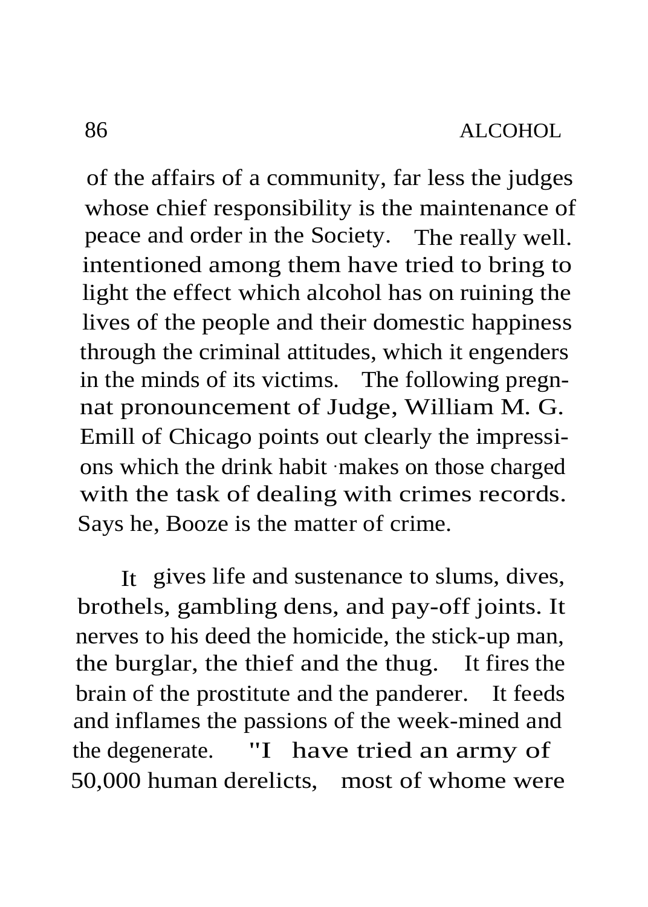of the affairs of a community, far less the judges whose chief responsibility is the maintenance of peace and order in the Society. The really well. intentioned among them have tried to bring to light the effect which alcohol has on ruining the lives of the people and their domestic happiness through the criminal attitudes, which it engenders in the minds of its victims. The following pregnnat pronouncement of Judge, William M. G. Emill of Chicago points out clearly the impressions which the drink habit ·makes on those charged with the task of dealing with crimes records. Says he, Booze is the matter of crime.

It gives life and sustenance to slums, dives, brothels, gambling dens, and pay-off joints. It nerves to his deed the homicide, the stick-up man, the burglar, the thief and the thug. It fires the brain of the prostitute and the panderer. It feeds and inflames the passions of the week-mined and the degenerate. "I have tried an army of 50,000 human derelicts, most of whome were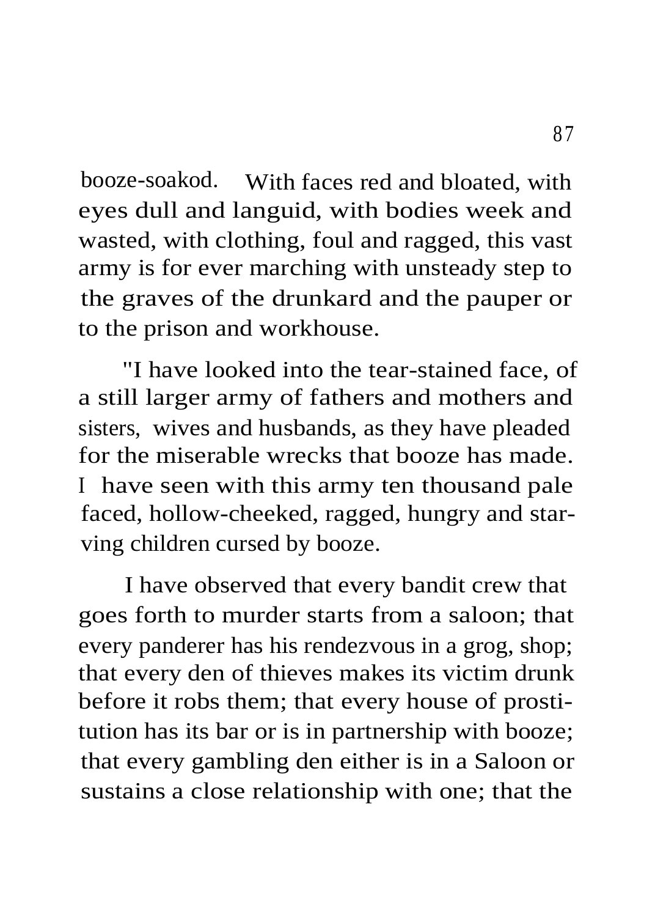booze-soakod. With faces red and bloated, with eyes dull and languid, with bodies week and wasted, with clothing, foul and ragged, this vast army is for ever marching with unsteady step to the graves of the drunkard and the pauper or to the prison and workhouse.

"I have looked into the tear-stained face, of a still larger army of fathers and mothers and sisters, wives and husbands, as they have pleaded for the miserable wrecks that booze has made. I have seen with this army ten thousand pale faced, hollow-cheeked, ragged, hungry and starving children cursed by booze.

I have observed that every bandit crew that goes forth to murder starts from a saloon; that every panderer has his rendezvous in a grog, shop; that every den of thieves makes its victim drunk before it robs them; that every house of prostitution has its bar or is in partnership with booze; that every gambling den either is in a Saloon or sustains a close relationship with one; that the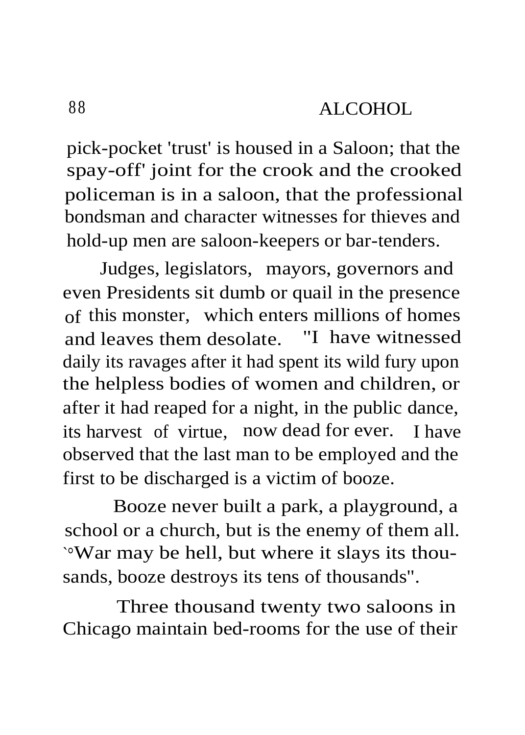pick-pocket 'trust' is housed in a Saloon; that the spay-off' joint for the crook and the crooked policeman is in a saloon, that the professional bondsman and character witnesses for thieves and hold-up men are saloon-keepers or bar-tenders.

Judges, legislators, mayors, governors and even Presidents sit dumb or quail in the presence of this monster, which enters millions of homes and leaves them desolate. "I have witnessed daily its ravages after it had spent its wild fury upon the helpless bodies of women and children, or after it had reaped for a night, in the public dance, its harvest of virtue, now dead for ever. I have observed that the last man to be employed and the first to be discharged is a victim of booze.

Booze never built a park, a playground, a school or a church, but is the enemy of them all. `°War may be hell, but where it slays its thousands, booze destroys its tens of thousands".

Three thousand twenty two saloons in Chicago maintain bed-rooms for the use of their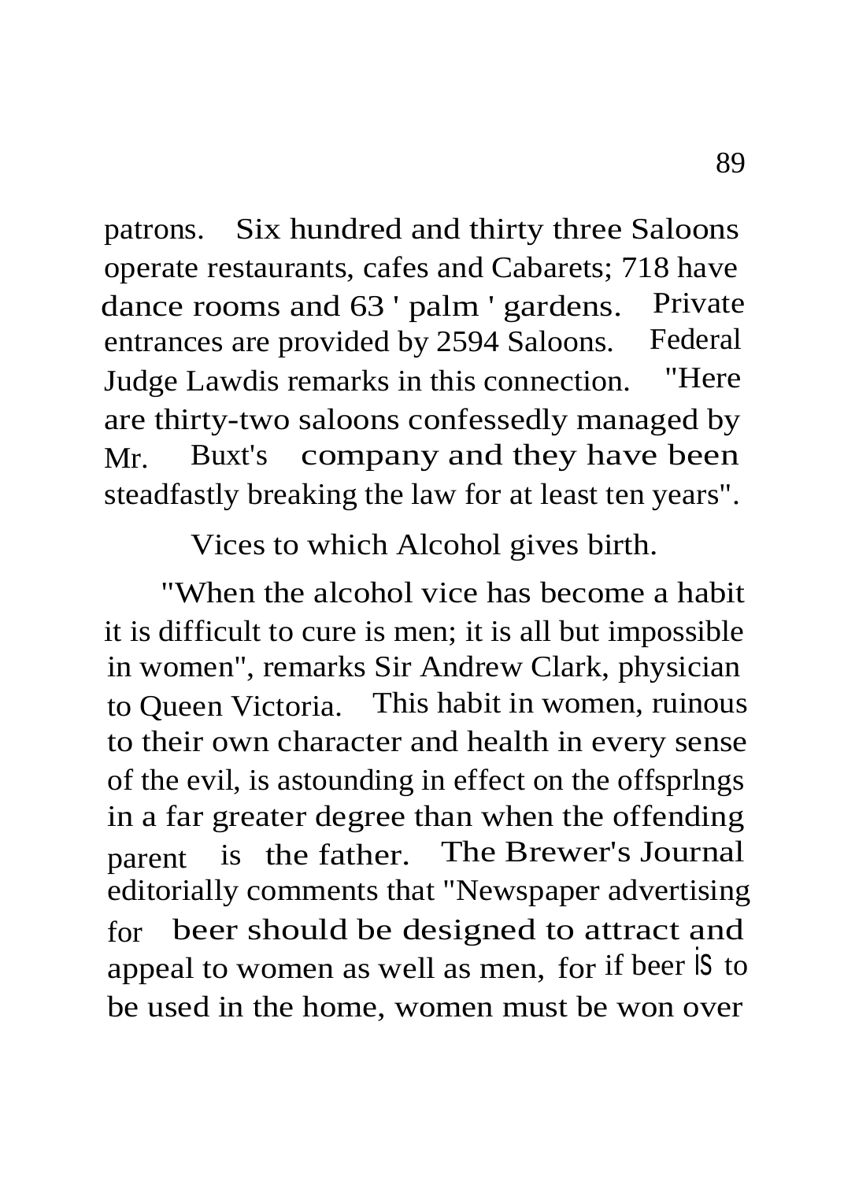patrons. Six hundred and thirty three Saloons operate restaurants, cafes and Cabarets; 718 have dance rooms and 63 ' palm ' gardens. Private entrances are provided by 2594 Saloons. Federal Judge Lawdis remarks in this connection. "Here are thirty-two saloons confessedly managed by Mr. Buxt's company and they have been steadfastly breaking the law for at least ten years".

## Vices to which Alcohol gives birth.

"When the alcohol vice has become a habit it is difficult to cure is men; it is all but impossible in women", remarks Sir Andrew Clark, physician to Queen Victoria. This habit in women, ruinous to their own character and health in every sense of the evil, is astounding in effect on the offsprlngs in a far greater degree than when the offending parent is the father. The Brewer's Journal editorially comments that "Newspaper advertising for beer should be designed to attract and appeal to women as well as men, for if beer is to be used in the home, women must be won over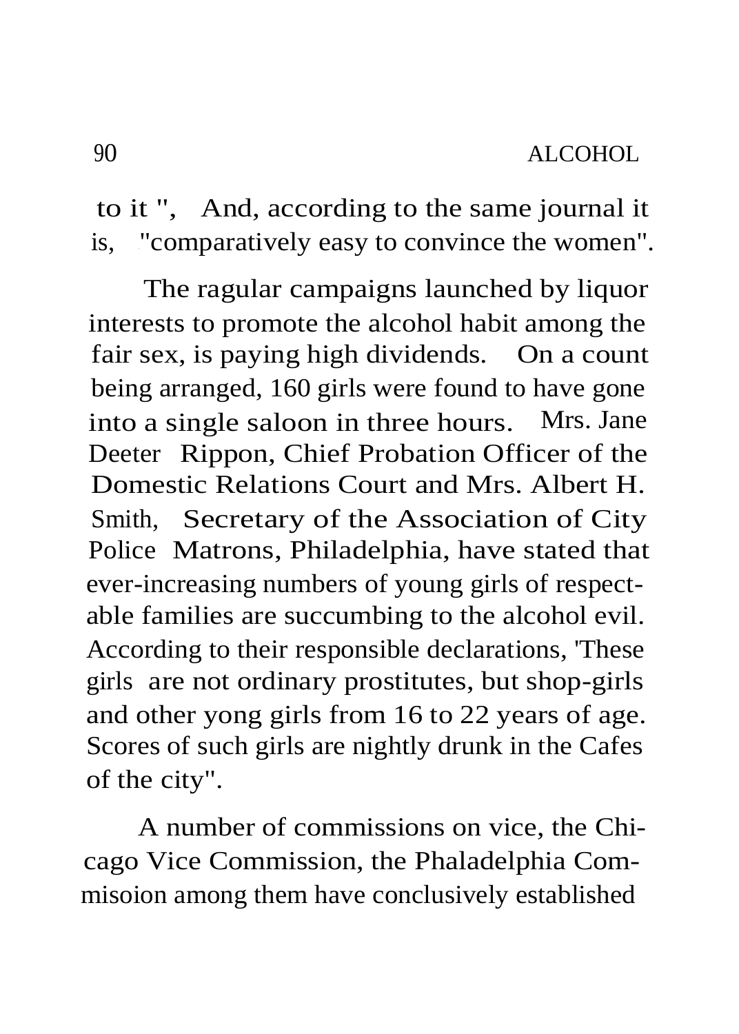to it ", And, according to the same journal it is, "comparatively easy to convince the women".

The ragular campaigns launched by liquor interests to promote the alcohol habit among the fair sex, is paying high dividends. On a count being arranged, 160 girls were found to have gone into a single saloon in three hours. Mrs. Jane Deeter Rippon, Chief Probation Officer of the Domestic Relations Court and Mrs. Albert H. Smith, Secretary of the Association of City Police Matrons, Philadelphia, have stated that ever-increasing numbers of young girls of respectable families are succumbing to the alcohol evil. According to their responsible declarations, 'These girls are not ordinary prostitutes, but shop-girls and other yong girls from 16 to 22 years of age. Scores of such girls are nightly drunk in the Cafes of the city".

A number of commissions on vice, the Chicago Vice Commission, the Phaladelphia Commisoion among them have conclusively established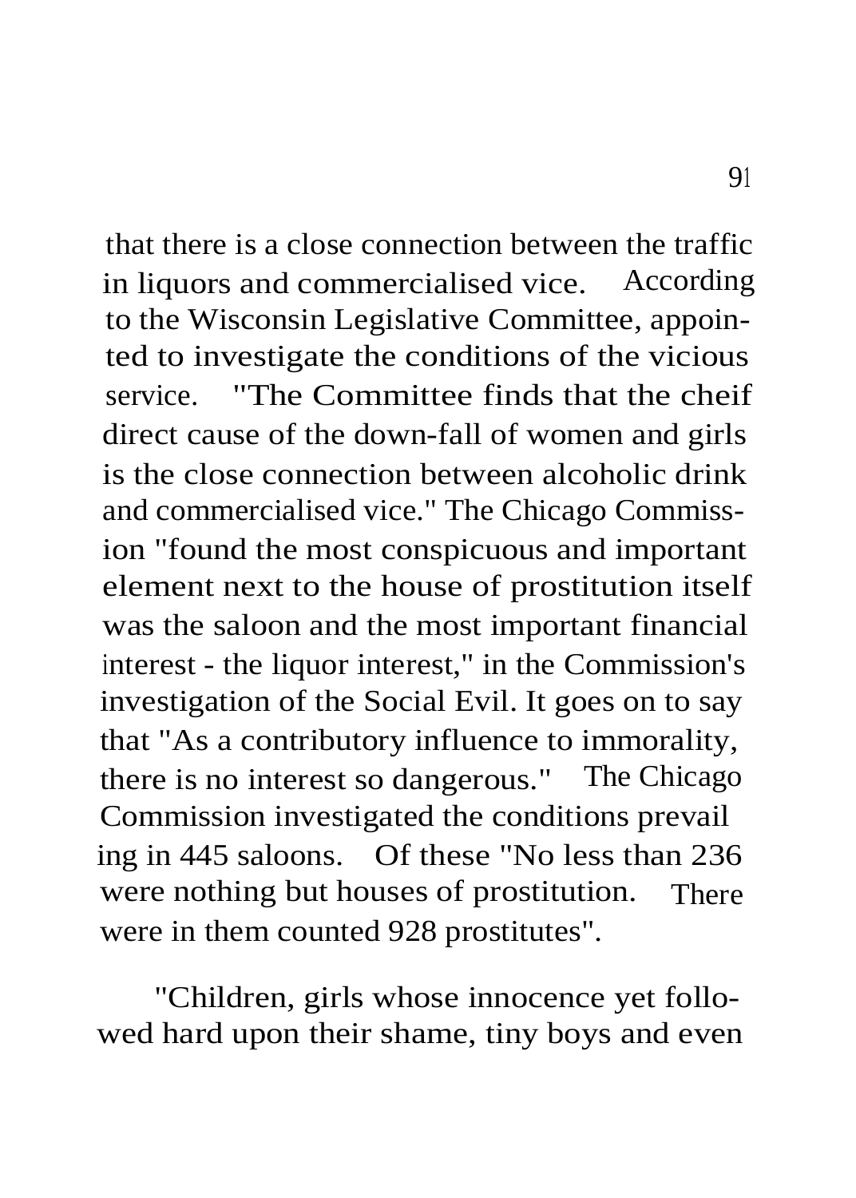that there is a close connection between the traffic in liquors and commercialised vice. According to the Wisconsin Legislative Committee, appointed to investigate the conditions of the vicious service. "The Committee finds that the cheif direct cause of the down-fall of women and girls is the close connection between alcoholic drink and commercialised vice." The Chicago Commission "found the most conspicuous and important element next to the house of prostitution itself was the saloon and the most important financial interest - the liquor interest," in the Commission's investigation of the Social Evil. It goes on to say that "As a contributory influence to immorality, there is no interest so dangerous." The Chicago Commission investigated the conditions prevailing in 445 saloons. Of these "No less than 236 were nothing but houses of prostitution. There were in them counted 928 prostitutes".

"Children, girls whose innocence yet followed hard upon their shame, tiny boys and even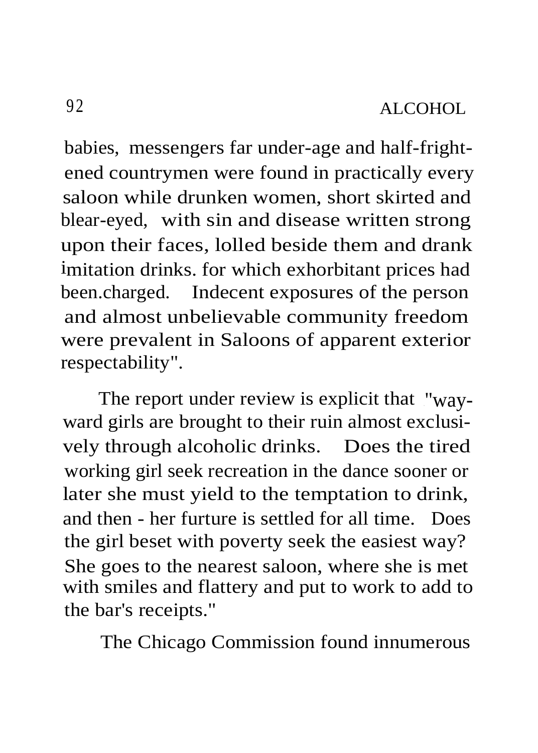babies, messengers far under-age and half-frightened countrymen were found in practically every saloon while drunken women, short skirted and blear-eyed, with sin and disease written strong upon their faces, lolled beside them and drank imitation drinks. for which exhorbitant prices had been.charged. Indecent exposures of the person and almost unbelievable community freedom were prevalent in Saloons of apparent exterior respectability".

The report under review is explicit that "wayward girls are brought to their ruin almost exclusively through alcoholic drinks. Does the tired working girl seek recreation in the dance sooner or later she must yield to the temptation to drink, and then - her furture is settled for all time. Does the girl beset with poverty seek the easiest way? She goes to the nearest saloon, where she is met with smiles and flattery and put to work to add to the bar's receipts."

The Chicago Commission found innumerous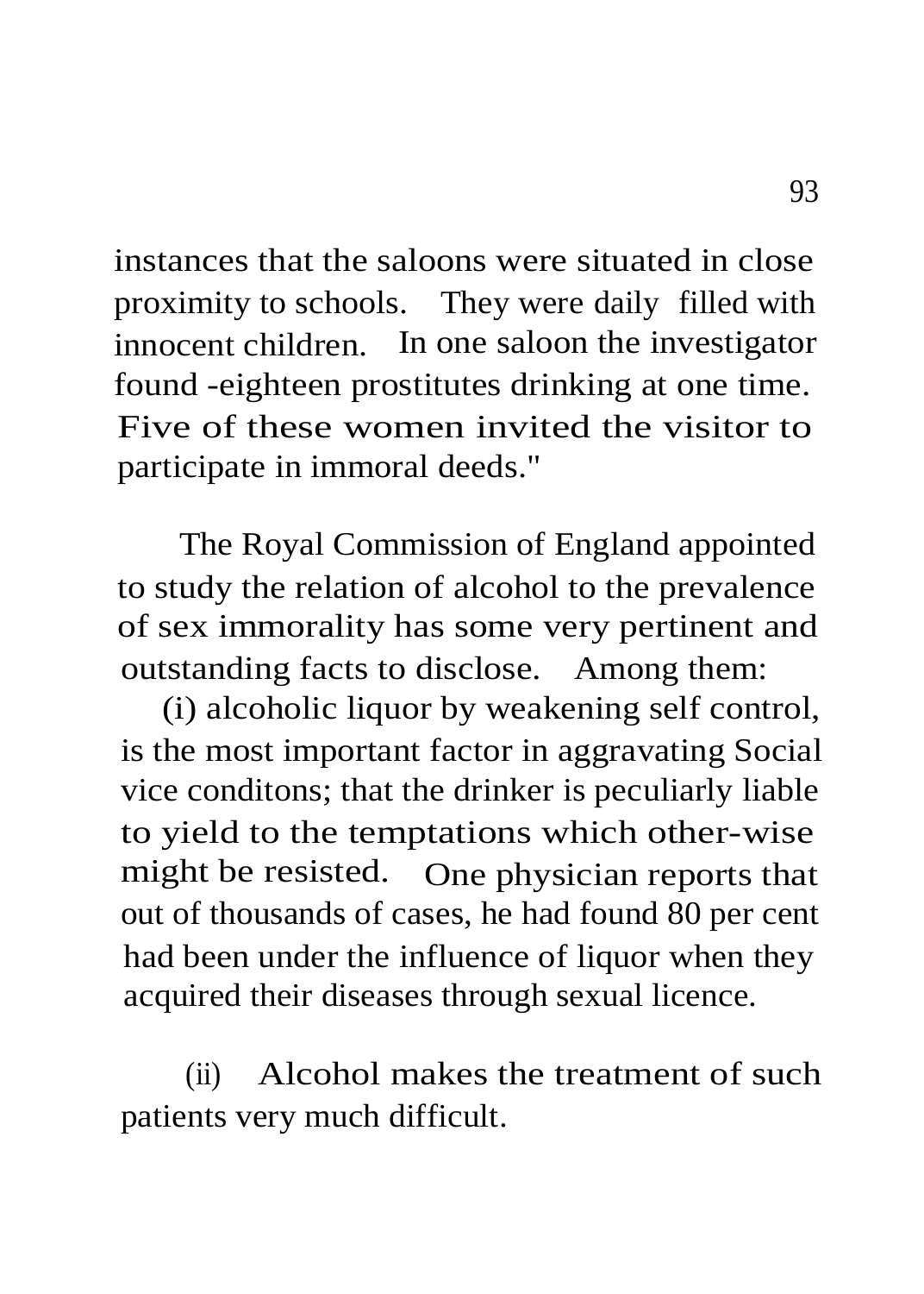instances that the saloons were situated in close proximity to schools. They were daily filled with innocent children. In one saloon the investigator found -eighteen prostitutes drinking at one time. Five of these women invited the visitor to participate in immoral deeds."

The Royal Commission of England appointed to study the relation of alcohol to the prevalence of sex immorality has some very pertinent and outstanding facts to disclose. Among them:

(i) alcoholic liquor by weakening self control, is the most important factor in aggravating Social vice conditons; that the drinker is peculiarly liable to yield to the temptations which other-wise might be resisted. One physician reports that out of thousands of cases, he had found 80 per cent had been under the influence of liquor when they acquired their diseases through sexual licence.

(ii) Alcohol makes the treatment of such patients very much difficult.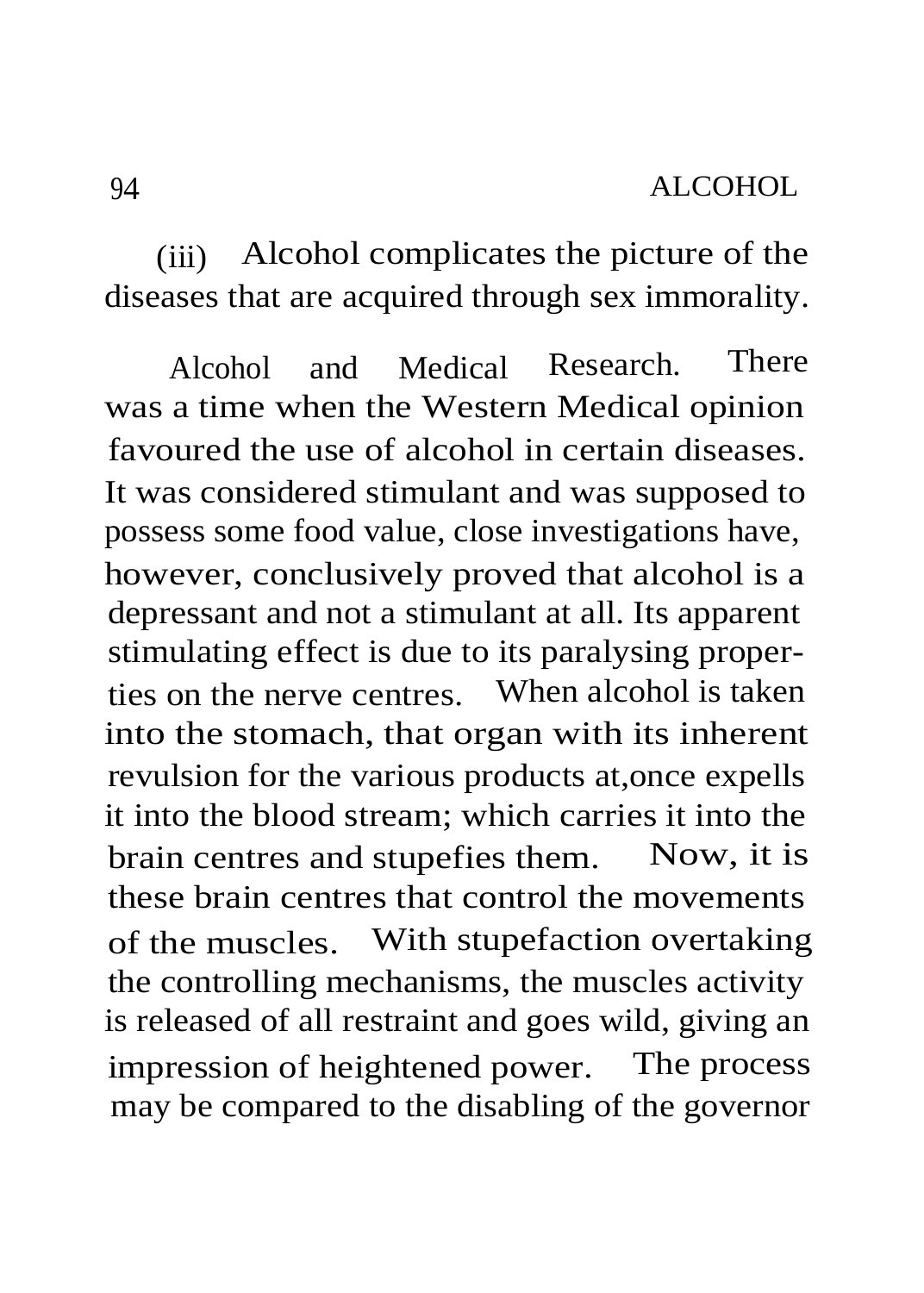(iii) Alcohol complicates the picture of the diseases that are acquired through sex immorality.

Alcohol and Medical Research. There was a time when the Western Medical opinion favoured the use of alcohol in certain diseases. It was considered stimulant and was supposed to possess some food value, close investigations have, however, conclusively proved that alcohol is a depressant and not a stimulant at all. Its apparent stimulating effect is due to its paralysing properties on the nerve centres. When alcohol is taken into the stomach, that organ with its inherent revulsion for the various products at,once expells it into the blood stream; which carries it into the brain centres and stupefies them. Now, it is these brain centres that control the movements of the muscles. With stupefaction overtaking the controlling mechanisms, the muscles activity is released of all restraint and goes wild, giving an impression of heightened power. The process may be compared to the disabling of the governor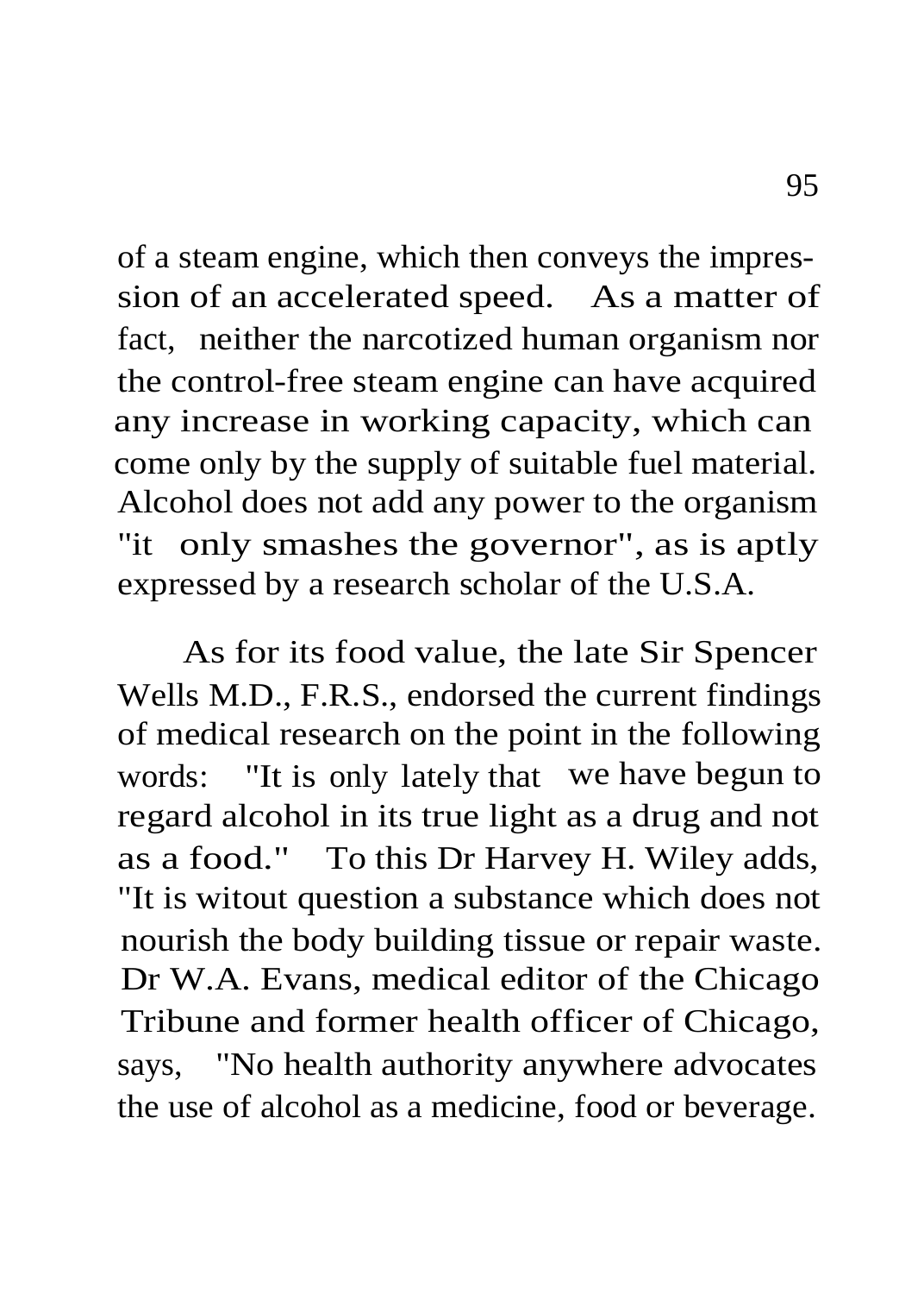of a steam engine, which then conveys the impression of an accelerated speed. As a matter of fact, neither the narcotized human organism nor the control-free steam engine can have acquired any increase in working capacity, which can come only by the supply of suitable fuel material. Alcohol does not add any power to the organism "it only smashes the governor", as is aptly expressed by a research scholar of the U.S.A.

As for its food value, the late Sir Spencer Wells M.D., F.R.S., endorsed the current findings of medical research on the point in the following words: "It is only lately that we have begun to regard alcohol in its true light as a drug and not as a food." To this Dr Harvey H. Wiley adds, "It is witout question a substance which does not nourish the body building tissue or repair waste. Dr W.A. Evans, medical editor of the Chicago Tribune and former health officer of Chicago, says, "No health authority anywhere advocates the use of alcohol as a medicine, food or beverage.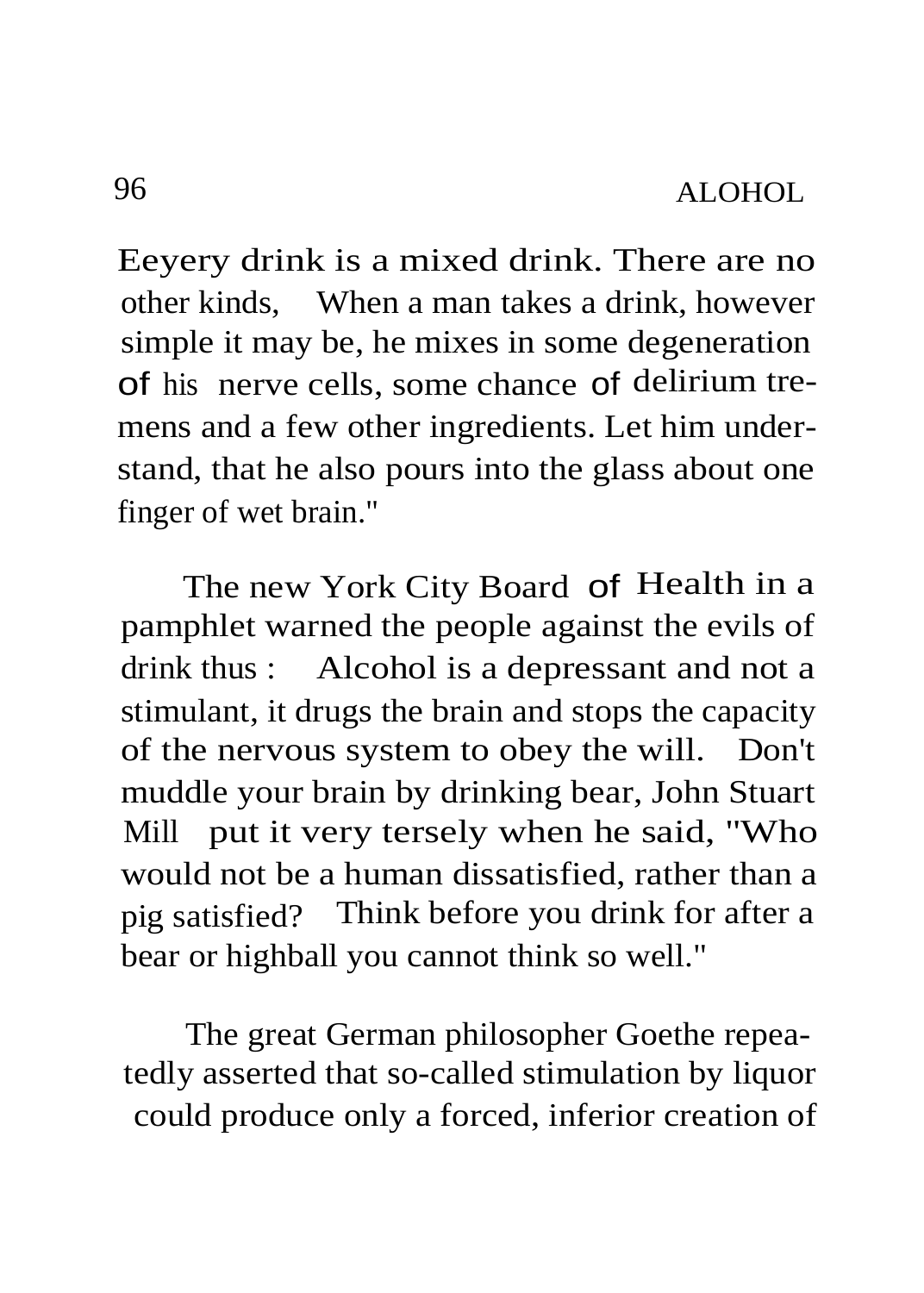Eeyery drink is a mixed drink. There are no other kinds, When a man takes a drink, however simple it may be, he mixes in some degeneration of his nerve cells, some chance of delirium tremens and a few other ingredients. Let him understand, that he also pours into the glass about one finger of wet brain."

The new York City Board of Health in a pamphlet warned the people against the evils of drink thus : Alcohol is a depressant and not a stimulant, it drugs the brain and stops the capacity of the nervous system to obey the will. Don't muddle your brain by drinking bear, John Stuart Mill put it very tersely when he said, "Who would not be a human dissatisfied, rather than a pig satisfied? Think before you drink for after a bear or highball you cannot think so well."

The great German philosopher Goethe repeatedly asserted that so-called stimulation by liquor could produce only a forced, inferior creation of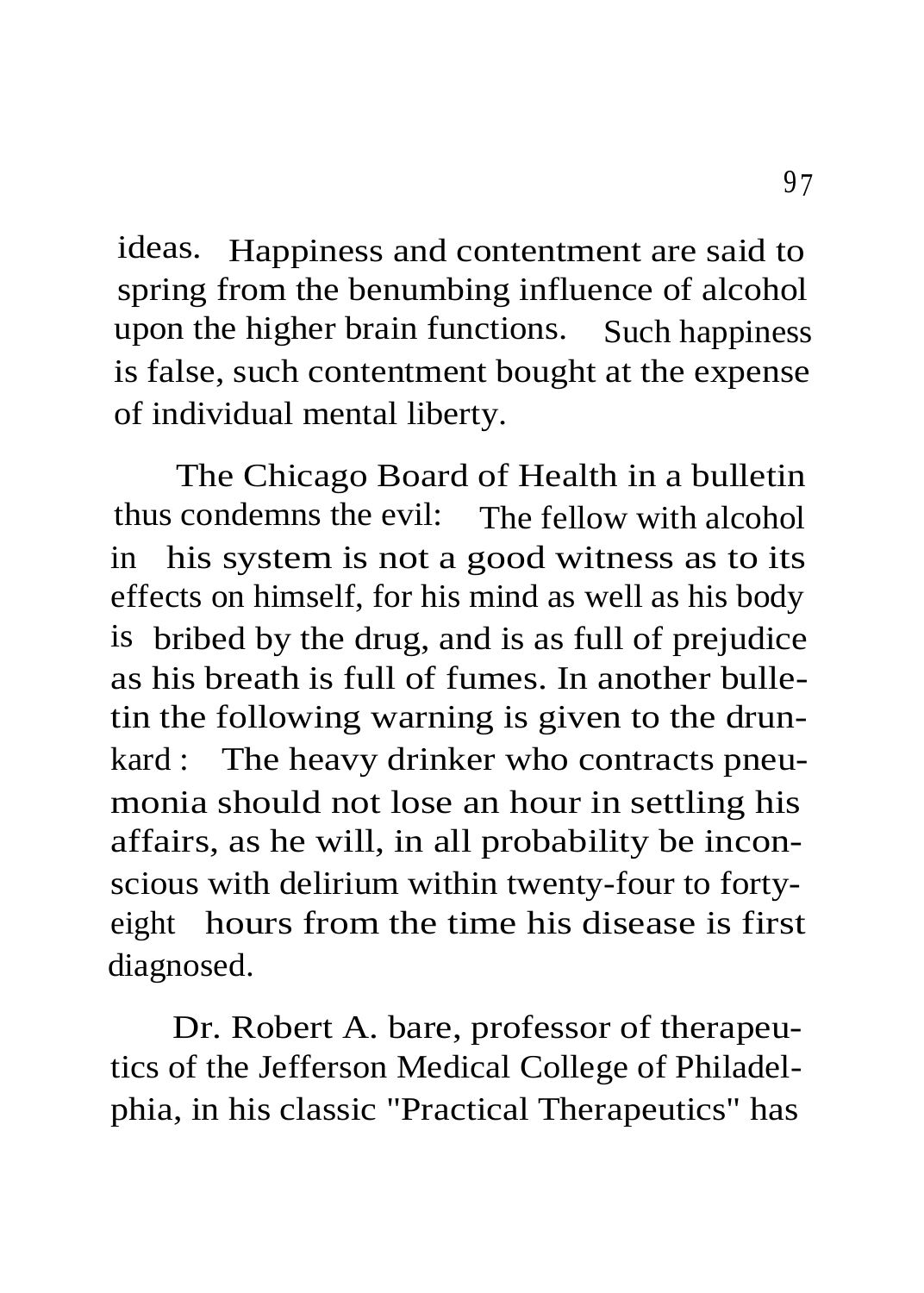ideas. Happiness and contentment are said to spring from the benumbing influence of alcohol upon the higher brain functions. Such happiness is false, such contentment bought at the expense of individual mental liberty.

The Chicago Board of Health in a bulletin thus condemns the evil: The fellow with alcohol in his system is not a good witness as to its effects on himself, for his mind as well as his body is bribed by the drug, and is as full of prejudice as his breath is full of fumes. In another bulletin the following warning is given to the drunkard : The heavy drinker who contracts pneumonia should not lose an hour in settling his affairs, as he will, in all probability be inconscious with delirium within twenty-four to forty-eight hours from the time his disease is first diagnosed.

Dr. Robert A. bare, professor of therapeutics of the Jefferson Medical College of Philadelphia, in his classic "Practical Therapeutics" has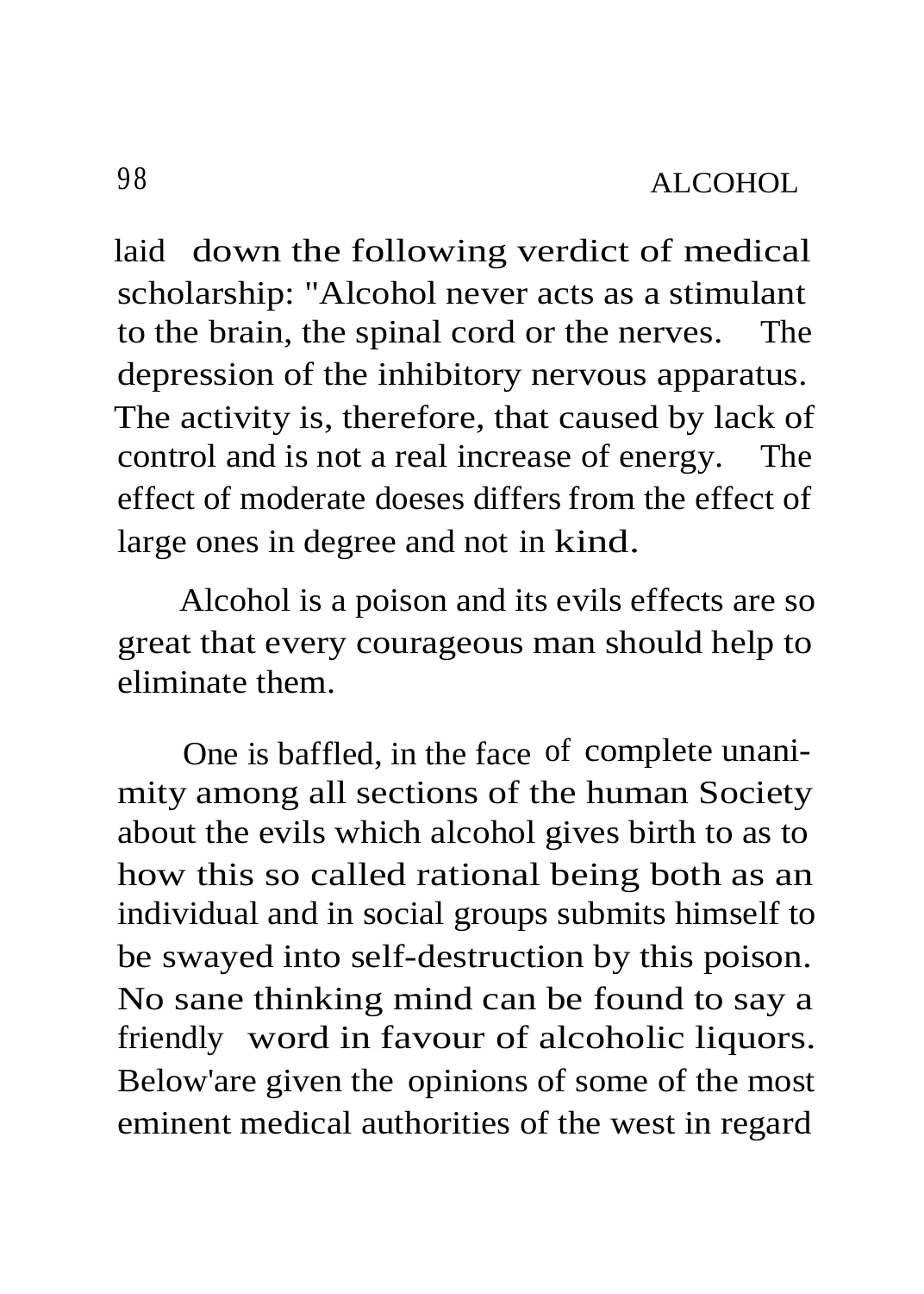laid down the following verdict of medical scholarship: "Alcohol never acts as a stimulant to the brain, the spinal cord or the nerves. The depression of the inhibitory nervous apparatus. The activity is, therefore, that caused by lack of control and is not a real increase of energy. The effect of moderate doeses differs from the effect of large ones in degree and not in kind.

Alcohol is a poison and its evils effects are so great that every courageous man should help to eliminate them.

One is baffled, in the face of complete unanimity among all sections of the human Society about the evils which alcohol gives birth to as to how this so called rational being both as an individual and in social groups submits himself to be swayed into self-destruction by this poison. No sane thinking mind can be found to say a friendly word in favour of alcoholic liquors. Below'are given the opinions of some of the most eminent medical authorities of the west in regard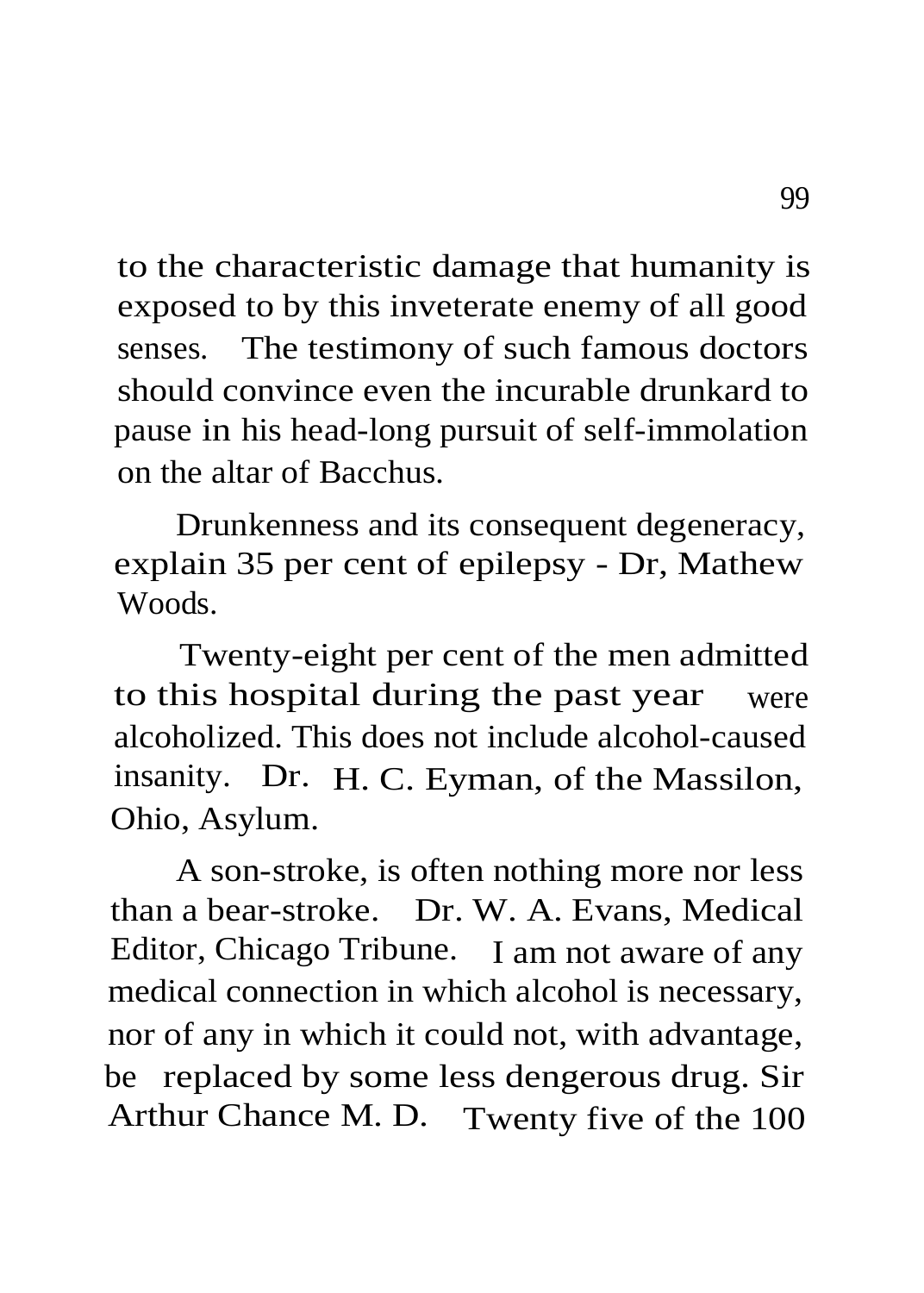to the characteristic damage that humanity is exposed to by this inveterate enemy of all good senses. The testimony of such famous doctors should convince even the incurable drunkard to pause in his head-long pursuit of self-immolation on the altar of Bacchus.

Drunkenness and its consequent degeneracy, explain 35 per cent of epilepsy - Dr, Mathew Woods.

Twenty-eight per cent of the men admitted to this hospital during the past year were alcoholized. This does not include alcohol-caused insanity. Dr. H. C. Eyman, of the Massilon, Ohio, Asylum.

A son-stroke, is often nothing more nor less than a bear-stroke. Dr. W. A. Evans, Medical Editor, Chicago Tribune. I am not aware of any medical connection in which alcohol is necessary, nor of any in which it could not, with advantage, be replaced by some less dengerous drug. Sir Arthur Chance M. D. Twenty five of the 100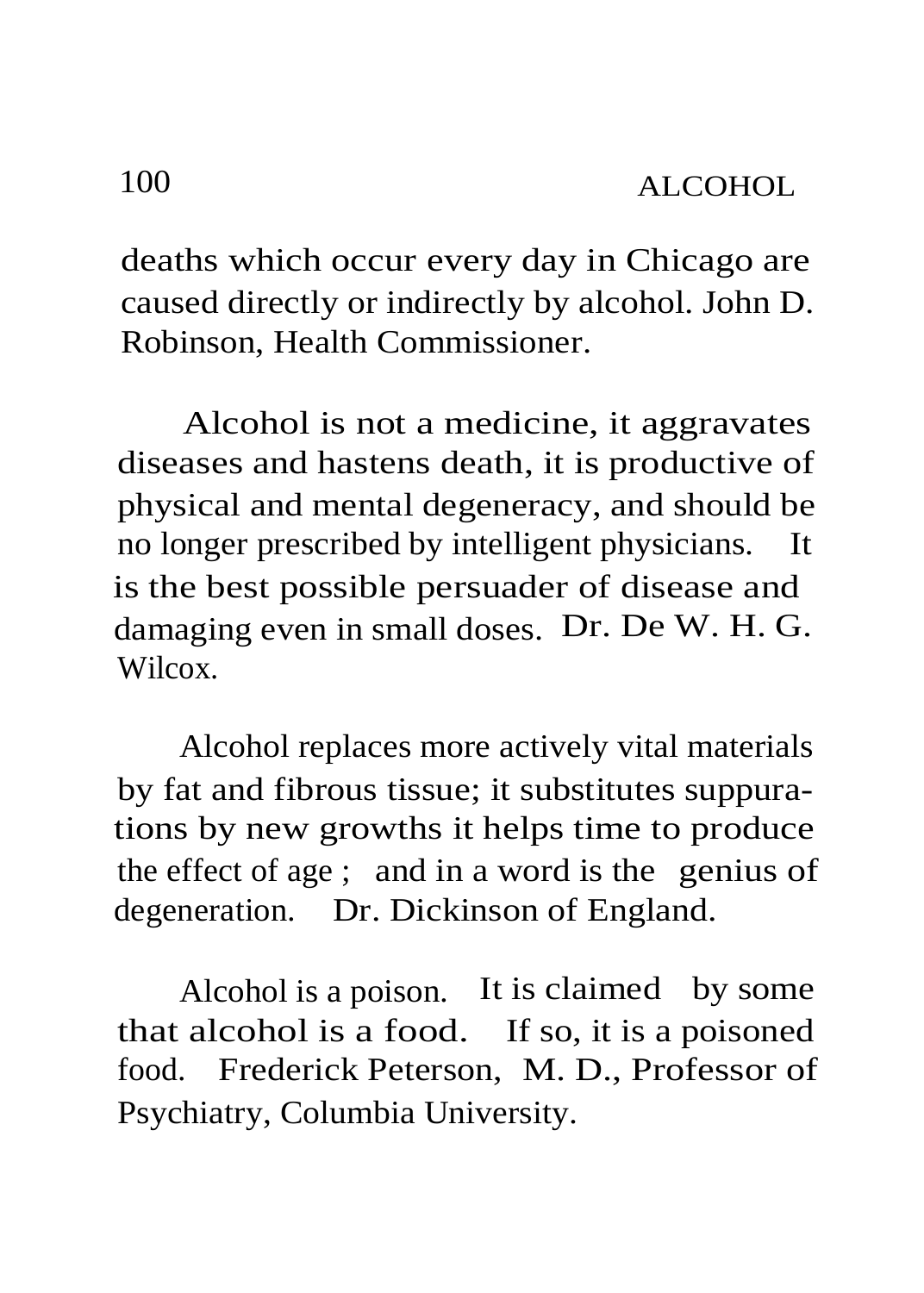deaths which occur every day in Chicago are caused directly or indirectly by alcohol. John D. Robinson, Health Commissioner.

Alcohol is not a medicine, it aggravates diseases and hastens death, it is productive of physical and mental degeneracy, and should be no longer prescribed by intelligent physicians. It is the best possible persuader of disease and damaging even in small doses. Dr. De W. H. G. Wilcox.

Alcohol replaces more actively vital materials by fat and fibrous tissue; it substitutes suppurations by new growths it helps time to produce the effect of age ; and in a word is the genius of degeneration. Dr. Dickinson of England.

Alcohol is a poison. It is claimed by some that alcohol is a food. If so, it is a poisoned food. Frederick Peterson, M. D., Professor of Psychiatry, Columbia University.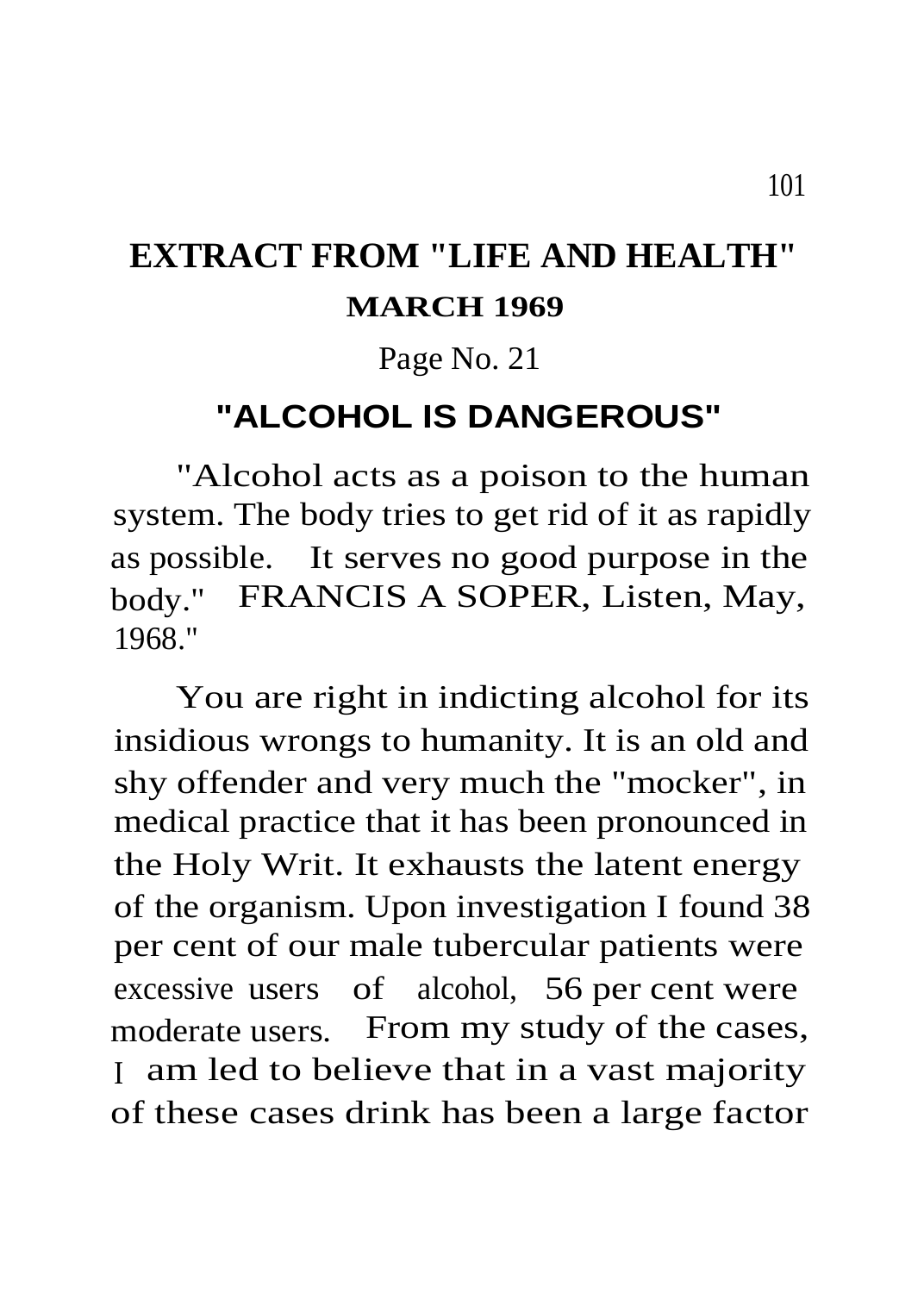# EXTRACT FROM "LIFE AND HEALTH"

## MARCH 1969

Page No. 21

## "ALCOHOL IS DANGEROUS"

"Alcohol acts as a poison to the human system. The body tries to get rid of it as rapidly as possible. It serves no good purpose in the body." FRANCIS A SOPER, Listen, May, 1968."

You are right in indicting alcohol for its insidious wrongs to humanity. It is an old and shy offender and very much the "mocker", in medical practice that it has been pronounced in the Holy Writ. It exhausts the latent energy of the organism. Upon investigation I found 38 per cent of our male tubercular patients were excessive users of alcohol, 56 per cent were moderate users. From my study of the cases, I am led to believe that in a vast majority of these cases drink has been a large factor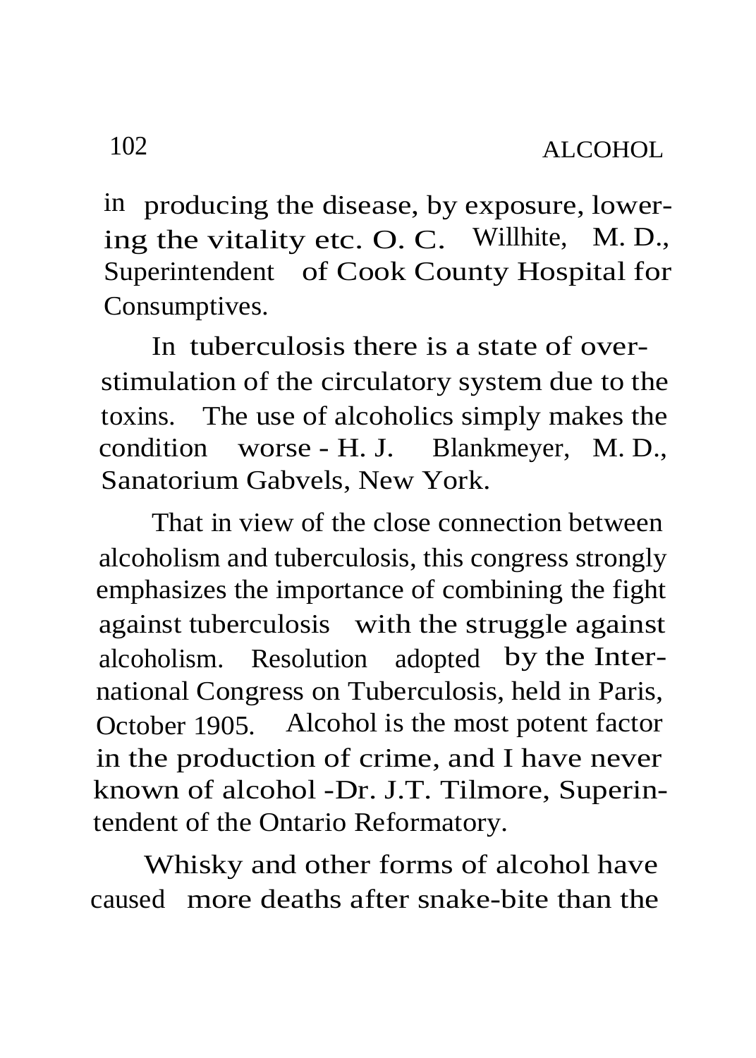in producing the disease, by exposure, lowering the vitality etc. O. C. Willhite, M. D., Superintendent of Cook County Hospital for Consumptives.

In tuberculosis there is a state of overstimulation of the circulatory system due to the toxins. The use of alcoholics simply makes the condition worse - H. J. Blankmeyer, M. D., Sanatorium Gabvels, New York.

That in view of the close connection between alcoholism and tuberculosis, this congress strongly emphasizes the importance of combining the fight against tuberculosis with the struggle against alcoholism. Resolution adopted by the International Congress on Tuberculosis, held in Paris, October 1905. Alcohol is the most potent factor in the production of crime, and I have never known of alcohol -Dr. J.T. Tilmore, Superintendent of the Ontario Reformatory.

Whisky and other forms of alcohol have caused more deaths after snake-bite than the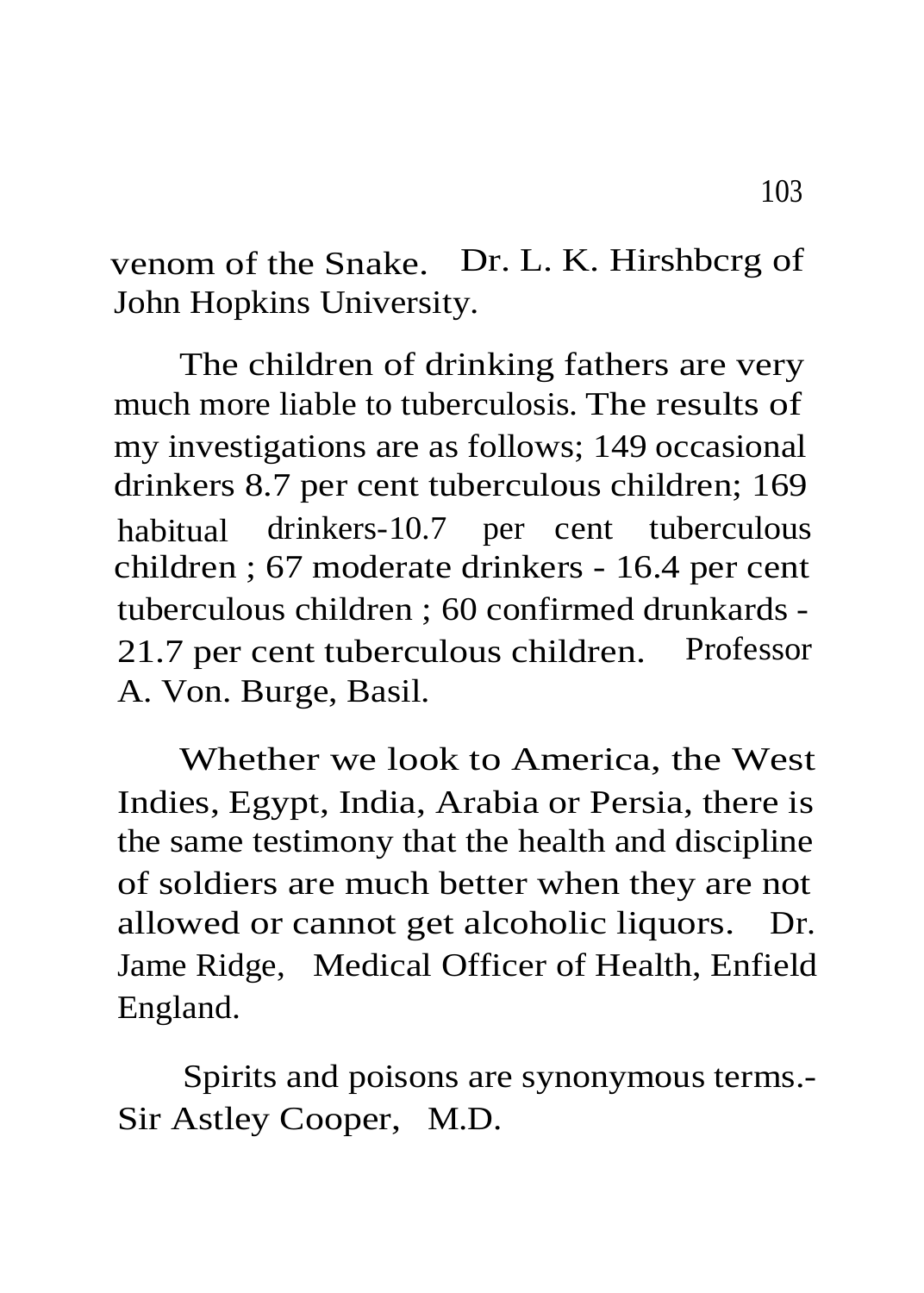venom of the Snake. Dr. L. K. Hirshbcrg of John Hopkins University.

The children of drinking fathers are very much more liable to tuberculosis. The results of my investigations are as follows; 149 occasional drinkers 8.7 per cent tuberculous children; 169 habitual drinkers-10.7 per cent tuberculous children ; 67 moderate drinkers - 16.4 per cent tuberculous children ; 60 confirmed drunkards - 21.7 per cent tuberculous children. Professor A. Von. Burge, Basil.

Whether we look to America, the West Indies, Egypt, India, Arabia or Persia, there is the same testimony that the health and discipline of soldiers are much better when they are not allowed or cannot get alcoholic liquors. Dr. Jame Ridge, Medical Officer of Health, Enfield England.

Spirits and poisons are synonymous terms.- Sir Astley Cooper, M.D.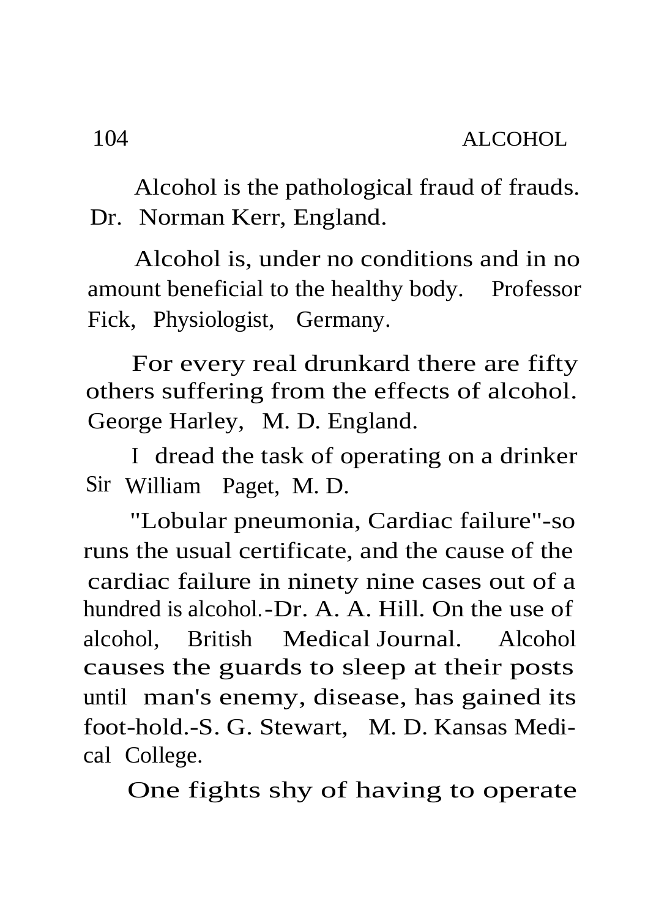Alcohol is the pathological fraud of frauds. Dr. Norman Kerr, England.

Alcohol is, under no conditions and in no amount beneficial to the healthy body. Professor Fick, Physiologist, Germany.

For every real drunkard there are fifty others suffering from the effects of alcohol. George Harley, M. D. England.

I dread the task of operating on a drinker Sir William Paget, M. D.

"Lobular pneumonia, Cardiac failure"-so runs the usual certificate, and the cause of the cardiac failure in ninety nine cases out of a hundred is alcohol.-Dr. A. A. Hill. On the use of alcohol, British Medical Journal. Alcohol causes the guards to sleep at their posts until man's enemy, disease, has gained its foot-hold.-S. G. Stewart, M. D. Kansas Medical College.

One fights shy of having to operate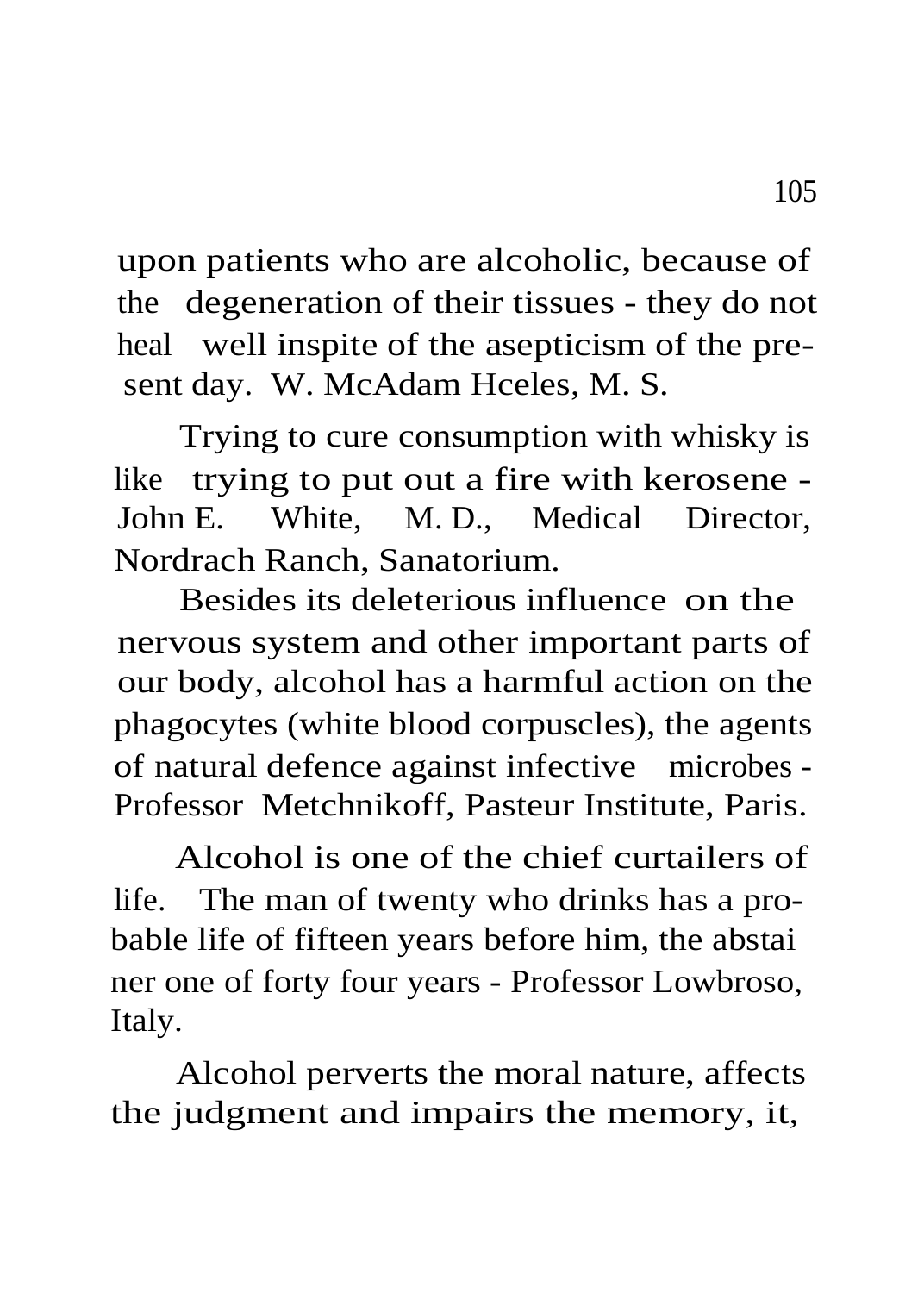upon patients who are alcoholic, because of the degeneration of their tissues - they do not heal well inspite of the asepticism of the present day. W. McAdam Hceles, M. S.

Trying to cure consumption with whisky is like trying to put out a fire with kerosene - John E. White, M. D., Medical Director, Nordrach Ranch, Sanatorium.

Besides its deleterious influence on the nervous system and other important parts of our body, alcohol has a harmful action on the phagocytes (white blood corpuscles), the agents of natural defence against infective microbes - Professor Metchnikoff, Pasteur Institute, Paris.

Alcohol is one of the chief curtailers of life. The man of twenty who drinks has a probable life of fifteen years before him, the abstainer one of forty four years - Professor Lowbroso, Italy.

Alcohol perverts the moral nature, affects the judgment and impairs the memory, it,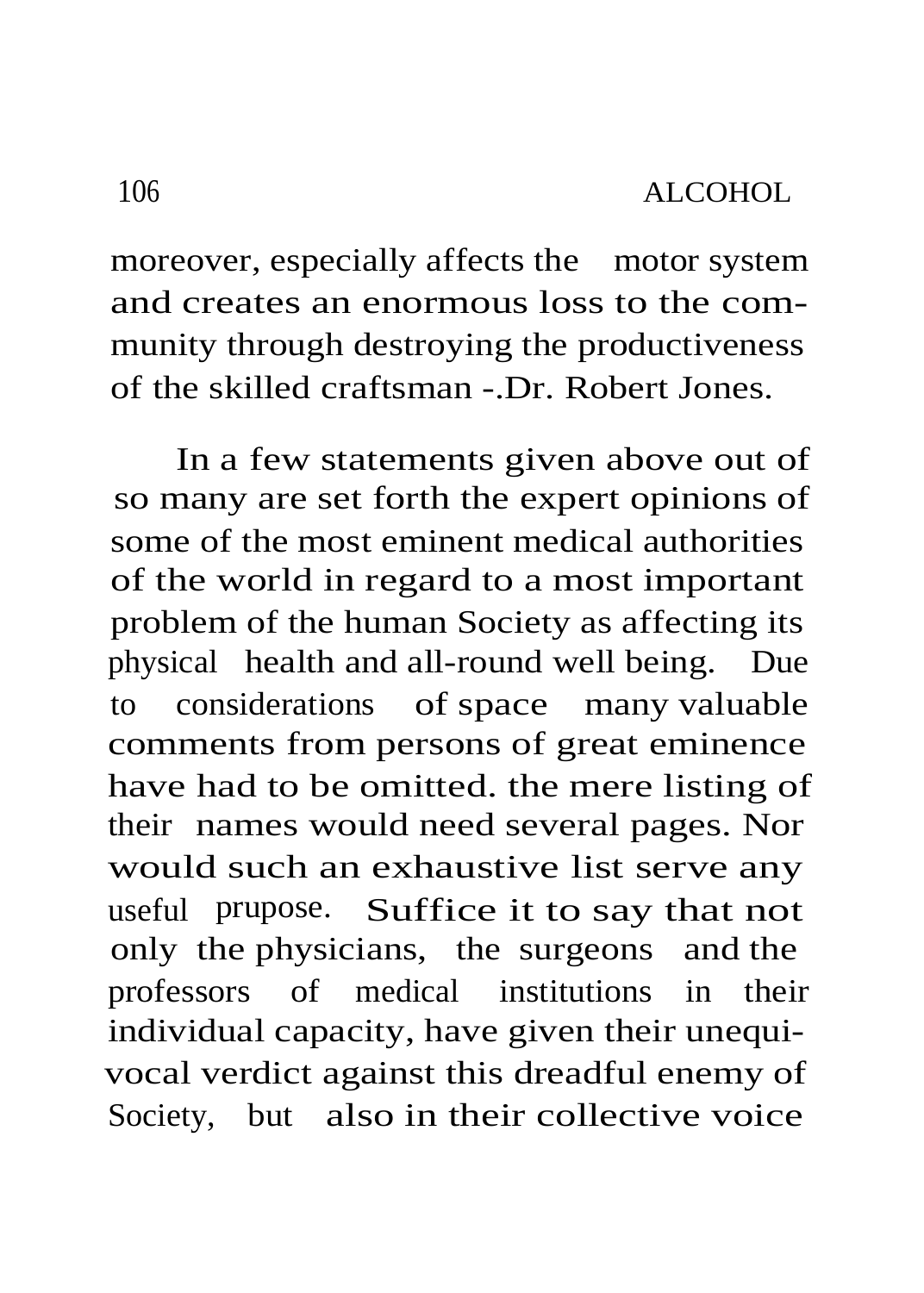moreover, especially affects the motor system and creates an enormous loss to the community through destroying the productiveness of the skilled craftsman -.Dr. Robert Jones.

In a few statements given above out of so many are set forth the expert opinions of some of the most eminent medical authorities of the world in regard to a most important problem of the human Society as affecting its physical health and all-round well being. Due to considerations of space many valuable comments from persons of great eminence have had to be omitted. the mere listing of their names would need several pages. Nor would such an exhaustive list serve any useful prupose. Suffice it to say that not only the physicians, the surgeons and the professors of medical institutions in their individual capacity, have given their unequivocal verdict against this dreadful enemy of Society, but also in their collective voice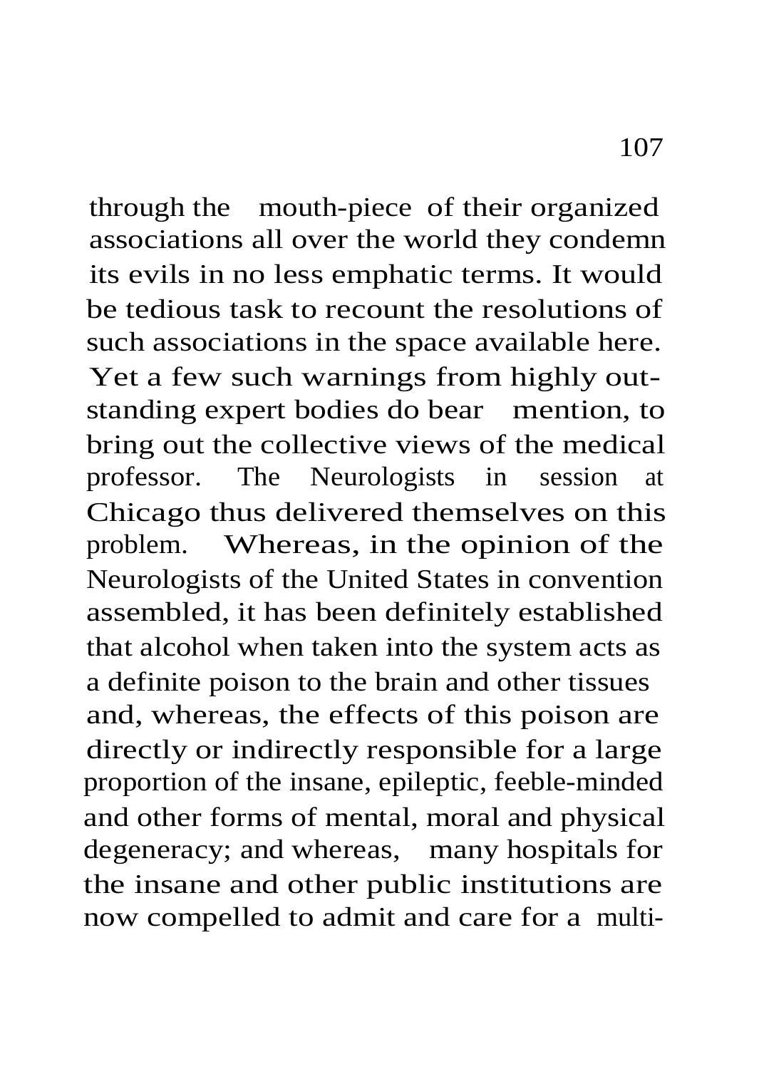through the mouth-piece of their organized associations all over the world they condemn its evils in no less emphatic terms. It would be tedious task to recount the resolutions of such associations in the space available here. Yet a few such warnings from highly outstanding expert bodies do bear mention, to bring out the collective views of the medical professor. The Neurologists in session at Chicago thus delivered themselves on this problem. Whereas, in the opinion of the Neurologists of the United States in convention assembled, it has been definitely established that alcohol when taken into the system acts as a definite poison to the brain and other tissues and, whereas, the effects of this poison are directly or indirectly responsible for a large proportion of the insane, epileptic, feeble-minded and other forms of mental, moral and physical degeneracy; and whereas, many hospitals for the insane and other public institutions are now compelled to admit and care for a multi-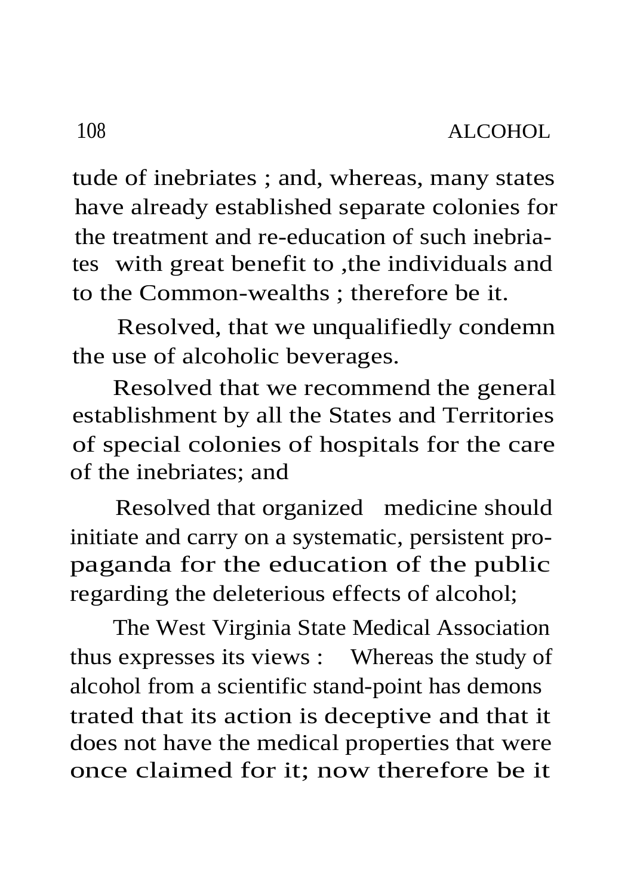tude of inebriates ; and, whereas, many states have already established separate colonies for the treatment and re-education of such inebriates with great benefit to ,the individuals and to the Common-wealths ; therefore be it.

Resolved, that we unqualifiedly condemn the use of alcoholic beverages.

Resolved that we recommend the general establishment by all the States and Territories of special colonies of hospitals for the care of the inebriates; and

Resolved that organized medicine should initiate and carry on a systematic, persistent propaganda for the education of the public regarding the deleterious effects of alcohol;

The West Virginia State Medical Association thus expresses its views : Whereas the study of alcohol from a scientific stand-point has demonstrated that its action is deceptive and that it does not have the medical properties that were once claimed for it; now therefore be it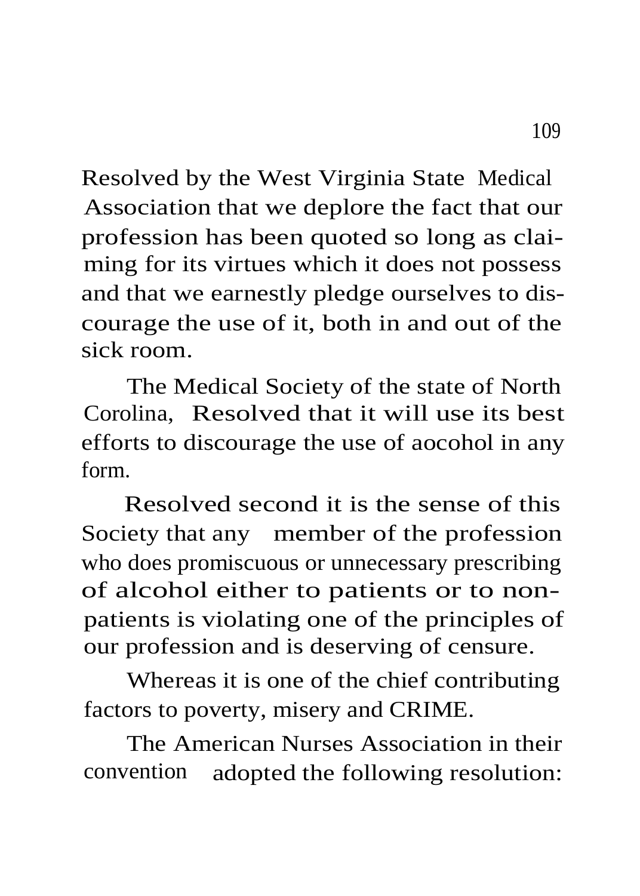Resolved by the West Virginia State Medical Association that we deplore the fact that our profession has been quoted so long as claiming for its virtues which it does not possess and that we earnestly pledge ourselves to discourage the use of it, both in and out of the sick room.

The Medical Society of the state of North Corolina, Resolved that it will use its best efforts to discourage the use of aocohol in any form.

Resolved second it is the sense of this Society that any member of the profession who does promiscuous or unnecessary prescribing of alcohol either to patients or to non-patients is violating one of the principles of our profession and is deserving of censure.

Whereas it is one of the chief contributing factors to poverty, misery and CRIME.

The American Nurses Association in their convention adopted the following resolution: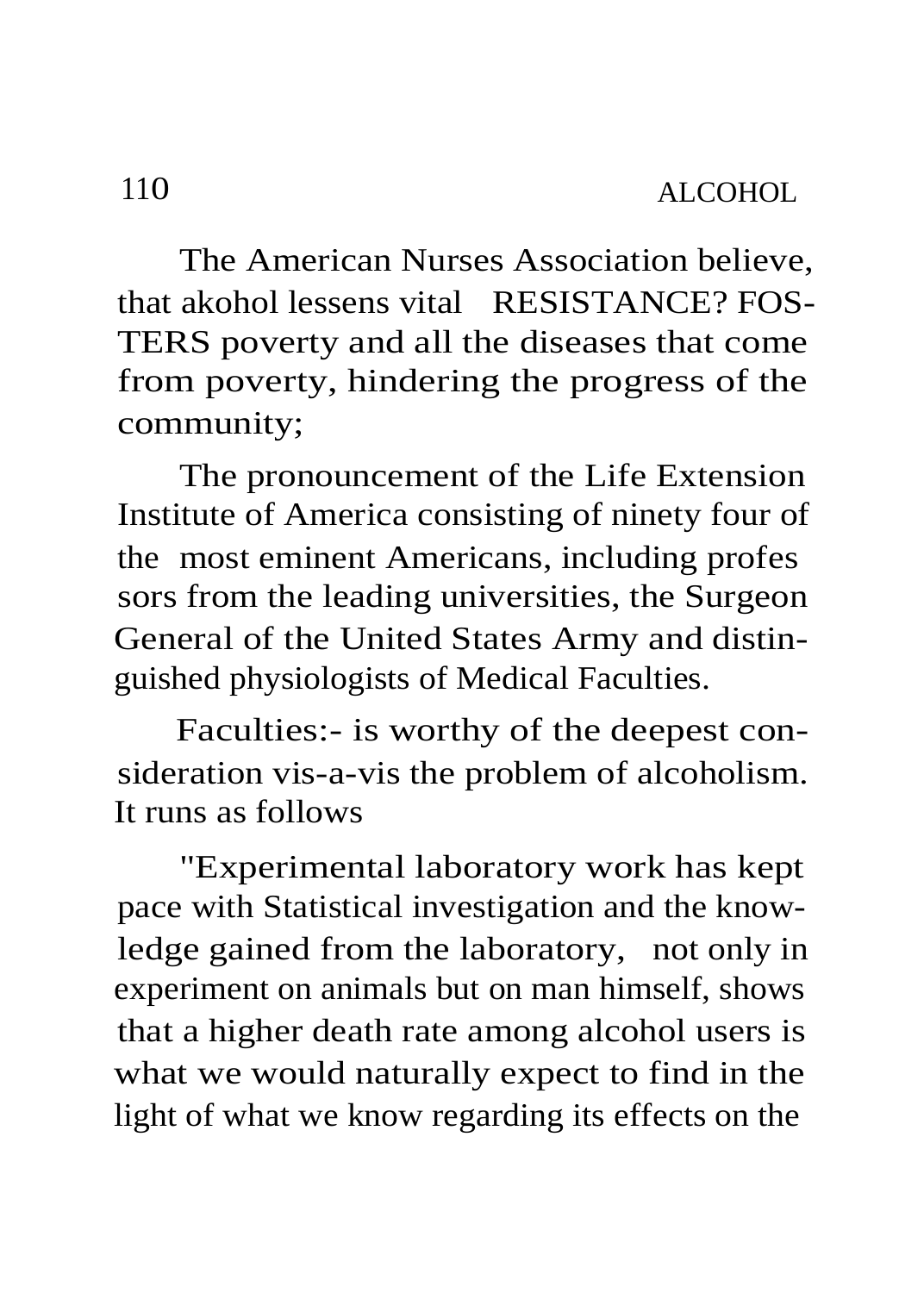The American Nurses Association believe, that akohol lessens vital RESISTANCE? FOSTERS poverty and all the diseases that come from poverty, hindering the progress of the community;

The pronouncement of the Life Extension Institute of America consisting of ninety four of the most eminent Americans, including professors from the leading universities, the Surgeon General of the United States Army and distinguished physiologists of Medical Faculties.

Faculties:- is worthy of the deepest consideration vis-a-vis the problem of alcoholism. It runs as follows

"Experimental laboratory work has kept pace with Statistical investigation and the knowledge gained from the laboratory, not only in experiment on animals but on man himself, shows that a higher death rate among alcohol users is what we would naturally expect to find in the light of what we know regarding its effects on the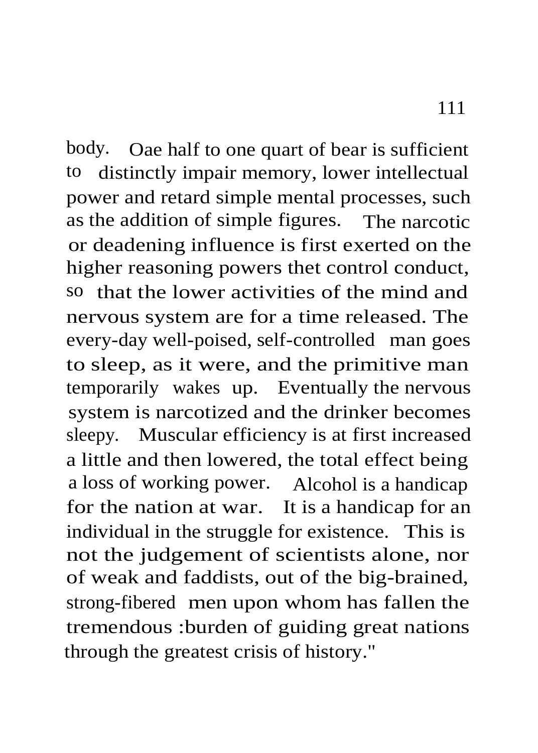body. Oae half to one quart of bear is sufficient to distinctly impair memory, lower intellectual power and retard simple mental processes, such as the addition of simple figures. The narcotic or deadening influence is first exerted on the higher reasoning powers thet control conduct, so that the lower activities of the mind and nervous system are for a time released. The every-day well-poised, self-controlled man goes to sleep, as it were, and the primitive man temporarily wakes up. Eventually the nervous system is narcotized and the drinker becomes sleepy. Muscular efficiency is at first increased a little and then lowered, the total effect being a loss of working power. Alcohol is a handicap for the nation at war. It is a handicap for an individual in the struggle for existence. This is not the judgement of scientists alone, nor of weak and faddists, out of the big-brained, strong-fibered men upon whom has fallen the tremendous :burden of guiding great nations through the greatest crisis of history."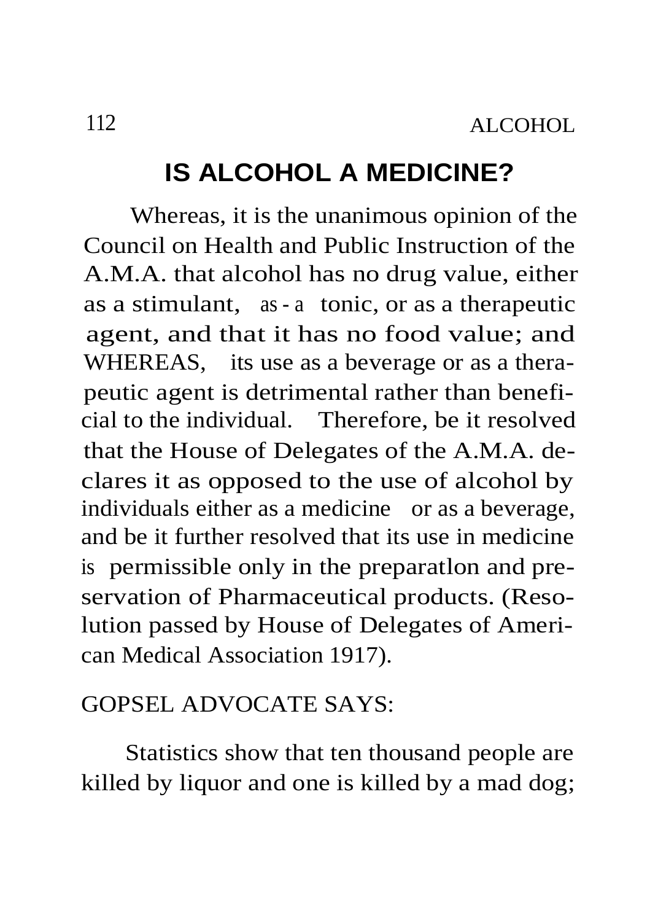## IS ALCOHOL A MEDICINE?

Whereas, it is the unanimous opinion of the Council on Health and Public Instruction of the A.M.A. that alcohol has no drug value, either as a stimulant, as - a tonic, or as a therapeutic agent, and that it has no food value; and WHEREAS, its use as a beverage or as a therapeutic agent is detrimental rather than beneficial to the individual. Therefore, be it resolved that the House of Delegates of the A.M.A. declares it as opposed to the use of alcohol by individuals either as a medicine or as a beverage, and be it further resolved that its use in medicine is permissible only in the preparatlon and preservation of Pharmaceutical products. (Resolution passed by House of Delegates of American Medical Association 1917).

GOPSEL ADVOCATE SAYS:

Statistics show that ten thousand people are killed by liquor and one is killed by a mad dog;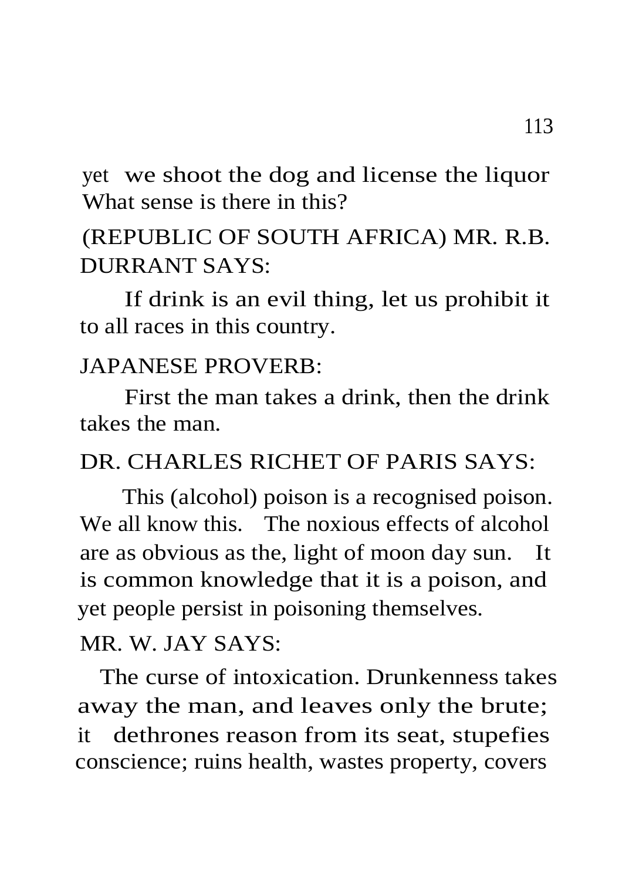yet we shoot the dog and license the liquor What sense is there in this?

(REPUBLIC OF SOUTH AFRICA) MR. R.B. DURRANT SAYS:

If drink is an evil thing, let us prohibit it to all races in this country.

JAPANESE PROVERB:

First the man takes a drink, then the drink takes the man.

DR. CHARLES RICHET OF PARIS SAYS:

This (alcohol) poison is a recognised poison. We all know this. The noxious effects of alcohol are as obvious as the, light of moon day sun. It is common knowledge that it is a poison, and yet people persist in poisoning themselves.

MR. W. JAY SAYS:

The curse of intoxication. Drunkenness takes away the man, and leaves only the brute; it dethrones reason from its seat, stupefies conscience; ruins health, wastes property, covers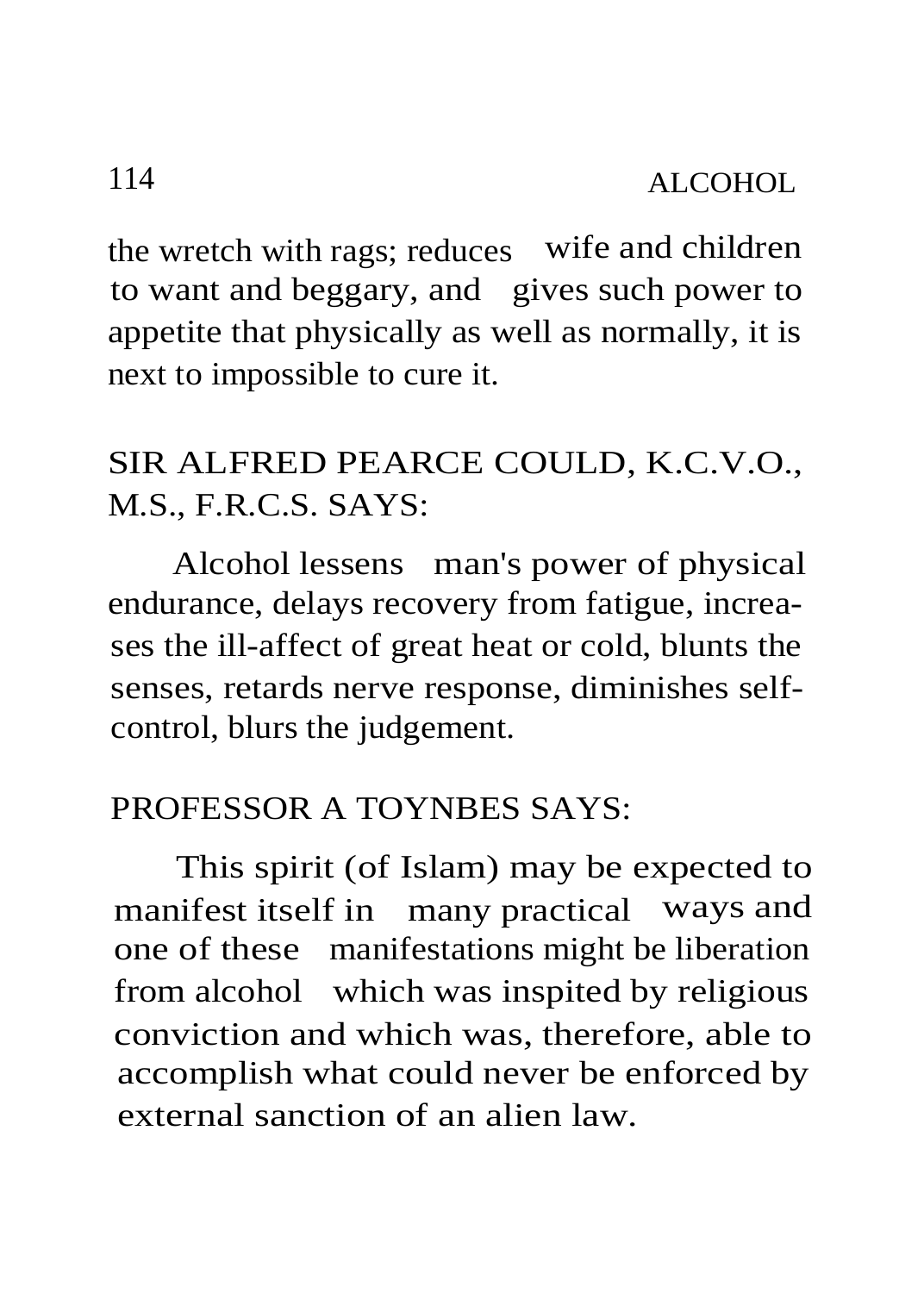the wretch with rags; reduces wife and children to want and beggary, and gives such power to appetite that physically as well as normally, it is next to impossible to cure it.

## SIR ALFRED PEARCE COULD, K.C.V.O., M.S., F.R.C.S. SAYS:

Alcohol lessens man's power of physical endurance, delays recovery from fatigue, increases the ill-affect of great heat or cold, blunts the senses, retards nerve response, diminishes self-control, blurs the judgement.

## PROFESSOR A TOYNBES SAYS:

This spirit (of Islam) may be expected to manifest itself in many practical ways and one of these manifestations might be liberation from alcohol which was inspited by religious conviction and which was, therefore, able to accomplish what could never be enforced by external sanction of an alien law.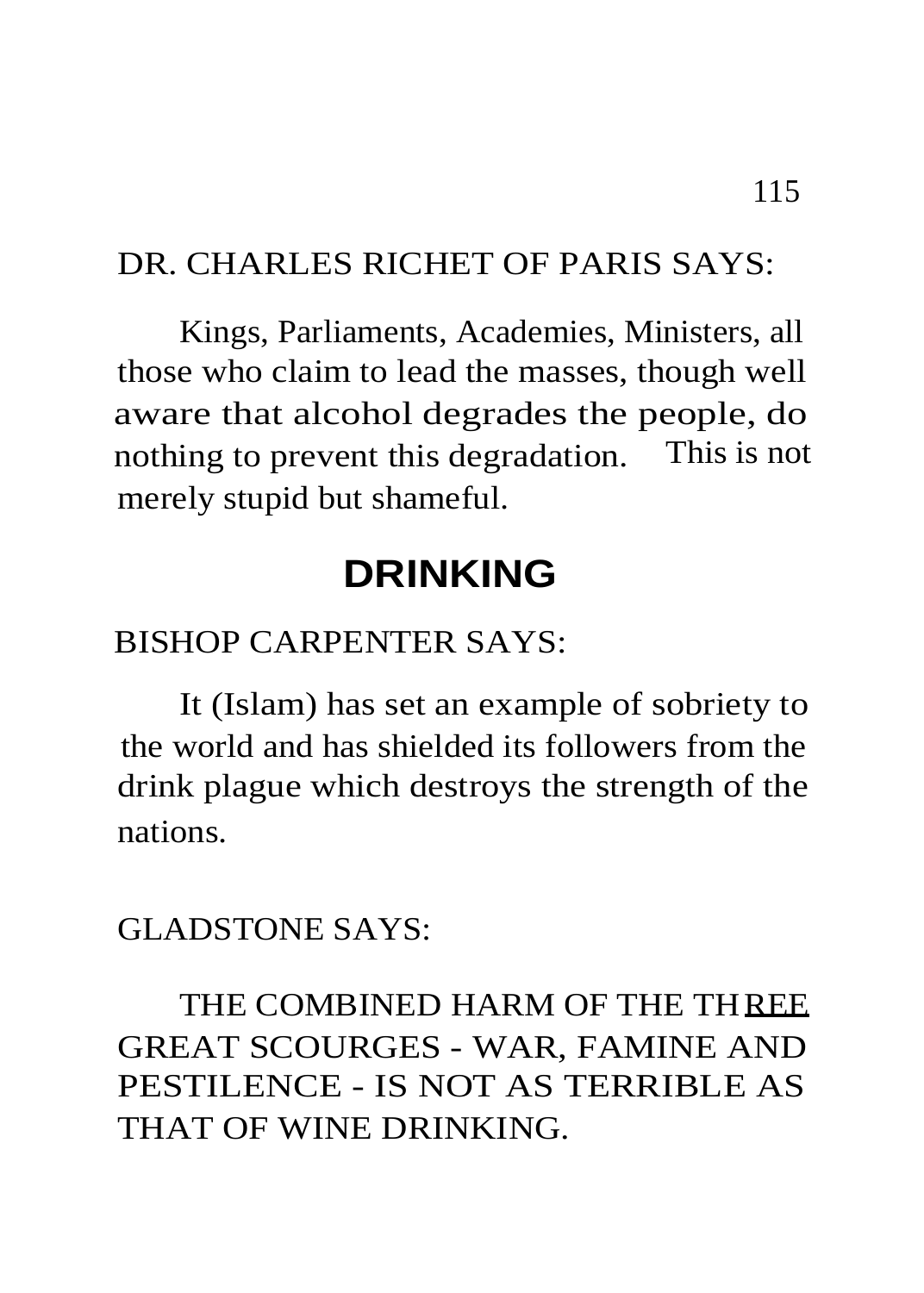DR. CHARLES RICHET OF PARIS SAYS:

Kings, Parliaments, Academies, Ministers, all those who claim to lead the masses, though well aware that alcohol degrades the people, do nothing to prevent this degradation. This is not merely stupid but shameful.

## DRINKING

BISHOP CARPENTER SAYS:

It (Islam) has set an example of sobriety to the world and has shielded its followers from the drink plague which destroys the strength of the nations.

GLADSTONE SAYS:

THE COMBINED HARM OF THE THREE GREAT SCOURGES - WAR, FAMINE AND PESTILENCE - IS NOT AS TERRIBLE AS THAT OF WINE DRINKING.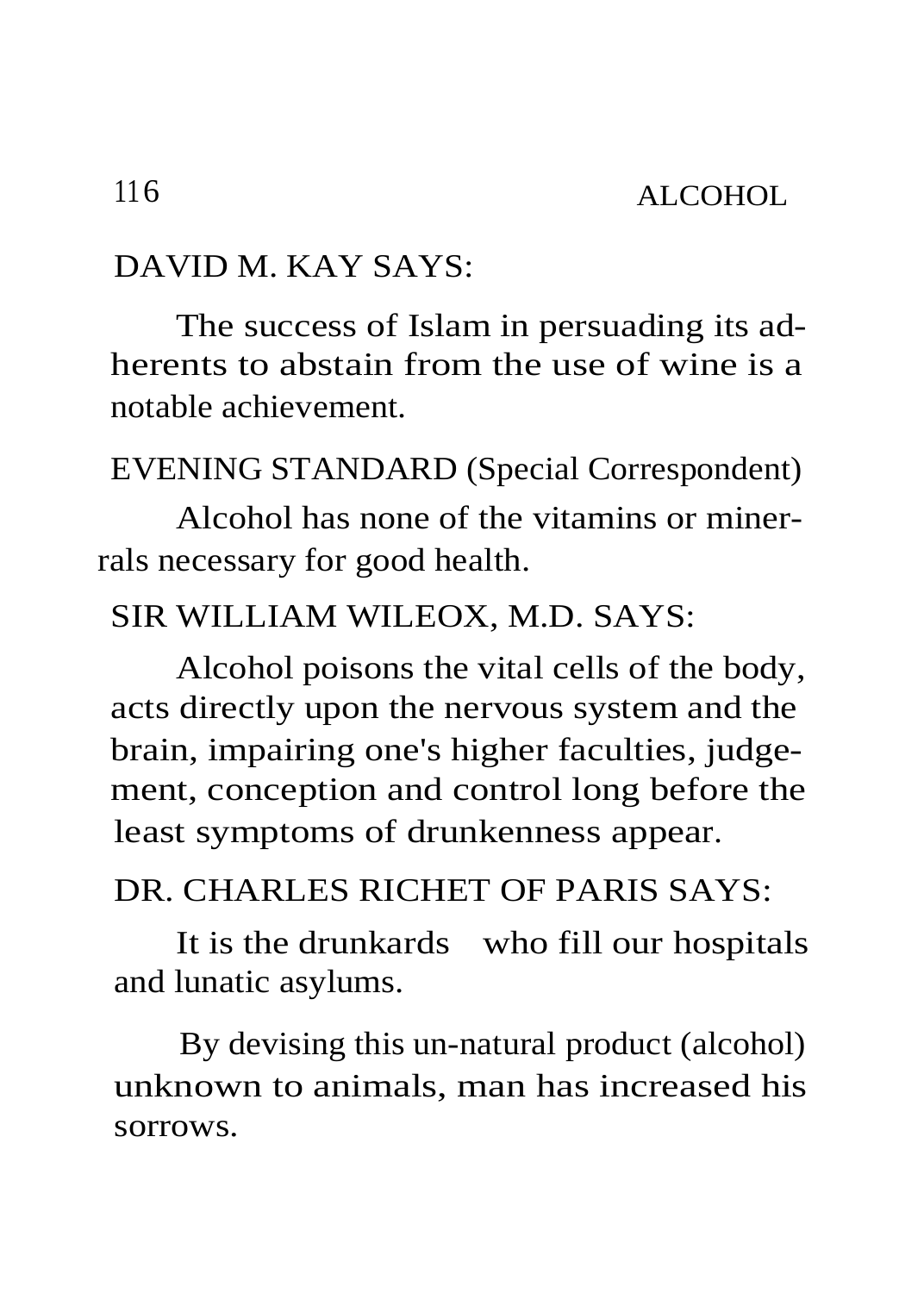DAVID M. KAY SAYS:

The success of Islam in persuading its adherents to abstain from the use of wine is a notable achievement.

EVENING STANDARD (Special Correspondent)

Alcohol has none of the vitamins or minerrals necessary for good health.

SIR WILLIAM WILEOX, M.D. SAYS:

Alcohol poisons the vital cells of the body, acts directly upon the nervous system and the brain, impairing one's higher faculties, judgement, conception and control long before the least symptoms of drunkenness appear.

DR. CHARLES RICHET OF PARIS SAYS:

It is the drunkards who fill our hospitals and lunatic asylums.

By devising this un-natural product (alcohol) unknown to animals, man has increased his sorrows.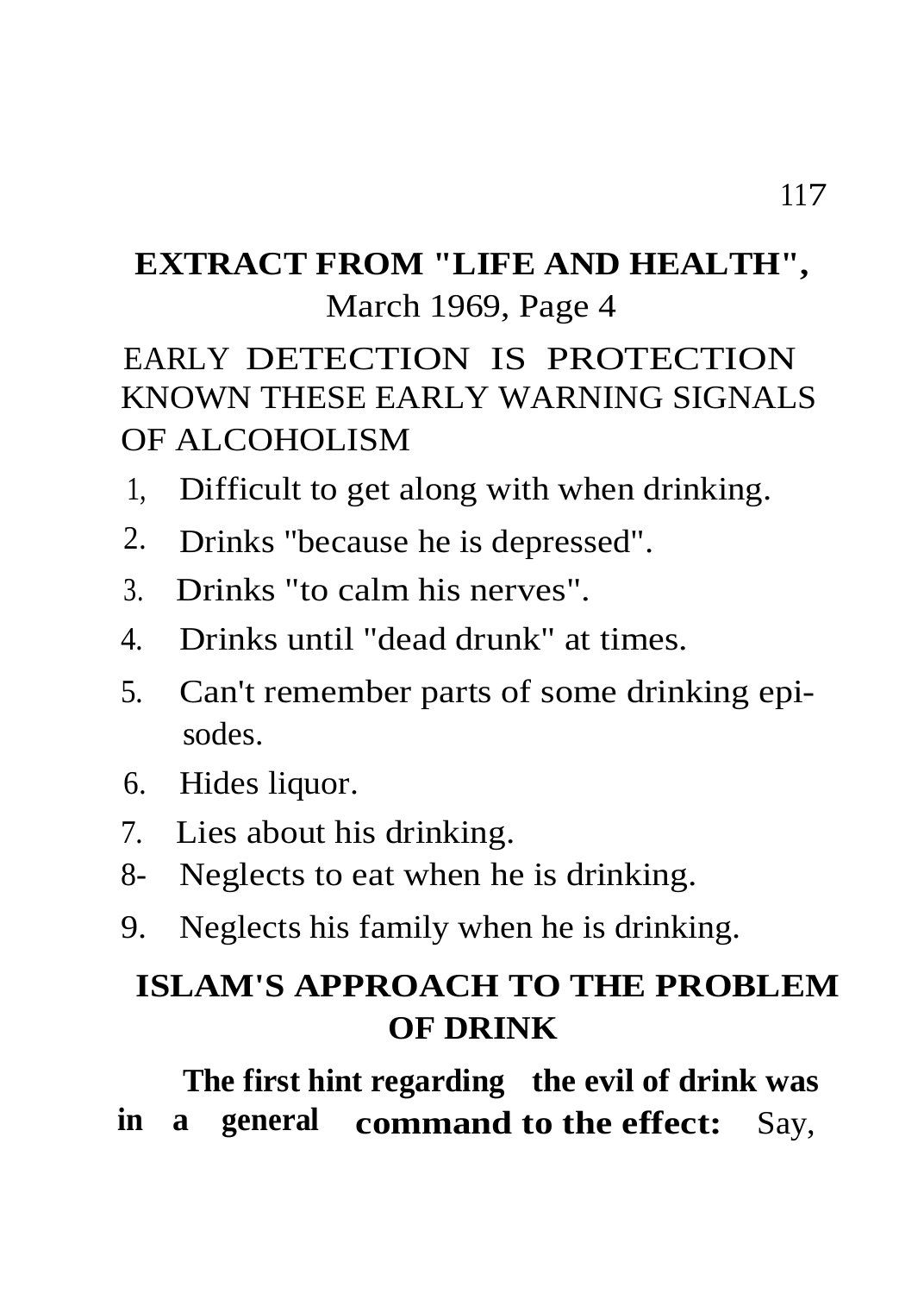## EXTRACT FROM "LIFE AND HEALTH",

March 1969, Page 4

EARLY DETECTION IS PROTECTION
KNOWN THESE EARLY WARNING SIGNALS OF ALCOHOLISM

1. Difficult to get along with when drinking.
2. Drinks "because he is depressed".
3. Drinks "to calm his nerves".
4. Drinks until "dead drunk" at times.
5. Can't remember parts of some drinking episodes.
6. Hides liquor.
7. Lies about his drinking.
8. Neglects to eat when he is drinking.
9. Neglects his family when he is drinking.

## ISLAM'S APPROACH TO THE PROBLEM OF DRINK

**The first hint regarding the evil of drink was in a general command to the effect:** Say,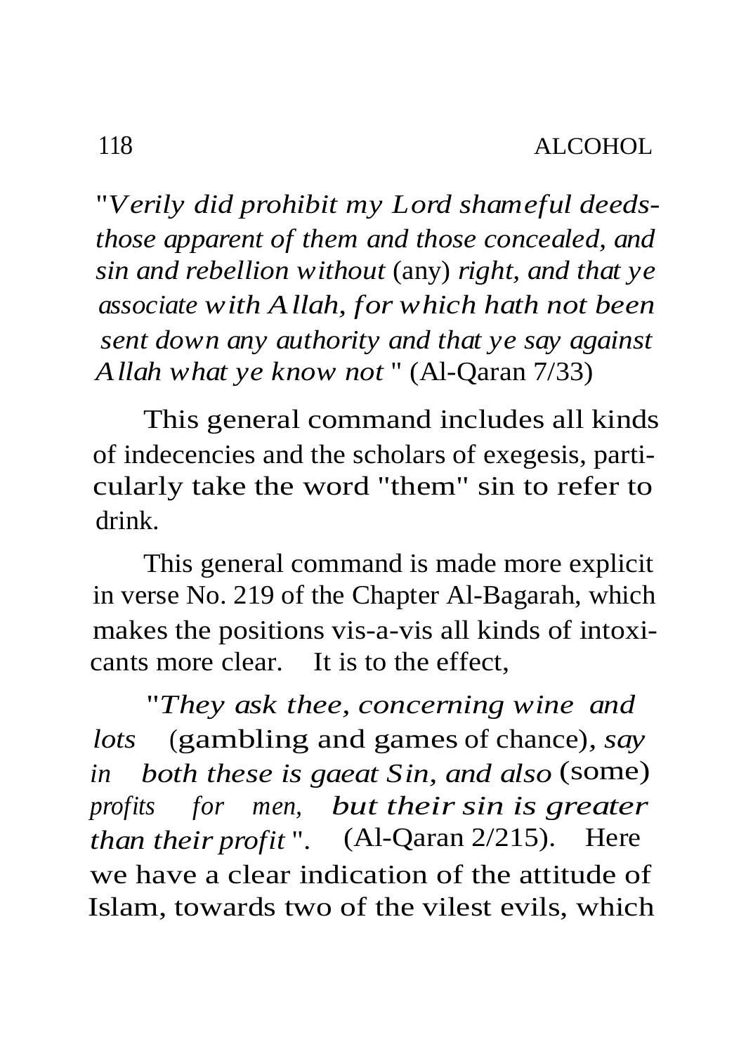*"Verily did prohibit my Lord shameful deeds-those apparent of them and those concealed, and sin and rebellion without* (any) *right, and that ye associate with Allah, for which hath not been sent down any authority and that ye say against Allah what ye know not* " (Al-Qaran 7/33)

This general command includes all kinds of indecencies and the scholars of exegesis, particularly take the word "them" sin to refer to drink.

This general command is made more explicit in verse No. 219 of the Chapter Al-Bagarah, which makes the positions vis-a-vis all kinds of intoxicants more clear. It is to the effect,

*"They ask thee, concerning wine and lots* (gambling and games of chance)*, say in both these is gaeat Sin, and also* (some) *profits for men, but their sin is greater than their profit* ". (Al-Qaran 2/215). Here we have a clear indication of the attitude of Islam, towards two of the vilest evils, which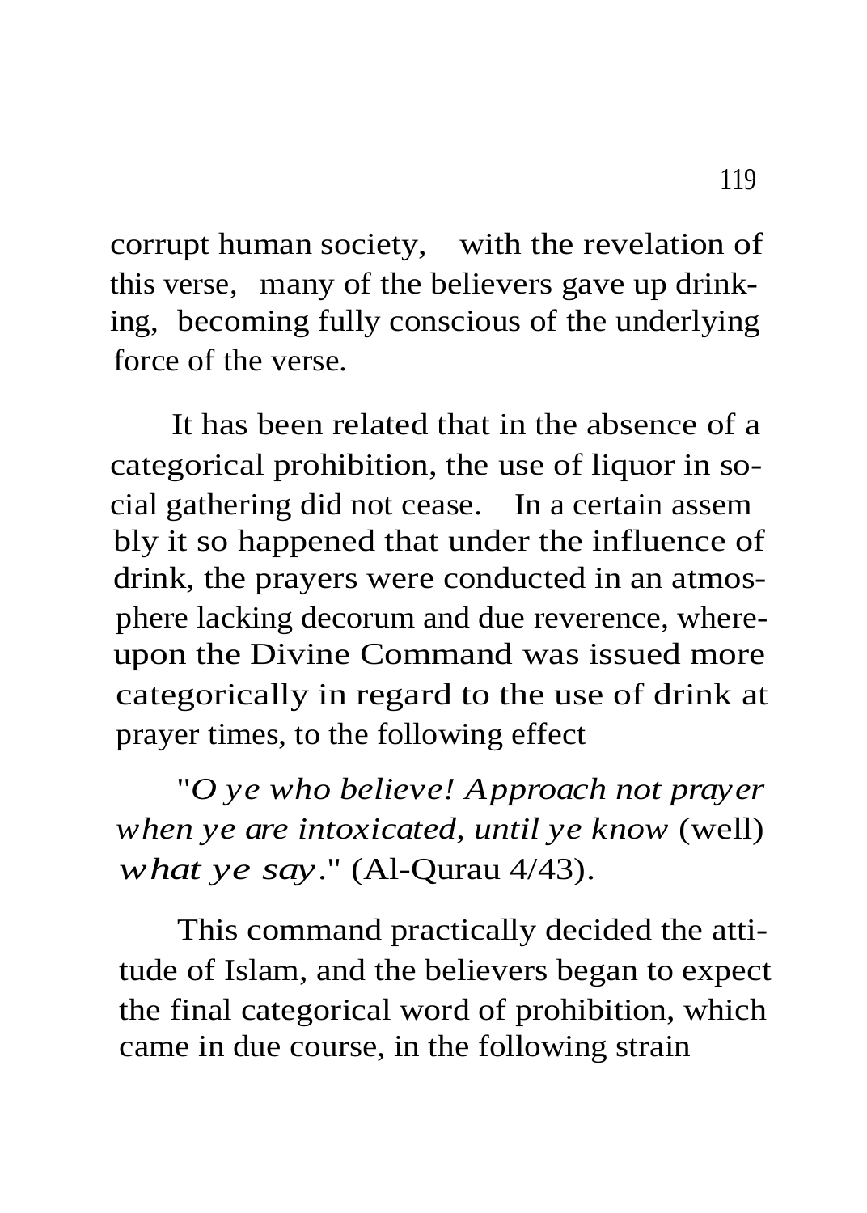corrupt human society, with the revelation of this verse, many of the believers gave up drinking, becoming fully conscious of the underlying force of the verse.

It has been related that in the absence of a categorical prohibition, the use of liquor in social gathering did not cease. In a certain assembly it so happened that under the influence of drink, the prayers were conducted in an atmosphere lacking decorum and due reverence, whereupon the Divine Command was issued more categorically in regard to the use of drink at prayer times, to the following effect

"*O ye who believe! Approach not prayer when ye are intoxicated, until ye know* (well) *what ye say*." (Al-Qurau 4/43).

This command practically decided the attitude of Islam, and the believers began to expect the final categorical word of prohibition, which came in due course, in the following strain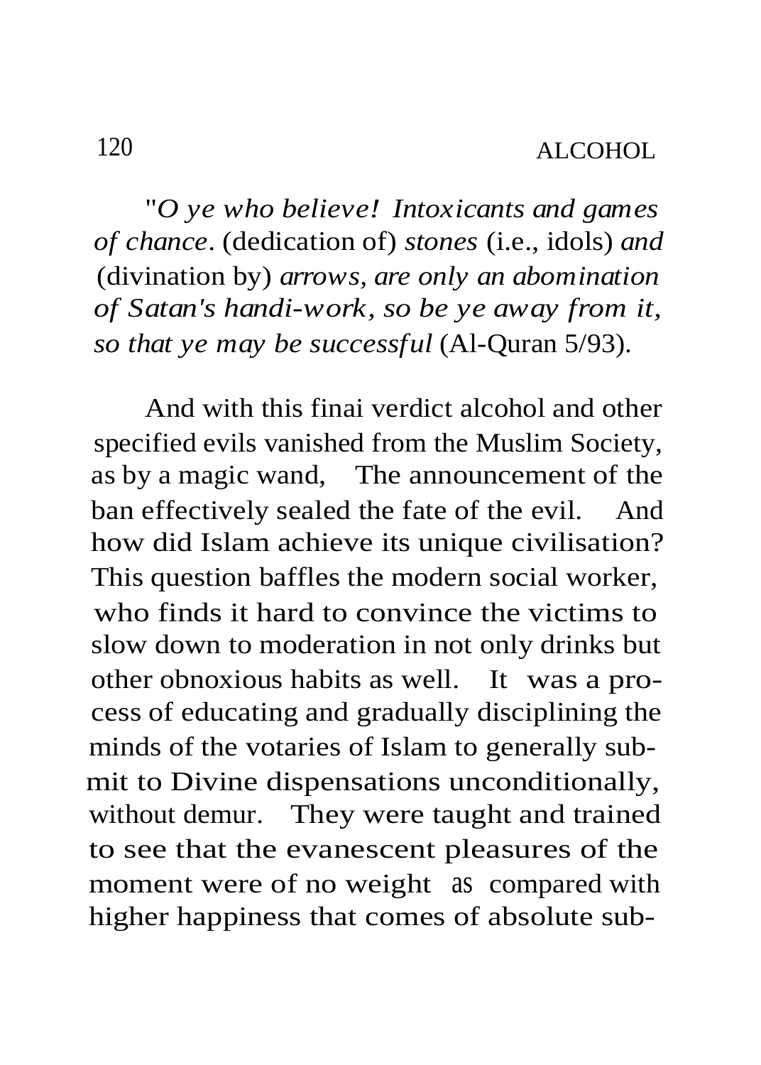"*O ye who believe! Intoxicants and games of chance*. (dedication of) *stones* (i.e., idols) *and* (divination by) *arrows, are only an abomination of Satan's handi-work, so be ye away from it, so that ye may be successful* (Al-Quran 5/93).

And with this finai verdict alcohol and other specified evils vanished from the Muslim Society, as by a magic wand, The announcement of the ban effectively sealed the fate of the evil. And how did Islam achieve its unique civilisation? This question baffles the modern social worker, who finds it hard to convince the victims to slow down to moderation in not only drinks but other obnoxious habits as well. It was a process of educating and gradually disciplining the minds of the votaries of Islam to generally submit to Divine dispensations unconditionally, without demur. They were taught and trained to see that the evanescent pleasures of the moment were of no weight as compared with higher happiness that comes of absolute sub-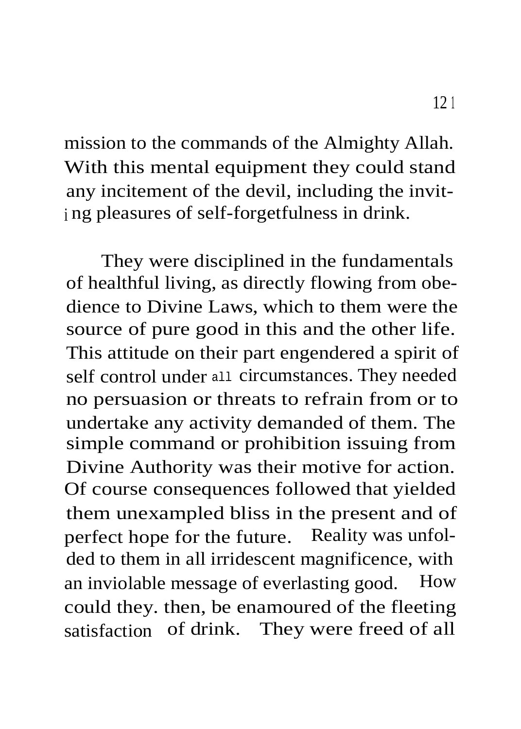mission to the commands of the Almighty Allah. With this mental equipment they could stand any incitement of the devil, including the inviting pleasures of self-forgetfulness in drink.

They were disciplined in the fundamentals of healthful living, as directly flowing from obedience to Divine Laws, which to them were the source of pure good in this and the other life. This attitude on their part engendered a spirit of self control under all circumstances. They needed no persuasion or threats to refrain from or to undertake any activity demanded of them. The simple command or prohibition issuing from Divine Authority was their motive for action. Of course consequences followed that yielded them unexampled bliss in the present and of perfect hope for the future. Reality was unfolded to them in all irridescent magnificence, with an inviolable message of everlasting good. How could they. then, be enamoured of the fleeting satisfaction of drink. They were freed of all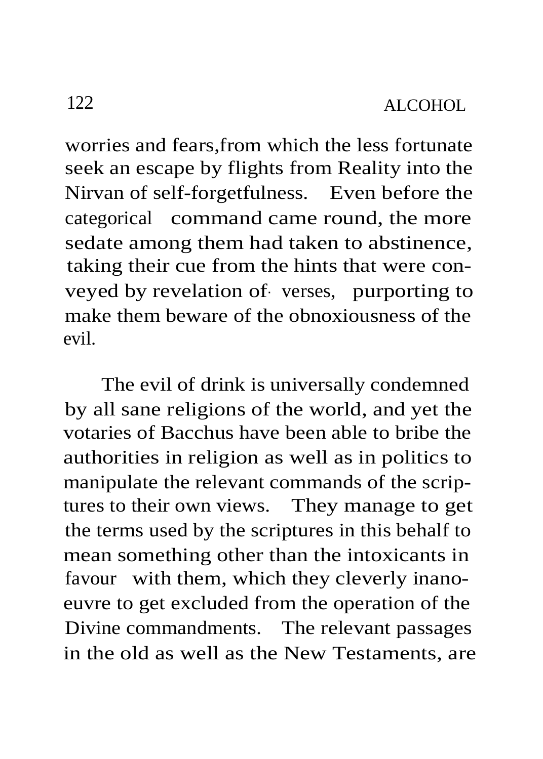worries and fears,from which the less fortunate seek an escape by flights from Reality into the Nirvan of self-forgetfulness. Even before the categorical command came round, the more sedate among them had taken to abstinence, taking their cue from the hints that were conveyed by revelation of verses, purporting to make them beware of the obnoxiousness of the evil.

The evil of drink is universally condemned by all sane religions of the world, and yet the votaries of Bacchus have been able to bribe the authorities in religion as well as in politics to manipulate the relevant commands of the scriptures to their own views. They manage to get the terms used by the scriptures in this behalf to mean something other than the intoxicants in favour with them, which they cleverly inanoeuvre to get excluded from the operation of the Divine commandments. The relevant passages in the old as well as the New Testaments, are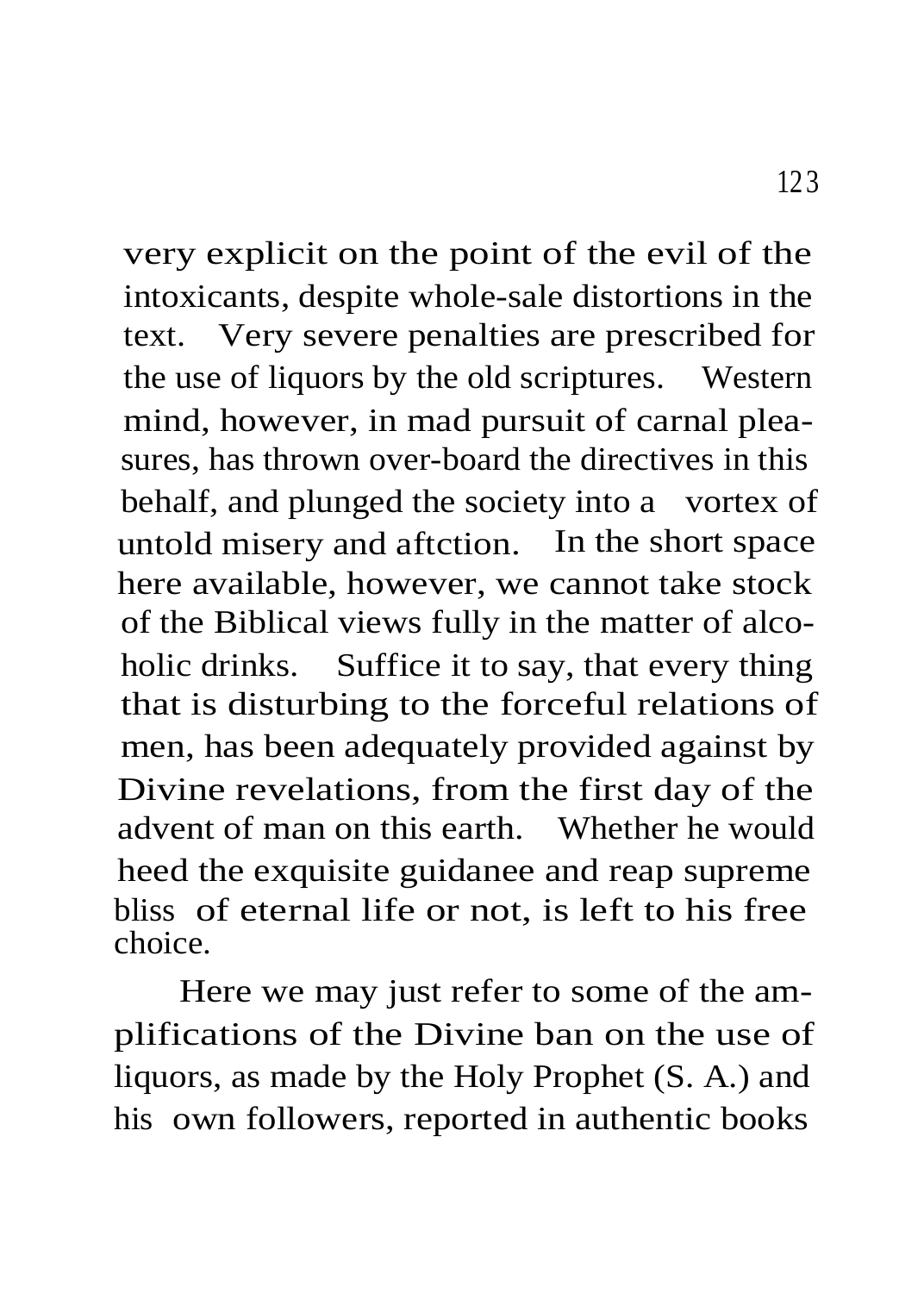very explicit on the point of the evil of the intoxicants, despite whole-sale distortions in the text. Very severe penalties are prescribed for the use of liquors by the old scriptures. Western mind, however, in mad pursuit of carnal pleasures, has thrown over-board the directives in this behalf, and plunged the society into a vortex of untold misery and aftction. In the short space here available, however, we cannot take stock of the Biblical views fully in the matter of alcoholic drinks. Suffice it to say, that every thing that is disturbing to the forceful relations of men, has been adequately provided against by Divine revelations, from the first day of the advent of man on this earth. Whether he would heed the exquisite guidanee and reap supreme bliss of eternal life or not, is left to his free choice.

Here we may just refer to some of the amplifications of the Divine ban on the use of liquors, as made by the Holy Prophet (S. A.) and his own followers, reported in authentic books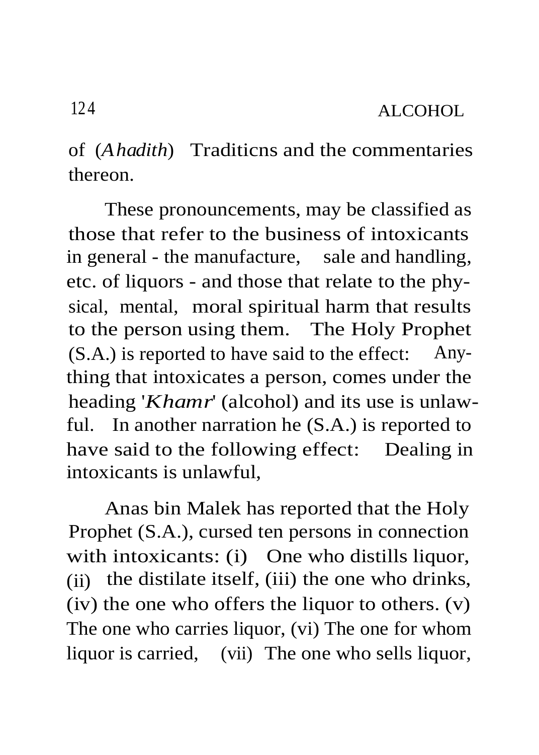of (*Ahadith*) Traditicns and the commentaries thereon.

These pronouncements, may be classified as those that refer to the business of intoxicants in general - the manufacture, sale and handling, etc. of liquors - and those that relate to the physical, mental, moral spiritual harm that results to the person using them. The Holy Prophet (S.A.) is reported to have said to the effect: Anything that intoxicates a person, comes under the heading '*Khamr*' (alcohol) and its use is unlawful. In another narration he (S.A.) is reported to have said to the following effect: Dealing in intoxicants is unlawful,

Anas bin Malek has reported that the Holy Prophet (S.A.), cursed ten persons in connection with intoxicants: (i) One who distills liquor, (ii) the distilate itself, (iii) the one who drinks, (iv) the one who offers the liquor to others. (v) The one who carries liquor, (vi) The one for whom liquor is carried, (vii) The one who sells liquor,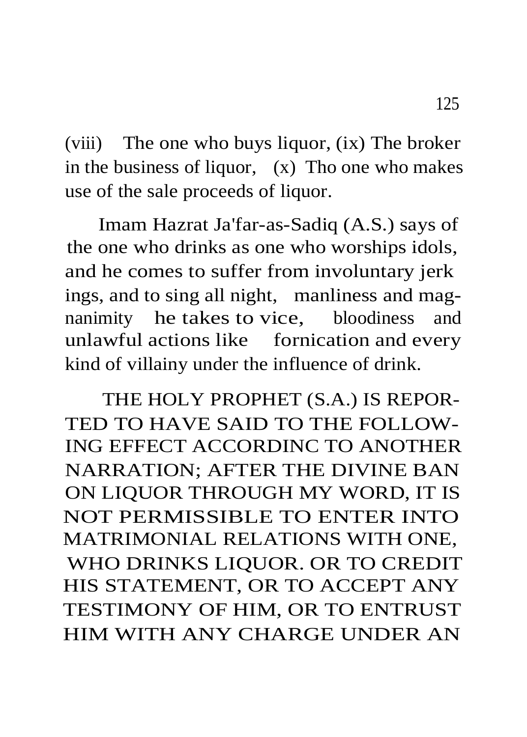(viii) The one who buys liquor, (ix) The broker in the business of liquor, (x) Tho one who makes use of the sale proceeds of liquor.

Imam Hazrat Ja'far-as-Sadiq (A.S.) says of the one who drinks as one who worships idols, and he comes to suffer from involuntary jerk ings, and to sing all night, manliness and magnanimity he takes to vice, bloodiness and unlawful actions like fornication and every kind of villainy under the influence of drink.

THE HOLY PROPHET (S.A.) IS REPORTED TO HAVE SAID TO THE FOLLOWING EFFECT ACCORDINC TO ANOTHER NARRATION; AFTER THE DIVINE BAN ON LIQUOR THROUGH MY WORD, IT IS NOT PERMISSIBLE TO ENTER INTO MATRIMONIAL RELATIONS WITH ONE, WHO DRINKS LIQUOR. OR TO CREDIT HIS STATEMENT, OR TO ACCEPT ANY TESTIMONY OF HIM, OR TO ENTRUST HIM WITH ANY CHARGE UNDER AN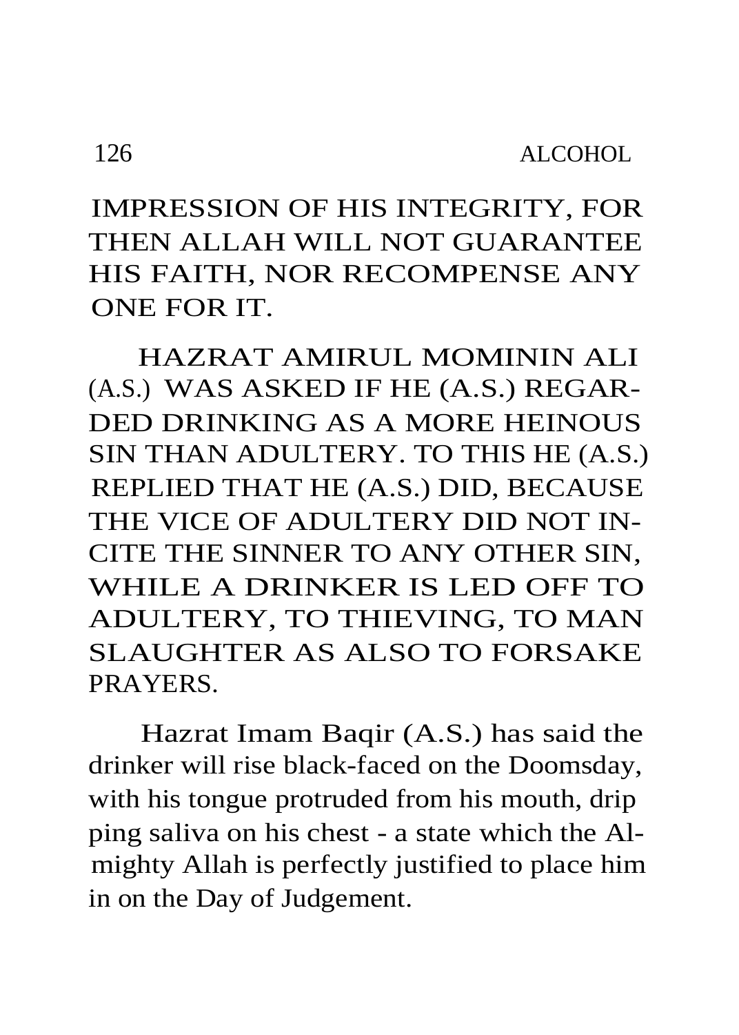IMPRESSION OF HIS INTEGRITY, FOR THEN ALLAH WILL NOT GUARANTEE HIS FAITH, NOR RECOMPENSE ANY ONE FOR IT.

HAZRAT AMIRUL MOMININ ALI (A.S.) WAS ASKED IF HE (A.S.) REGARDED DRINKING AS A MORE HEINOUS SIN THAN ADULTERY. TO THIS HE (A.S.) REPLIED THAT HE (A.S.) DID, BECAUSE THE VICE OF ADULTERY DID NOT INCITE THE SINNER TO ANY OTHER SIN, WHILE A DRINKER IS LED OFF TO ADULTERY, TO THIEVING, TO MAN SLAUGHTER AS ALSO TO FORSAKE PRAYERS.

Hazrat Imam Baqir (A.S.) has said the drinker will rise black-faced on the Doomsday, with his tongue protruded from his mouth, dripping saliva on his chest - a state which the Almighty Allah is perfectly justified to place him in on the Day of Judgement.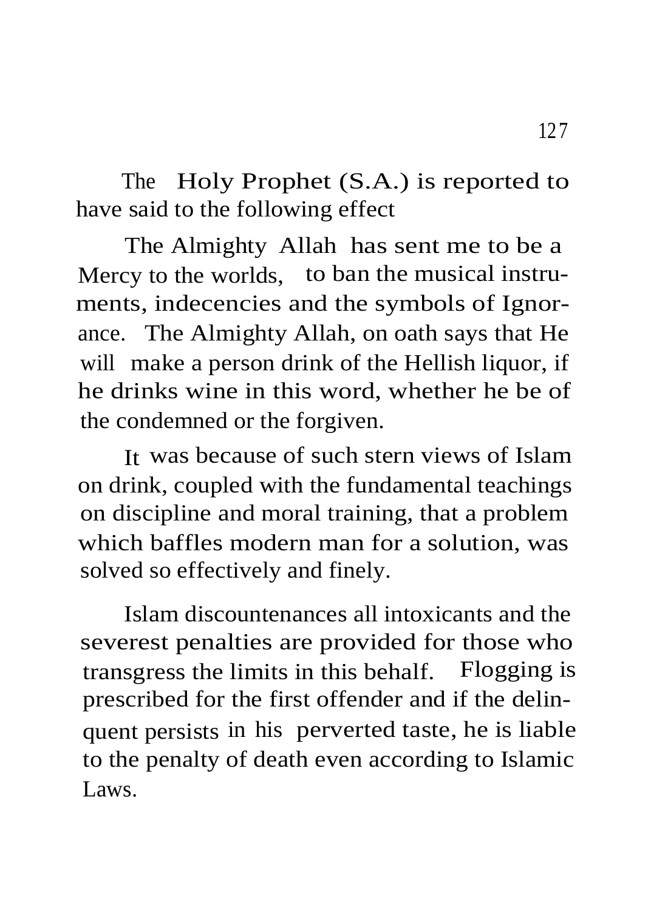The Holy Prophet (S.A.) is reported to have said to the following effect

The Almighty Allah has sent me to be a Mercy to the worlds, to ban the musical instruments, indecencies and the symbols of Ignorance. The Almighty Allah, on oath says that He will make a person drink of the Hellish liquor, if he drinks wine in this word, whether he be of the condemned or the forgiven.

It was because of such stern views of Islam on drink, coupled with the fundamental teachings on discipline and moral training, that a problem which baffles modern man for a solution, was solved so effectively and finely.

Islam discountenances all intoxicants and the severest penalties are provided for those who transgress the limits in this behalf. Flogging is prescribed for the first offender and if the delinquent persists in his perverted taste, he is liable to the penalty of death even according to Islamic Laws.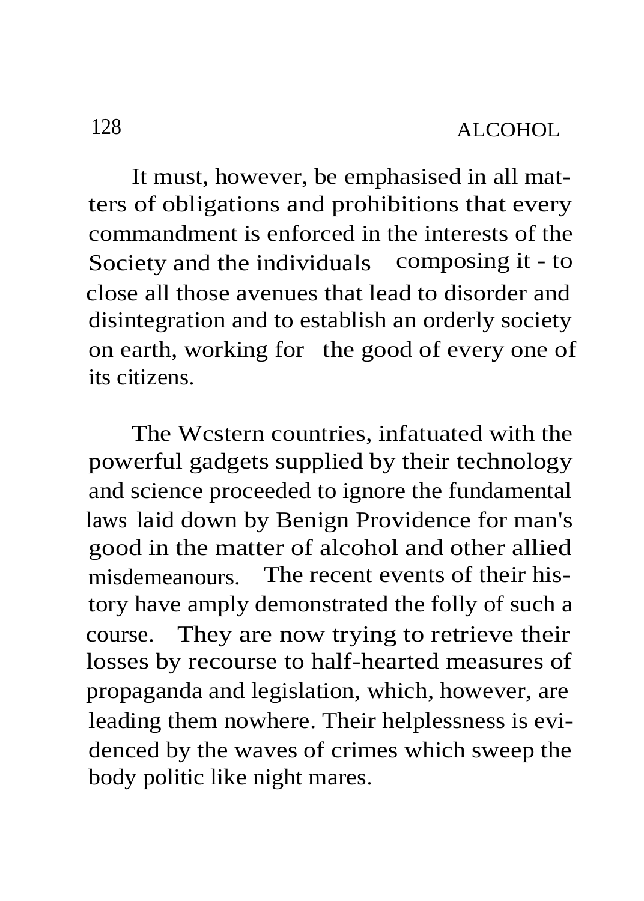It must, however, be emphasised in all matters of obligations and prohibitions that every commandment is enforced in the interests of the Society and the individuals composing it - to close all those avenues that lead to disorder and disintegration and to establish an orderly society on earth, working for the good of every one of its citizens.

The Wcstern countries, infatuated with the powerful gadgets supplied by their technology and science proceeded to ignore the fundamental laws laid down by Benign Providence for man's good in the matter of alcohol and other allied misdemeanours. The recent events of their history have amply demonstrated the folly of such a course. They are now trying to retrieve their losses by recourse to half-hearted measures of propaganda and legislation, which, however, are leading them nowhere. Their helplessness is evidenced by the waves of crimes which sweep the body politic like night mares.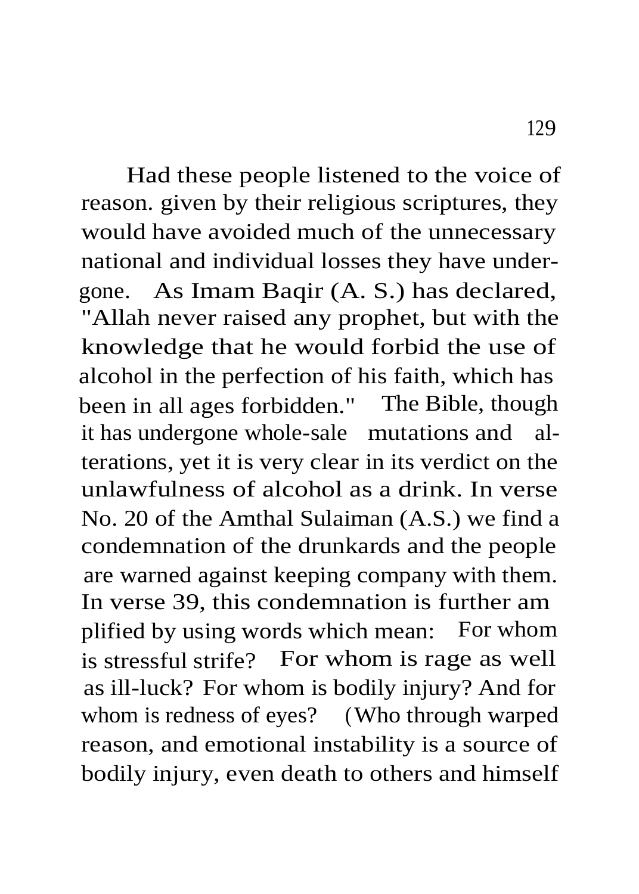Had these people listened to the voice of reason. given by their religious scriptures, they would have avoided much of the unnecessary national and individual losses they have undergone. As Imam Baqir (A. S.) has declared, "Allah never raised any prophet, but with the knowledge that he would forbid the use of alcohol in the perfection of his faith, which has been in all ages forbidden." The Bible, though it has undergone whole-sale mutations and alterations, yet it is very clear in its verdict on the unlawfulness of alcohol as a drink. In verse No. 20 of the Amthal Sulaiman (A.S.) we find a condemnation of the drunkards and the people are warned against keeping company with them. In verse 39, this condemnation is further amplified by using words which mean: For whom is stressful strife? For whom is rage as well as ill-luck? For whom is bodily injury? And for whom is redness of eyes? (Who through warped reason, and emotional instability is a source of bodily injury, even death to others and himself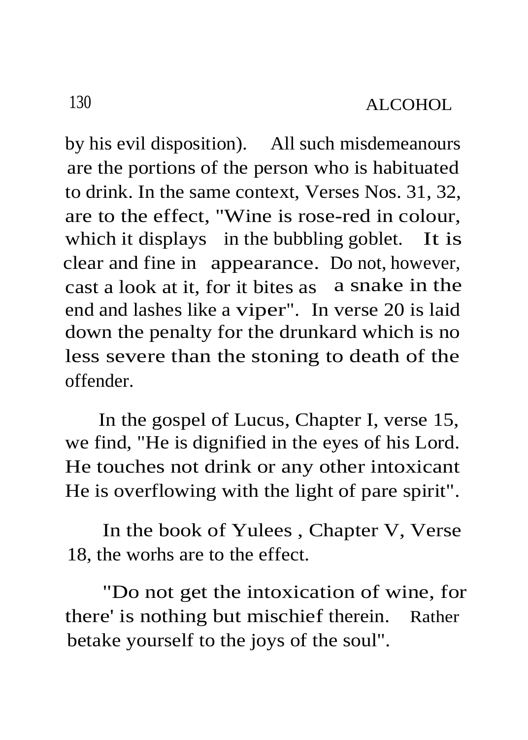by his evil disposition). All such misdemeanours are the portions of the person who is habituated to drink. In the same context, Verses Nos. 31, 32, are to the effect, "Wine is rose-red in colour, which it displays in the bubbling goblet. It is clear and fine in appearance. Do not, however, cast a look at it, for it bites as a snake in the end and lashes like a viper". In verse 20 is laid down the penalty for the drunkard which is no less severe than the stoning to death of the offender.

In the gospel of Lucus, Chapter I, verse 15, we find, "He is dignified in the eyes of his Lord. He touches not drink or any other intoxicant He is overflowing with the light of pare spirit".

In the book of Yulees , Chapter V, Verse 18, the worhs are to the effect.

"Do not get the intoxication of wine, for there' is nothing but mischief therein. Rather betake yourself to the joys of the soul".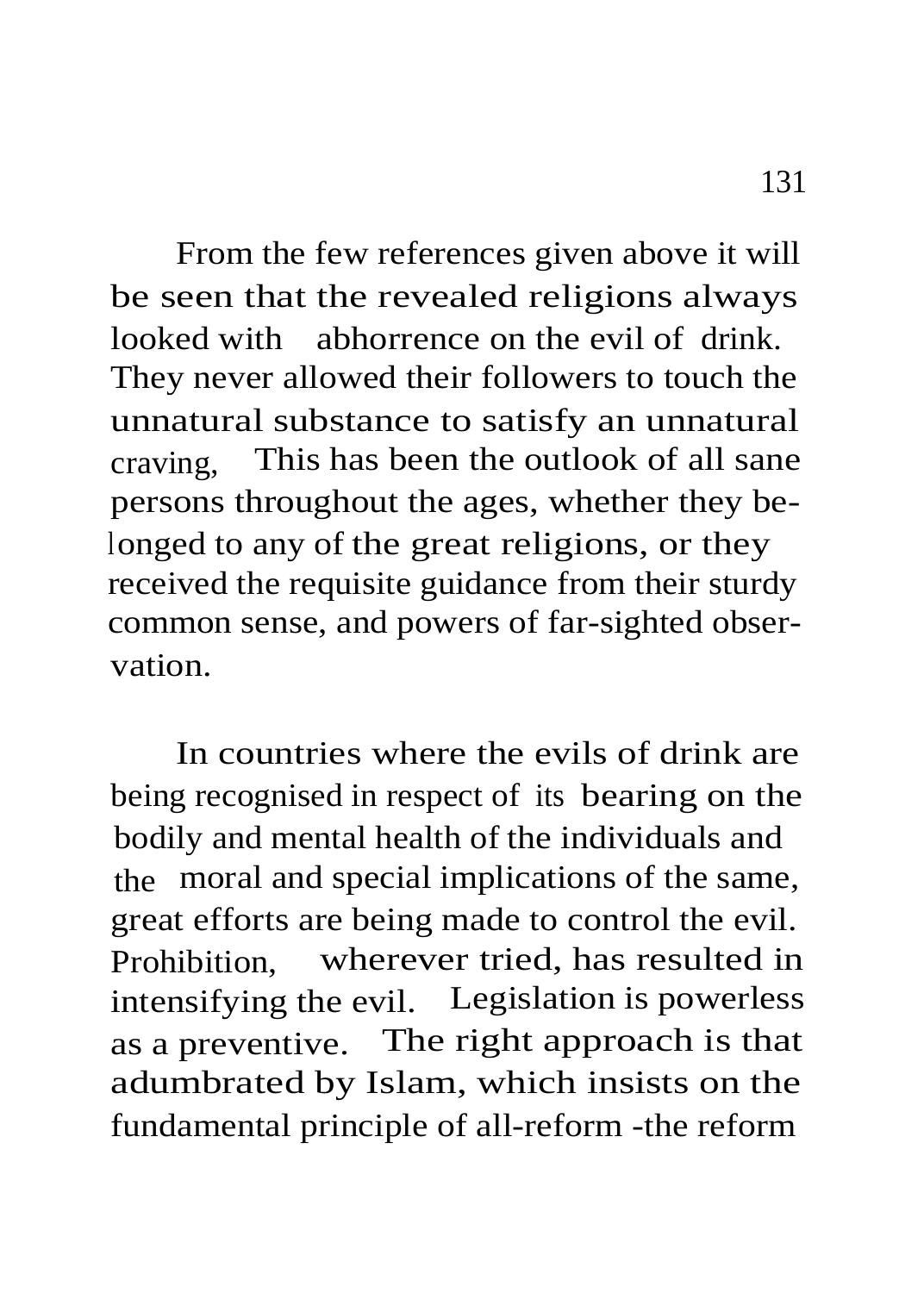From the few references given above it will be seen that the revealed religions always looked with abhorrence on the evil of drink. They never allowed their followers to touch the unnatural substance to satisfy an unnatural craving, This has been the outlook of all sane persons throughout the ages, whether they belonged to any of the great religions, or they received the requisite guidance from their sturdy common sense, and powers of far-sighted observation.

In countries where the evils of drink are being recognised in respect of its bearing on the bodily and mental health of the individuals and the moral and special implications of the same, great efforts are being made to control the evil. Prohibition, wherever tried, has resulted in intensifying the evil. Legislation is powerless as a preventive. The right approach is that adumbrated by Islam, which insists on the fundamental principle of all-reform -the reform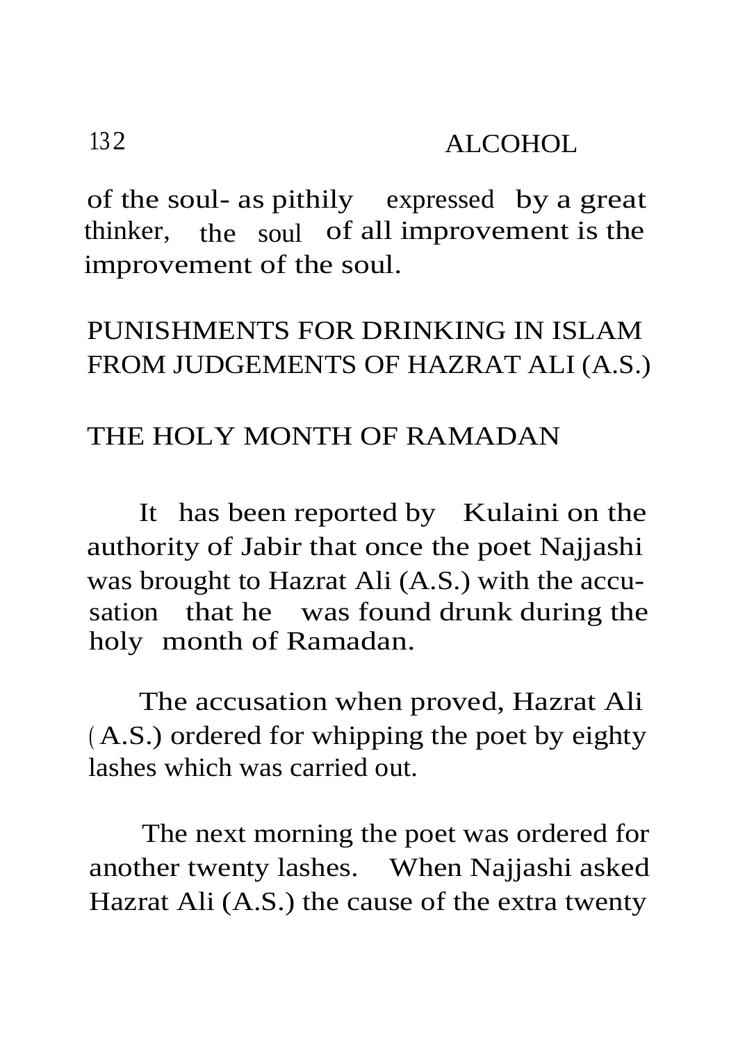of the soul- as pithily expressed by a great thinker, the soul of all improvement is the improvement of the soul.

## PUNISHMENTS FOR DRINKING IN ISLAM FROM JUDGEMENTS OF HAZRAT ALI (A.S.)

### THE HOLY MONTH OF RAMADAN

It has been reported by Kulaini on the authority of Jabir that once the poet Najjashi was brought to Hazrat Ali (A.S.) with the accusation that he was found drunk during the holy month of Ramadan.

The accusation when proved, Hazrat Ali (A.S.) ordered for whipping the poet by eighty lashes which was carried out.

The next morning the poet was ordered for another twenty lashes. When Najjashi asked Hazrat Ali (A.S.) the cause of the extra twenty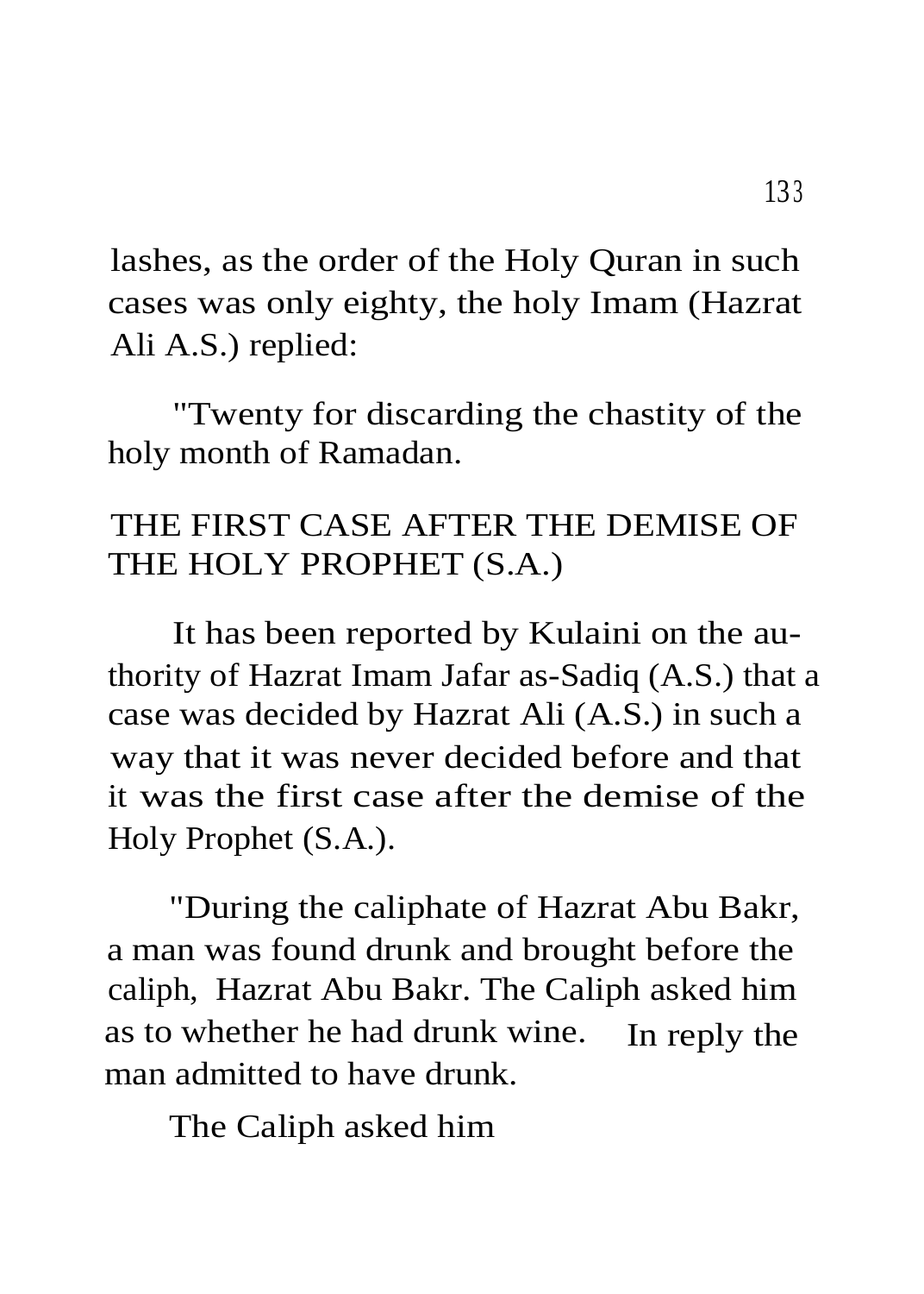lashes, as the order of the Holy Quran in such cases was only eighty, the holy Imam (Hazrat Ali A.S.) replied:

"Twenty for discarding the chastity of the holy month of Ramadan.

## THE FIRST CASE AFTER THE DEMISE OF THE HOLY PROPHET (S.A.)

It has been reported by Kulaini on the authority of Hazrat Imam Jafar as-Sadiq (A.S.) that a case was decided by Hazrat Ali (A.S.) in such a way that it was never decided before and that it was the first case after the demise of the Holy Prophet (S.A.).

"During the caliphate of Hazrat Abu Bakr, a man was found drunk and brought before the caliph, Hazrat Abu Bakr. The Caliph asked him as to whether he had drunk wine. In reply the man admitted to have drunk.

The Caliph asked him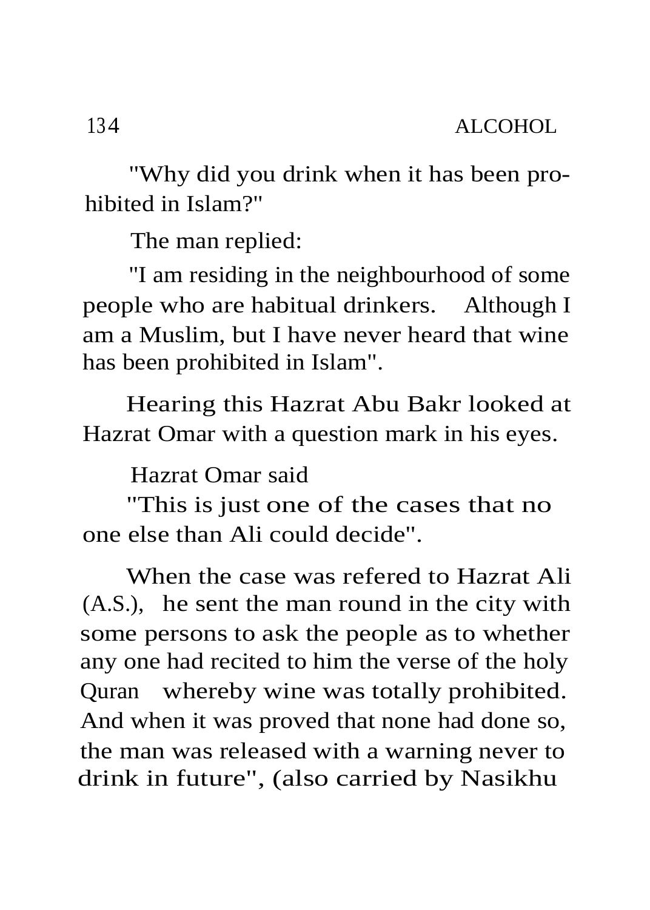"Why did you drink when it has been prohibited in Islam?"

The man replied:

"I am residing in the neighbourhood of some people who are habitual drinkers. Although I am a Muslim, but I have never heard that wine has been prohibited in Islam".

Hearing this Hazrat Abu Bakr looked at Hazrat Omar with a question mark in his eyes.

Hazrat Omar said

"This is just one of the cases that no one else than Ali could decide".

When the case was refered to Hazrat Ali (A.S.), he sent the man round in the city with some persons to ask the people as to whether any one had recited to him the verse of the holy Quran whereby wine was totally prohibited. And when it was proved that none had done so, the man was released with a warning never to drink in future", (also carried by Nasikhu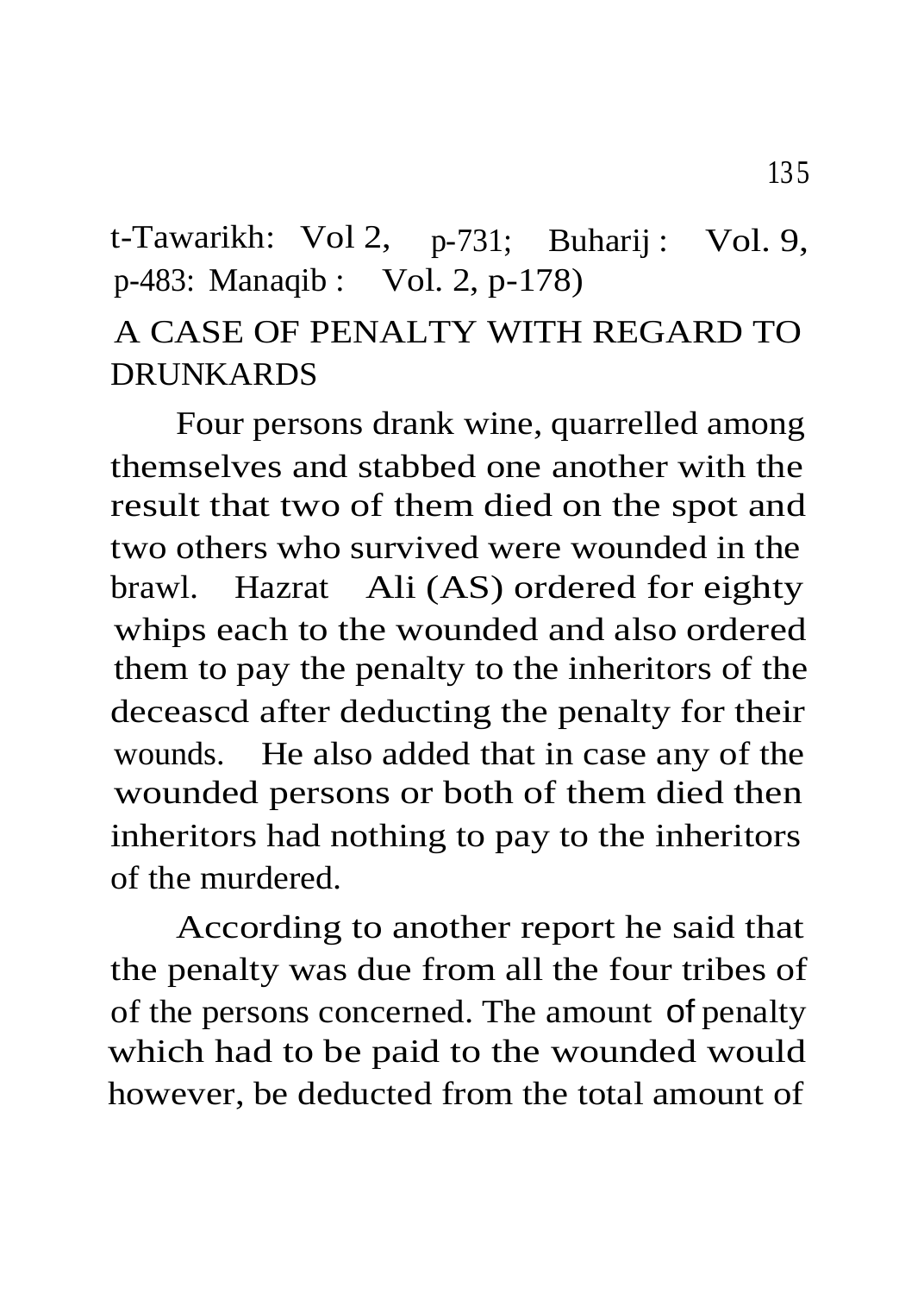t-Tawarikh: Vol 2, p-731; Buharij : Vol. 9, p-483: Manaqib : Vol. 2, p-178)

## A CASE OF PENALTY WITH REGARD TO DRUNKARDS

Four persons drank wine, quarrelled among themselves and stabbed one another with the result that two of them died on the spot and two others who survived were wounded in the brawl. Hazrat Ali (AS) ordered for eighty whips each to the wounded and also ordered them to pay the penalty to the inheritors of the deceascd after deducting the penalty for their wounds. He also added that in case any of the wounded persons or both of them died then inheritors had nothing to pay to the inheritors of the murdered.

According to another report he said that the penalty was due from all the four tribes of of the persons concerned. The amount of penalty which had to be paid to the wounded would however, be deducted from the total amount of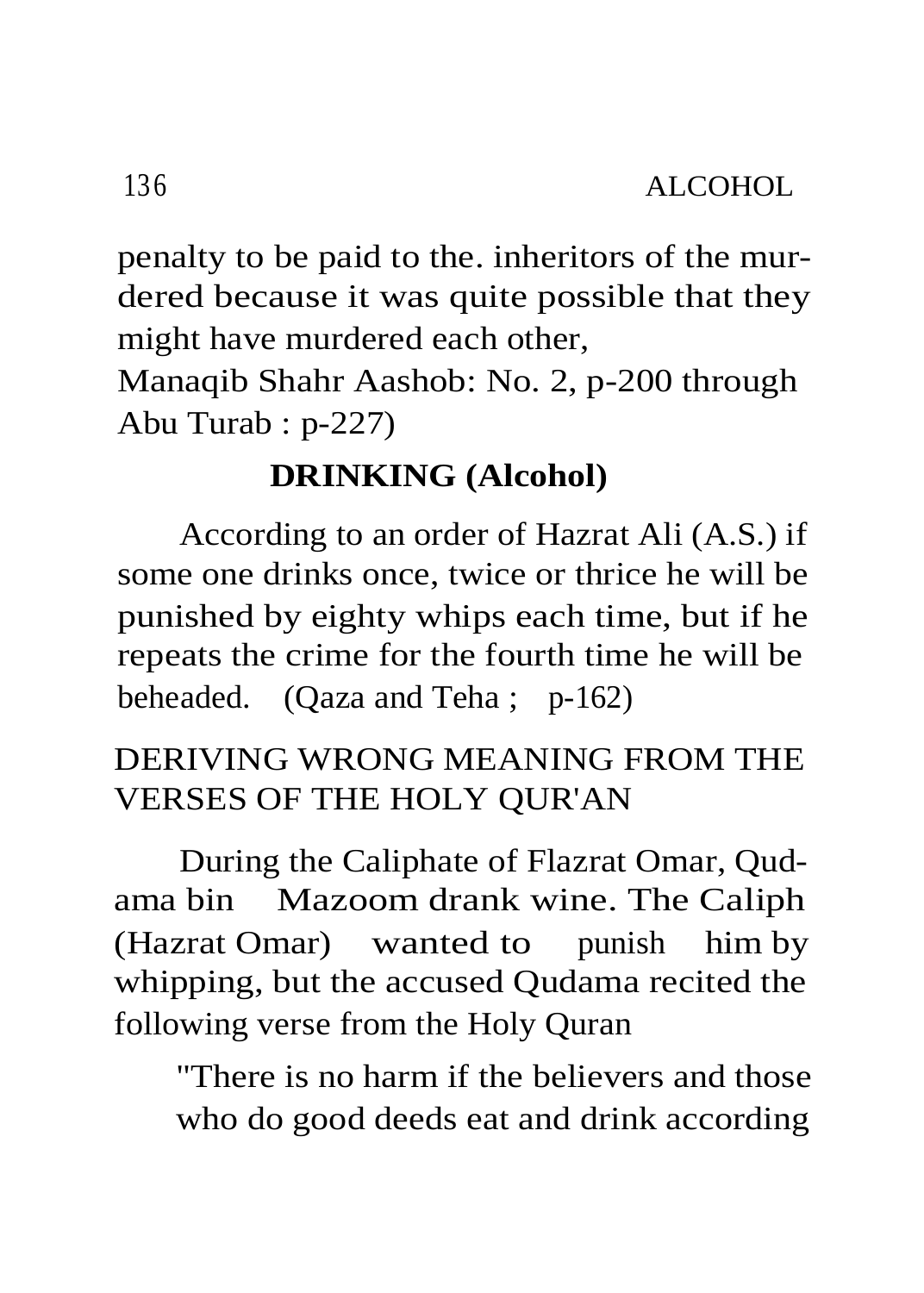penalty to be paid to the. inheritors of the murdered because it was quite possible that they might have murdered each other,
Manaqib Shahr Aashob: No. 2, p-200 through Abu Turab : p-227)

## DRINKING (Alcohol)

According to an order of Hazrat Ali (A.S.) if some one drinks once, twice or thrice he will be punished by eighty whips each time, but if he repeats the crime for the fourth time he will be beheaded. (Qaza and Teha ; p-162)

## DERIVING WRONG MEANING FROM THE VERSES OF THE HOLY QUR'AN

During the Caliphate of Flazrat Omar, Qudama bin Mazoom drank wine. The Caliph (Hazrat Omar) wanted to punish him by whipping, but the accused Qudama recited the following verse from the Holy Quran

"There is no harm if the believers and those who do good deeds eat and drink according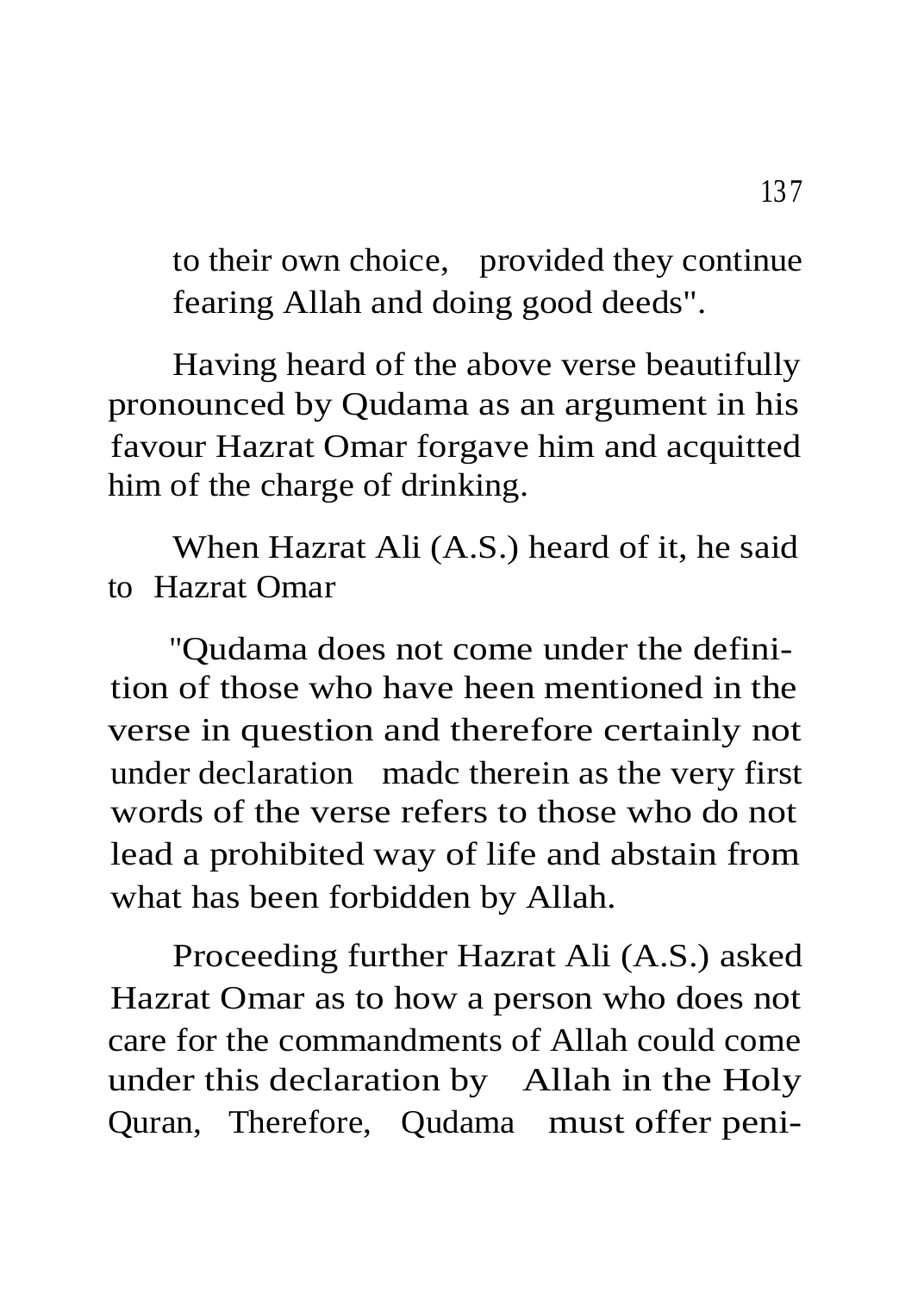to their own choice, provided they continue fearing Allah and doing good deeds".

Having heard of the above verse beautifully pronounced by Qudama as an argument in his favour Hazrat Omar forgave him and acquitted him of the charge of drinking.

When Hazrat Ali (A.S.) heard of it, he said to Hazrat Omar

"Qudama does not come under the definition of those who have heen mentioned in the verse in question and therefore certainly not under declaration madc therein as the very first words of the verse refers to those who do not lead a prohibited way of life and abstain from what has been forbidden by Allah.

Proceeding further Hazrat Ali (A.S.) asked Hazrat Omar as to how a person who does not care for the commandments of Allah could come under this declaration by Allah in the Holy Quran, Therefore, Qudama must offer peni-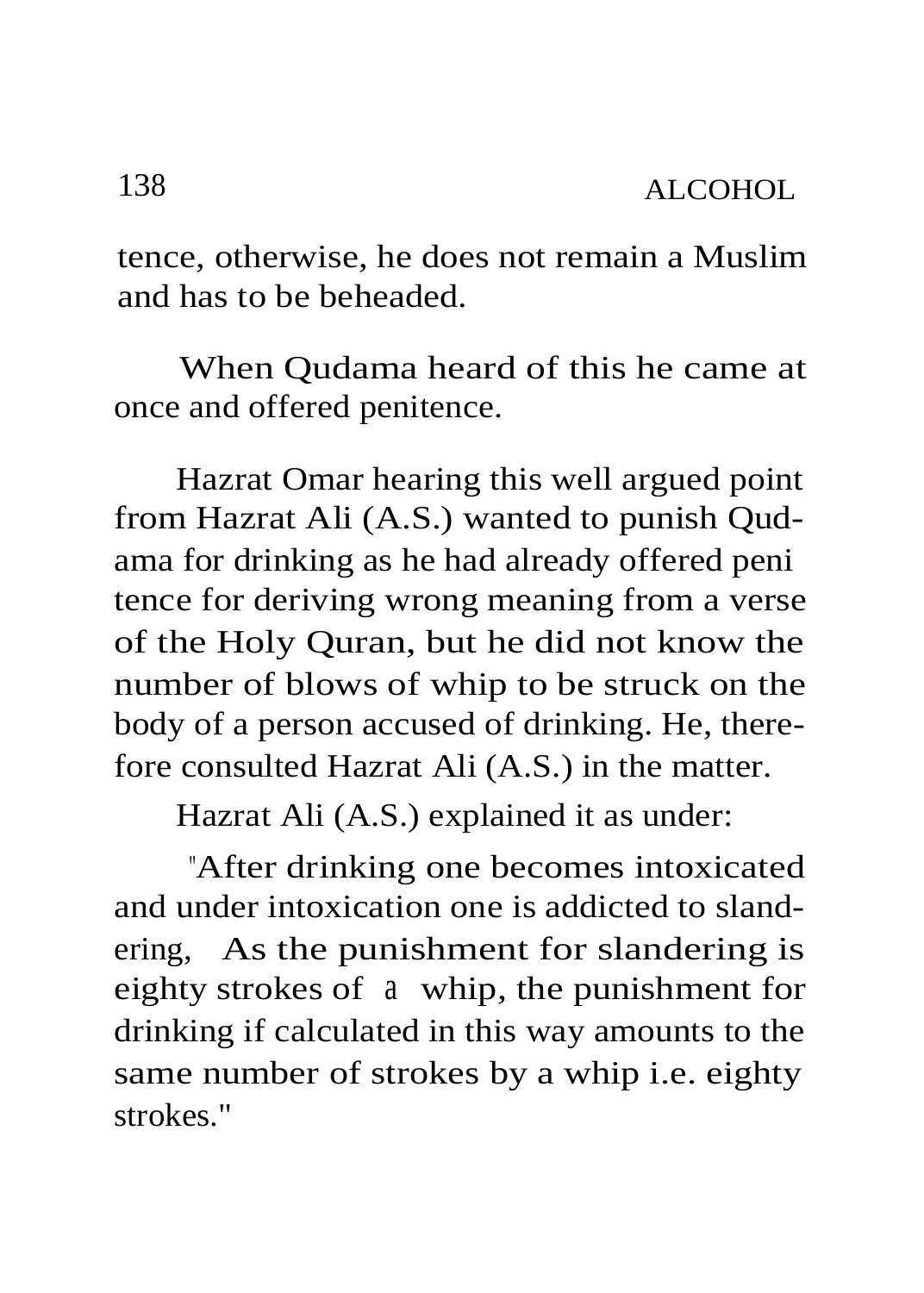tence, otherwise, he does not remain a Muslim and has to be beheaded.

When Qudama heard of this he came at once and offered penitence.

Hazrat Omar hearing this well argued point from Hazrat Ali (A.S.) wanted to punish Qudama for drinking as he had already offered penitence for deriving wrong meaning from a verse of the Holy Quran, but he did not know the number of blows of whip to be struck on the body of a person accused of drinking. He, therefore consulted Hazrat Ali (A.S.) in the matter.

Hazrat Ali (A.S.) explained it as under:

"After drinking one becomes intoxicated and under intoxication one is addicted to slandering, As the punishment for slandering is eighty strokes of a whip, the punishment for drinking if calculated in this way amounts to the same number of strokes by a whip i.e. eighty strokes."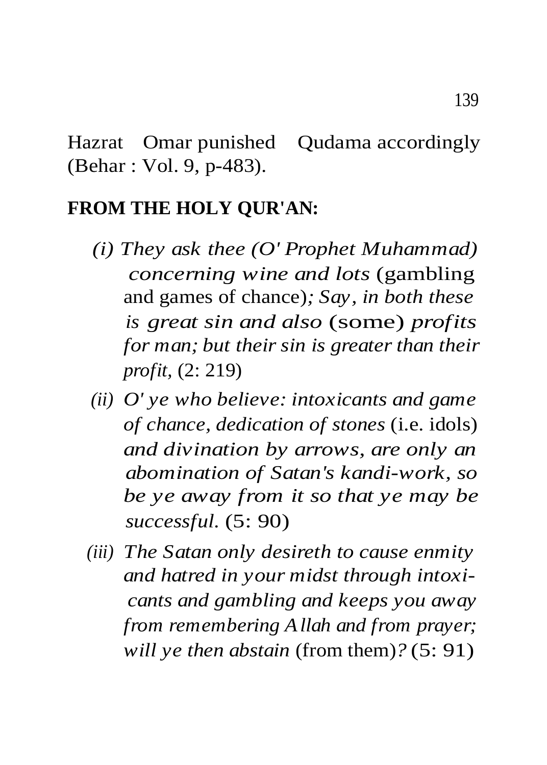Hazrat Omar punished Qudama accordingly (Behar : Vol. 9, p-483).

**FROM THE HOLY QUR'AN:**

(i) *They ask thee (O' Prophet Muhammad) concerning wine and lots* (gambling and games of chance)*; Say, in both these is great sin and also* (some) *profits for man; but their sin is greater than their profit,* (2: 219)

(ii) *O' ye who believe: intoxicants and game of chance, dedication of stones* (i.e. idols) *and divination by arrows, are only an abomination of Satan's kandi-work, so be ye away from it so that ye may be successful.* (5: 90)

(iii) *The Satan only desireth to cause enmity and hatred in your midst through intoxicants and gambling and keeps you away from remembering Allah and from prayer; will ye then abstain* (from them)*?* (5: 91)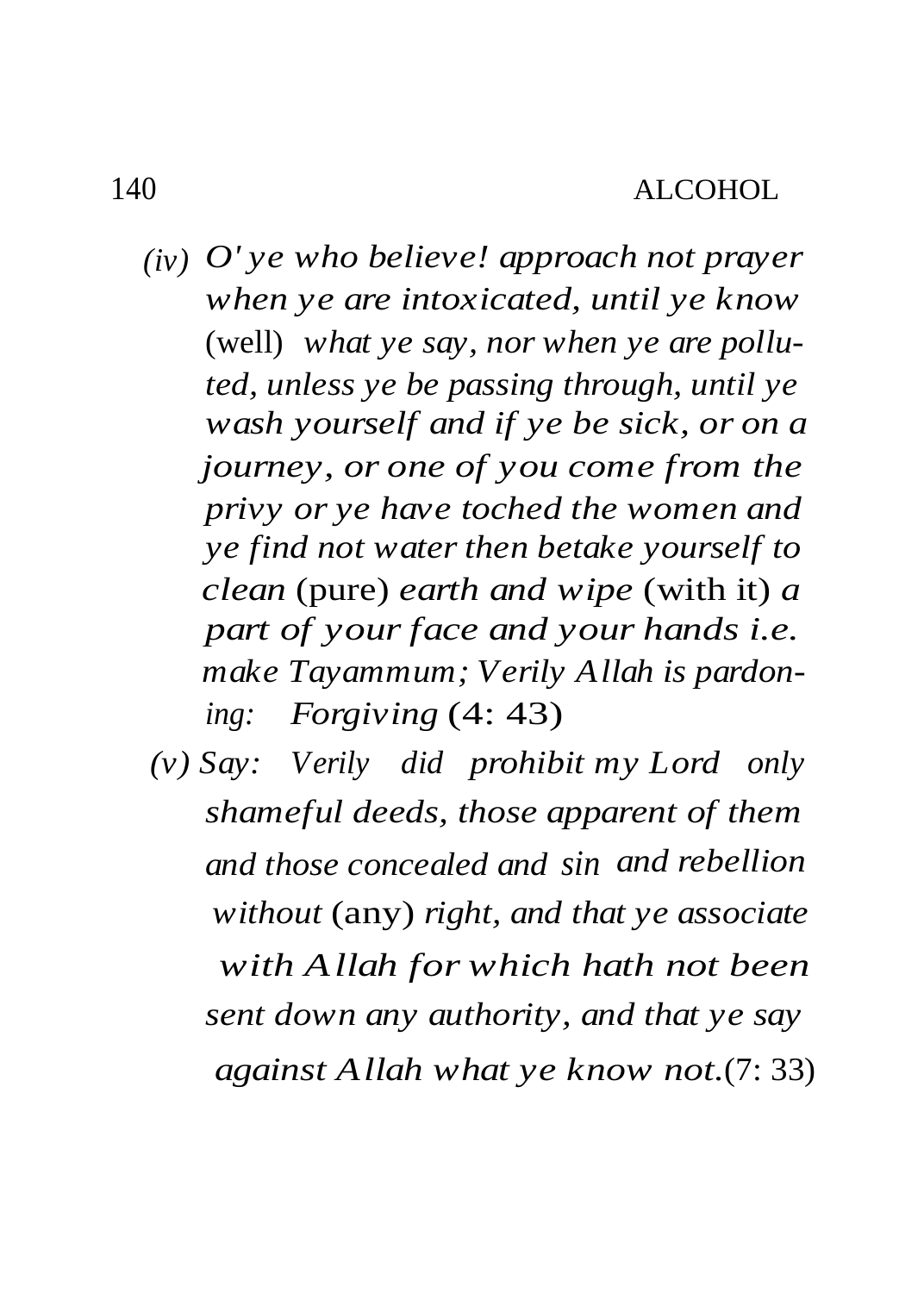*(iv) O' ye who believe! approach not prayer when ye are intoxicated, until ye know* (well) *what ye say, nor when ye are polluted, unless ye be passing through, until ye wash yourself and if ye be sick, or on a journey, or one of you come from the privy or ye have toched the women and ye find not water then betake yourself to clean* (pure) *earth and wipe* (with it) *a part of your face and your hands i.e. make Tayammum; Verily Allah is pardoning: Forgiving* (4: 43)

*(v) Say: Verily did prohibit my Lord only shameful deeds, those apparent of them and those concealed and sin and rebellion without* (any) *right, and that ye associate with Allah for which hath not been sent down any authority, and that ye say against Allah what ye know not.*(7: 33)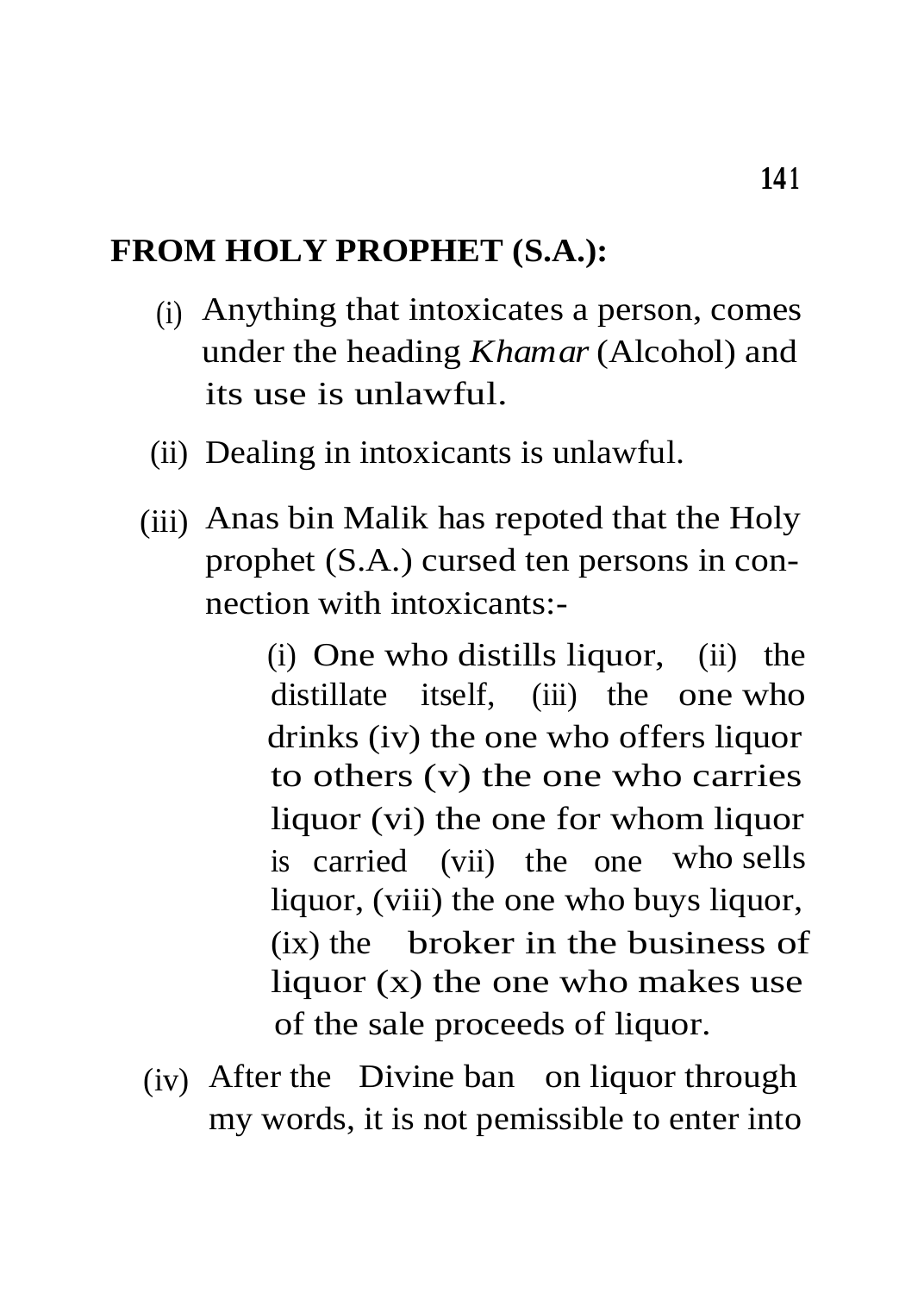**FROM HOLY PROPHET (S.A.):**

(i) Anything that intoxicates a person, comes under the heading *Khamar* (Alcohol) and its use is unlawful.

(ii) Dealing in intoxicants is unlawful.

(iii) Anas bin Malik has repoted that the Holy prophet (S.A.) cursed ten persons in connection with intoxicants:-

> (i) One who distills liquor, (ii) the distillate itself, (iii) the one who drinks (iv) the one who offers liquor to others (v) the one who carries liquor (vi) the one for whom liquor is carried (vii) the one who sells liquor, (viii) the one who buys liquor, (ix) the broker in the business of liquor (x) the one who makes use of the sale proceeds of liquor.

(iv) After the Divine ban on liquor through my words, it is not pemissible to enter into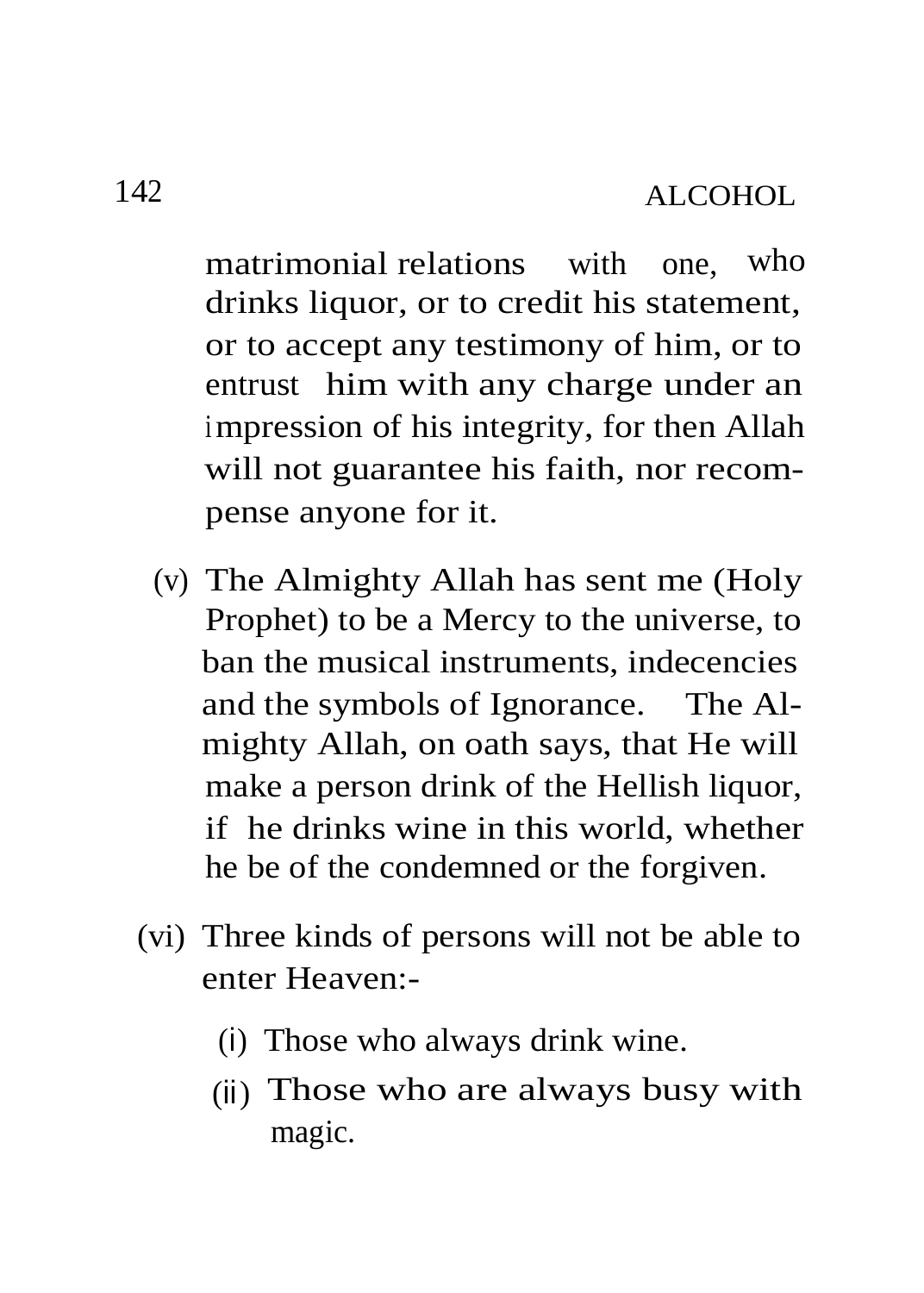matrimonial relations with one, who drinks liquor, or to credit his statement, or to accept any testimony of him, or to entrust him with any charge under an impression of his integrity, for then Allah will not guarantee his faith, nor recompense anyone for it.

(v) The Almighty Allah has sent me (Holy Prophet) to be a Mercy to the universe, to ban the musical instruments, indecencies and the symbols of Ignorance. The Almighty Allah, on oath says, that He will make a person drink of the Hellish liquor, if he drinks wine in this world, whether he be of the condemned or the forgiven.

(vi) Three kinds of persons will not be able to enter Heaven:-

  (i) Those who always drink wine.

  (ii) Those who are always busy with magic.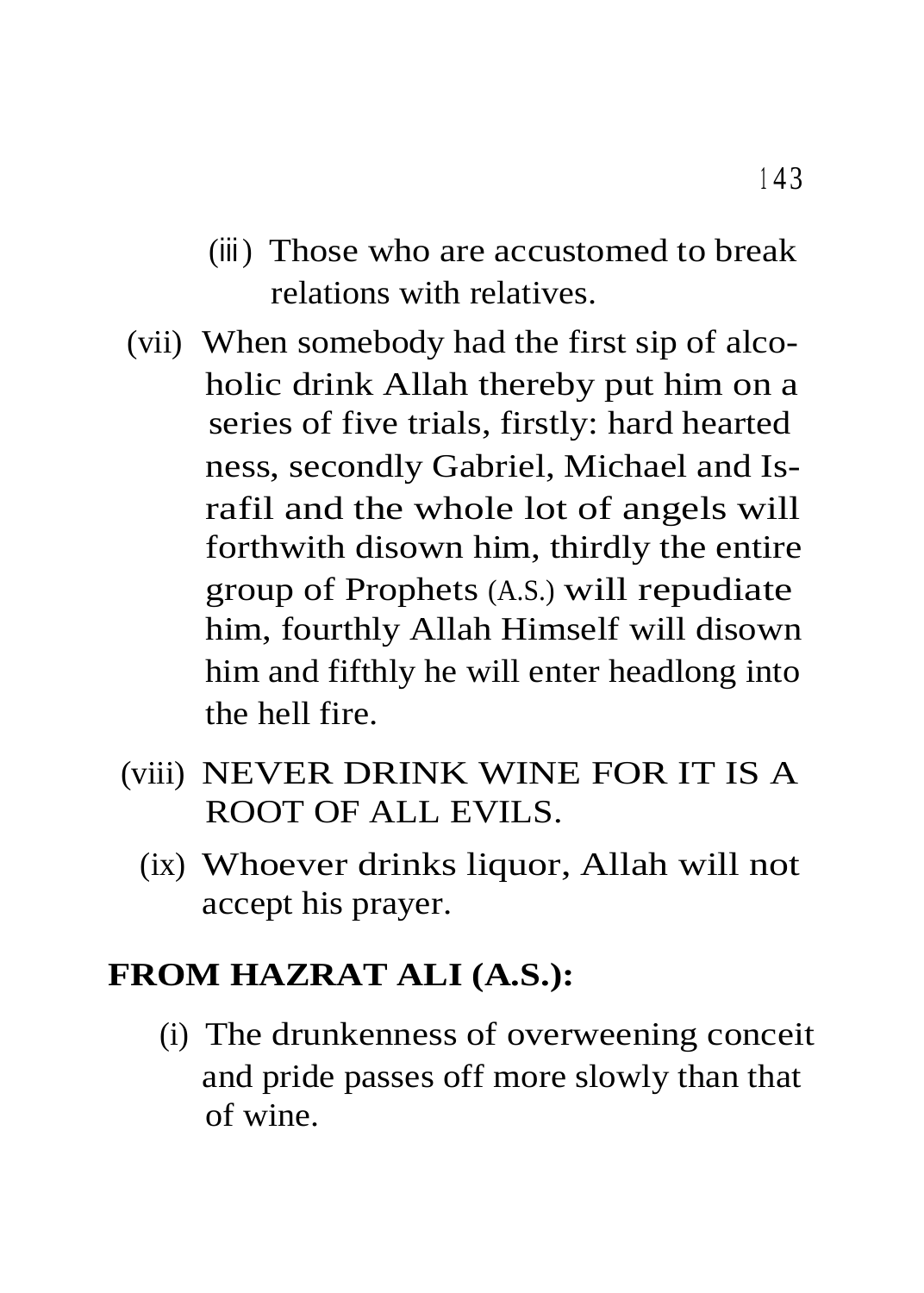(iii) Those who are accustomed to break relations with relatives.

(vii) When somebody had the first sip of alcoholic drink Allah thereby put him on a series of five trials, firstly: hard heartedness, secondly Gabriel, Michael and Israfil and the whole lot of angels will forthwith disown him, thirdly the entire group of Prophets (A.S.) will repudiate him, fourthly Allah Himself will disown him and fifthly he will enter headlong into the hell fire.

(viii) NEVER DRINK WINE FOR IT IS A ROOT OF ALL EVILS.

(ix) Whoever drinks liquor, Allah will not accept his prayer.

**FROM HAZRAT ALI (A.S.):**

(i) The drunkenness of overweening conceit and pride passes off more slowly than that of wine.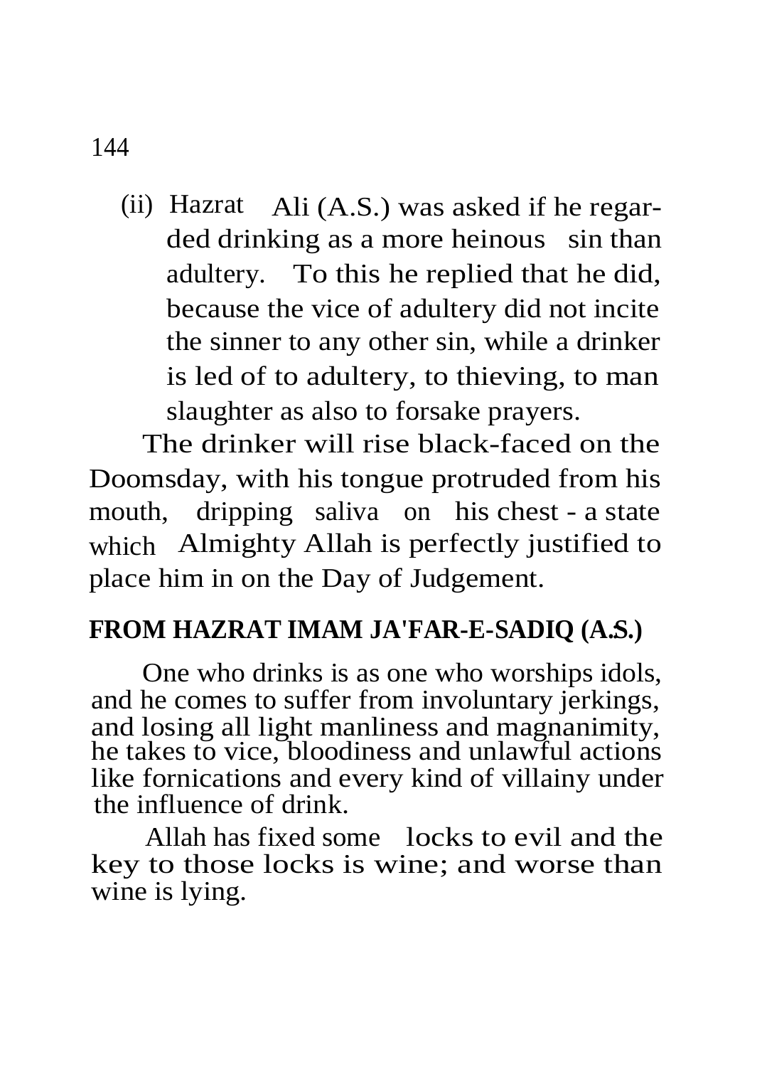(ii) Hazrat Ali (A.S.) was asked if he regarded drinking as a more heinous sin than adultery. To this he replied that he did, because the vice of adultery did not incite the sinner to any other sin, while a drinker is led of to adultery, to thieving, to man slaughter as also to forsake prayers.

The drinker will rise black-faced on the Doomsday, with his tongue protruded from his mouth, dripping saliva on his chest - a state which Almighty Allah is perfectly justified to place him in on the Day of Judgement.

## FROM HAZRAT IMAM JA'FAR-E-SADIQ (A.S.)

One who drinks is as one who worships idols, and he comes to suffer from involuntary jerkings, and losing all light manliness and magnanimity, he takes to vice, bloodiness and unlawful actions like fornications and every kind of villainy under the influence of drink.

Allah has fixed some locks to evil and the key to those locks is wine; and worse than wine is lying.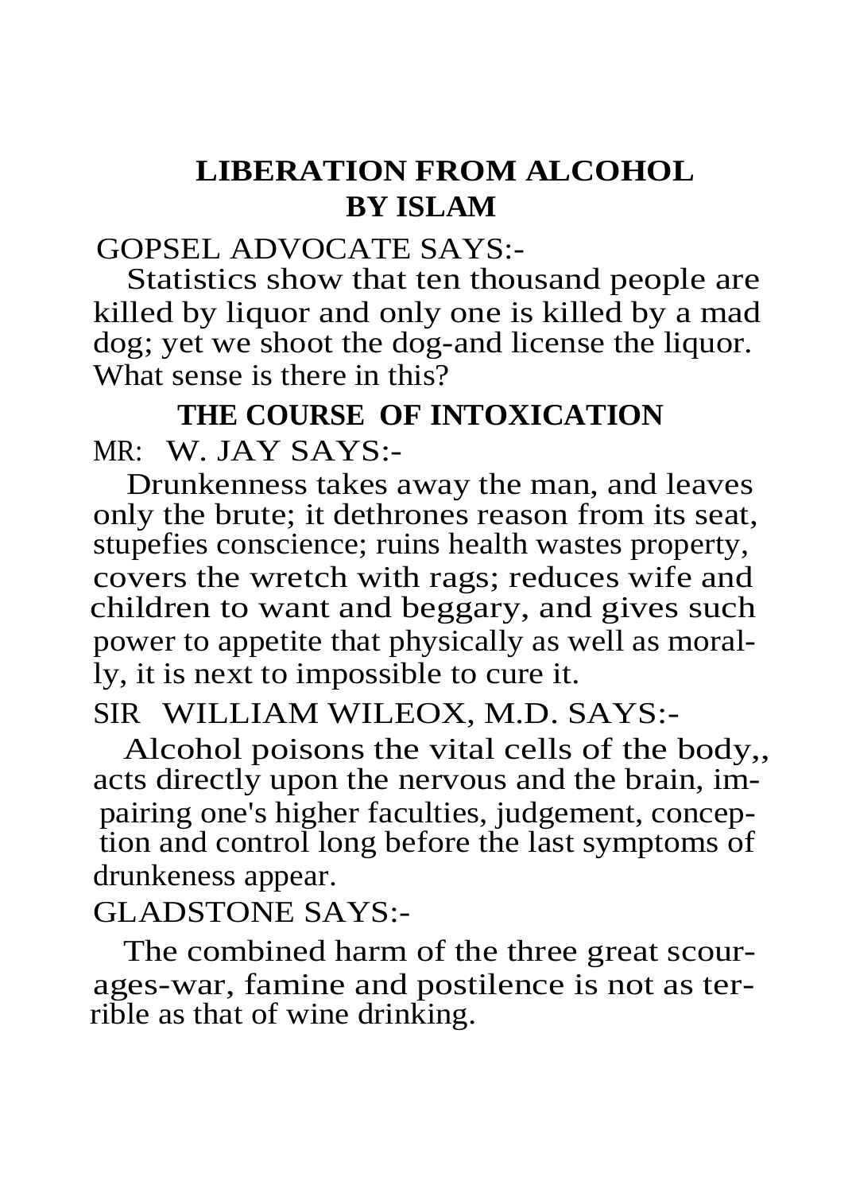# LIBERATION FROM ALCOHOL BY ISLAM

GOPSEL ADVOCATE SAYS:-

Statistics show that ten thousand people are killed by liquor and only one is killed by a mad dog; yet we shoot the dog-and license the liquor. What sense is there in this?

## THE COURSE OF INTOXICATION

MR: W. JAY SAYS:-

Drunkenness takes away the man, and leaves only the brute; it dethrones reason from its seat, stupefies conscience; ruins health wastes property, covers the wretch with rags; reduces wife and children to want and beggary, and gives such power to appetite that physically as well as morally, it is next to impossible to cure it.

SIR WILLIAM WILEOX, M.D. SAYS:-

Alcohol poisons the vital cells of the body,, acts directly upon the nervous and the brain, impairing one's higher faculties, judgement, conception and control long before the last symptoms of drunkeness appear.

GLADSTONE SAYS:-

The combined harm of the three great scourages-war, famine and postilence is not as terrible as that of wine drinking.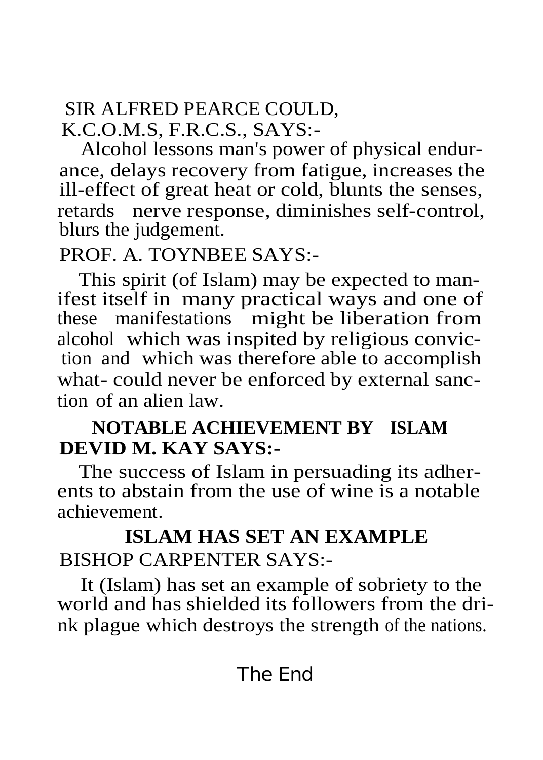SIR ALFRED PEARCE COULD, K.C.O.M.S, F.R.C.S., SAYS:-

Alcohol lessons man's power of physical endurance, delays recovery from fatigue, increases the ill-effect of great heat or cold, blunts the senses, retards nerve response, diminishes self-control, blurs the judgement.

PROF. A. TOYNBEE SAYS:-

This spirit (of Islam) may be expected to manifest itself in many practical ways and one of these manifestations might be liberation from alcohol which was inspited by religious conviction and which was therefore able to accomplish what- could never be enforced by external sanction of an alien law.

**NOTABLE ACHIEVEMENT BY ISLAM**

**DEVID M. KAY SAYS:-**

The success of Islam in persuading its adherents to abstain from the use of wine is a notable achievement.

**ISLAM HAS SET AN EXAMPLE**

BISHOP CARPENTER SAYS:-

It (Islam) has set an example of sobriety to the world and has shielded its followers from the drink plague which destroys the strength of the nations.

The End